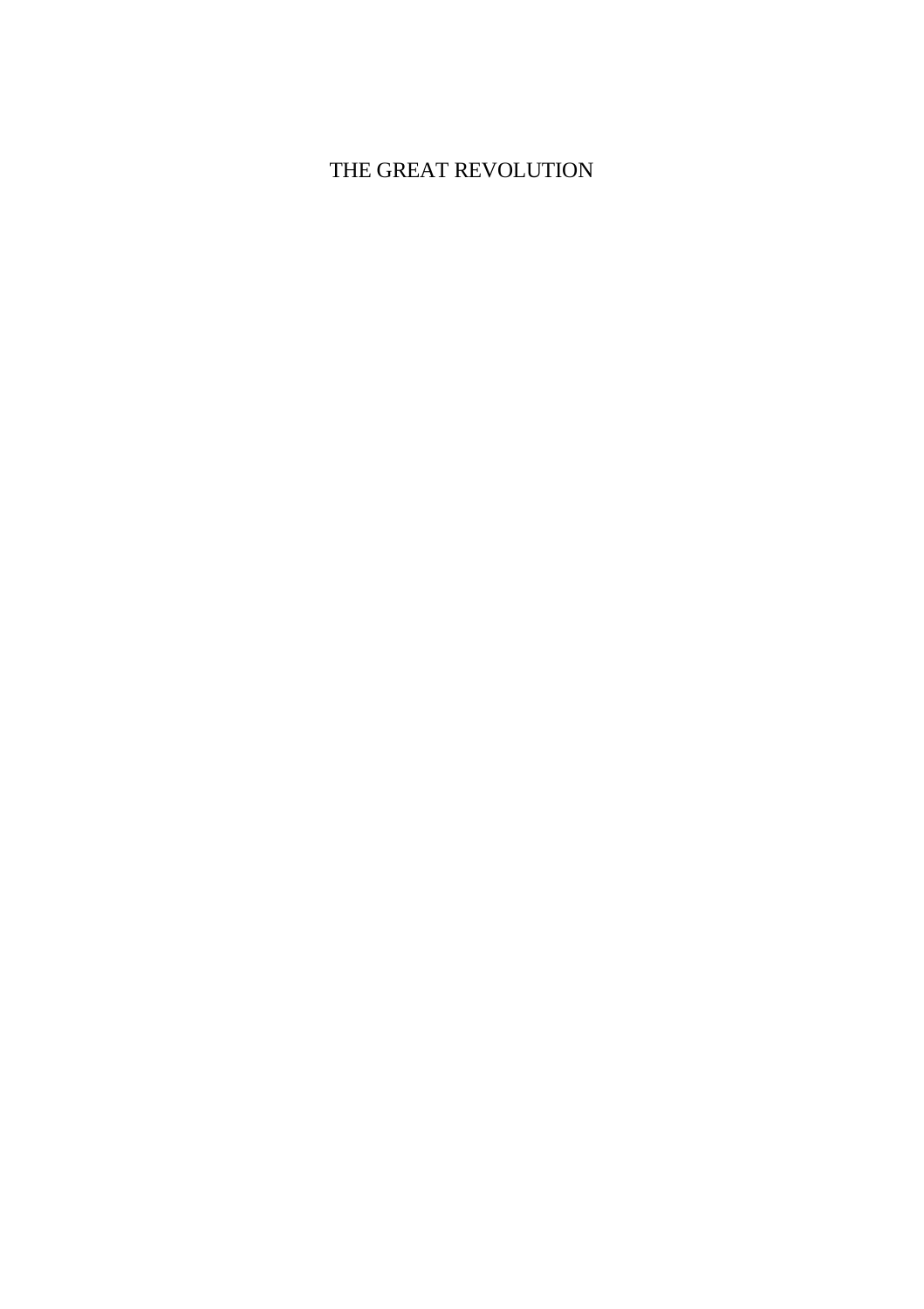# THE GREAT REVOLUTION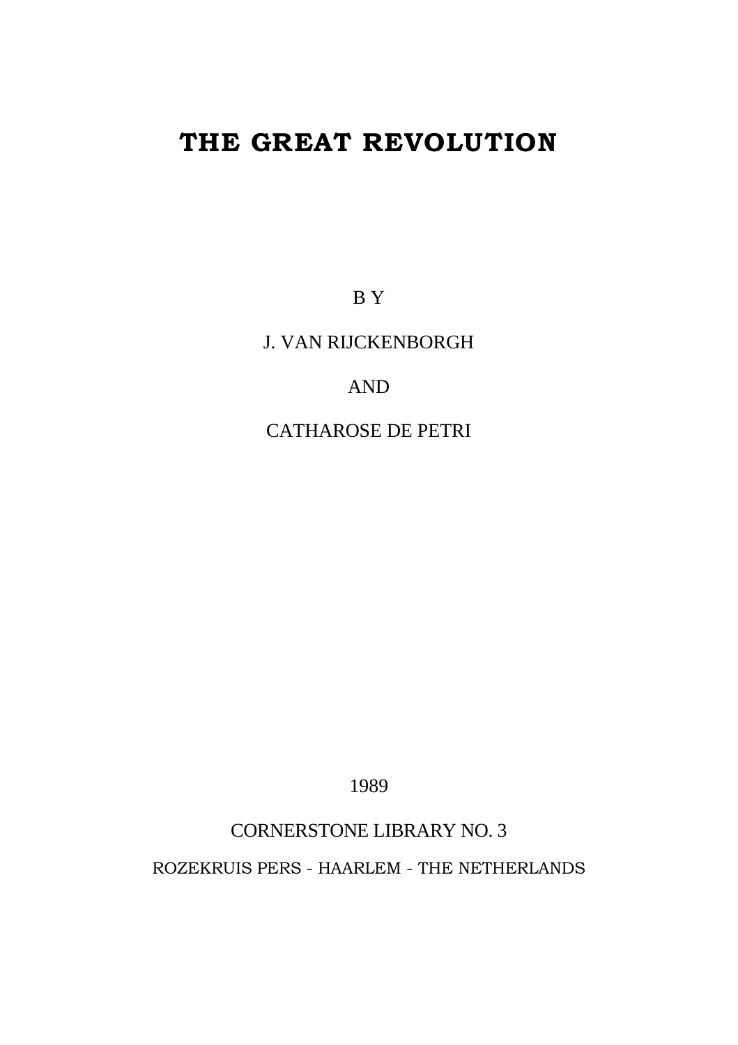# THE GREAT REVOLUTION

B Y

J. VAN RIJCKENBORGH

AND

CATHAROSE DE PETRI

1989

CORNERSTONE LIBRARY NO. 3

ROZEKRUIS PERS - HAARLEM - THE NETHERLANDS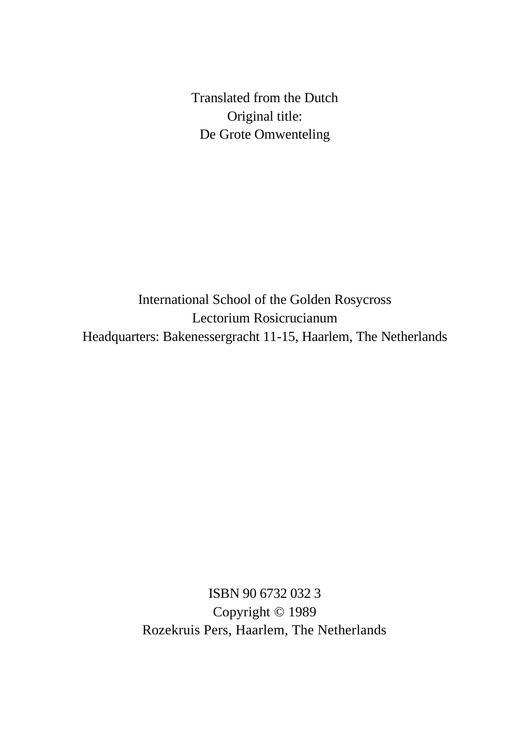Translated from the Dutch
Original title:
De Grote Omwenteling

International School of the Golden Rosycross
Lectorium Rosicrucianum
Headquarters: Bakenessergracht 11-15, Haarlem, The Netherlands

ISBN 90 6732 032 3
Copyright © 1989
Rozekruis Pers, Haarlem, The Netherlands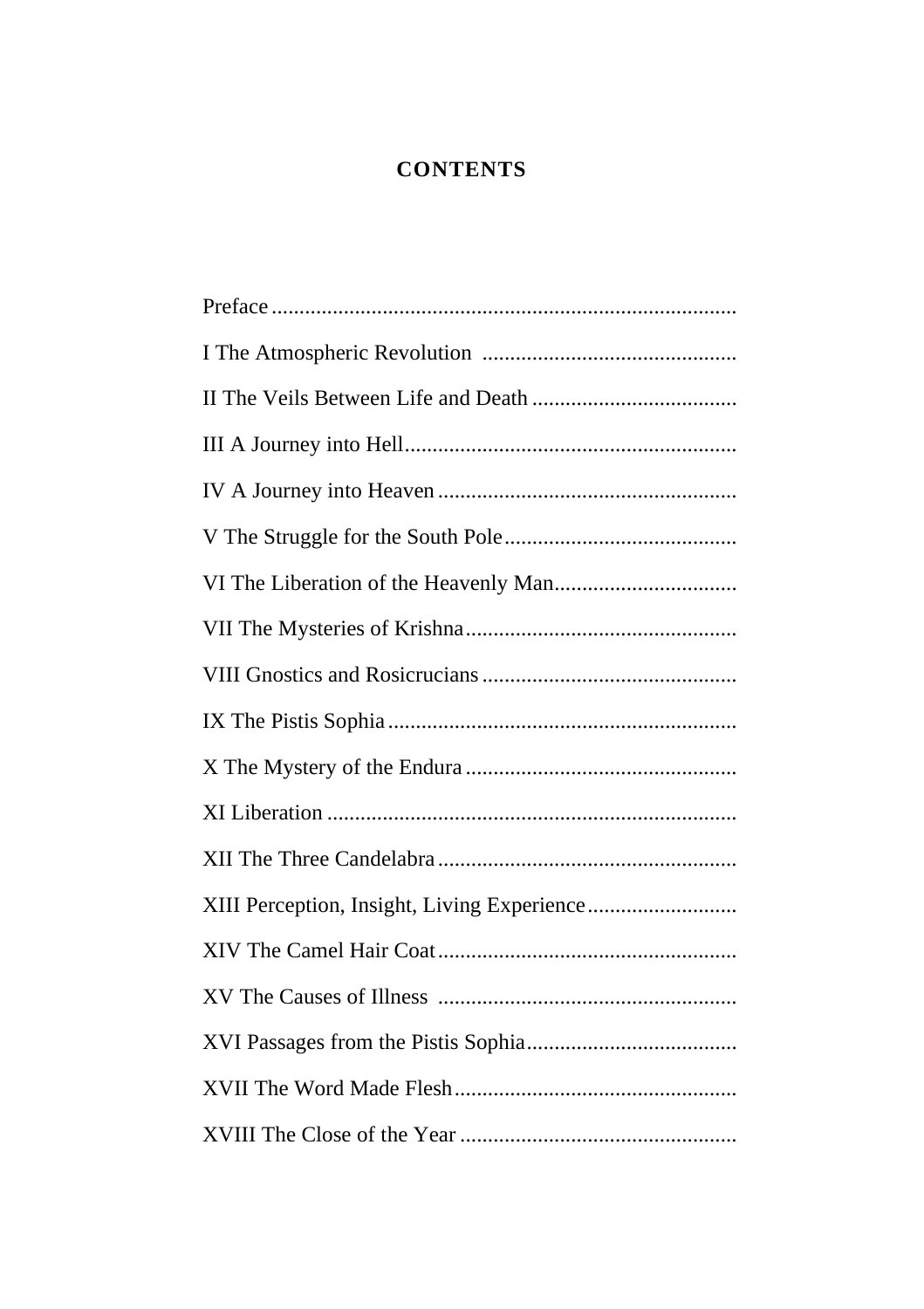# CONTENTS

Preface

I The Atmospheric Revolution

II The Veils Between Life and Death

III A Journey into Hell

IV A Journey into Heaven

V The Struggle for the South Pole

VI The Liberation of the Heavenly Man

VII The Mysteries of Krishna

VIII Gnostics and Rosicrucians

IX The Pistis Sophia

X The Mystery of the Endura

XI Liberation

XII The Three Candelabra

XIII Perception, Insight, Living Experience

XIV The Camel Hair Coat

XV The Causes of Illness

XVI Passages from the Pistis Sophia

XVII The Word Made Flesh

XVIII The Close of the Year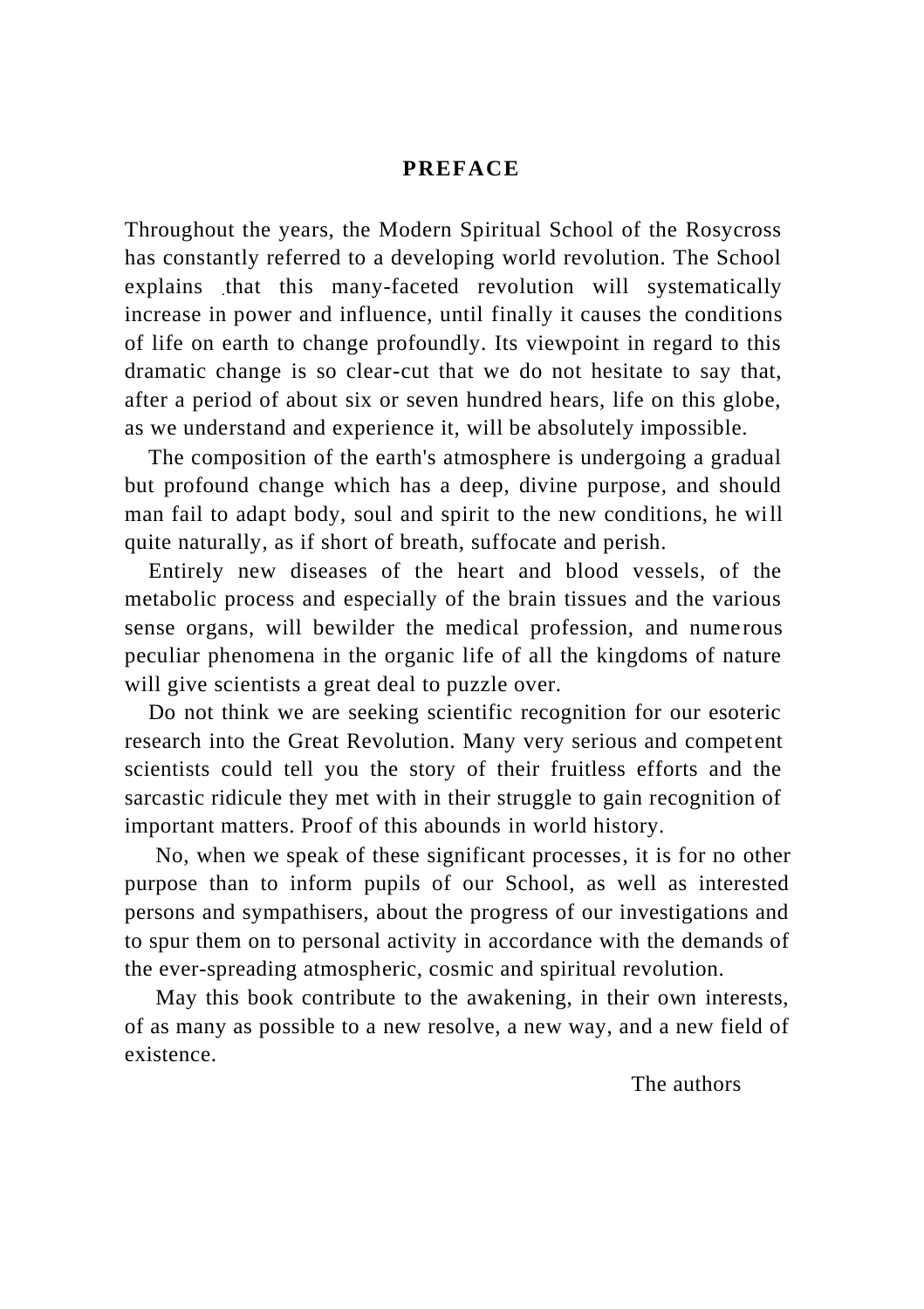# PREFACE

Throughout the years, the Modern Spiritual School of the Rosycross has constantly referred to a developing world revolution. The School explains that this many-faceted revolution will systematically increase in power and influence, until finally it causes the conditions of life on earth to change profoundly. Its viewpoint in regard to this dramatic change is so clear-cut that we do not hesitate to say that, after a period of about six or seven hundred hears, life on this globe, as we understand and experience it, will be absolutely impossible.

The composition of the earth's atmosphere is undergoing a gradual but profound change which has a deep, divine purpose, and should man fail to adapt body, soul and spirit to the new conditions, he will quite naturally, as if short of breath, suffocate and perish.

Entirely new diseases of the heart and blood vessels, of the metabolic process and especially of the brain tissues and the various sense organs, will bewilder the medical profession, and numerous peculiar phenomena in the organic life of all the kingdoms of nature will give scientists a great deal to puzzle over.

Do not think we are seeking scientific recognition for our esoteric research into the Great Revolution. Many very serious and competent scientists could tell you the story of their fruitless efforts and the sarcastic ridicule they met with in their struggle to gain recognition of important matters. Proof of this abounds in world history.

No, when we speak of these significant processes, it is for no other purpose than to inform pupils of our School, as well as interested persons and sympathisers, about the progress of our investigations and to spur them on to personal activity in accordance with the demands of the ever-spreading atmospheric, cosmic and spiritual revolution.

May this book contribute to the awakening, in their own interests, of as many as possible to a new resolve, a new way, and a new field of existence.

The authors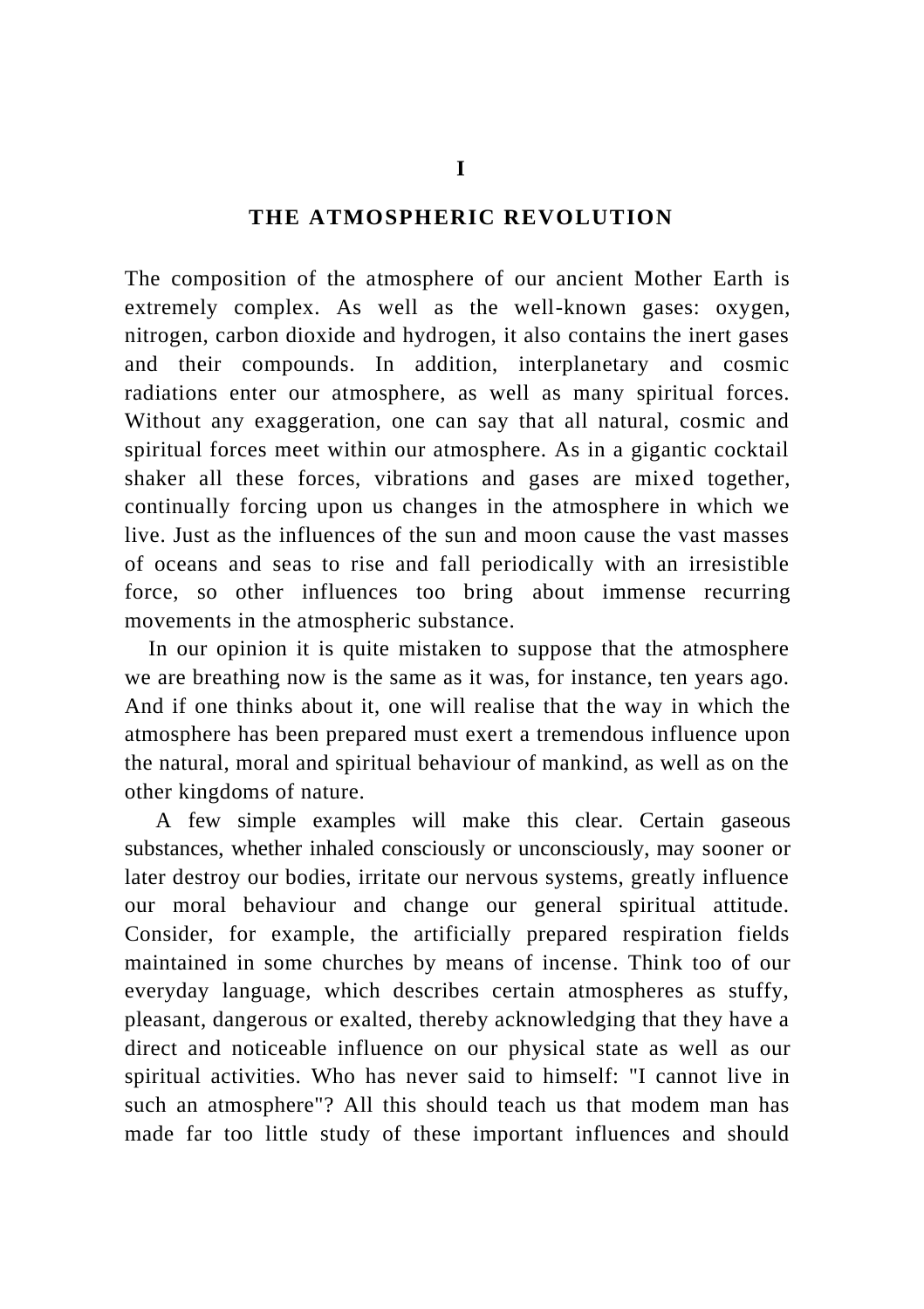# I

# THE ATMOSPHERIC REVOLUTION

The composition of the atmosphere of our ancient Mother Earth is extremely complex. As well as the well-known gases: oxygen, nitrogen, carbon dioxide and hydrogen, it also contains the inert gases and their compounds. In addition, interplanetary and cosmic radiations enter our atmosphere, as well as many spiritual forces. Without any exaggeration, one can say that all natural, cosmic and spiritual forces meet within our atmosphere. As in a gigantic cocktail shaker all these forces, vibrations and gases are mixed together, continually forcing upon us changes in the atmosphere in which we live. Just as the influences of the sun and moon cause the vast masses of oceans and seas to rise and fall periodically with an irresistible force, so other influences too bring about immense recurring movements in the atmospheric substance.

In our opinion it is quite mistaken to suppose that the atmosphere we are breathing now is the same as it was, for instance, ten years ago. And if one thinks about it, one will realise that the way in which the atmosphere has been prepared must exert a tremendous influence upon the natural, moral and spiritual behaviour of mankind, as well as on the other kingdoms of nature.

A few simple examples will make this clear. Certain gaseous substances, whether inhaled consciously or unconsciously, may sooner or later destroy our bodies, irritate our nervous systems, greatly influence our moral behaviour and change our general spiritual attitude. Consider, for example, the artificially prepared respiration fields maintained in some churches by means of incense. Think too of our everyday language, which describes certain atmospheres as stuffy, pleasant, dangerous or exalted, thereby acknowledging that they have a direct and noticeable influence on our physical state as well as our spiritual activities. Who has never said to himself: "I cannot live in such an atmosphere"? All this should teach us that modem man has made far too little study of these important influences and should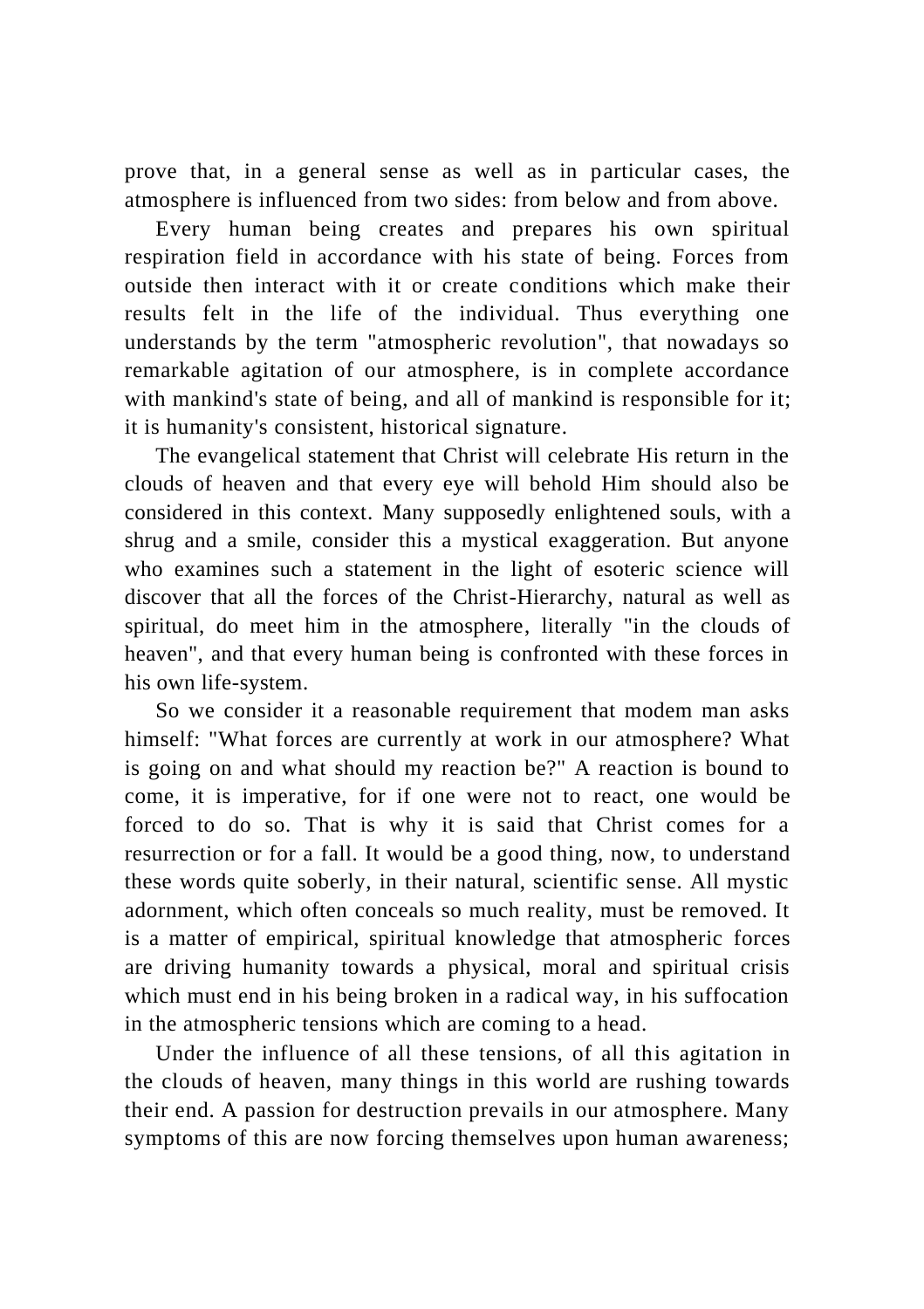prove that, in a general sense as well as in particular cases, the atmosphere is influenced from two sides: from below and from above.

Every human being creates and prepares his own spiritual respiration field in accordance with his state of being. Forces from outside then interact with it or create conditions which make their results felt in the life of the individual. Thus everything one understands by the term "atmospheric revolution", that nowadays so remarkable agitation of our atmosphere, is in complete accordance with mankind's state of being, and all of mankind is responsible for it; it is humanity's consistent, historical signature.

The evangelical statement that Christ will celebrate His return in the clouds of heaven and that every eye will behold Him should also be considered in this context. Many supposedly enlightened souls, with a shrug and a smile, consider this a mystical exaggeration. But anyone who examines such a statement in the light of esoteric science will discover that all the forces of the Christ-Hierarchy, natural as well as spiritual, do meet him in the atmosphere, literally "in the clouds of heaven", and that every human being is confronted with these forces in his own life-system.

So we consider it a reasonable requirement that modem man asks himself: "What forces are currently at work in our atmosphere? What is going on and what should my reaction be?" A reaction is bound to come, it is imperative, for if one were not to react, one would be forced to do so. That is why it is said that Christ comes for a resurrection or for a fall. It would be a good thing, now, to understand these words quite soberly, in their natural, scientific sense. All mystic adornment, which often conceals so much reality, must be removed. It is a matter of empirical, spiritual knowledge that atmospheric forces are driving humanity towards a physical, moral and spiritual crisis which must end in his being broken in a radical way, in his suffocation in the atmospheric tensions which are coming to a head.

Under the influence of all these tensions, of all this agitation in the clouds of heaven, many things in this world are rushing towards their end. A passion for destruction prevails in our atmosphere. Many symptoms of this are now forcing themselves upon human awareness;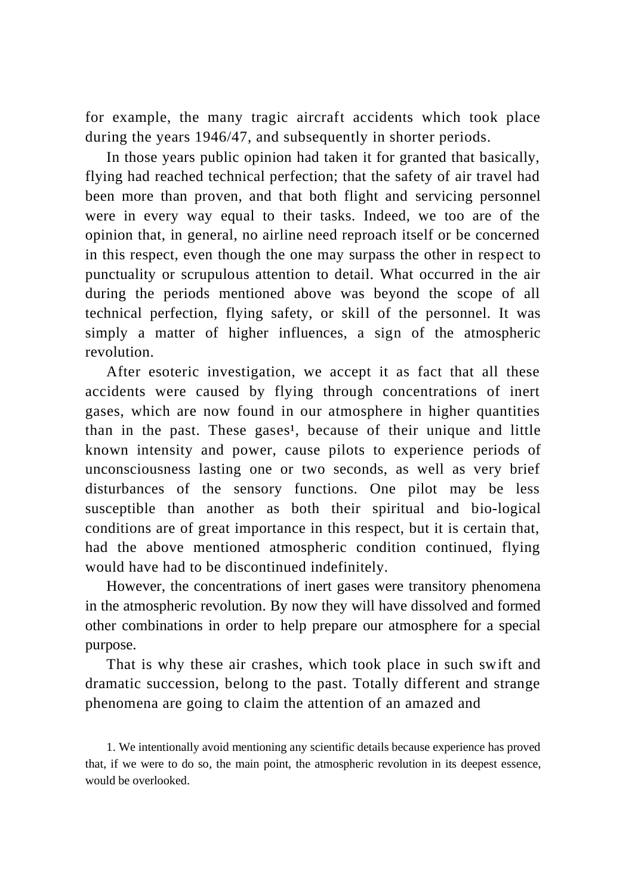for example, the many tragic aircraft accidents which took place during the years 1946/47, and subsequently in shorter periods.

In those years public opinion had taken it for granted that basically, flying had reached technical perfection; that the safety of air travel had been more than proven, and that both flight and servicing personnel were in every way equal to their tasks. Indeed, we too are of the opinion that, in general, no airline need reproach itself or be concerned in this respect, even though the one may surpass the other in respect to punctuality or scrupulous attention to detail. What occurred in the air during the periods mentioned above was beyond the scope of all technical perfection, flying safety, or skill of the personnel. It was simply a matter of higher influences, a sign of the atmospheric revolution.

After esoteric investigation, we accept it as fact that all these accidents were caused by flying through concentrations of inert gases, which are now found in our atmosphere in higher quantities than in the past. These gases[1], because of their unique and little known intensity and power, cause pilots to experience periods of unconsciousness lasting one or two seconds, as well as very brief disturbances of the sensory functions. One pilot may be less susceptible than another as both their spiritual and bio-logical conditions are of great importance in this respect, but it is certain that, had the above mentioned atmospheric condition continued, flying would have had to be discontinued indefinitely.

However, the concentrations of inert gases were transitory phenomena in the atmospheric revolution. By now they will have dissolved and formed other combinations in order to help prepare our atmosphere for a special purpose.

That is why these air crashes, which took place in such swift and dramatic succession, belong to the past. Totally different and strange phenomena are going to claim the attention of an amazed and

1. We intentionally avoid mentioning any scientific details because experience has proved that, if we were to do so, the main point, the atmospheric revolution in its deepest essence, would be overlooked.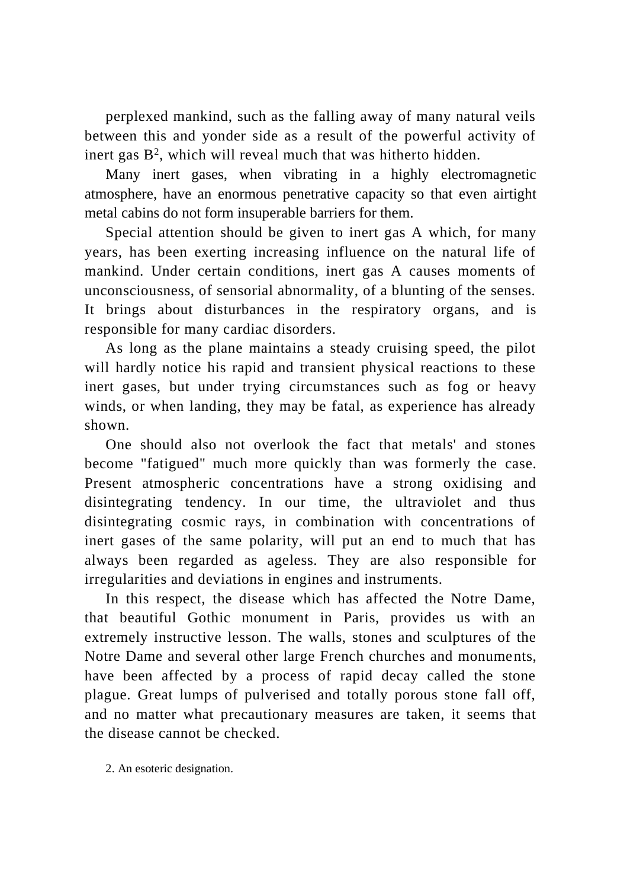perplexed mankind, such as the falling away of many natural veils between this and yonder side as a result of the powerful activity of inert gas B[2], which will reveal much that was hitherto hidden.

Many inert gases, when vibrating in a highly electromagnetic atmosphere, have an enormous penetrative capacity so that even airtight metal cabins do not form insuperable barriers for them.

Special attention should be given to inert gas A which, for many years, has been exerting increasing influence on the natural life of mankind. Under certain conditions, inert gas A causes moments of unconsciousness, of sensorial abnormality, of a blunting of the senses. It brings about disturbances in the respiratory organs, and is responsible for many cardiac disorders.

As long as the plane maintains a steady cruising speed, the pilot will hardly notice his rapid and transient physical reactions to these inert gases, but under trying circumstances such as fog or heavy winds, or when landing, they may be fatal, as experience has already shown.

One should also not overlook the fact that metals' and stones become "fatigued" much more quickly than was formerly the case. Present atmospheric concentrations have a strong oxidising and disintegrating tendency. In our time, the ultraviolet and thus disintegrating cosmic rays, in combination with concentrations of inert gases of the same polarity, will put an end to much that has always been regarded as ageless. They are also responsible for irregularities and deviations in engines and instruments.

In this respect, the disease which has affected the Notre Dame, that beautiful Gothic monument in Paris, provides us with an extremely instructive lesson. The walls, stones and sculptures of the Notre Dame and several other large French churches and monuments, have been affected by a process of rapid decay called the stone plague. Great lumps of pulverised and totally porous stone fall off, and no matter what precautionary measures are taken, it seems that the disease cannot be checked.

2. An esoteric designation.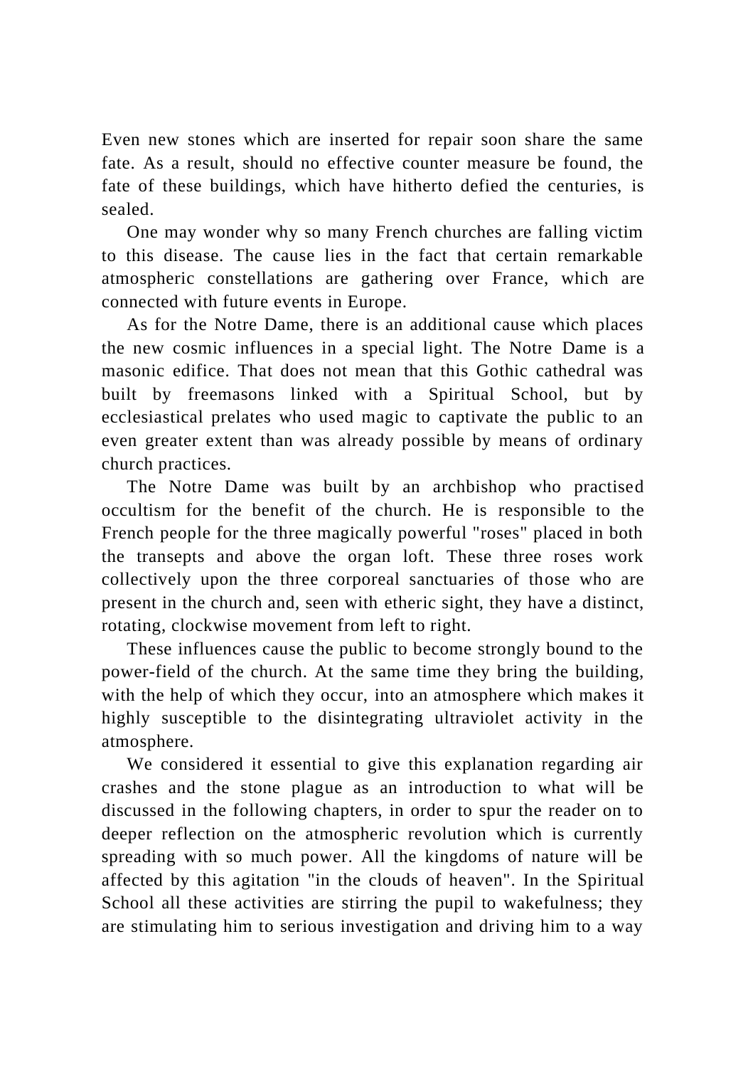Even new stones which are inserted for repair soon share the same fate. As a result, should no effective counter measure be found, the fate of these buildings, which have hitherto defied the centuries, is sealed.

One may wonder why so many French churches are falling victim to this disease. The cause lies in the fact that certain remarkable atmospheric constellations are gathering over France, which are connected with future events in Europe.

As for the Notre Dame, there is an additional cause which places the new cosmic influences in a special light. The Notre Dame is a masonic edifice. That does not mean that this Gothic cathedral was built by freemasons linked with a Spiritual School, but by ecclesiastical prelates who used magic to captivate the public to an even greater extent than was already possible by means of ordinary church practices.

The Notre Dame was built by an archbishop who practised occultism for the benefit of the church. He is responsible to the French people for the three magically powerful "roses" placed in both the transepts and above the organ loft. These three roses work collectively upon the three corporeal sanctuaries of those who are present in the church and, seen with etheric sight, they have a distinct, rotating, clockwise movement from left to right.

These influences cause the public to become strongly bound to the power-field of the church. At the same time they bring the building, with the help of which they occur, into an atmosphere which makes it highly susceptible to the disintegrating ultraviolet activity in the atmosphere.

We considered it essential to give this explanation regarding air crashes and the stone plague as an introduction to what will be discussed in the following chapters, in order to spur the reader on to deeper reflection on the atmospheric revolution which is currently spreading with so much power. All the kingdoms of nature will be affected by this agitation "in the clouds of heaven". In the Spiritual School all these activities are stirring the pupil to wakefulness; they are stimulating him to serious investigation and driving him to a way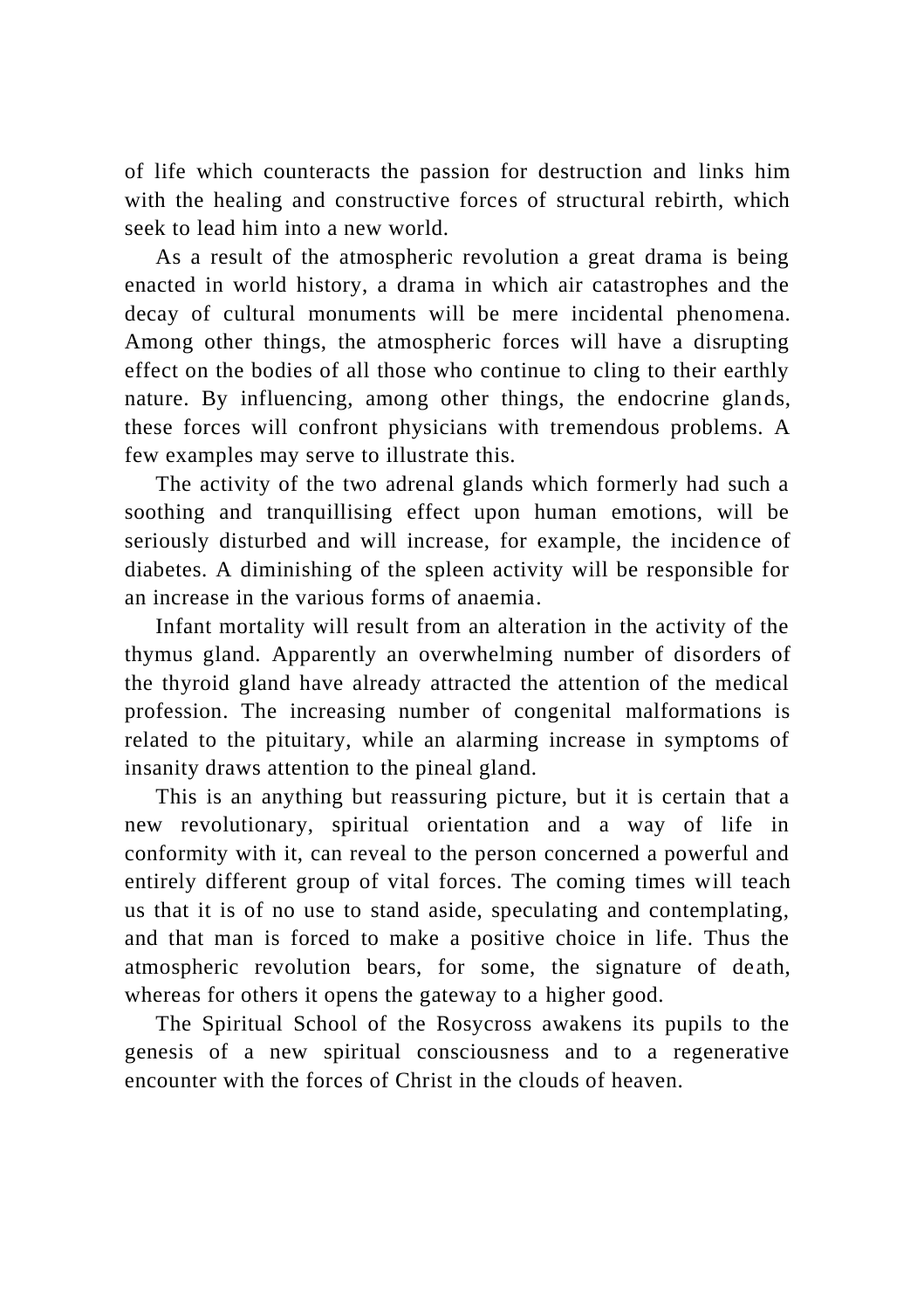of life which counteracts the passion for destruction and links him with the healing and constructive forces of structural rebirth, which seek to lead him into a new world.

As a result of the atmospheric revolution a great drama is being enacted in world history, a drama in which air catastrophes and the decay of cultural monuments will be mere incidental phenomena. Among other things, the atmospheric forces will have a disrupting effect on the bodies of all those who continue to cling to their earthly nature. By influencing, among other things, the endocrine glands, these forces will confront physicians with tremendous problems. A few examples may serve to illustrate this.

The activity of the two adrenal glands which formerly had such a soothing and tranquillising effect upon human emotions, will be seriously disturbed and will increase, for example, the incidence of diabetes. A diminishing of the spleen activity will be responsible for an increase in the various forms of anaemia.

Infant mortality will result from an alteration in the activity of the thymus gland. Apparently an overwhelming number of disorders of the thyroid gland have already attracted the attention of the medical profession. The increasing number of congenital malformations is related to the pituitary, while an alarming increase in symptoms of insanity draws attention to the pineal gland.

This is an anything but reassuring picture, but it is certain that a new revolutionary, spiritual orientation and a way of life in conformity with it, can reveal to the person concerned a powerful and entirely different group of vital forces. The coming times will teach us that it is of no use to stand aside, speculating and contemplating, and that man is forced to make a positive choice in life. Thus the atmospheric revolution bears, for some, the signature of death, whereas for others it opens the gateway to a higher good.

The Spiritual School of the Rosycross awakens its pupils to the genesis of a new spiritual consciousness and to a regenerative encounter with the forces of Christ in the clouds of heaven.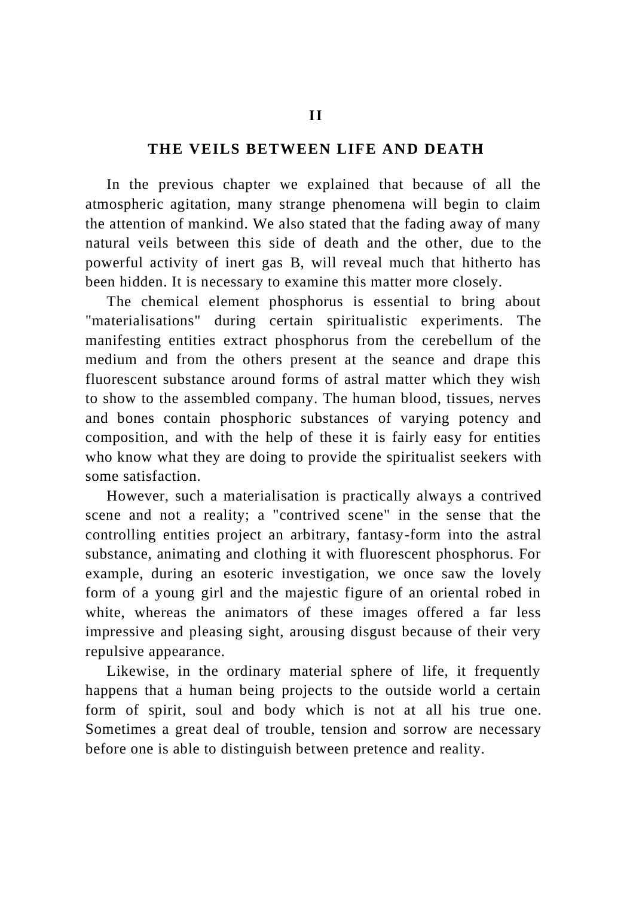# II

## THE VEILS BETWEEN LIFE AND DEATH

In the previous chapter we explained that because of all the atmospheric agitation, many strange phenomena will begin to claim the attention of mankind. We also stated that the fading away of many natural veils between this side of death and the other, due to the powerful activity of inert gas B, will reveal much that hitherto has been hidden. It is necessary to examine this matter more closely.

The chemical element phosphorus is essential to bring about "materialisations" during certain spiritualistic experiments. The manifesting entities extract phosphorus from the cerebellum of the medium and from the others present at the seance and drape this fluorescent substance around forms of astral matter which they wish to show to the assembled company. The human blood, tissues, nerves and bones contain phosphoric substances of varying potency and composition, and with the help of these it is fairly easy for entities who know what they are doing to provide the spiritualist seekers with some satisfaction.

However, such a materialisation is practically always a contrived scene and not a reality; a "contrived scene" in the sense that the controlling entities project an arbitrary, fantasy-form into the astral substance, animating and clothing it with fluorescent phosphorus. For example, during an esoteric investigation, we once saw the lovely form of a young girl and the majestic figure of an oriental robed in white, whereas the animators of these images offered a far less impressive and pleasing sight, arousing disgust because of their very repulsive appearance.

Likewise, in the ordinary material sphere of life, it frequently happens that a human being projects to the outside world a certain form of spirit, soul and body which is not at all his true one. Sometimes a great deal of trouble, tension and sorrow are necessary before one is able to distinguish between pretence and reality.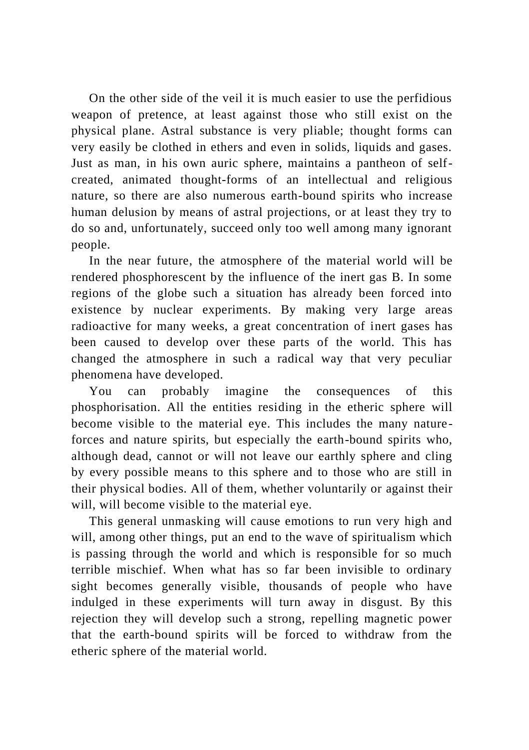On the other side of the veil it is much easier to use the perfidious weapon of pretence, at least against those who still exist on the physical plane. Astral substance is very pliable; thought forms can very easily be clothed in ethers and even in solids, liquids and gases. Just as man, in his own auric sphere, maintains a pantheon of self-created, animated thought-forms of an intellectual and religious nature, so there are also numerous earth-bound spirits who increase human delusion by means of astral projections, or at least they try to do so and, unfortunately, succeed only too well among many ignorant people.

In the near future, the atmosphere of the material world will be rendered phosphorescent by the influence of the inert gas B. In some regions of the globe such a situation has already been forced into existence by nuclear experiments. By making very large areas radioactive for many weeks, a great concentration of inert gases has been caused to develop over these parts of the world. This has changed the atmosphere in such a radical way that very peculiar phenomena have developed.

You can probably imagine the consequences of this phosphorisation. All the entities residing in the etheric sphere will become visible to the material eye. This includes the many nature-forces and nature spirits, but especially the earth-bound spirits who, although dead, cannot or will not leave our earthly sphere and cling by every possible means to this sphere and to those who are still in their physical bodies. All of them, whether voluntarily or against their will, will become visible to the material eye.

This general unmasking will cause emotions to run very high and will, among other things, put an end to the wave of spiritualism which is passing through the world and which is responsible for so much terrible mischief. When what has so far been invisible to ordinary sight becomes generally visible, thousands of people who have indulged in these experiments will turn away in disgust. By this rejection they will develop such a strong, repelling magnetic power that the earth-bound spirits will be forced to withdraw from the etheric sphere of the material world.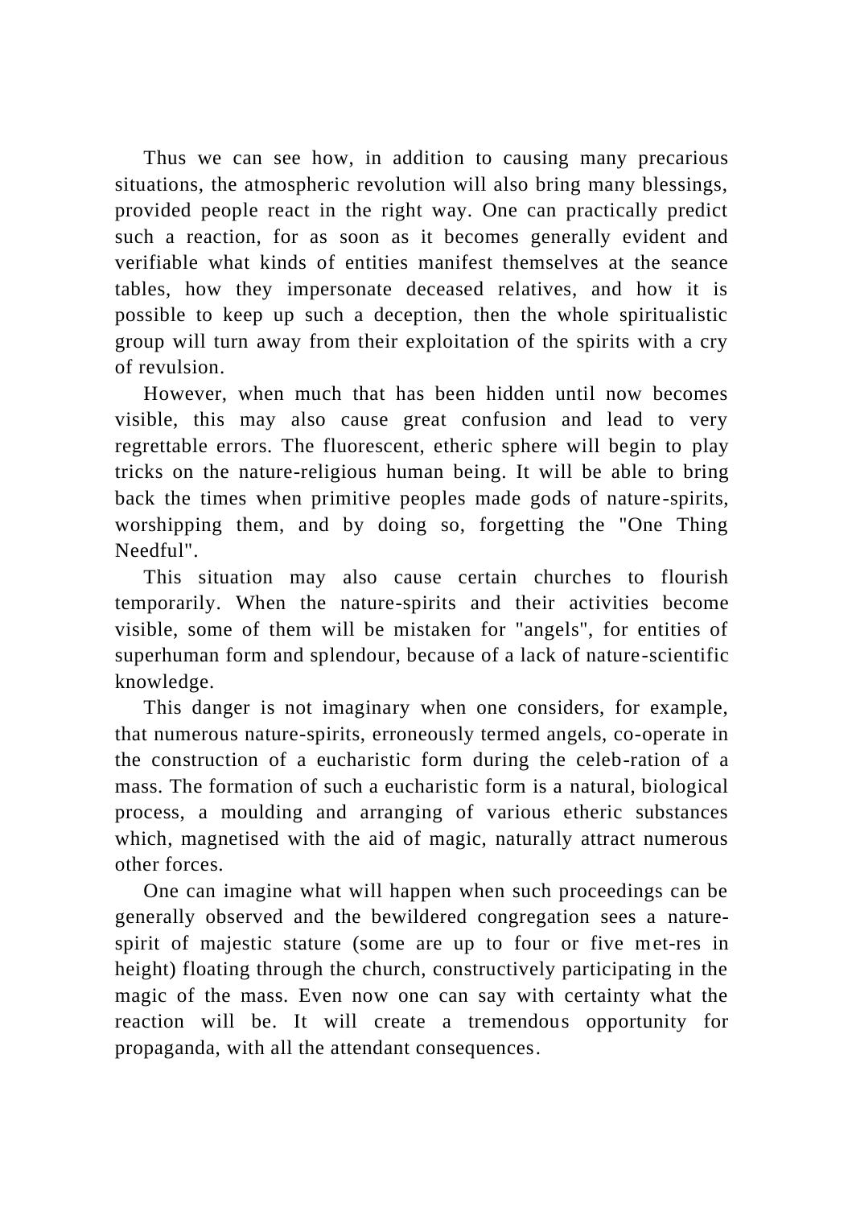Thus we can see how, in addition to causing many precarious situations, the atmospheric revolution will also bring many blessings, provided people react in the right way. One can practically predict such a reaction, for as soon as it becomes generally evident and verifiable what kinds of entities manifest themselves at the seance tables, how they impersonate deceased relatives, and how it is possible to keep up such a deception, then the whole spiritualistic group will turn away from their exploitation of the spirits with a cry of revulsion.

However, when much that has been hidden until now becomes visible, this may also cause great confusion and lead to very regrettable errors. The fluorescent, etheric sphere will begin to play tricks on the nature-religious human being. It will be able to bring back the times when primitive peoples made gods of nature-spirits, worshipping them, and by doing so, forgetting the "One Thing Needful".

This situation may also cause certain churches to flourish temporarily. When the nature-spirits and their activities become visible, some of them will be mistaken for "angels", for entities of superhuman form and splendour, because of a lack of nature-scientific knowledge.

This danger is not imaginary when one considers, for example, that numerous nature-spirits, erroneously termed angels, co-operate in the construction of a eucharistic form during the celeb-ration of a mass. The formation of such a eucharistic form is a natural, biological process, a moulding and arranging of various etheric substances which, magnetised with the aid of magic, naturally attract numerous other forces.

One can imagine what will happen when such proceedings can be generally observed and the bewildered congregation sees a nature-spirit of majestic stature (some are up to four or five met-res in height) floating through the church, constructively participating in the magic of the mass. Even now one can say with certainty what the reaction will be. It will create a tremendous opportunity for propaganda, with all the attendant consequences.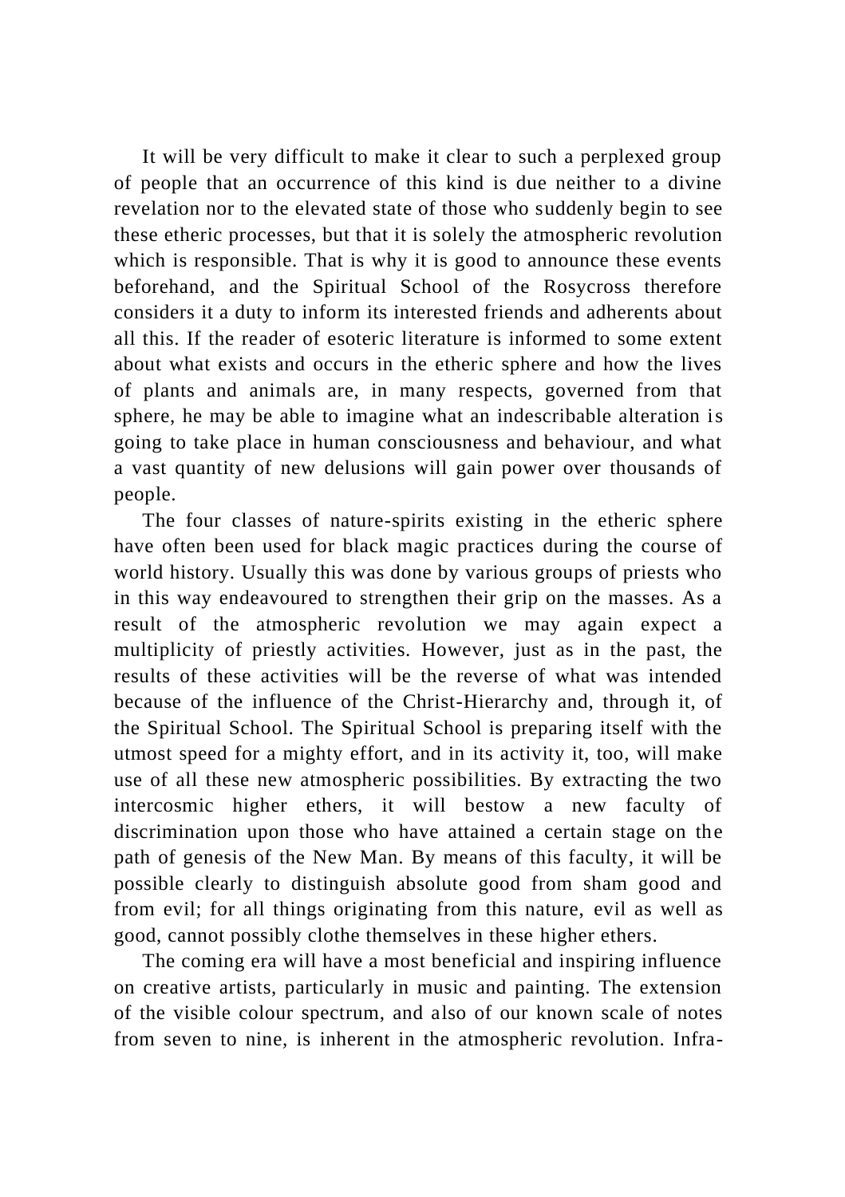It will be very difficult to make it clear to such a perplexed group of people that an occurrence of this kind is due neither to a divine revelation nor to the elevated state of those who suddenly begin to see these etheric processes, but that it is solely the atmospheric revolution which is responsible. That is why it is good to announce these events beforehand, and the Spiritual School of the Rosycross therefore considers it a duty to inform its interested friends and adherents about all this. If the reader of esoteric literature is informed to some extent about what exists and occurs in the etheric sphere and how the lives of plants and animals are, in many respects, governed from that sphere, he may be able to imagine what an indescribable alteration is going to take place in human consciousness and behaviour, and what a vast quantity of new delusions will gain power over thousands of people.

The four classes of nature-spirits existing in the etheric sphere have often been used for black magic practices during the course of world history. Usually this was done by various groups of priests who in this way endeavoured to strengthen their grip on the masses. As a result of the atmospheric revolution we may again expect a multiplicity of priestly activities. However, just as in the past, the results of these activities will be the reverse of what was intended because of the influence of the Christ-Hierarchy and, through it, of the Spiritual School. The Spiritual School is preparing itself with the utmost speed for a mighty effort, and in its activity it, too, will make use of all these new atmospheric possibilities. By extracting the two intercosmic higher ethers, it will bestow a new faculty of discrimination upon those who have attained a certain stage on the path of genesis of the New Man. By means of this faculty, it will be possible clearly to distinguish absolute good from sham good and from evil; for all things originating from this nature, evil as well as good, cannot possibly clothe themselves in these higher ethers.

The coming era will have a most beneficial and inspiring influence on creative artists, particularly in music and painting. The extension of the visible colour spectrum, and also of our known scale of notes from seven to nine, is inherent in the atmospheric revolution. Infra-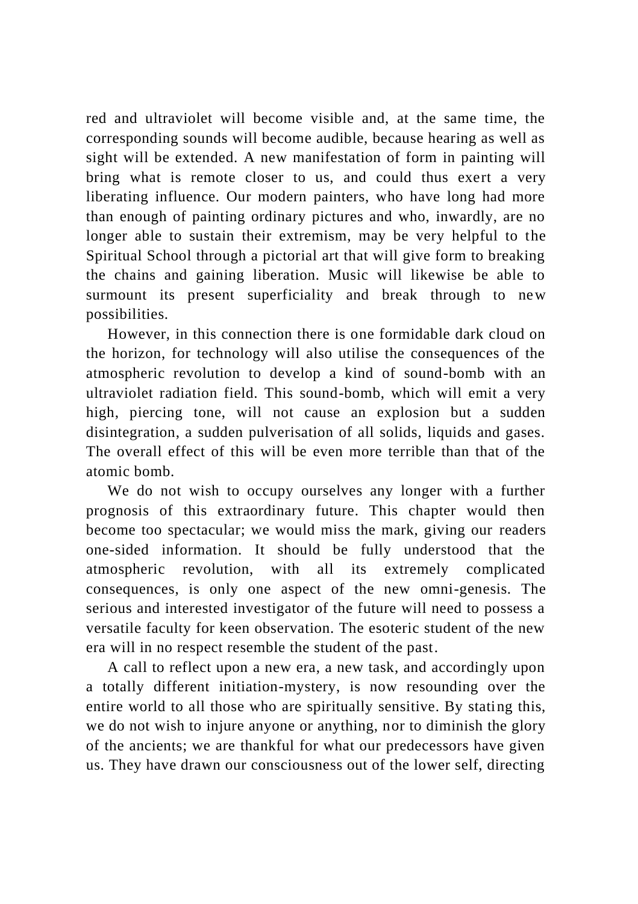red and ultraviolet will become visible and, at the same time, the corresponding sounds will become audible, because hearing as well as sight will be extended. A new manifestation of form in painting will bring what is remote closer to us, and could thus exert a very liberating influence. Our modern painters, who have long had more than enough of painting ordinary pictures and who, inwardly, are no longer able to sustain their extremism, may be very helpful to the Spiritual School through a pictorial art that will give form to breaking the chains and gaining liberation. Music will likewise be able to surmount its present superficiality and break through to new possibilities.

However, in this connection there is one formidable dark cloud on the horizon, for technology will also utilise the consequences of the atmospheric revolution to develop a kind of sound-bomb with an ultraviolet radiation field. This sound-bomb, which will emit a very high, piercing tone, will not cause an explosion but a sudden disintegration, a sudden pulverisation of all solids, liquids and gases. The overall effect of this will be even more terrible than that of the atomic bomb.

We do not wish to occupy ourselves any longer with a further prognosis of this extraordinary future. This chapter would then become too spectacular; we would miss the mark, giving our readers one-sided information. It should be fully understood that the atmospheric revolution, with all its extremely complicated consequences, is only one aspect of the new omni-genesis. The serious and interested investigator of the future will need to possess a versatile faculty for keen observation. The esoteric student of the new era will in no respect resemble the student of the past.

A call to reflect upon a new era, a new task, and accordingly upon a totally different initiation-mystery, is now resounding over the entire world to all those who are spiritually sensitive. By stating this, we do not wish to injure anyone or anything, nor to diminish the glory of the ancients; we are thankful for what our predecessors have given us. They have drawn our consciousness out of the lower self, directing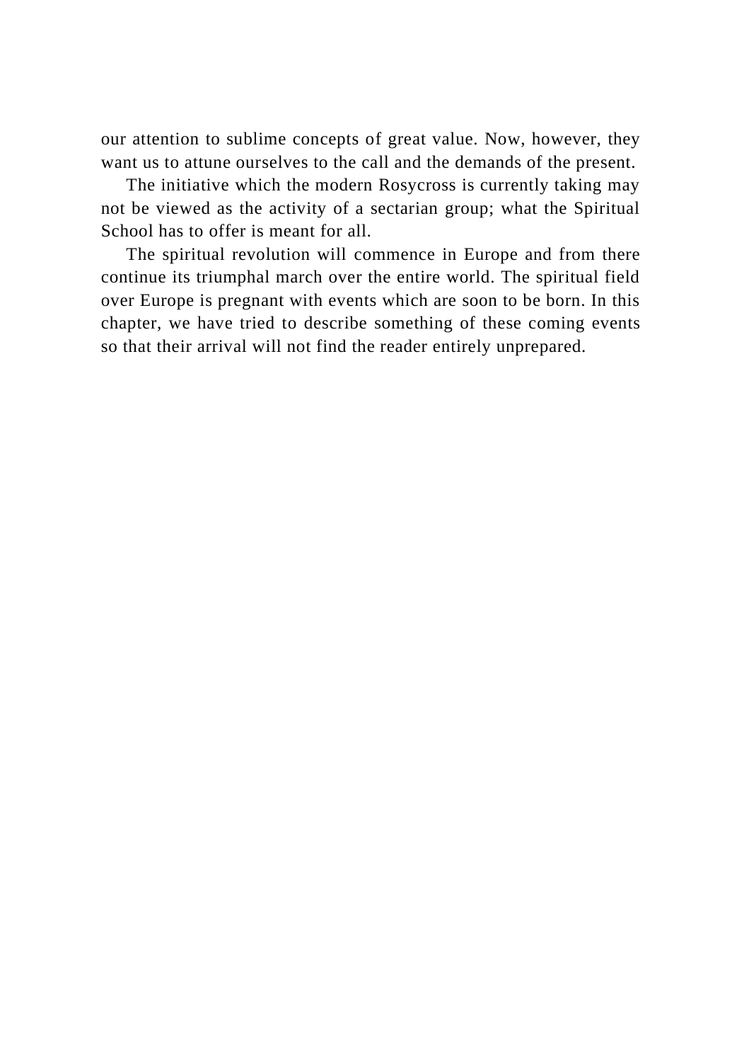our attention to sublime concepts of great value. Now, however, they want us to attune ourselves to the call and the demands of the present.

The initiative which the modern Rosycross is currently taking may not be viewed as the activity of a sectarian group; what the Spiritual School has to offer is meant for all.

The spiritual revolution will commence in Europe and from there continue its triumphal march over the entire world. The spiritual field over Europe is pregnant with events which are soon to be born. In this chapter, we have tried to describe something of these coming events so that their arrival will not find the reader entirely unprepared.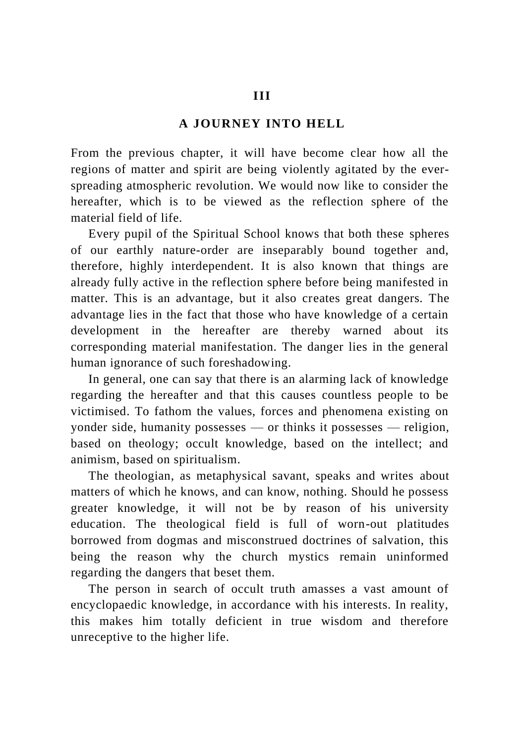## III

## A JOURNEY INTO HELL

From the previous chapter, it will have become clear how all the regions of matter and spirit are being violently agitated by the ever-spreading atmospheric revolution. We would now like to consider the hereafter, which is to be viewed as the reflection sphere of the material field of life.

Every pupil of the Spiritual School knows that both these spheres of our earthly nature-order are inseparably bound together and, therefore, highly interdependent. It is also known that things are already fully active in the reflection sphere before being manifested in matter. This is an advantage, but it also creates great dangers. The advantage lies in the fact that those who have knowledge of a certain development in the hereafter are thereby warned about its corresponding material manifestation. The danger lies in the general human ignorance of such foreshadowing.

In general, one can say that there is an alarming lack of knowledge regarding the hereafter and that this causes countless people to be victimised. To fathom the values, forces and phenomena existing on yonder side, humanity possesses — or thinks it possesses — religion, based on theology; occult knowledge, based on the intellect; and animism, based on spiritualism.

The theologian, as metaphysical savant, speaks and writes about matters of which he knows, and can know, nothing. Should he possess greater knowledge, it will not be by reason of his university education. The theological field is full of worn-out platitudes borrowed from dogmas and misconstrued doctrines of salvation, this being the reason why the church mystics remain uninformed regarding the dangers that beset them.

The person in search of occult truth amasses a vast amount of encyclopaedic knowledge, in accordance with his interests. In reality, this makes him totally deficient in true wisdom and therefore unreceptive to the higher life.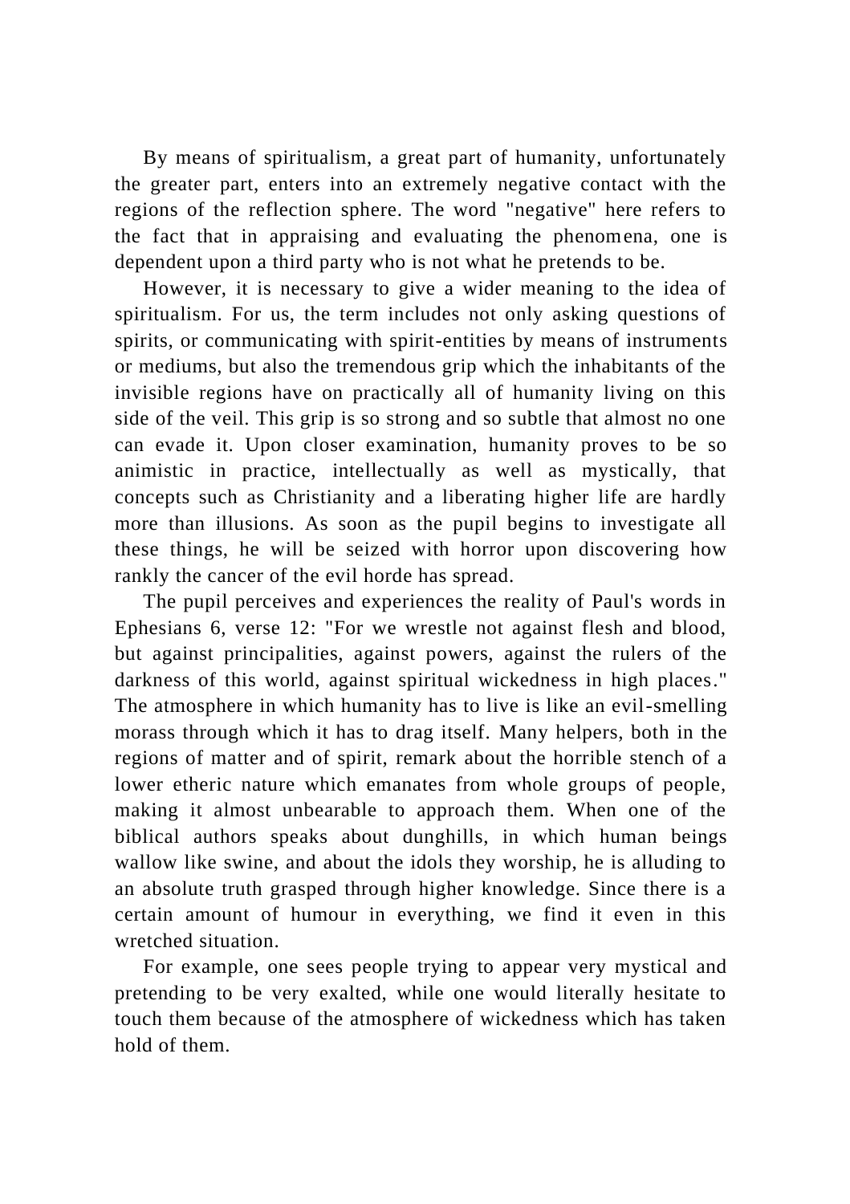By means of spiritualism, a great part of humanity, unfortunately the greater part, enters into an extremely negative contact with the regions of the reflection sphere. The word "negative" here refers to the fact that in appraising and evaluating the phenomena, one is dependent upon a third party who is not what he pretends to be.

However, it is necessary to give a wider meaning to the idea of spiritualism. For us, the term includes not only asking questions of spirits, or communicating with spirit-entities by means of instruments or mediums, but also the tremendous grip which the inhabitants of the invisible regions have on practically all of humanity living on this side of the veil. This grip is so strong and so subtle that almost no one can evade it. Upon closer examination, humanity proves to be so animistic in practice, intellectually as well as mystically, that concepts such as Christianity and a liberating higher life are hardly more than illusions. As soon as the pupil begins to investigate all these things, he will be seized with horror upon discovering how rankly the cancer of the evil horde has spread.

The pupil perceives and experiences the reality of Paul's words in Ephesians 6, verse 12: "For we wrestle not against flesh and blood, but against principalities, against powers, against the rulers of the darkness of this world, against spiritual wickedness in high places." The atmosphere in which humanity has to live is like an evil-smelling morass through which it has to drag itself. Many helpers, both in the regions of matter and of spirit, remark about the horrible stench of a lower etheric nature which emanates from whole groups of people, making it almost unbearable to approach them. When one of the biblical authors speaks about dunghills, in which human beings wallow like swine, and about the idols they worship, he is alluding to an absolute truth grasped through higher knowledge. Since there is a certain amount of humour in everything, we find it even in this wretched situation.

For example, one sees people trying to appear very mystical and pretending to be very exalted, while one would literally hesitate to touch them because of the atmosphere of wickedness which has taken hold of them.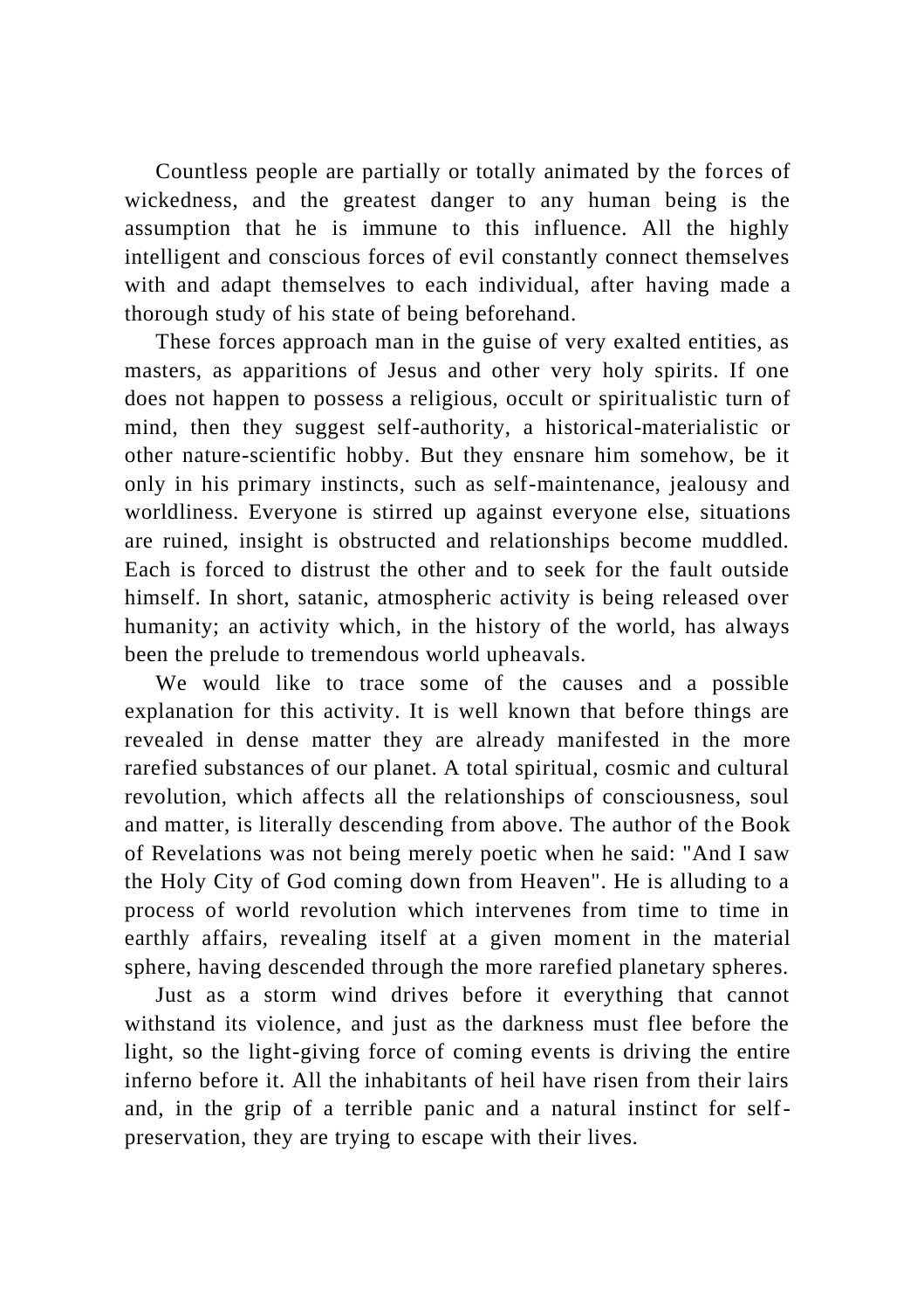Countless people are partially or totally animated by the forces of wickedness, and the greatest danger to any human being is the assumption that he is immune to this influence. All the highly intelligent and conscious forces of evil constantly connect themselves with and adapt themselves to each individual, after having made a thorough study of his state of being beforehand.

These forces approach man in the guise of very exalted entities, as masters, as apparitions of Jesus and other very holy spirits. If one does not happen to possess a religious, occult or spiritualistic turn of mind, then they suggest self-authority, a historical-materialistic or other nature-scientific hobby. But they ensnare him somehow, be it only in his primary instincts, such as self-maintenance, jealousy and worldliness. Everyone is stirred up against everyone else, situations are ruined, insight is obstructed and relationships become muddled. Each is forced to distrust the other and to seek for the fault outside himself. In short, satanic, atmospheric activity is being released over humanity; an activity which, in the history of the world, has always been the prelude to tremendous world upheavals.

We would like to trace some of the causes and a possible explanation for this activity. It is well known that before things are revealed in dense matter they are already manifested in the more rarefied substances of our planet. A total spiritual, cosmic and cultural revolution, which affects all the relationships of consciousness, soul and matter, is literally descending from above. The author of the Book of Revelations was not being merely poetic when he said: "And I saw the Holy City of God coming down from Heaven". He is alluding to a process of world revolution which intervenes from time to time in earthly affairs, revealing itself at a given moment in the material sphere, having descended through the more rarefied planetary spheres.

Just as a storm wind drives before it everything that cannot withstand its violence, and just as the darkness must flee before the light, so the light-giving force of coming events is driving the entire inferno before it. All the inhabitants of heil have risen from their lairs and, in the grip of a terrible panic and a natural instinct for self-preservation, they are trying to escape with their lives.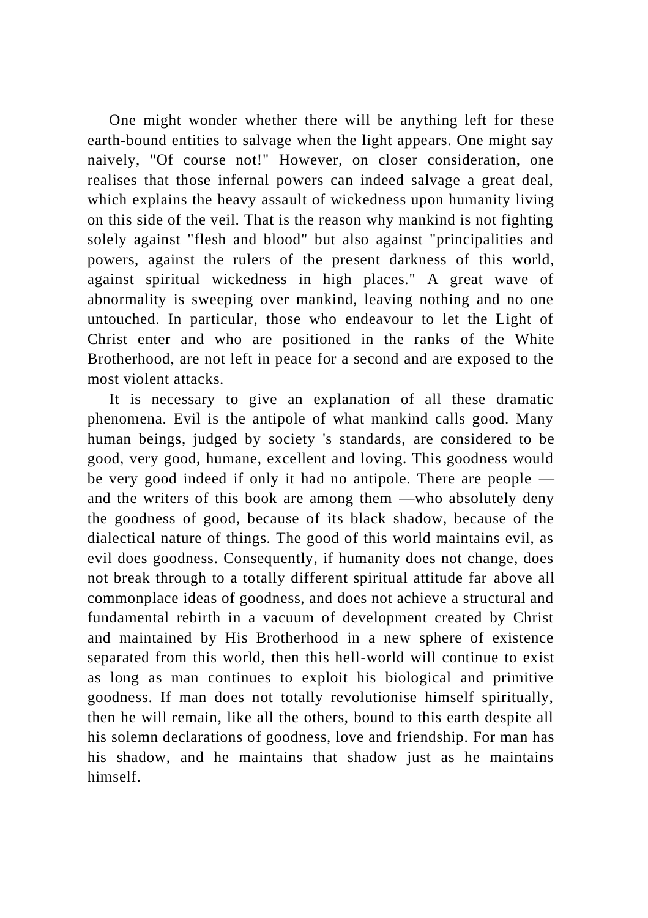One might wonder whether there will be anything left for these earth-bound entities to salvage when the light appears. One might say naively, "Of course not!" However, on closer consideration, one realises that those infernal powers can indeed salvage a great deal, which explains the heavy assault of wickedness upon humanity living on this side of the veil. That is the reason why mankind is not fighting solely against "flesh and blood" but also against "principalities and powers, against the rulers of the present darkness of this world, against spiritual wickedness in high places." A great wave of abnormality is sweeping over mankind, leaving nothing and no one untouched. In particular, those who endeavour to let the Light of Christ enter and who are positioned in the ranks of the White Brotherhood, are not left in peace for a second and are exposed to the most violent attacks.

It is necessary to give an explanation of all these dramatic phenomena. Evil is the antipole of what mankind calls good. Many human beings, judged by society 's standards, are considered to be good, very good, humane, excellent and loving. This goodness would be very good indeed if only it had no antipole. There are people — and the writers of this book are among them —who absolutely deny the goodness of good, because of its black shadow, because of the dialectical nature of things. The good of this world maintains evil, as evil does goodness. Consequently, if humanity does not change, does not break through to a totally different spiritual attitude far above all commonplace ideas of goodness, and does not achieve a structural and fundamental rebirth in a vacuum of development created by Christ and maintained by His Brotherhood in a new sphere of existence separated from this world, then this hell-world will continue to exist as long as man continues to exploit his biological and primitive goodness. If man does not totally revolutionise himself spiritually, then he will remain, like all the others, bound to this earth despite all his solemn declarations of goodness, love and friendship. For man has his shadow, and he maintains that shadow just as he maintains himself.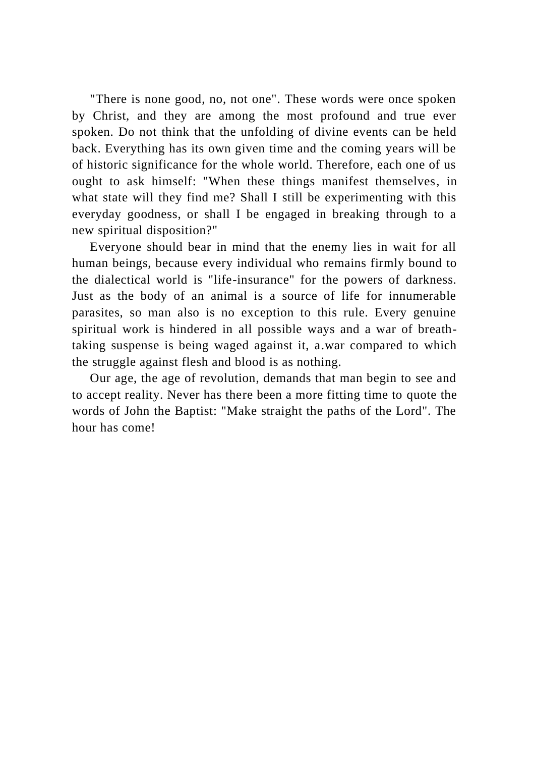"There is none good, no, not one". These words were once spoken by Christ, and they are among the most profound and true ever spoken. Do not think that the unfolding of divine events can be held back. Everything has its own given time and the coming years will be of historic significance for the whole world. Therefore, each one of us ought to ask himself: "When these things manifest themselves, in what state will they find me? Shall I still be experimenting with this everyday goodness, or shall I be engaged in breaking through to a new spiritual disposition?"

Everyone should bear in mind that the enemy lies in wait for all human beings, because every individual who remains firmly bound to the dialectical world is "life-insurance" for the powers of darkness. Just as the body of an animal is a source of life for innumerable parasites, so man also is no exception to this rule. Every genuine spiritual work is hindered in all possible ways and a war of breath-taking suspense is being waged against it, a.war compared to which the struggle against flesh and blood is as nothing.

Our age, the age of revolution, demands that man begin to see and to accept reality. Never has there been a more fitting time to quote the words of John the Baptist: "Make straight the paths of the Lord". The hour has come!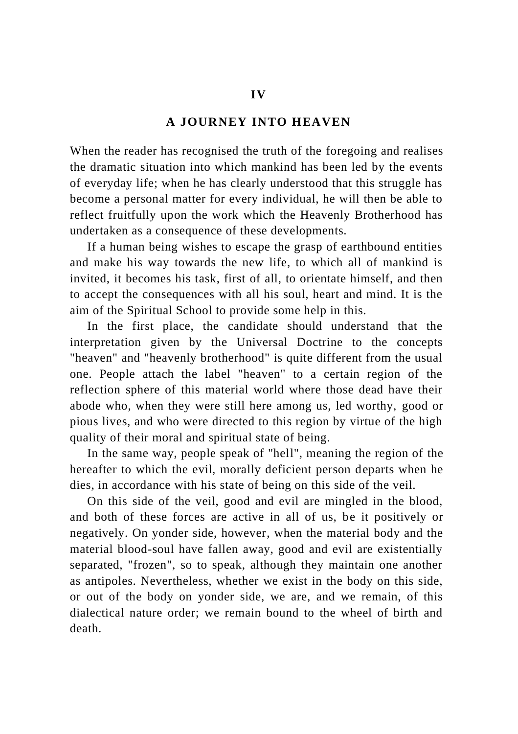## IV

## A JOURNEY INTO HEAVEN

When the reader has recognised the truth of the foregoing and realises the dramatic situation into which mankind has been led by the events of everyday life; when he has clearly understood that this struggle has become a personal matter for every individual, he will then be able to reflect fruitfully upon the work which the Heavenly Brotherhood has undertaken as a consequence of these developments.

If a human being wishes to escape the grasp of earthbound entities and make his way towards the new life, to which all of mankind is invited, it becomes his task, first of all, to orientate himself, and then to accept the consequences with all his soul, heart and mind. It is the aim of the Spiritual School to provide some help in this.

In the first place, the candidate should understand that the interpretation given by the Universal Doctrine to the concepts "heaven" and "heavenly brotherhood" is quite different from the usual one. People attach the label "heaven" to a certain region of the reflection sphere of this material world where those dead have their abode who, when they were still here among us, led worthy, good or pious lives, and who were directed to this region by virtue of the high quality of their moral and spiritual state of being.

In the same way, people speak of "hell", meaning the region of the hereafter to which the evil, morally deficient person departs when he dies, in accordance with his state of being on this side of the veil.

On this side of the veil, good and evil are mingled in the blood, and both of these forces are active in all of us, be it positively or negatively. On yonder side, however, when the material body and the material blood-soul have fallen away, good and evil are existentially separated, "frozen", so to speak, although they maintain one another as antipoles. Nevertheless, whether we exist in the body on this side, or out of the body on yonder side, we are, and we remain, of this dialectical nature order; we remain bound to the wheel of birth and death.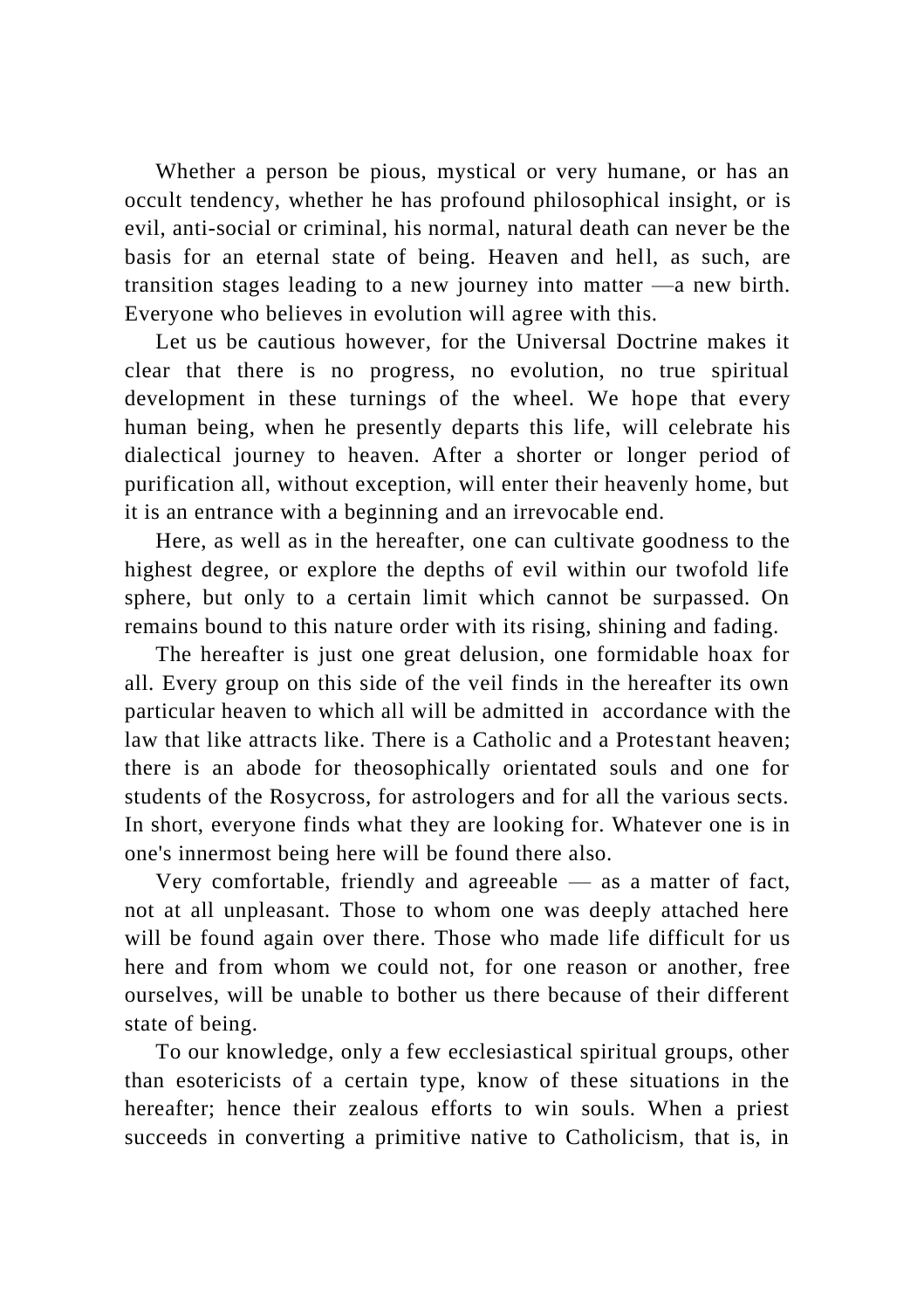Whether a person be pious, mystical or very humane, or has an occult tendency, whether he has profound philosophical insight, or is evil, anti-social or criminal, his normal, natural death can never be the basis for an eternal state of being. Heaven and hell, as such, are transition stages leading to a new journey into matter —a new birth. Everyone who believes in evolution will agree with this.

Let us be cautious however, for the Universal Doctrine makes it clear that there is no progress, no evolution, no true spiritual development in these turnings of the wheel. We hope that every human being, when he presently departs this life, will celebrate his dialectical journey to heaven. After a shorter or longer period of purification all, without exception, will enter their heavenly home, but it is an entrance with a beginning and an irrevocable end.

Here, as well as in the hereafter, one can cultivate goodness to the highest degree, or explore the depths of evil within our twofold life sphere, but only to a certain limit which cannot be surpassed. On remains bound to this nature order with its rising, shining and fading.

The hereafter is just one great delusion, one formidable hoax for all. Every group on this side of the veil finds in the hereafter its own particular heaven to which all will be admitted in accordance with the law that like attracts like. There is a Catholic and a Protestant heaven; there is an abode for theosophically orientated souls and one for students of the Rosycross, for astrologers and for all the various sects. In short, everyone finds what they are looking for. Whatever one is in one's innermost being here will be found there also.

Very comfortable, friendly and agreeable — as a matter of fact, not at all unpleasant. Those to whom one was deeply attached here will be found again over there. Those who made life difficult for us here and from whom we could not, for one reason or another, free ourselves, will be unable to bother us there because of their different state of being.

To our knowledge, only a few ecclesiastical spiritual groups, other than esotericists of a certain type, know of these situations in the hereafter; hence their zealous efforts to win souls. When a priest succeeds in converting a primitive native to Catholicism, that is, in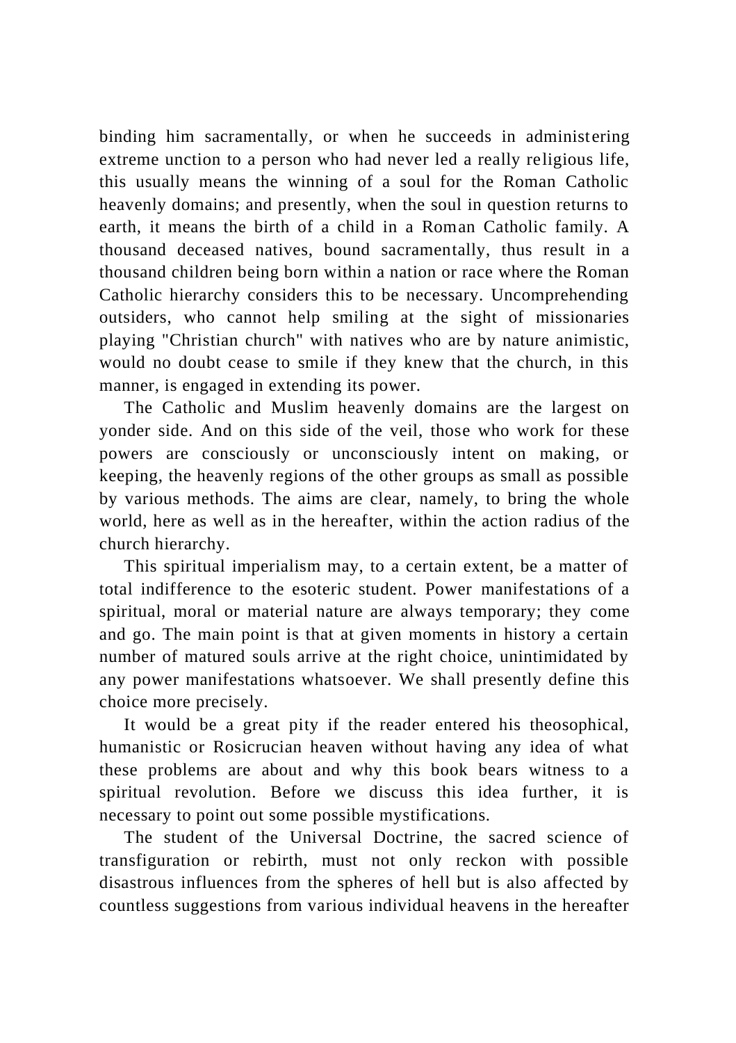binding him sacramentally, or when he succeeds in administering extreme unction to a person who had never led a really religious life, this usually means the winning of a soul for the Roman Catholic heavenly domains; and presently, when the soul in question returns to earth, it means the birth of a child in a Roman Catholic family. A thousand deceased natives, bound sacramentally, thus result in a thousand children being born within a nation or race where the Roman Catholic hierarchy considers this to be necessary. Uncomprehending outsiders, who cannot help smiling at the sight of missionaries playing "Christian church" with natives who are by nature animistic, would no doubt cease to smile if they knew that the church, in this manner, is engaged in extending its power.

The Catholic and Muslim heavenly domains are the largest on yonder side. And on this side of the veil, those who work for these powers are consciously or unconsciously intent on making, or keeping, the heavenly regions of the other groups as small as possible by various methods. The aims are clear, namely, to bring the whole world, here as well as in the hereafter, within the action radius of the church hierarchy.

This spiritual imperialism may, to a certain extent, be a matter of total indifference to the esoteric student. Power manifestations of a spiritual, moral or material nature are always temporary; they come and go. The main point is that at given moments in history a certain number of matured souls arrive at the right choice, unintimidated by any power manifestations whatsoever. We shall presently define this choice more precisely.

It would be a great pity if the reader entered his theosophical, humanistic or Rosicrucian heaven without having any idea of what these problems are about and why this book bears witness to a spiritual revolution. Before we discuss this idea further, it is necessary to point out some possible mystifications.

The student of the Universal Doctrine, the sacred science of transfiguration or rebirth, must not only reckon with possible disastrous influences from the spheres of hell but is also affected by countless suggestions from various individual heavens in the hereafter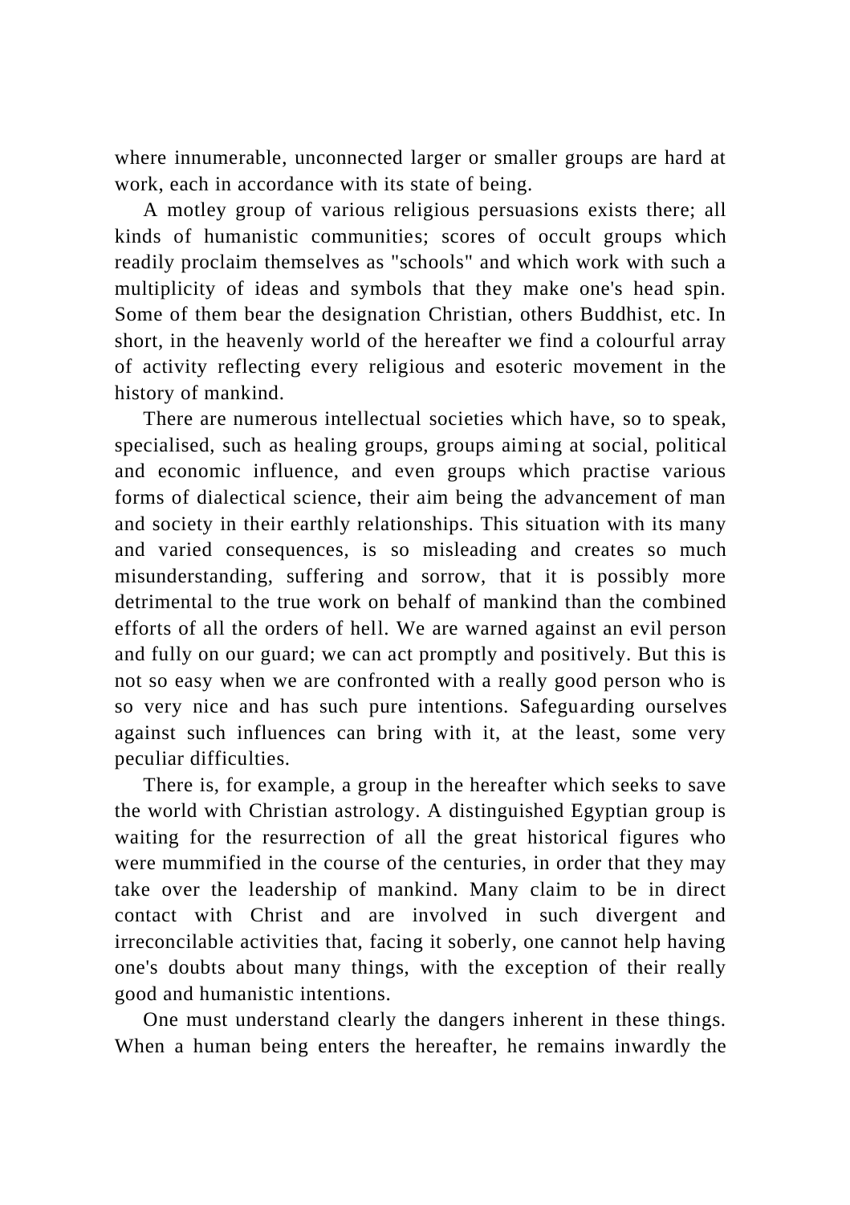where innumerable, unconnected larger or smaller groups are hard at work, each in accordance with its state of being.

A motley group of various religious persuasions exists there; all kinds of humanistic communities; scores of occult groups which readily proclaim themselves as "schools" and which work with such a multiplicity of ideas and symbols that they make one's head spin. Some of them bear the designation Christian, others Buddhist, etc. In short, in the heavenly world of the hereafter we find a colourful array of activity reflecting every religious and esoteric movement in the history of mankind.

There are numerous intellectual societies which have, so to speak, specialised, such as healing groups, groups aiming at social, political and economic influence, and even groups which practise various forms of dialectical science, their aim being the advancement of man and society in their earthly relationships. This situation with its many and varied consequences, is so misleading and creates so much misunderstanding, suffering and sorrow, that it is possibly more detrimental to the true work on behalf of mankind than the combined efforts of all the orders of hell. We are warned against an evil person and fully on our guard; we can act promptly and positively. But this is not so easy when we are confronted with a really good person who is so very nice and has such pure intentions. Safeguarding ourselves against such influences can bring with it, at the least, some very peculiar difficulties.

There is, for example, a group in the hereafter which seeks to save the world with Christian astrology. A distinguished Egyptian group is waiting for the resurrection of all the great historical figures who were mummified in the course of the centuries, in order that they may take over the leadership of mankind. Many claim to be in direct contact with Christ and are involved in such divergent and irreconcilable activities that, facing it soberly, one cannot help having one's doubts about many things, with the exception of their really good and humanistic intentions.

One must understand clearly the dangers inherent in these things. When a human being enters the hereafter, he remains inwardly the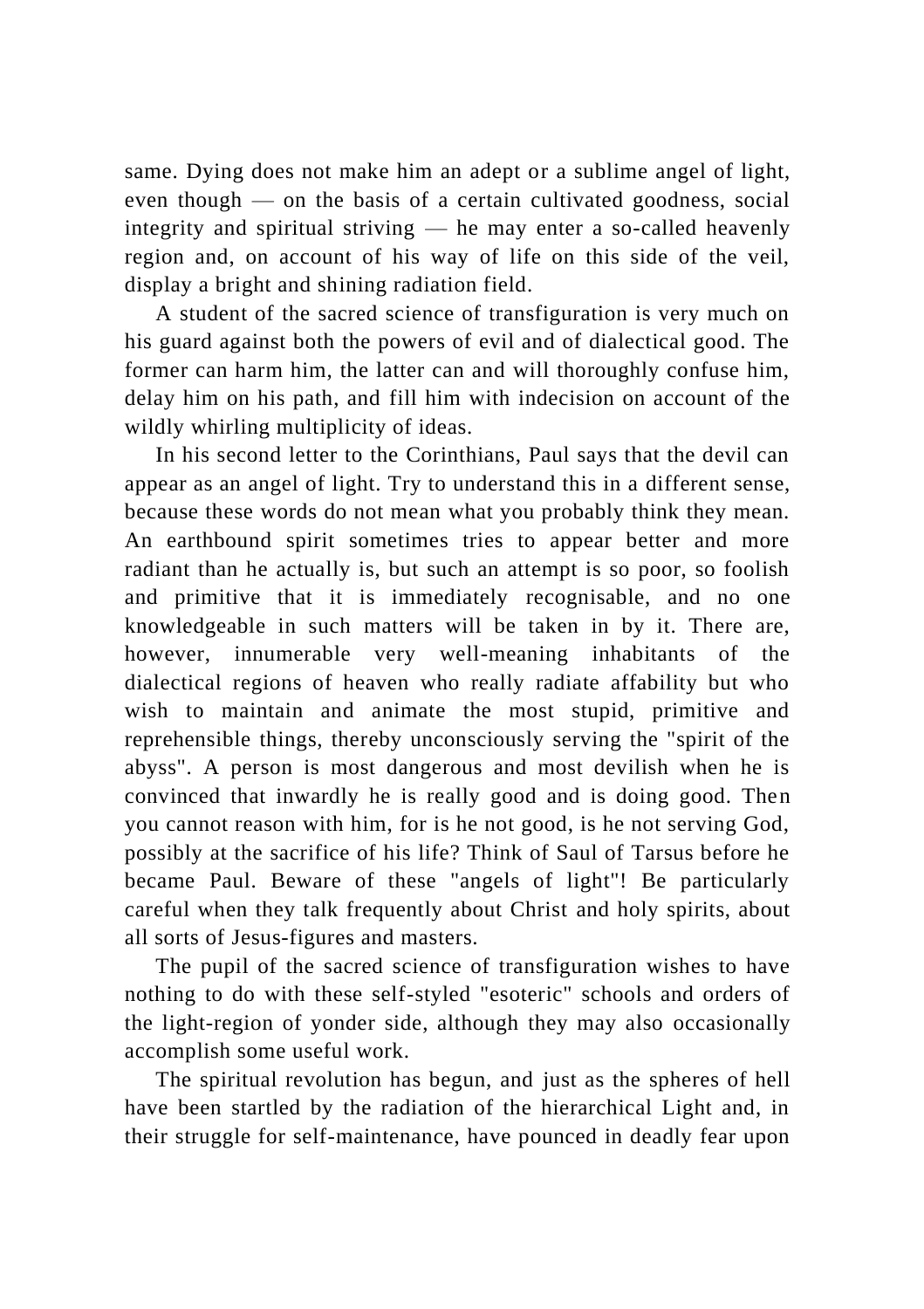same. Dying does not make him an adept or a sublime angel of light, even though — on the basis of a certain cultivated goodness, social integrity and spiritual striving — he may enter a so-called heavenly region and, on account of his way of life on this side of the veil, display a bright and shining radiation field.

A student of the sacred science of transfiguration is very much on his guard against both the powers of evil and of dialectical good. The former can harm him, the latter can and will thoroughly confuse him, delay him on his path, and fill him with indecision on account of the wildly whirling multiplicity of ideas.

In his second letter to the Corinthians, Paul says that the devil can appear as an angel of light. Try to understand this in a different sense, because these words do not mean what you probably think they mean. An earthbound spirit sometimes tries to appear better and more radiant than he actually is, but such an attempt is so poor, so foolish and primitive that it is immediately recognisable, and no one knowledgeable in such matters will be taken in by it. There are, however, innumerable very well-meaning inhabitants of the dialectical regions of heaven who really radiate affability but who wish to maintain and animate the most stupid, primitive and reprehensible things, thereby unconsciously serving the "spirit of the abyss". A person is most dangerous and most devilish when he is convinced that inwardly he is really good and is doing good. Then you cannot reason with him, for is he not good, is he not serving God, possibly at the sacrifice of his life? Think of Saul of Tarsus before he became Paul. Beware of these "angels of light"! Be particularly careful when they talk frequently about Christ and holy spirits, about all sorts of Jesus-figures and masters.

The pupil of the sacred science of transfiguration wishes to have nothing to do with these self-styled "esoteric" schools and orders of the light-region of yonder side, although they may also occasionally accomplish some useful work.

The spiritual revolution has begun, and just as the spheres of hell have been startled by the radiation of the hierarchical Light and, in their struggle for self-maintenance, have pounced in deadly fear upon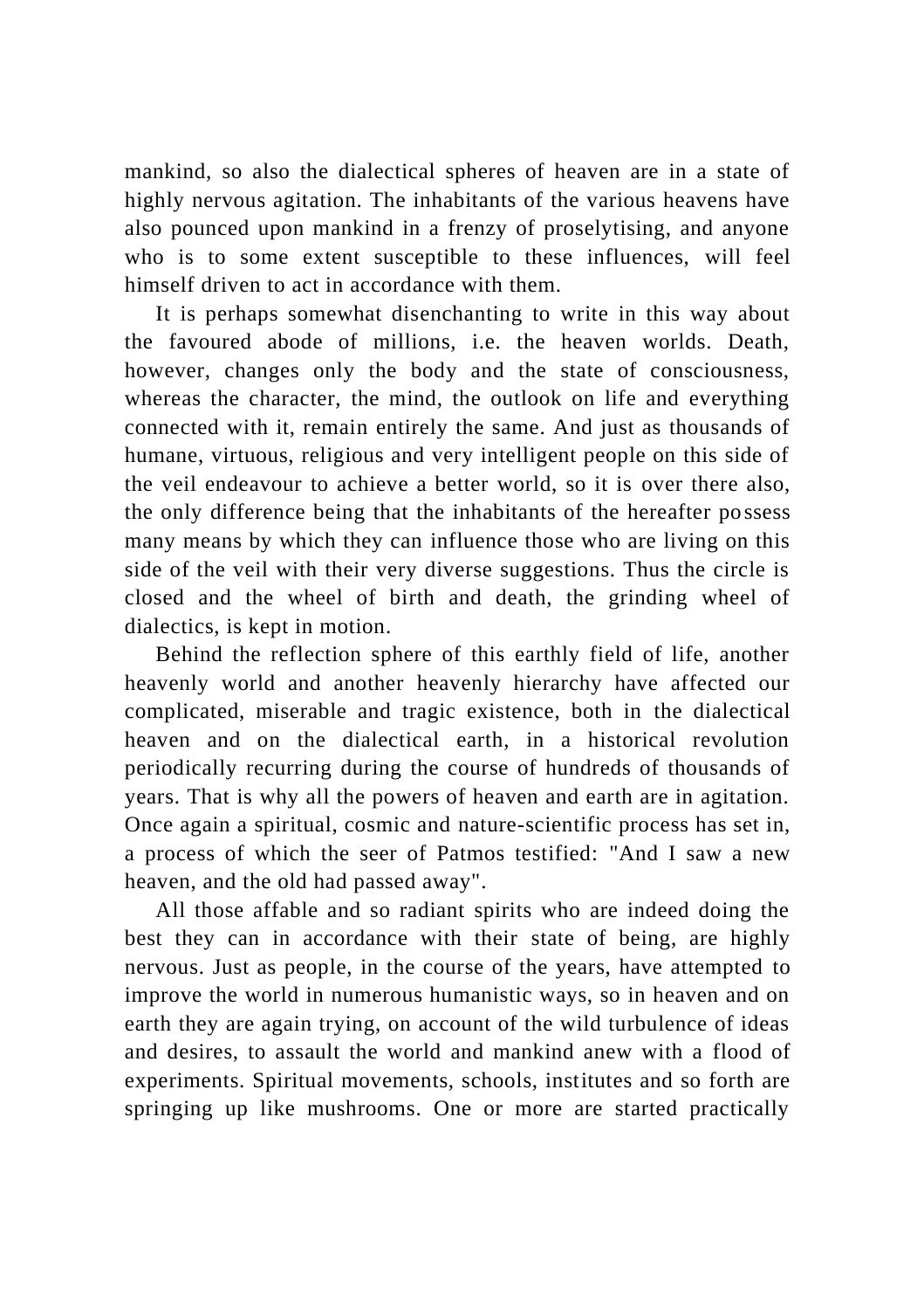mankind, so also the dialectical spheres of heaven are in a state of highly nervous agitation. The inhabitants of the various heavens have also pounced upon mankind in a frenzy of proselytising, and anyone who is to some extent susceptible to these influences, will feel himself driven to act in accordance with them.

It is perhaps somewhat disenchanting to write in this way about the favoured abode of millions, i.e. the heaven worlds. Death, however, changes only the body and the state of consciousness, whereas the character, the mind, the outlook on life and everything connected with it, remain entirely the same. And just as thousands of humane, virtuous, religious and very intelligent people on this side of the veil endeavour to achieve a better world, so it is over there also, the only difference being that the inhabitants of the hereafter possess many means by which they can influence those who are living on this side of the veil with their very diverse suggestions. Thus the circle is closed and the wheel of birth and death, the grinding wheel of dialectics, is kept in motion.

Behind the reflection sphere of this earthly field of life, another heavenly world and another heavenly hierarchy have affected our complicated, miserable and tragic existence, both in the dialectical heaven and on the dialectical earth, in a historical revolution periodically recurring during the course of hundreds of thousands of years. That is why all the powers of heaven and earth are in agitation. Once again a spiritual, cosmic and nature-scientific process has set in, a process of which the seer of Patmos testified: "And I saw a new heaven, and the old had passed away".

All those affable and so radiant spirits who are indeed doing the best they can in accordance with their state of being, are highly nervous. Just as people, in the course of the years, have attempted to improve the world in numerous humanistic ways, so in heaven and on earth they are again trying, on account of the wild turbulence of ideas and desires, to assault the world and mankind anew with a flood of experiments. Spiritual movements, schools, institutes and so forth are springing up like mushrooms. One or more are started practically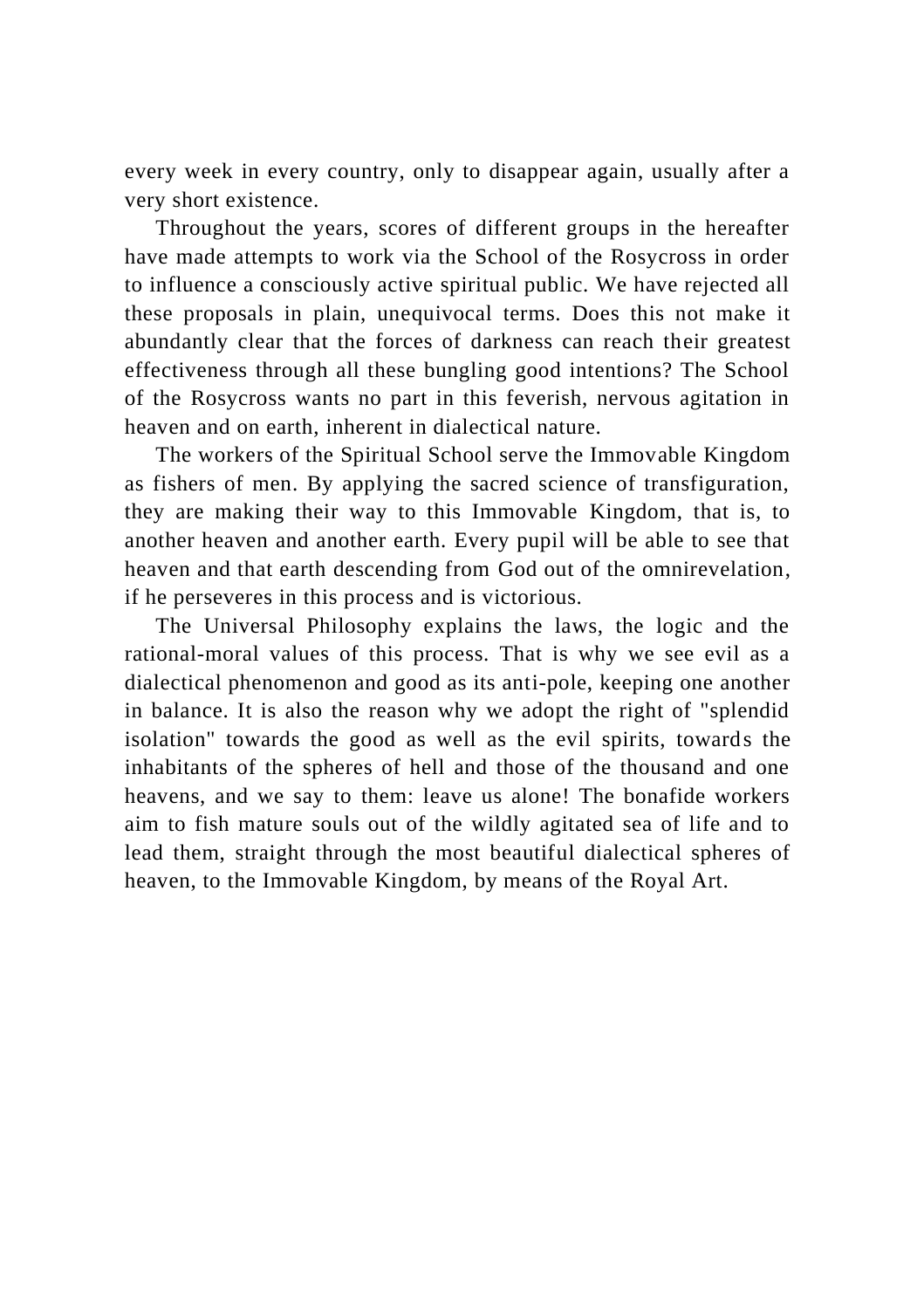every week in every country, only to disappear again, usually after a very short existence.

Throughout the years, scores of different groups in the hereafter have made attempts to work via the School of the Rosycross in order to influence a consciously active spiritual public. We have rejected all these proposals in plain, unequivocal terms. Does this not make it abundantly clear that the forces of darkness can reach their greatest effectiveness through all these bungling good intentions? The School of the Rosycross wants no part in this feverish, nervous agitation in heaven and on earth, inherent in dialectical nature.

The workers of the Spiritual School serve the Immovable Kingdom as fishers of men. By applying the sacred science of transfiguration, they are making their way to this Immovable Kingdom, that is, to another heaven and another earth. Every pupil will be able to see that heaven and that earth descending from God out of the omnirevelation, if he perseveres in this process and is victorious.

The Universal Philosophy explains the laws, the logic and the rational-moral values of this process. That is why we see evil as a dialectical phenomenon and good as its anti-pole, keeping one another in balance. It is also the reason why we adopt the right of "splendid isolation" towards the good as well as the evil spirits, towards the inhabitants of the spheres of hell and those of the thousand and one heavens, and we say to them: leave us alone! The bonafide workers aim to fish mature souls out of the wildly agitated sea of life and to lead them, straight through the most beautiful dialectical spheres of heaven, to the Immovable Kingdom, by means of the Royal Art.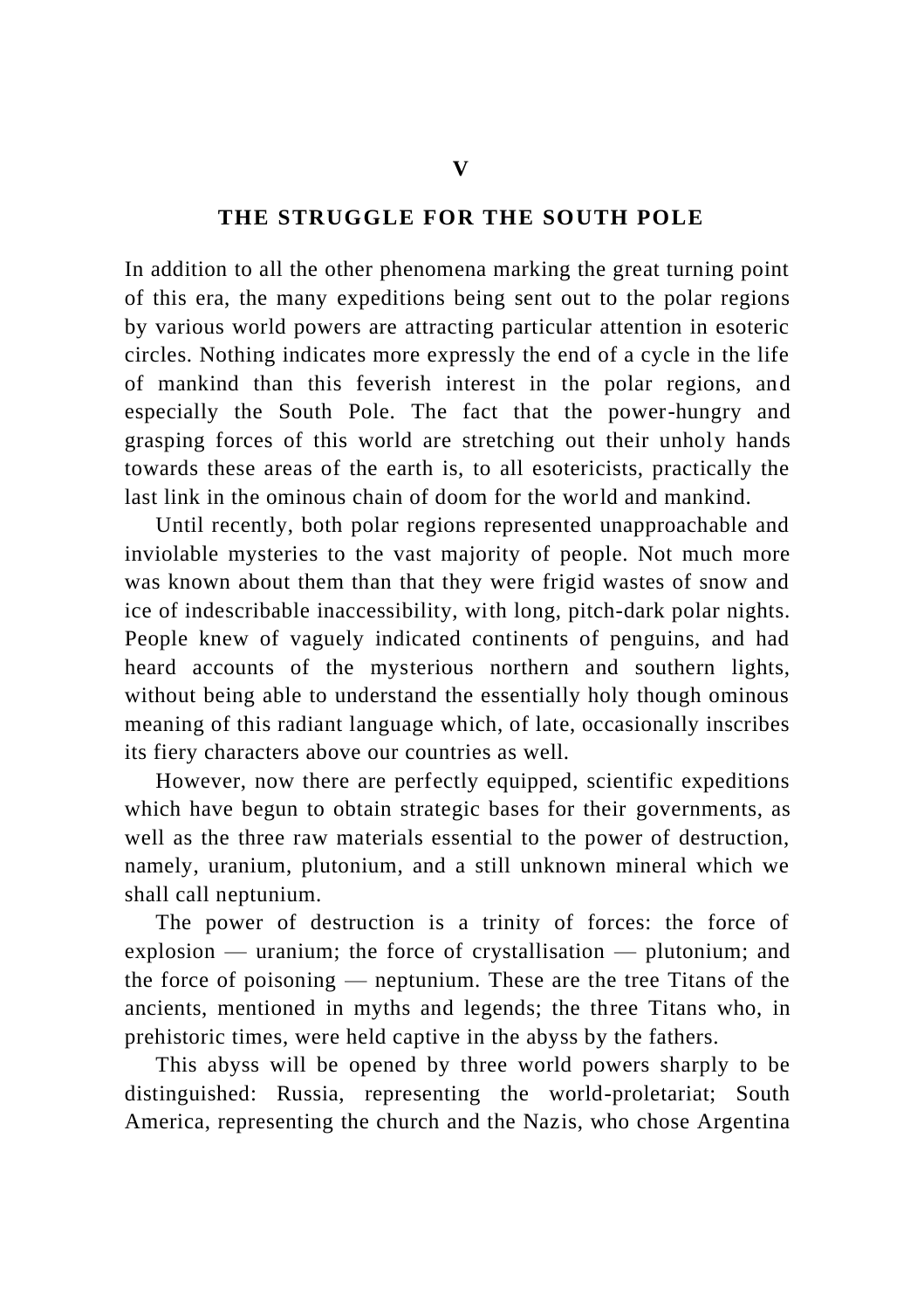## V

## THE STRUGGLE FOR THE SOUTH POLE

In addition to all the other phenomena marking the great turning point of this era, the many expeditions being sent out to the polar regions by various world powers are attracting particular attention in esoteric circles. Nothing indicates more expressly the end of a cycle in the life of mankind than this feverish interest in the polar regions, and especially the South Pole. The fact that the power-hungry and grasping forces of this world are stretching out their unholy hands towards these areas of the earth is, to all esotericists, practically the last link in the ominous chain of doom for the world and mankind.

Until recently, both polar regions represented unapproachable and inviolable mysteries to the vast majority of people. Not much more was known about them than that they were frigid wastes of snow and ice of indescribable inaccessibility, with long, pitch-dark polar nights. People knew of vaguely indicated continents of penguins, and had heard accounts of the mysterious northern and southern lights, without being able to understand the essentially holy though ominous meaning of this radiant language which, of late, occasionally inscribes its fiery characters above our countries as well.

However, now there are perfectly equipped, scientific expeditions which have begun to obtain strategic bases for their governments, as well as the three raw materials essential to the power of destruction, namely, uranium, plutonium, and a still unknown mineral which we shall call neptunium.

The power of destruction is a trinity of forces: the force of explosion — uranium; the force of crystallisation — plutonium; and the force of poisoning — neptunium. These are the tree Titans of the ancients, mentioned in myths and legends; the three Titans who, in prehistoric times, were held captive in the abyss by the fathers.

This abyss will be opened by three world powers sharply to be distinguished: Russia, representing the world-proletariat; South America, representing the church and the Nazis, who chose Argentina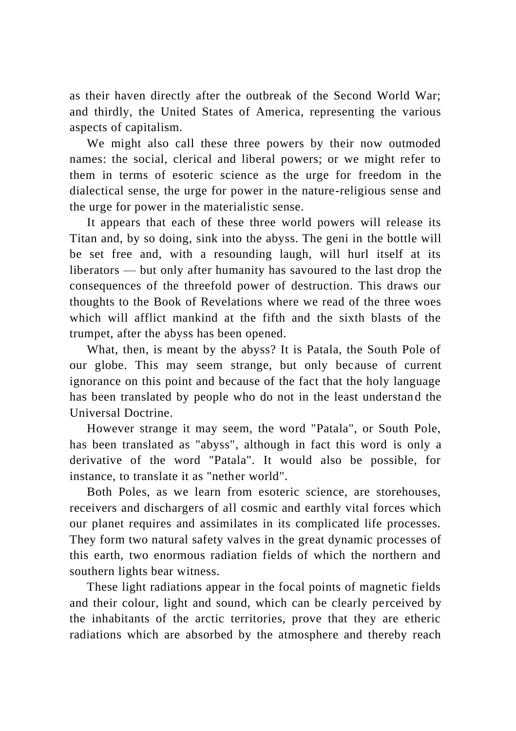as their haven directly after the outbreak of the Second World War; and thirdly, the United States of America, representing the various aspects of capitalism.

We might also call these three powers by their now outmoded names: the social, clerical and liberal powers; or we might refer to them in terms of esoteric science as the urge for freedom in the dialectical sense, the urge for power in the nature-religious sense and the urge for power in the materialistic sense.

It appears that each of these three world powers will release its Titan and, by so doing, sink into the abyss. The geni in the bottle will be set free and, with a resounding laugh, will hurl itself at its liberators — but only after humanity has savoured to the last drop the consequences of the threefold power of destruction. This draws our thoughts to the Book of Revelations where we read of the three woes which will afflict mankind at the fifth and the sixth blasts of the trumpet, after the abyss has been opened.

What, then, is meant by the abyss? It is Patala, the South Pole of our globe. This may seem strange, but only because of current ignorance on this point and because of the fact that the holy language has been translated by people who do not in the least understand the Universal Doctrine.

However strange it may seem, the word "Patala", or South Pole, has been translated as "abyss", although in fact this word is only a derivative of the word "Patala". It would also be possible, for instance, to translate it as "nether world".

Both Poles, as we learn from esoteric science, are storehouses, receivers and dischargers of all cosmic and earthly vital forces which our planet requires and assimilates in its complicated life processes. They form two natural safety valves in the great dynamic processes of this earth, two enormous radiation fields of which the northern and southern lights bear witness.

These light radiations appear in the focal points of magnetic fields and their colour, light and sound, which can be clearly perceived by the inhabitants of the arctic territories, prove that they are etheric radiations which are absorbed by the atmosphere and thereby reach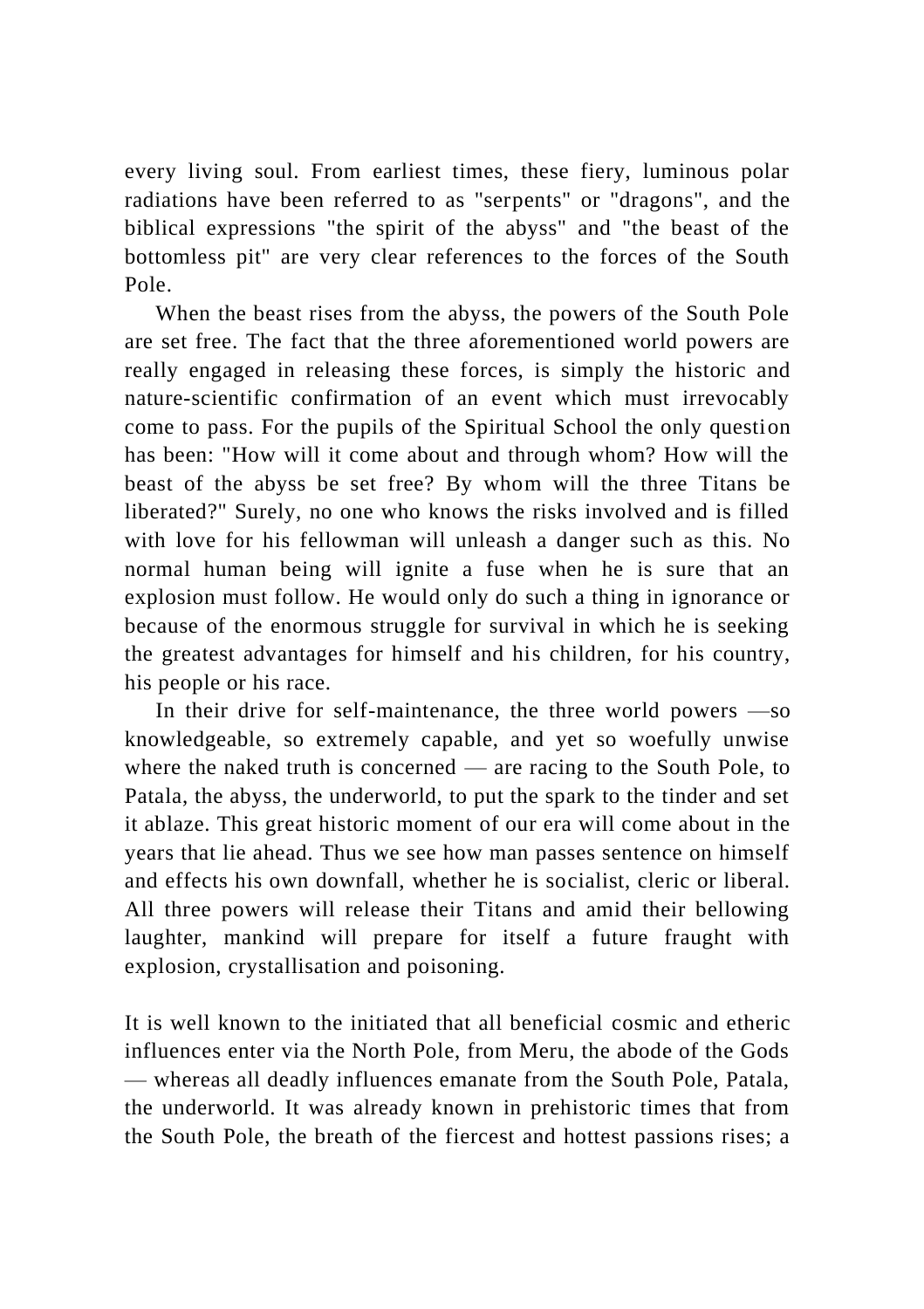every living soul. From earliest times, these fiery, luminous polar radiations have been referred to as "serpents" or "dragons", and the biblical expressions "the spirit of the abyss" and "the beast of the bottomless pit" are very clear references to the forces of the South Pole.

When the beast rises from the abyss, the powers of the South Pole are set free. The fact that the three aforementioned world powers are really engaged in releasing these forces, is simply the historic and nature-scientific confirmation of an event which must irrevocably come to pass. For the pupils of the Spiritual School the only question has been: "How will it come about and through whom? How will the beast of the abyss be set free? By whom will the three Titans be liberated?" Surely, no one who knows the risks involved and is filled with love for his fellowman will unleash a danger such as this. No normal human being will ignite a fuse when he is sure that an explosion must follow. He would only do such a thing in ignorance or because of the enormous struggle for survival in which he is seeking the greatest advantages for himself and his children, for his country, his people or his race.

In their drive for self-maintenance, the three world powers —so knowledgeable, so extremely capable, and yet so woefully unwise where the naked truth is concerned — are racing to the South Pole, to Patala, the abyss, the underworld, to put the spark to the tinder and set it ablaze. This great historic moment of our era will come about in the years that lie ahead. Thus we see how man passes sentence on himself and effects his own downfall, whether he is socialist, cleric or liberal. All three powers will release their Titans and amid their bellowing laughter, mankind will prepare for itself a future fraught with explosion, crystallisation and poisoning.

It is well known to the initiated that all beneficial cosmic and etheric influences enter via the North Pole, from Meru, the abode of the Gods — whereas all deadly influences emanate from the South Pole, Patala, the underworld. It was already known in prehistoric times that from the South Pole, the breath of the fiercest and hottest passions rises; a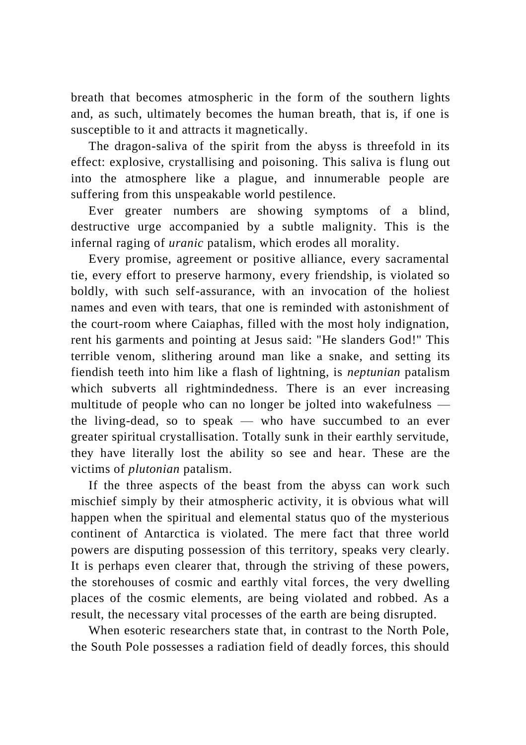breath that becomes atmospheric in the form of the southern lights and, as such, ultimately becomes the human breath, that is, if one is susceptible to it and attracts it magnetically.

The dragon-saliva of the spirit from the abyss is threefold in its effect: explosive, crystallising and poisoning. This saliva is flung out into the atmosphere like a plague, and innumerable people are suffering from this unspeakable world pestilence.

Ever greater numbers are showing symptoms of a blind, destructive urge accompanied by a subtle malignity. This is the infernal raging of *uranic* patalism, which erodes all morality.

Every promise, agreement or positive alliance, every sacramental tie, every effort to preserve harmony, every friendship, is violated so boldly, with such self-assurance, with an invocation of the holiest names and even with tears, that one is reminded with astonishment of the court-room where Caiaphas, filled with the most holy indignation, rent his garments and pointing at Jesus said: "He slanders God!" This terrible venom, slithering around man like a snake, and setting its fiendish teeth into him like a flash of lightning, is *neptunian* patalism which subverts all rightmindedness. There is an ever increasing multitude of people who can no longer be jolted into wakefulness — the living-dead, so to speak — who have succumbed to an ever greater spiritual crystallisation. Totally sunk in their earthly servitude, they have literally lost the ability so see and hear. These are the victims of *plutonian* patalism.

If the three aspects of the beast from the abyss can work such mischief simply by their atmospheric activity, it is obvious what will happen when the spiritual and elemental status quo of the mysterious continent of Antarctica is violated. The mere fact that three world powers are disputing possession of this territory, speaks very clearly. It is perhaps even clearer that, through the striving of these powers, the storehouses of cosmic and earthly vital forces, the very dwelling places of the cosmic elements, are being violated and robbed. As a result, the necessary vital processes of the earth are being disrupted.

When esoteric researchers state that, in contrast to the North Pole, the South Pole possesses a radiation field of deadly forces, this should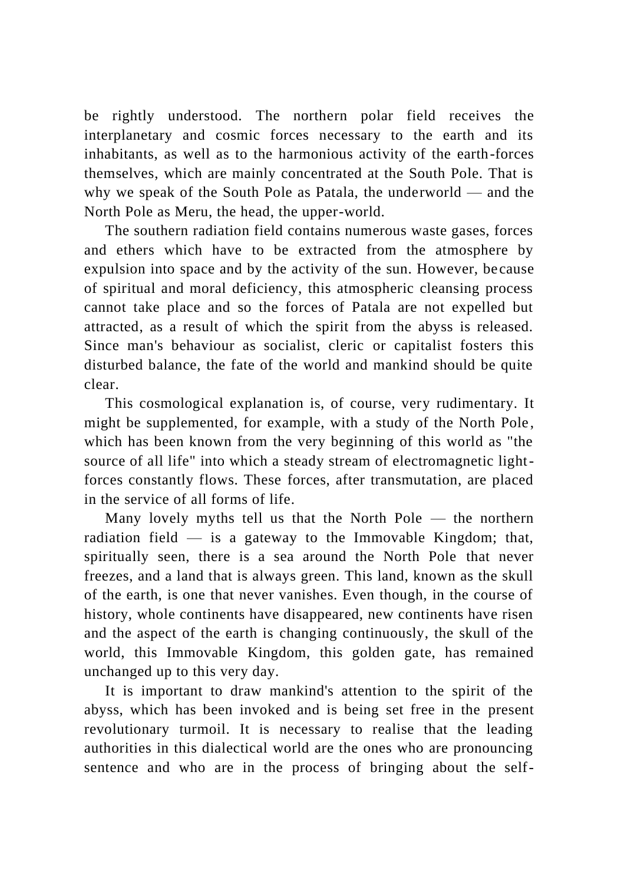be rightly understood. The northern polar field receives the interplanetary and cosmic forces necessary to the earth and its inhabitants, as well as to the harmonious activity of the earth-forces themselves, which are mainly concentrated at the South Pole. That is why we speak of the South Pole as Patala, the underworld — and the North Pole as Meru, the head, the upper-world.

The southern radiation field contains numerous waste gases, forces and ethers which have to be extracted from the atmosphere by expulsion into space and by the activity of the sun. However, because of spiritual and moral deficiency, this atmospheric cleansing process cannot take place and so the forces of Patala are not expelled but attracted, as a result of which the spirit from the abyss is released. Since man's behaviour as socialist, cleric or capitalist fosters this disturbed balance, the fate of the world and mankind should be quite clear.

This cosmological explanation is, of course, very rudimentary. It might be supplemented, for example, with a study of the North Pole, which has been known from the very beginning of this world as "the source of all life" into which a steady stream of electromagnetic light-forces constantly flows. These forces, after transmutation, are placed in the service of all forms of life.

Many lovely myths tell us that the North Pole — the northern radiation field — is a gateway to the Immovable Kingdom; that, spiritually seen, there is a sea around the North Pole that never freezes, and a land that is always green. This land, known as the skull of the earth, is one that never vanishes. Even though, in the course of history, whole continents have disappeared, new continents have risen and the aspect of the earth is changing continuously, the skull of the world, this Immovable Kingdom, this golden gate, has remained unchanged up to this very day.

It is important to draw mankind's attention to the spirit of the abyss, which has been invoked and is being set free in the present revolutionary turmoil. It is necessary to realise that the leading authorities in this dialectical world are the ones who are pronouncing sentence and who are in the process of bringing about the self-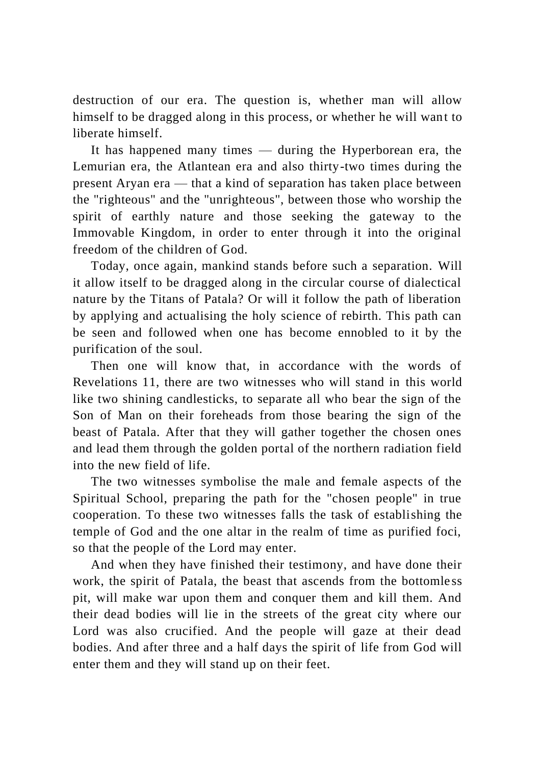destruction of our era. The question is, whether man will allow himself to be dragged along in this process, or whether he will want to liberate himself.

It has happened many times — during the Hyperborean era, the Lemurian era, the Atlantean era and also thirty-two times during the present Aryan era — that a kind of separation has taken place between the "righteous" and the "unrighteous", between those who worship the spirit of earthly nature and those seeking the gateway to the Immovable Kingdom, in order to enter through it into the original freedom of the children of God.

Today, once again, mankind stands before such a separation. Will it allow itself to be dragged along in the circular course of dialectical nature by the Titans of Patala? Or will it follow the path of liberation by applying and actualising the holy science of rebirth. This path can be seen and followed when one has become ennobled to it by the purification of the soul.

Then one will know that, in accordance with the words of Revelations 11, there are two witnesses who will stand in this world like two shining candlesticks, to separate all who bear the sign of the Son of Man on their foreheads from those bearing the sign of the beast of Patala. After that they will gather together the chosen ones and lead them through the golden portal of the northern radiation field into the new field of life.

The two witnesses symbolise the male and female aspects of the Spiritual School, preparing the path for the "chosen people" in true cooperation. To these two witnesses falls the task of establishing the temple of God and the one altar in the realm of time as purified foci, so that the people of the Lord may enter.

And when they have finished their testimony, and have done their work, the spirit of Patala, the beast that ascends from the bottomless pit, will make war upon them and conquer them and kill them. And their dead bodies will lie in the streets of the great city where our Lord was also crucified. And the people will gaze at their dead bodies. And after three and a half days the spirit of life from God will enter them and they will stand up on their feet.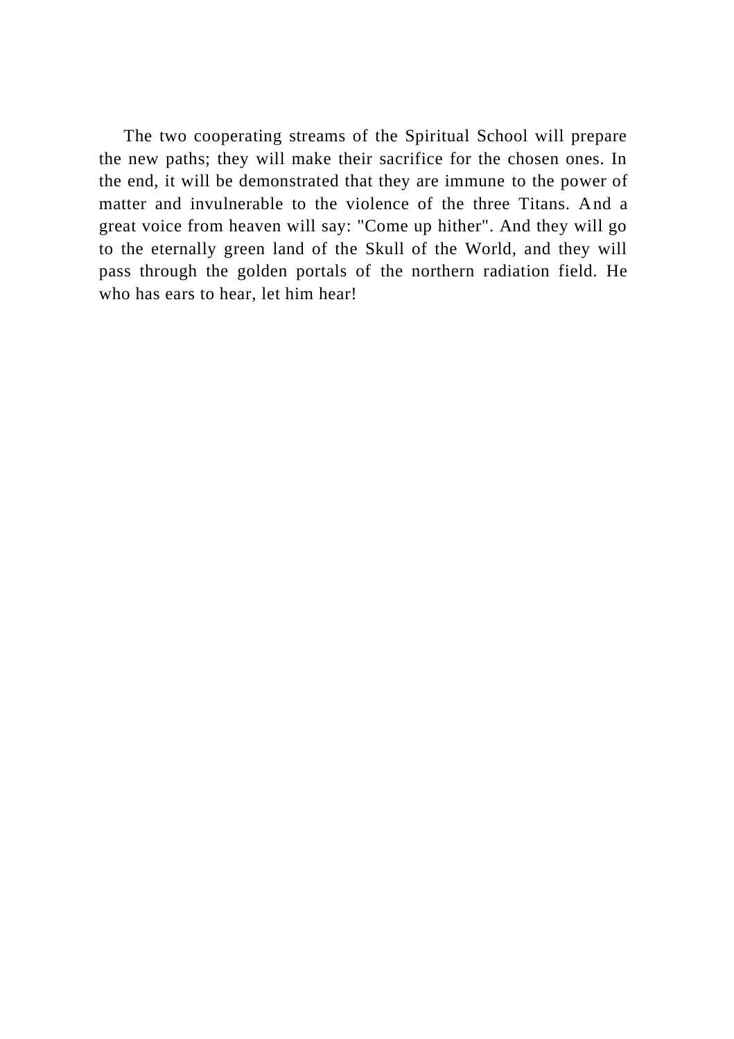The two cooperating streams of the Spiritual School will prepare the new paths; they will make their sacrifice for the chosen ones. In the end, it will be demonstrated that they are immune to the power of matter and invulnerable to the violence of the three Titans. And a great voice from heaven will say: "Come up hither". And they will go to the eternally green land of the Skull of the World, and they will pass through the golden portals of the northern radiation field. He who has ears to hear, let him hear!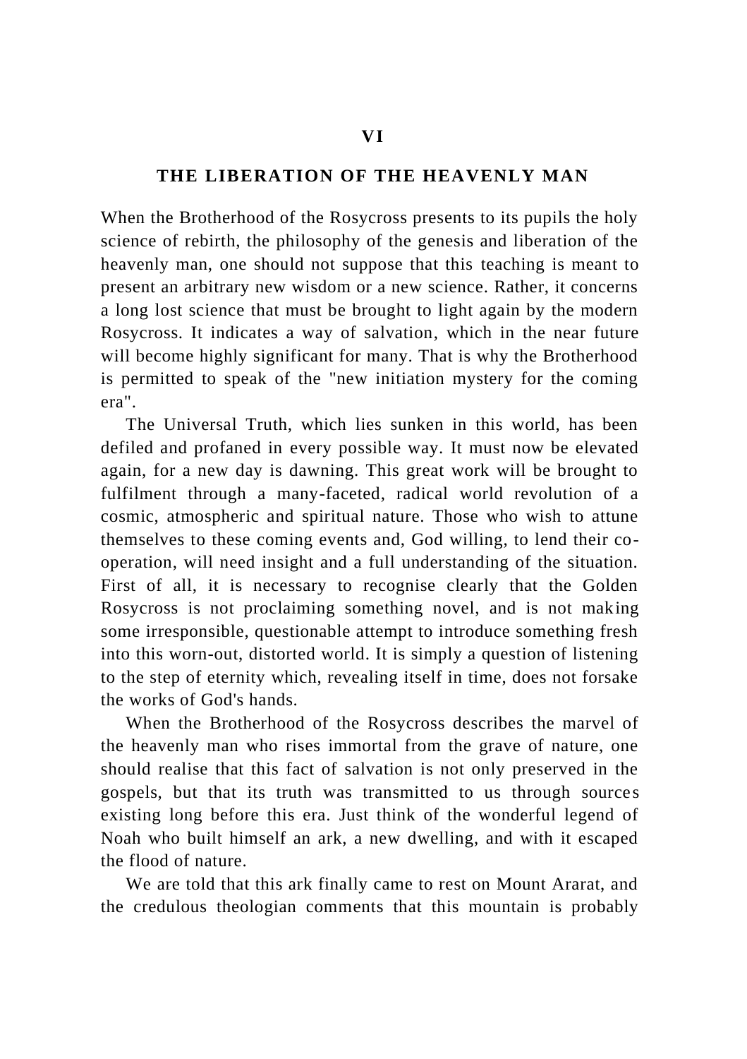# VI

## THE LIBERATION OF THE HEAVENLY MAN

When the Brotherhood of the Rosycross presents to its pupils the holy science of rebirth, the philosophy of the genesis and liberation of the heavenly man, one should not suppose that this teaching is meant to present an arbitrary new wisdom or a new science. Rather, it concerns a long lost science that must be brought to light again by the modern Rosycross. It indicates a way of salvation, which in the near future will become highly significant for many. That is why the Brotherhood is permitted to speak of the "new initiation mystery for the coming era".

The Universal Truth, which lies sunken in this world, has been defiled and profaned in every possible way. It must now be elevated again, for a new day is dawning. This great work will be brought to fulfilment through a many-faceted, radical world revolution of a cosmic, atmospheric and spiritual nature. Those who wish to attune themselves to these coming events and, God willing, to lend their co-operation, will need insight and a full understanding of the situation. First of all, it is necessary to recognise clearly that the Golden Rosycross is not proclaiming something novel, and is not making some irresponsible, questionable attempt to introduce something fresh into this worn-out, distorted world. It is simply a question of listening to the step of eternity which, revealing itself in time, does not forsake the works of God's hands.

When the Brotherhood of the Rosycross describes the marvel of the heavenly man who rises immortal from the grave of nature, one should realise that this fact of salvation is not only preserved in the gospels, but that its truth was transmitted to us through sources existing long before this era. Just think of the wonderful legend of Noah who built himself an ark, a new dwelling, and with it escaped the flood of nature.

We are told that this ark finally came to rest on Mount Ararat, and the credulous theologian comments that this mountain is probably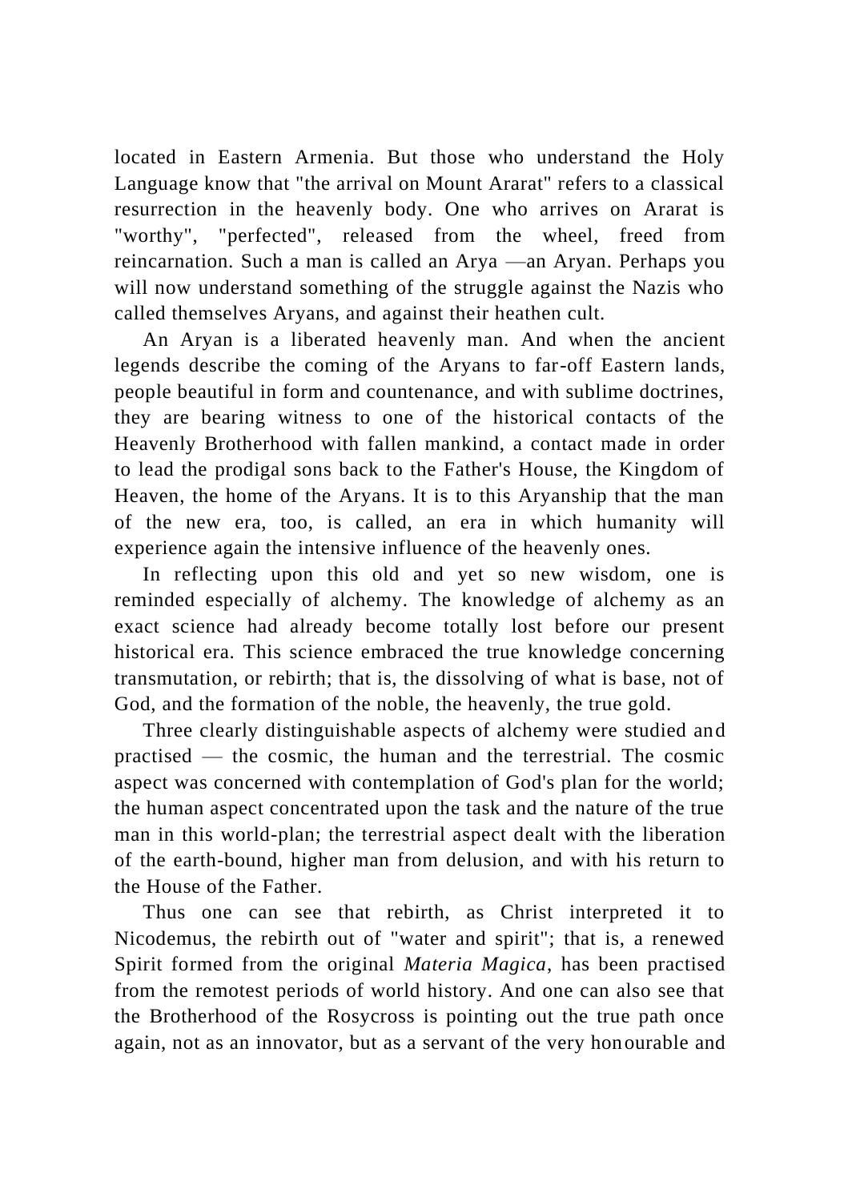located in Eastern Armenia. But those who understand the Holy Language know that "the arrival on Mount Ararat" refers to a classical resurrection in the heavenly body. One who arrives on Ararat is "worthy", "perfected", released from the wheel, freed from reincarnation. Such a man is called an Arya —an Aryan. Perhaps you will now understand something of the struggle against the Nazis who called themselves Aryans, and against their heathen cult.

An Aryan is a liberated heavenly man. And when the ancient legends describe the coming of the Aryans to far-off Eastern lands, people beautiful in form and countenance, and with sublime doctrines, they are bearing witness to one of the historical contacts of the Heavenly Brotherhood with fallen mankind, a contact made in order to lead the prodigal sons back to the Father's House, the Kingdom of Heaven, the home of the Aryans. It is to this Aryanship that the man of the new era, too, is called, an era in which humanity will experience again the intensive influence of the heavenly ones.

In reflecting upon this old and yet so new wisdom, one is reminded especially of alchemy. The knowledge of alchemy as an exact science had already become totally lost before our present historical era. This science embraced the true knowledge concerning transmutation, or rebirth; that is, the dissolving of what is base, not of God, and the formation of the noble, the heavenly, the true gold.

Three clearly distinguishable aspects of alchemy were studied and practised — the cosmic, the human and the terrestrial. The cosmic aspect was concerned with contemplation of God's plan for the world; the human aspect concentrated upon the task and the nature of the true man in this world-plan; the terrestrial aspect dealt with the liberation of the earth-bound, higher man from delusion, and with his return to the House of the Father.

Thus one can see that rebirth, as Christ interpreted it to Nicodemus, the rebirth out of "water and spirit"; that is, a renewed Spirit formed from the original *Materia Magica*, has been practised from the remotest periods of world history. And one can also see that the Brotherhood of the Rosycross is pointing out the true path once again, not as an innovator, but as a servant of the very honourable and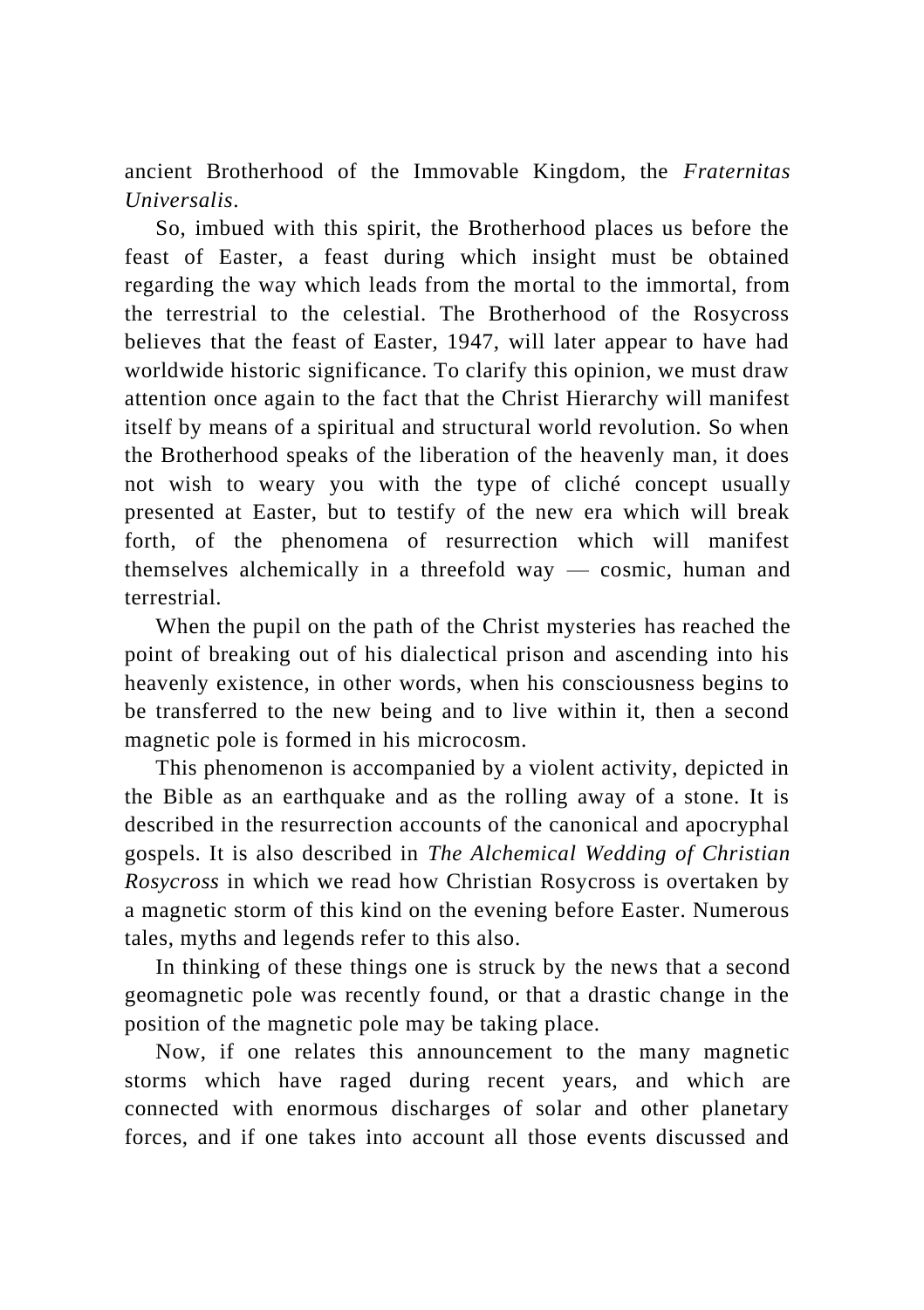ancient Brotherhood of the Immovable Kingdom, the *Fraternitas Universalis*.

So, imbued with this spirit, the Brotherhood places us before the feast of Easter, a feast during which insight must be obtained regarding the way which leads from the mortal to the immortal, from the terrestrial to the celestial. The Brotherhood of the Rosycross believes that the feast of Easter, 1947, will later appear to have had worldwide historic significance. To clarify this opinion, we must draw attention once again to the fact that the Christ Hierarchy will manifest itself by means of a spiritual and structural world revolution. So when the Brotherhood speaks of the liberation of the heavenly man, it does not wish to weary you with the type of cliché concept usually presented at Easter, but to testify of the new era which will break forth, of the phenomena of resurrection which will manifest themselves alchemically in a threefold way — cosmic, human and terrestrial.

When the pupil on the path of the Christ mysteries has reached the point of breaking out of his dialectical prison and ascending into his heavenly existence, in other words, when his consciousness begins to be transferred to the new being and to live within it, then a second magnetic pole is formed in his microcosm.

This phenomenon is accompanied by a violent activity, depicted in the Bible as an earthquake and as the rolling away of a stone. It is described in the resurrection accounts of the canonical and apocryphal gospels. It is also described in *The Alchemical Wedding of Christian Rosycross* in which we read how Christian Rosycross is overtaken by a magnetic storm of this kind on the evening before Easter. Numerous tales, myths and legends refer to this also.

In thinking of these things one is struck by the news that a second geomagnetic pole was recently found, or that a drastic change in the position of the magnetic pole may be taking place.

Now, if one relates this announcement to the many magnetic storms which have raged during recent years, and which are connected with enormous discharges of solar and other planetary forces, and if one takes into account all those events discussed and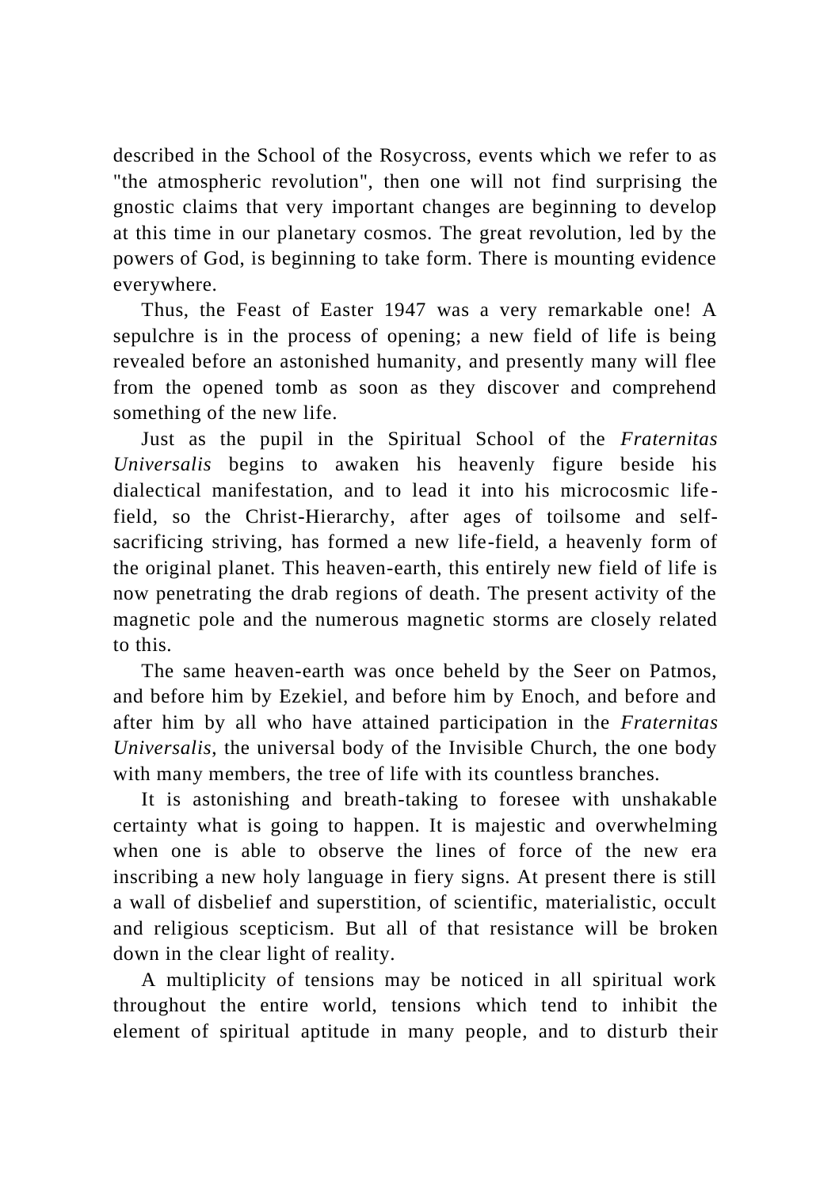described in the School of the Rosycross, events which we refer to as "the atmospheric revolution", then one will not find surprising the gnostic claims that very important changes are beginning to develop at this time in our planetary cosmos. The great revolution, led by the powers of God, is beginning to take form. There is mounting evidence everywhere.

Thus, the Feast of Easter 1947 was a very remarkable one! A sepulchre is in the process of opening; a new field of life is being revealed before an astonished humanity, and presently many will flee from the opened tomb as soon as they discover and comprehend something of the new life.

Just as the pupil in the Spiritual School of the *Fraternitas Universalis* begins to awaken his heavenly figure beside his dialectical manifestation, and to lead it into his microcosmic life-field, so the Christ-Hierarchy, after ages of toilsome and self-sacrificing striving, has formed a new life-field, a heavenly form of the original planet. This heaven-earth, this entirely new field of life is now penetrating the drab regions of death. The present activity of the magnetic pole and the numerous magnetic storms are closely related to this.

The same heaven-earth was once beheld by the Seer on Patmos, and before him by Ezekiel, and before him by Enoch, and before and after him by all who have attained participation in the *Fraternitas Universalis*, the universal body of the Invisible Church, the one body with many members, the tree of life with its countless branches.

It is astonishing and breath-taking to foresee with unshakable certainty what is going to happen. It is majestic and overwhelming when one is able to observe the lines of force of the new era inscribing a new holy language in fiery signs. At present there is still a wall of disbelief and superstition, of scientific, materialistic, occult and religious scepticism. But all of that resistance will be broken down in the clear light of reality.

A multiplicity of tensions may be noticed in all spiritual work throughout the entire world, tensions which tend to inhibit the element of spiritual aptitude in many people, and to disturb their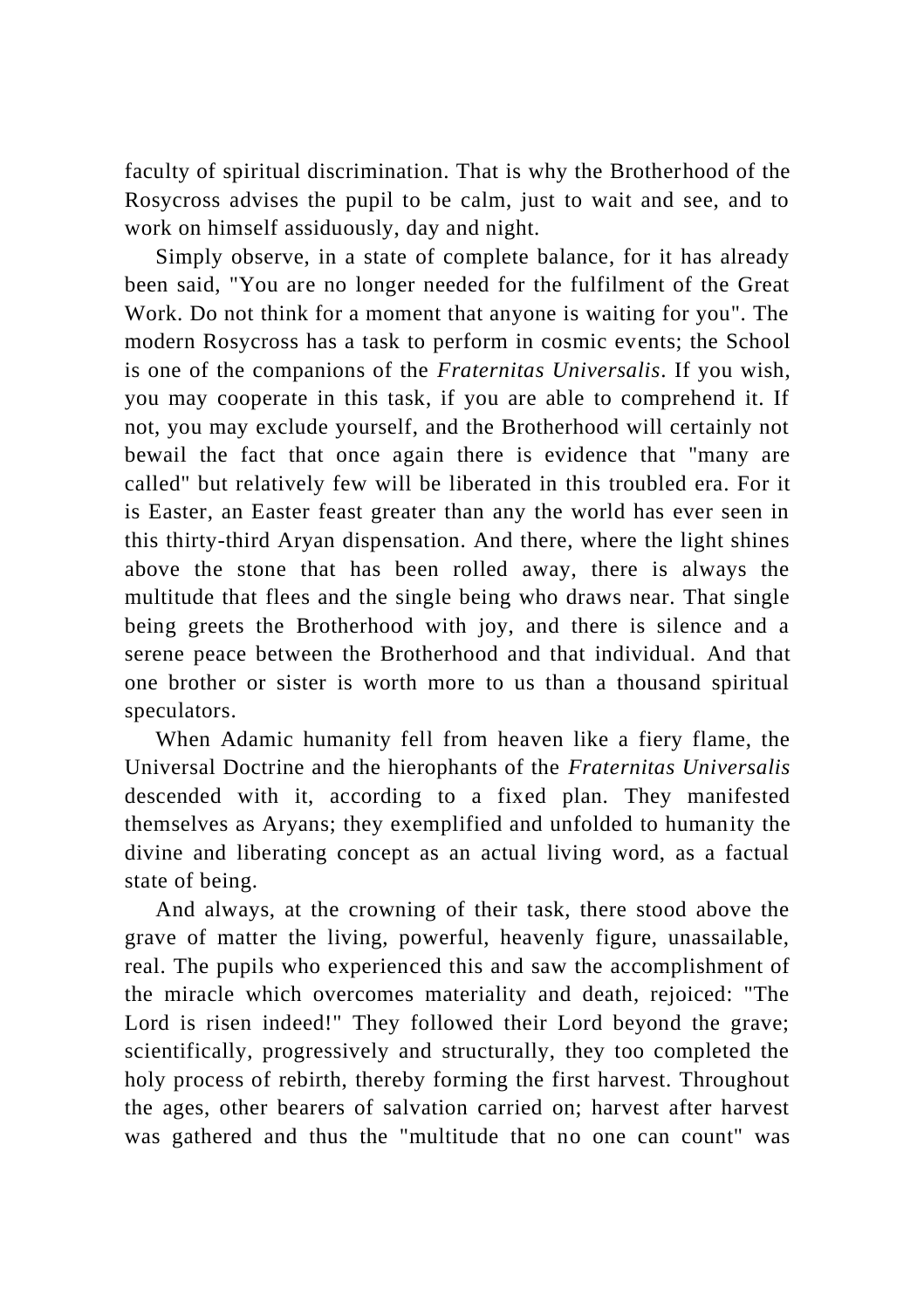faculty of spiritual discrimination. That is why the Brotherhood of the Rosycross advises the pupil to be calm, just to wait and see, and to work on himself assiduously, day and night.

Simply observe, in a state of complete balance, for it has already been said, "You are no longer needed for the fulfilment of the Great Work. Do not think for a moment that anyone is waiting for you". The modern Rosycross has a task to perform in cosmic events; the School is one of the companions of the *Fraternitas Universalis*. If you wish, you may cooperate in this task, if you are able to comprehend it. If not, you may exclude yourself, and the Brotherhood will certainly not bewail the fact that once again there is evidence that "many are called" but relatively few will be liberated in this troubled era. For it is Easter, an Easter feast greater than any the world has ever seen in this thirty-third Aryan dispensation. And there, where the light shines above the stone that has been rolled away, there is always the multitude that flees and the single being who draws near. That single being greets the Brotherhood with joy, and there is silence and a serene peace between the Brotherhood and that individual. And that one brother or sister is worth more to us than a thousand spiritual speculators.

When Adamic humanity fell from heaven like a fiery flame, the Universal Doctrine and the hierophants of the *Fraternitas Universalis* descended with it, according to a fixed plan. They manifested themselves as Aryans; they exemplified and unfolded to humanity the divine and liberating concept as an actual living word, as a factual state of being.

And always, at the crowning of their task, there stood above the grave of matter the living, powerful, heavenly figure, unassailable, real. The pupils who experienced this and saw the accomplishment of the miracle which overcomes materiality and death, rejoiced: "The Lord is risen indeed!" They followed their Lord beyond the grave; scientifically, progressively and structurally, they too completed the holy process of rebirth, thereby forming the first harvest. Throughout the ages, other bearers of salvation carried on; harvest after harvest was gathered and thus the "multitude that no one can count" was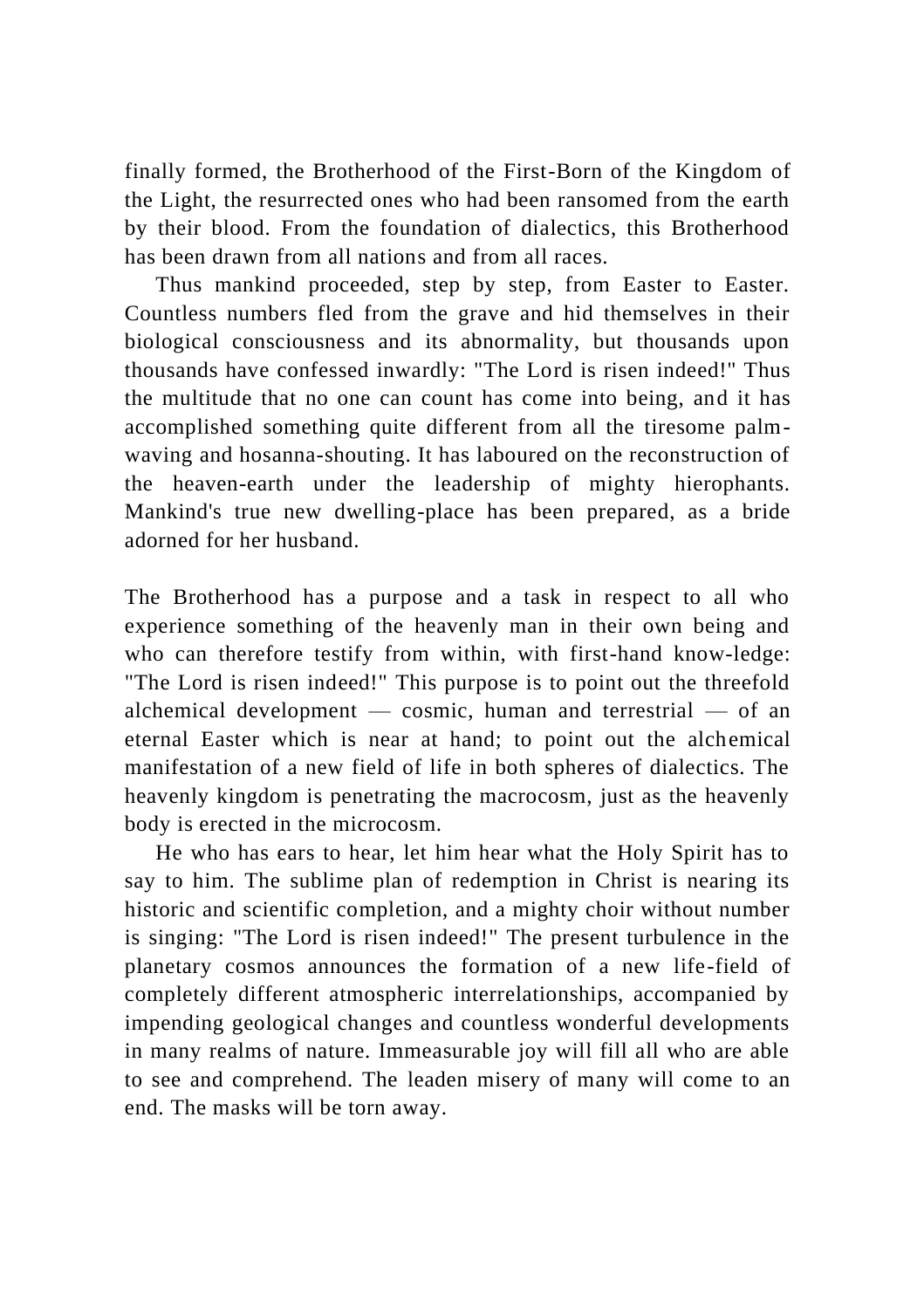finally formed, the Brotherhood of the First-Born of the Kingdom of the Light, the resurrected ones who had been ransomed from the earth by their blood. From the foundation of dialectics, this Brotherhood has been drawn from all nations and from all races.

Thus mankind proceeded, step by step, from Easter to Easter. Countless numbers fled from the grave and hid themselves in their biological consciousness and its abnormality, but thousands upon thousands have confessed inwardly: "The Lord is risen indeed!" Thus the multitude that no one can count has come into being, and it has accomplished something quite different from all the tiresome palm-waving and hosanna-shouting. It has laboured on the reconstruction of the heaven-earth under the leadership of mighty hierophants. Mankind's true new dwelling-place has been prepared, as a bride adorned for her husband.

The Brotherhood has a purpose and a task in respect to all who experience something of the heavenly man in their own being and who can therefore testify from within, with first-hand know-ledge: "The Lord is risen indeed!" This purpose is to point out the threefold alchemical development — cosmic, human and terrestrial — of an eternal Easter which is near at hand; to point out the alchemical manifestation of a new field of life in both spheres of dialectics. The heavenly kingdom is penetrating the macrocosm, just as the heavenly body is erected in the microcosm.

He who has ears to hear, let him hear what the Holy Spirit has to say to him. The sublime plan of redemption in Christ is nearing its historic and scientific completion, and a mighty choir without number is singing: "The Lord is risen indeed!" The present turbulence in the planetary cosmos announces the formation of a new life-field of completely different atmospheric interrelationships, accompanied by impending geological changes and countless wonderful developments in many realms of nature. Immeasurable joy will fill all who are able to see and comprehend. The leaden misery of many will come to an end. The masks will be torn away.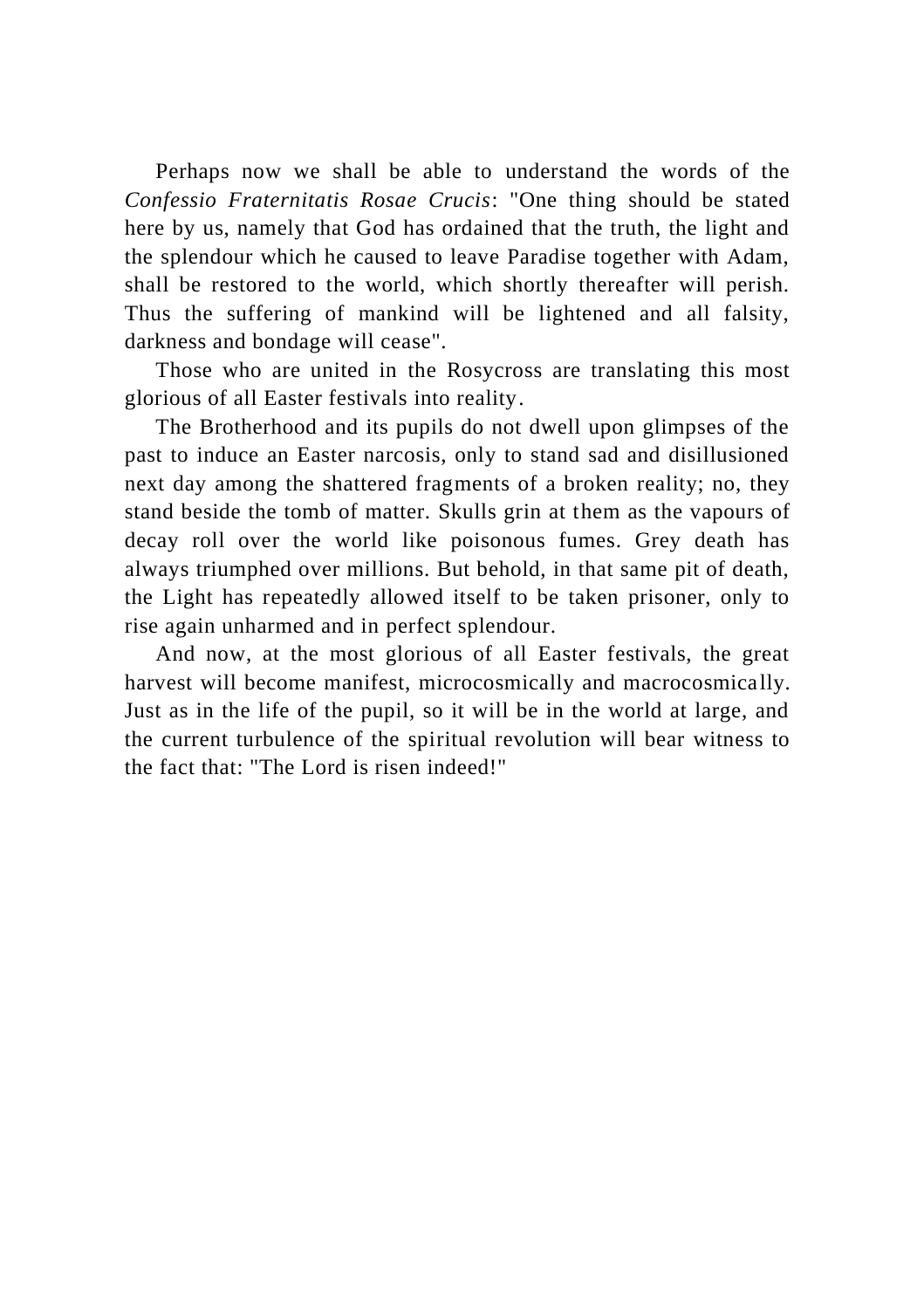Perhaps now we shall be able to understand the words of the *Confessio Fraternitatis Rosae Crucis*: "One thing should be stated here by us, namely that God has ordained that the truth, the light and the splendour which he caused to leave Paradise together with Adam, shall be restored to the world, which shortly thereafter will perish. Thus the suffering of mankind will be lightened and all falsity, darkness and bondage will cease".

Those who are united in the Rosycross are translating this most glorious of all Easter festivals into reality.

The Brotherhood and its pupils do not dwell upon glimpses of the past to induce an Easter narcosis, only to stand sad and disillusioned next day among the shattered fragments of a broken reality; no, they stand beside the tomb of matter. Skulls grin at them as the vapours of decay roll over the world like poisonous fumes. Grey death has always triumphed over millions. But behold, in that same pit of death, the Light has repeatedly allowed itself to be taken prisoner, only to rise again unharmed and in perfect splendour.

And now, at the most glorious of all Easter festivals, the great harvest will become manifest, microcosmically and macrocosmically. Just as in the life of the pupil, so it will be in the world at large, and the current turbulence of the spiritual revolution will bear witness to the fact that: "The Lord is risen indeed!"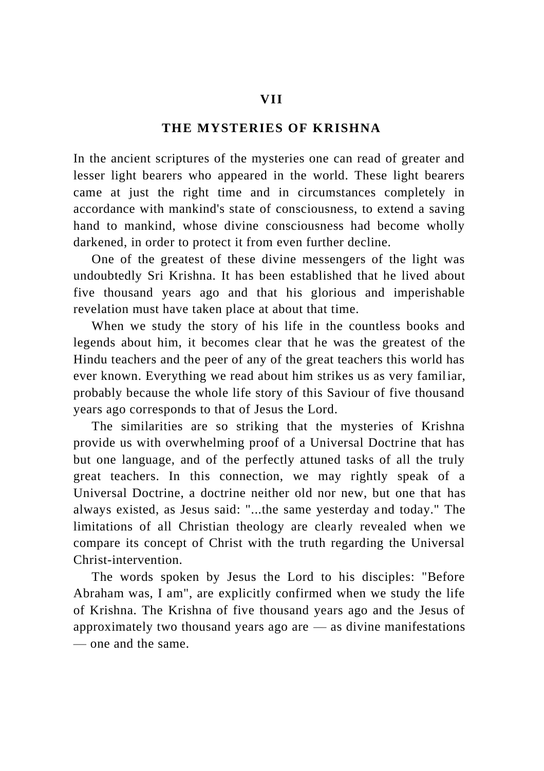# VII

## THE MYSTERIES OF KRISHNA

In the ancient scriptures of the mysteries one can read of greater and lesser light bearers who appeared in the world. These light bearers came at just the right time and in circumstances completely in accordance with mankind's state of consciousness, to extend a saving hand to mankind, whose divine consciousness had become wholly darkened, in order to protect it from even further decline.

One of the greatest of these divine messengers of the light was undoubtedly Sri Krishna. It has been established that he lived about five thousand years ago and that his glorious and imperishable revelation must have taken place at about that time.

When we study the story of his life in the countless books and legends about him, it becomes clear that he was the greatest of the Hindu teachers and the peer of any of the great teachers this world has ever known. Everything we read about him strikes us as very familiar, probably because the whole life story of this Saviour of five thousand years ago corresponds to that of Jesus the Lord.

The similarities are so striking that the mysteries of Krishna provide us with overwhelming proof of a Universal Doctrine that has but one language, and of the perfectly attuned tasks of all the truly great teachers. In this connection, we may rightly speak of a Universal Doctrine, a doctrine neither old nor new, but one that has always existed, as Jesus said: "...the same yesterday and today." The limitations of all Christian theology are clearly revealed when we compare its concept of Christ with the truth regarding the Universal Christ-intervention.

The words spoken by Jesus the Lord to his disciples: "Before Abraham was, I am", are explicitly confirmed when we study the life of Krishna. The Krishna of five thousand years ago and the Jesus of approximately two thousand years ago are — as divine manifestations — one and the same.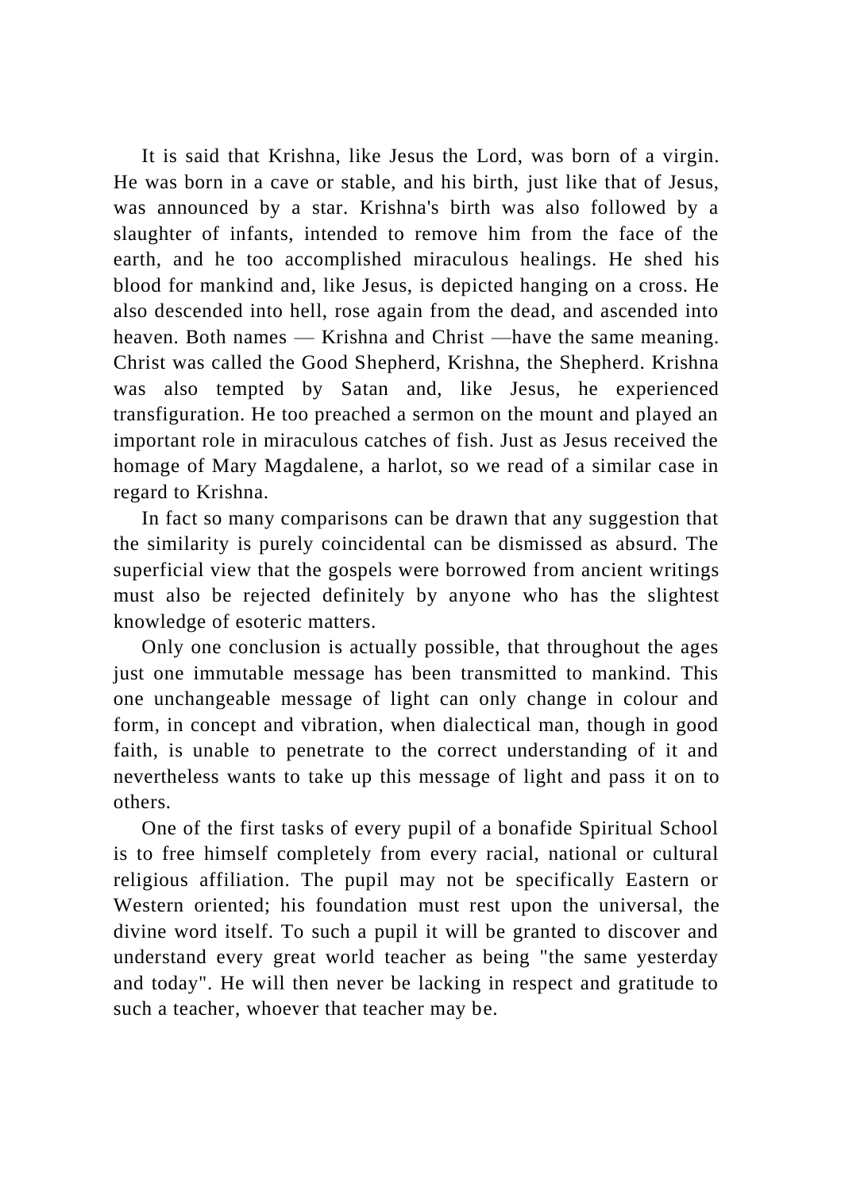It is said that Krishna, like Jesus the Lord, was born of a virgin. He was born in a cave or stable, and his birth, just like that of Jesus, was announced by a star. Krishna's birth was also followed by a slaughter of infants, intended to remove him from the face of the earth, and he too accomplished miraculous healings. He shed his blood for mankind and, like Jesus, is depicted hanging on a cross. He also descended into hell, rose again from the dead, and ascended into heaven. Both names — Krishna and Christ —have the same meaning. Christ was called the Good Shepherd, Krishna, the Shepherd. Krishna was also tempted by Satan and, like Jesus, he experienced transfiguration. He too preached a sermon on the mount and played an important role in miraculous catches of fish. Just as Jesus received the homage of Mary Magdalene, a harlot, so we read of a similar case in regard to Krishna.

In fact so many comparisons can be drawn that any suggestion that the similarity is purely coincidental can be dismissed as absurd. The superficial view that the gospels were borrowed from ancient writings must also be rejected definitely by anyone who has the slightest knowledge of esoteric matters.

Only one conclusion is actually possible, that throughout the ages just one immutable message has been transmitted to mankind. This one unchangeable message of light can only change in colour and form, in concept and vibration, when dialectical man, though in good faith, is unable to penetrate to the correct understanding of it and nevertheless wants to take up this message of light and pass it on to others.

One of the first tasks of every pupil of a bonafide Spiritual School is to free himself completely from every racial, national or cultural religious affiliation. The pupil may not be specifically Eastern or Western oriented; his foundation must rest upon the universal, the divine word itself. To such a pupil it will be granted to discover and understand every great world teacher as being "the same yesterday and today". He will then never be lacking in respect and gratitude to such a teacher, whoever that teacher may be.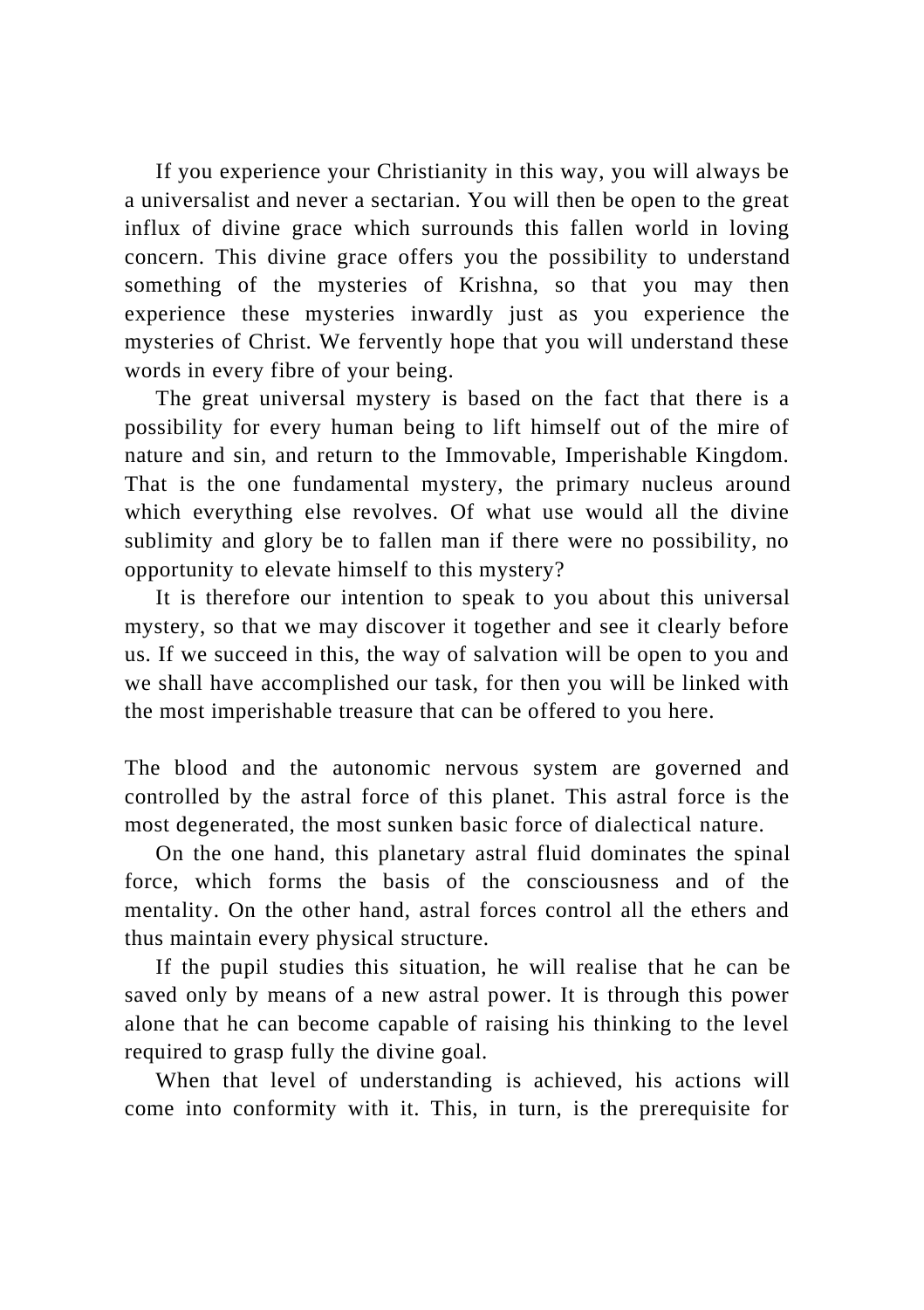If you experience your Christianity in this way, you will always be a universalist and never a sectarian. You will then be open to the great influx of divine grace which surrounds this fallen world in loving concern. This divine grace offers you the possibility to understand something of the mysteries of Krishna, so that you may then experience these mysteries inwardly just as you experience the mysteries of Christ. We fervently hope that you will understand these words in every fibre of your being.

The great universal mystery is based on the fact that there is a possibility for every human being to lift himself out of the mire of nature and sin, and return to the Immovable, Imperishable Kingdom. That is the one fundamental mystery, the primary nucleus around which everything else revolves. Of what use would all the divine sublimity and glory be to fallen man if there were no possibility, no opportunity to elevate himself to this mystery?

It is therefore our intention to speak to you about this universal mystery, so that we may discover it together and see it clearly before us. If we succeed in this, the way of salvation will be open to you and we shall have accomplished our task, for then you will be linked with the most imperishable treasure that can be offered to you here.

The blood and the autonomic nervous system are governed and controlled by the astral force of this planet. This astral force is the most degenerated, the most sunken basic force of dialectical nature.

On the one hand, this planetary astral fluid dominates the spinal force, which forms the basis of the consciousness and of the mentality. On the other hand, astral forces control all the ethers and thus maintain every physical structure.

If the pupil studies this situation, he will realise that he can be saved only by means of a new astral power. It is through this power alone that he can become capable of raising his thinking to the level required to grasp fully the divine goal.

When that level of understanding is achieved, his actions will come into conformity with it. This, in turn, is the prerequisite for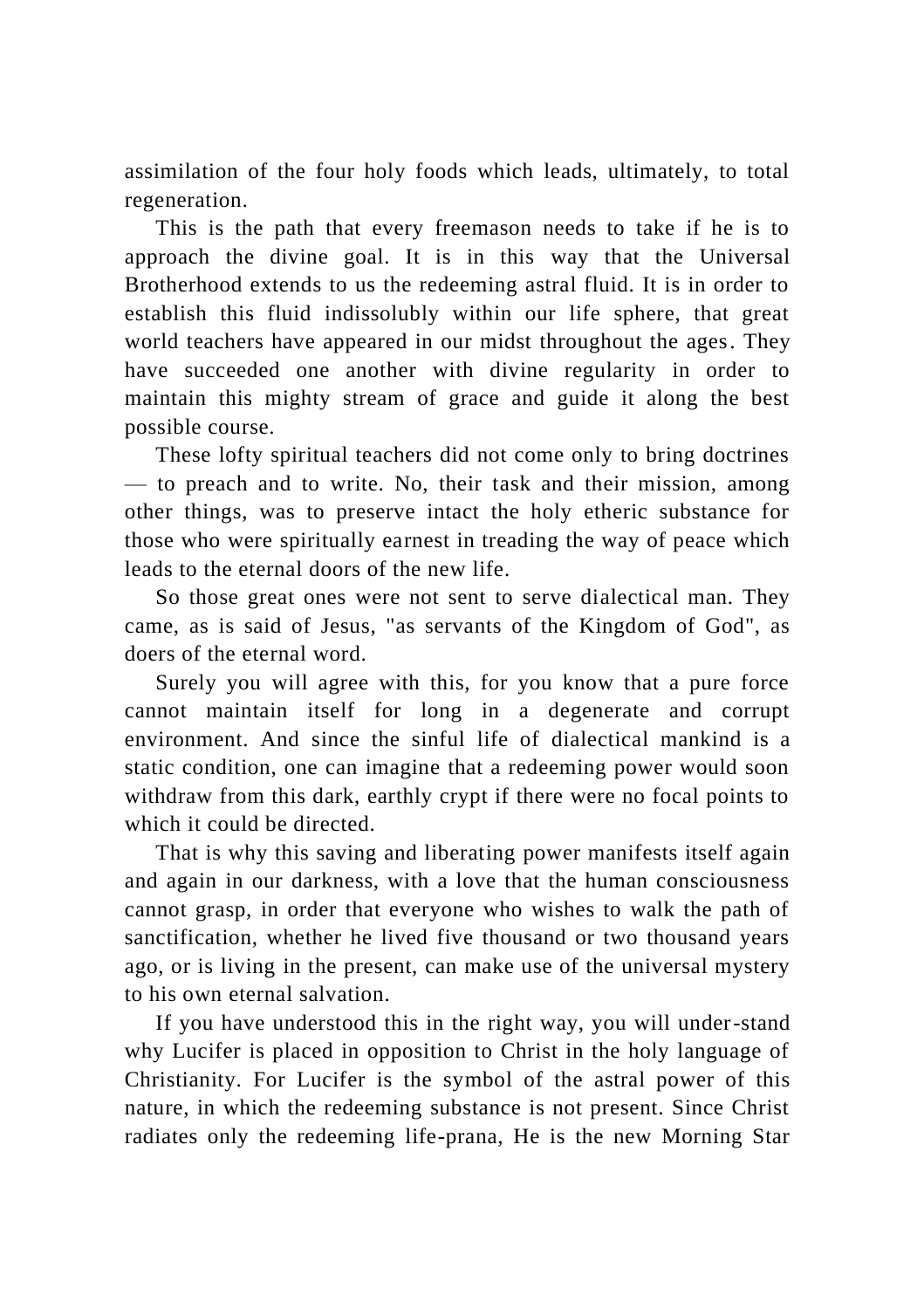assimilation of the four holy foods which leads, ultimately, to total regeneration.

This is the path that every freemason needs to take if he is to approach the divine goal. It is in this way that the Universal Brotherhood extends to us the redeeming astral fluid. It is in order to establish this fluid indissolubly within our life sphere, that great world teachers have appeared in our midst throughout the ages. They have succeeded one another with divine regularity in order to maintain this mighty stream of grace and guide it along the best possible course.

These lofty spiritual teachers did not come only to bring doctrines — to preach and to write. No, their task and their mission, among other things, was to preserve intact the holy etheric substance for those who were spiritually earnest in treading the way of peace which leads to the eternal doors of the new life.

So those great ones were not sent to serve dialectical man. They came, as is said of Jesus, "as servants of the Kingdom of God", as doers of the eternal word.

Surely you will agree with this, for you know that a pure force cannot maintain itself for long in a degenerate and corrupt environment. And since the sinful life of dialectical mankind is a static condition, one can imagine that a redeeming power would soon withdraw from this dark, earthly crypt if there were no focal points to which it could be directed.

That is why this saving and liberating power manifests itself again and again in our darkness, with a love that the human consciousness cannot grasp, in order that everyone who wishes to walk the path of sanctification, whether he lived five thousand or two thousand years ago, or is living in the present, can make use of the universal mystery to his own eternal salvation.

If you have understood this in the right way, you will under-stand why Lucifer is placed in opposition to Christ in the holy language of Christianity. For Lucifer is the symbol of the astral power of this nature, in which the redeeming substance is not present. Since Christ radiates only the redeeming life-prana, He is the new Morning Star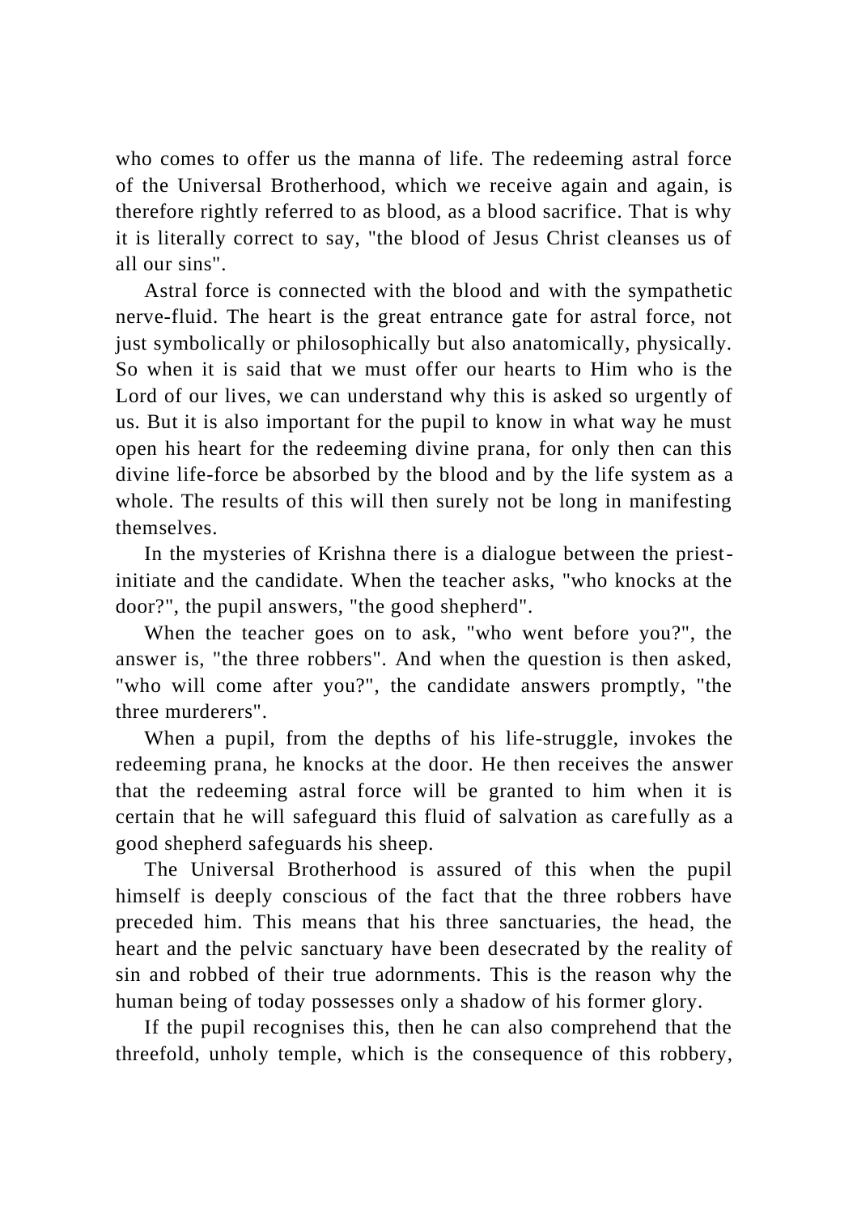who comes to offer us the manna of life. The redeeming astral force of the Universal Brotherhood, which we receive again and again, is therefore rightly referred to as blood, as a blood sacrifice. That is why it is literally correct to say, "the blood of Jesus Christ cleanses us of all our sins".

Astral force is connected with the blood and with the sympathetic nerve-fluid. The heart is the great entrance gate for astral force, not just symbolically or philosophically but also anatomically, physically. So when it is said that we must offer our hearts to Him who is the Lord of our lives, we can understand why this is asked so urgently of us. But it is also important for the pupil to know in what way he must open his heart for the redeeming divine prana, for only then can this divine life-force be absorbed by the blood and by the life system as a whole. The results of this will then surely not be long in manifesting themselves.

In the mysteries of Krishna there is a dialogue between the priest-initiate and the candidate. When the teacher asks, "who knocks at the door?", the pupil answers, "the good shepherd".

When the teacher goes on to ask, "who went before you?", the answer is, "the three robbers". And when the question is then asked, "who will come after you?", the candidate answers promptly, "the three murderers".

When a pupil, from the depths of his life-struggle, invokes the redeeming prana, he knocks at the door. He then receives the answer that the redeeming astral force will be granted to him when it is certain that he will safeguard this fluid of salvation as carefully as a good shepherd safeguards his sheep.

The Universal Brotherhood is assured of this when the pupil himself is deeply conscious of the fact that the three robbers have preceded him. This means that his three sanctuaries, the head, the heart and the pelvic sanctuary have been desecrated by the reality of sin and robbed of their true adornments. This is the reason why the human being of today possesses only a shadow of his former glory.

If the pupil recognises this, then he can also comprehend that the threefold, unholy temple, which is the consequence of this robbery,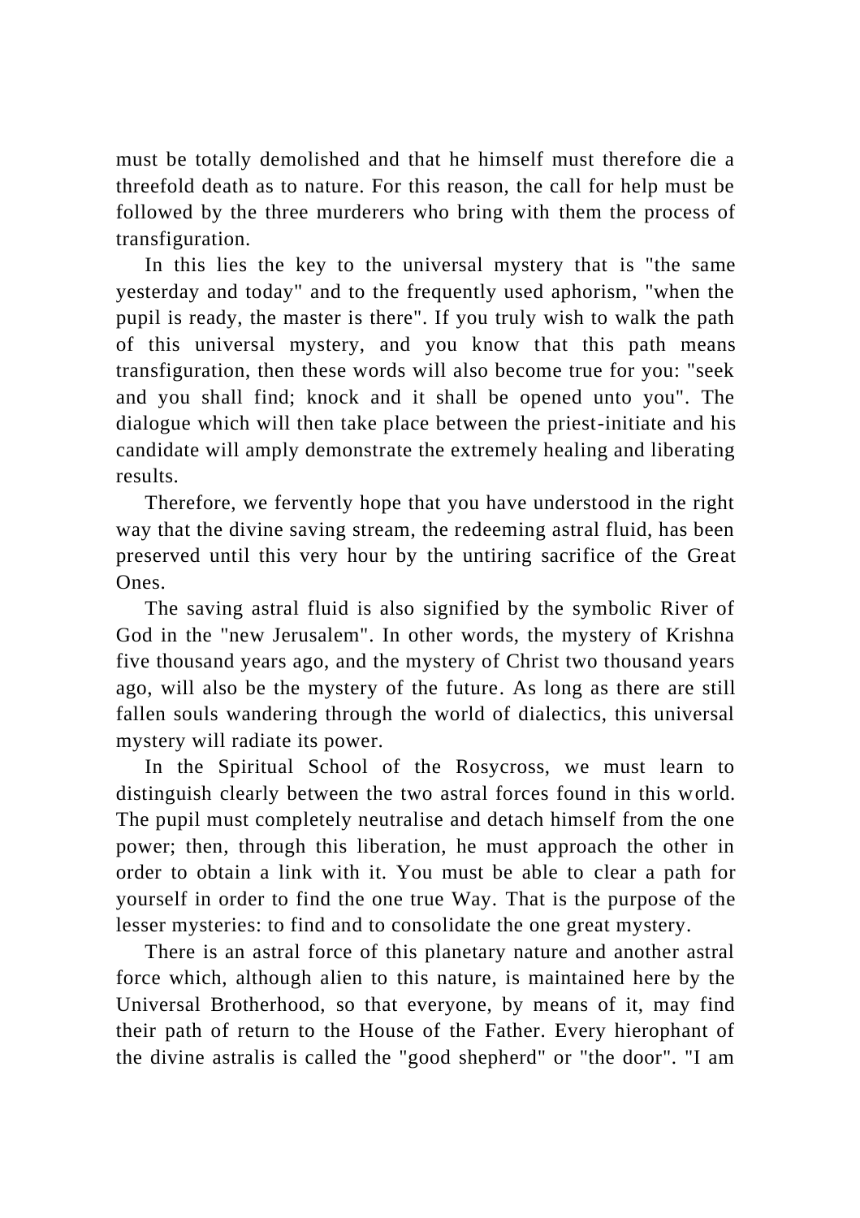must be totally demolished and that he himself must therefore die a threefold death as to nature. For this reason, the call for help must be followed by the three murderers who bring with them the process of transfiguration.

In this lies the key to the universal mystery that is "the same yesterday and today" and to the frequently used aphorism, "when the pupil is ready, the master is there". If you truly wish to walk the path of this universal mystery, and you know that this path means transfiguration, then these words will also become true for you: "seek and you shall find; knock and it shall be opened unto you". The dialogue which will then take place between the priest-initiate and his candidate will amply demonstrate the extremely healing and liberating results.

Therefore, we fervently hope that you have understood in the right way that the divine saving stream, the redeeming astral fluid, has been preserved until this very hour by the untiring sacrifice of the Great Ones.

The saving astral fluid is also signified by the symbolic River of God in the "new Jerusalem". In other words, the mystery of Krishna five thousand years ago, and the mystery of Christ two thousand years ago, will also be the mystery of the future. As long as there are still fallen souls wandering through the world of dialectics, this universal mystery will radiate its power.

In the Spiritual School of the Rosycross, we must learn to distinguish clearly between the two astral forces found in this world. The pupil must completely neutralise and detach himself from the one power; then, through this liberation, he must approach the other in order to obtain a link with it. You must be able to clear a path for yourself in order to find the one true Way. That is the purpose of the lesser mysteries: to find and to consolidate the one great mystery.

There is an astral force of this planetary nature and another astral force which, although alien to this nature, is maintained here by the Universal Brotherhood, so that everyone, by means of it, may find their path of return to the House of the Father. Every hierophant of the divine astralis is called the "good shepherd" or "the door". "I am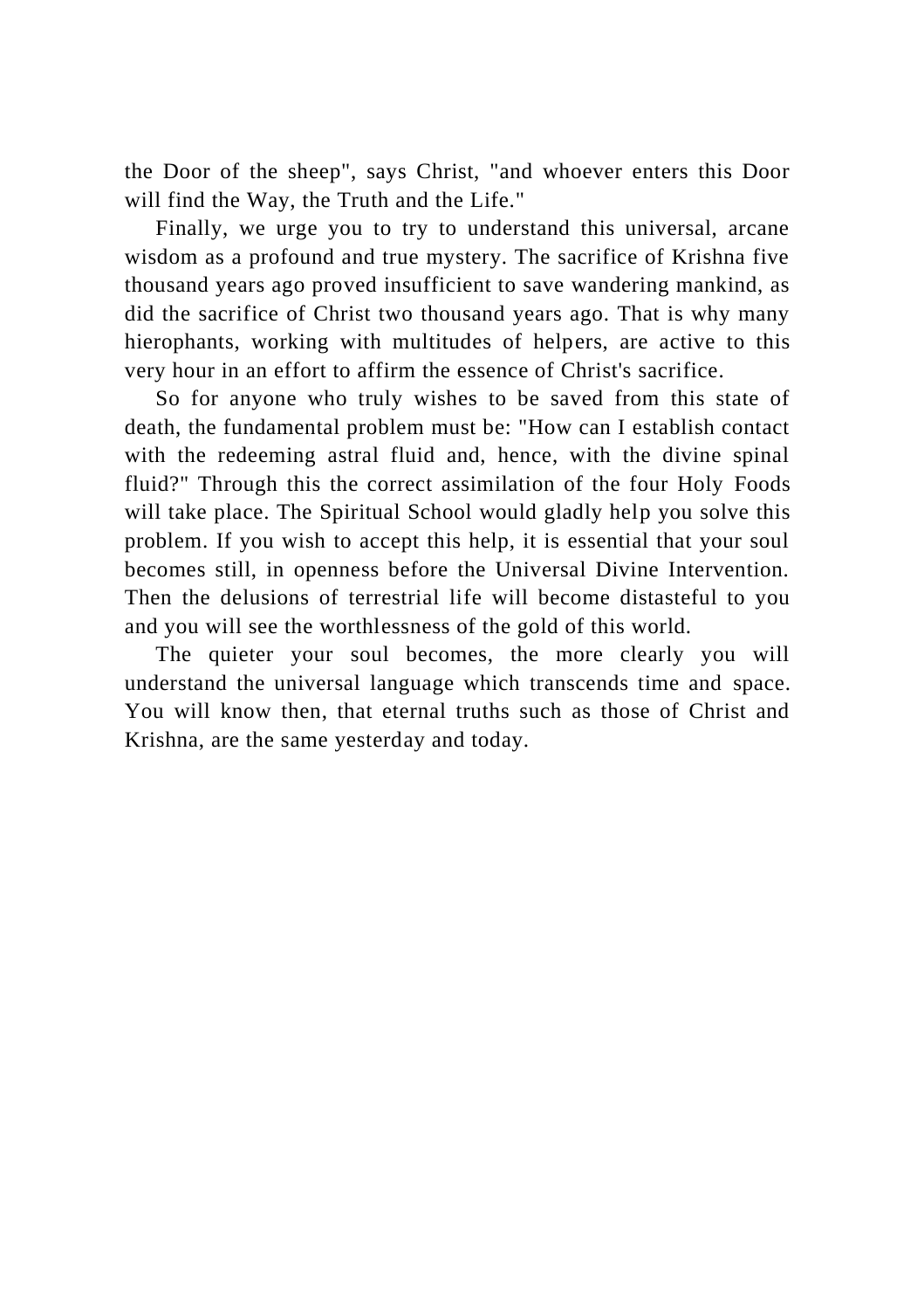the Door of the sheep", says Christ, "and whoever enters this Door will find the Way, the Truth and the Life."

Finally, we urge you to try to understand this universal, arcane wisdom as a profound and true mystery. The sacrifice of Krishna five thousand years ago proved insufficient to save wandering mankind, as did the sacrifice of Christ two thousand years ago. That is why many hierophants, working with multitudes of helpers, are active to this very hour in an effort to affirm the essence of Christ's sacrifice.

So for anyone who truly wishes to be saved from this state of death, the fundamental problem must be: "How can I establish contact with the redeeming astral fluid and, hence, with the divine spinal fluid?" Through this the correct assimilation of the four Holy Foods will take place. The Spiritual School would gladly help you solve this problem. If you wish to accept this help, it is essential that your soul becomes still, in openness before the Universal Divine Intervention. Then the delusions of terrestrial life will become distasteful to you and you will see the worthlessness of the gold of this world.

The quieter your soul becomes, the more clearly you will understand the universal language which transcends time and space. You will know then, that eternal truths such as those of Christ and Krishna, are the same yesterday and today.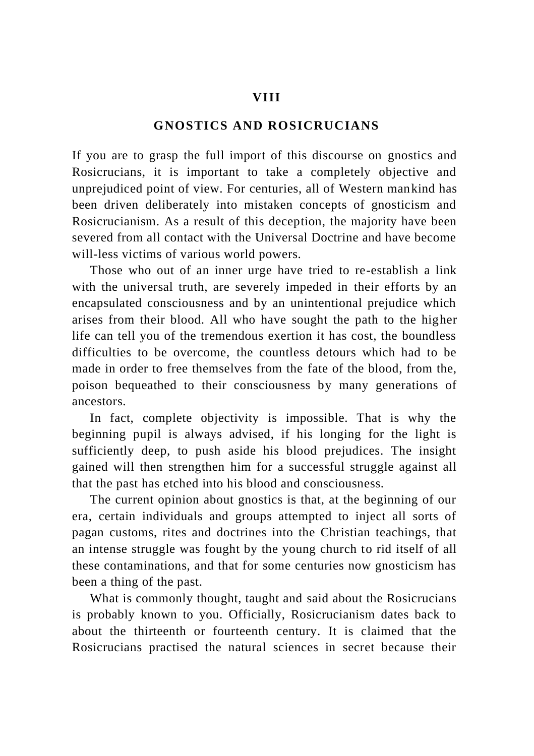## VIII

## GNOSTICS AND ROSICRUCIANS

If you are to grasp the full import of this discourse on gnostics and Rosicrucians, it is important to take a completely objective and unprejudiced point of view. For centuries, all of Western mankind has been driven deliberately into mistaken concepts of gnosticism and Rosicrucianism. As a result of this deception, the majority have been severed from all contact with the Universal Doctrine and have become will-less victims of various world powers.

Those who out of an inner urge have tried to re-establish a link with the universal truth, are severely impeded in their efforts by an encapsulated consciousness and by an unintentional prejudice which arises from their blood. All who have sought the path to the higher life can tell you of the tremendous exertion it has cost, the boundless difficulties to be overcome, the countless detours which had to be made in order to free themselves from the fate of the blood, from the, poison bequeathed to their consciousness by many generations of ancestors.

In fact, complete objectivity is impossible. That is why the beginning pupil is always advised, if his longing for the light is sufficiently deep, to push aside his blood prejudices. The insight gained will then strengthen him for a successful struggle against all that the past has etched into his blood and consciousness.

The current opinion about gnostics is that, at the beginning of our era, certain individuals and groups attempted to inject all sorts of pagan customs, rites and doctrines into the Christian teachings, that an intense struggle was fought by the young church to rid itself of all these contaminations, and that for some centuries now gnosticism has been a thing of the past.

What is commonly thought, taught and said about the Rosicrucians is probably known to you. Officially, Rosicrucianism dates back to about the thirteenth or fourteenth century. It is claimed that the Rosicrucians practised the natural sciences in secret because their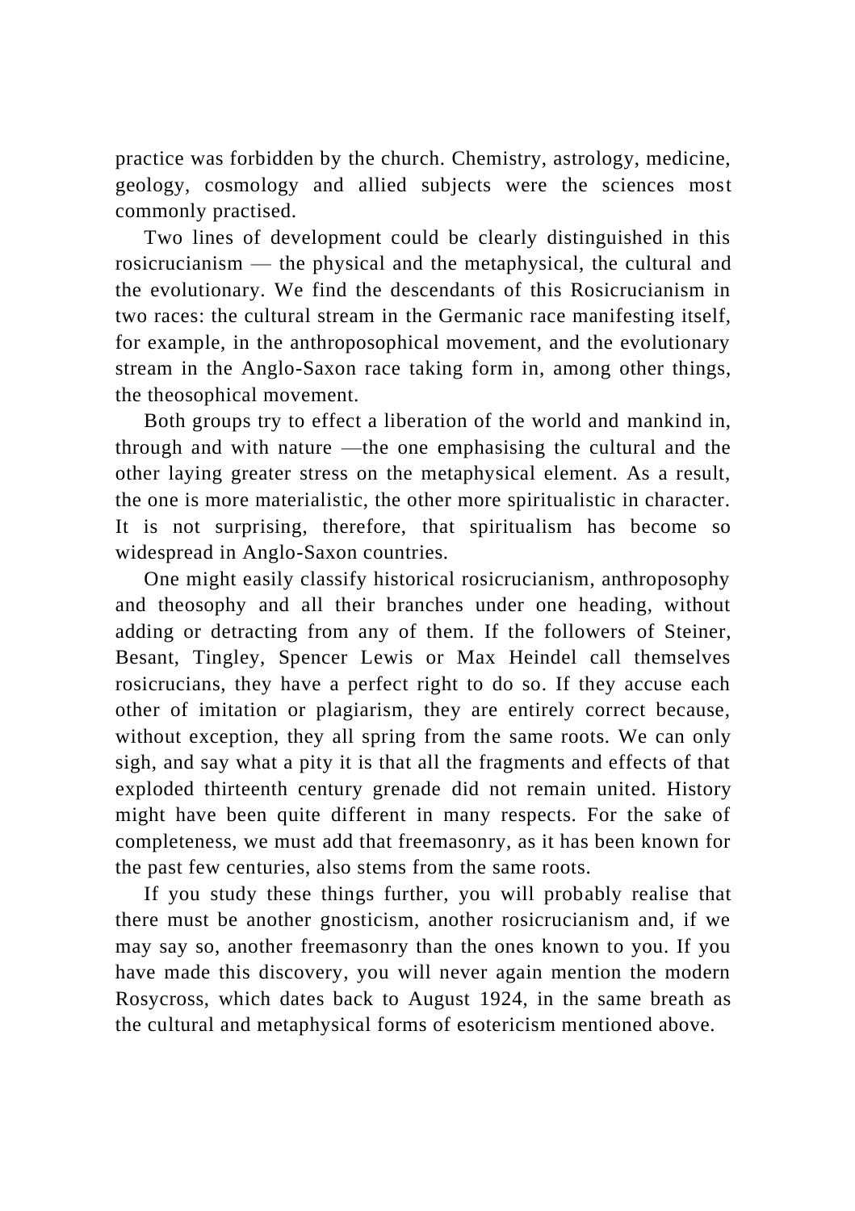practice was forbidden by the church. Chemistry, astrology, medicine, geology, cosmology and allied subjects were the sciences most commonly practised.

Two lines of development could be clearly distinguished in this rosicrucianism — the physical and the metaphysical, the cultural and the evolutionary. We find the descendants of this Rosicrucianism in two races: the cultural stream in the Germanic race manifesting itself, for example, in the anthroposophical movement, and the evolutionary stream in the Anglo-Saxon race taking form in, among other things, the theosophical movement.

Both groups try to effect a liberation of the world and mankind in, through and with nature —the one emphasising the cultural and the other laying greater stress on the metaphysical element. As a result, the one is more materialistic, the other more spiritualistic in character. It is not surprising, therefore, that spiritualism has become so widespread in Anglo-Saxon countries.

One might easily classify historical rosicrucianism, anthroposophy and theosophy and all their branches under one heading, without adding or detracting from any of them. If the followers of Steiner, Besant, Tingley, Spencer Lewis or Max Heindel call themselves rosicrucians, they have a perfect right to do so. If they accuse each other of imitation or plagiarism, they are entirely correct because, without exception, they all spring from the same roots. We can only sigh, and say what a pity it is that all the fragments and effects of that exploded thirteenth century grenade did not remain united. History might have been quite different in many respects. For the sake of completeness, we must add that freemasonry, as it has been known for the past few centuries, also stems from the same roots.

If you study these things further, you will probably realise that there must be another gnosticism, another rosicrucianism and, if we may say so, another freemasonry than the ones known to you. If you have made this discovery, you will never again mention the modern Rosycross, which dates back to August 1924, in the same breath as the cultural and metaphysical forms of esotericism mentioned above.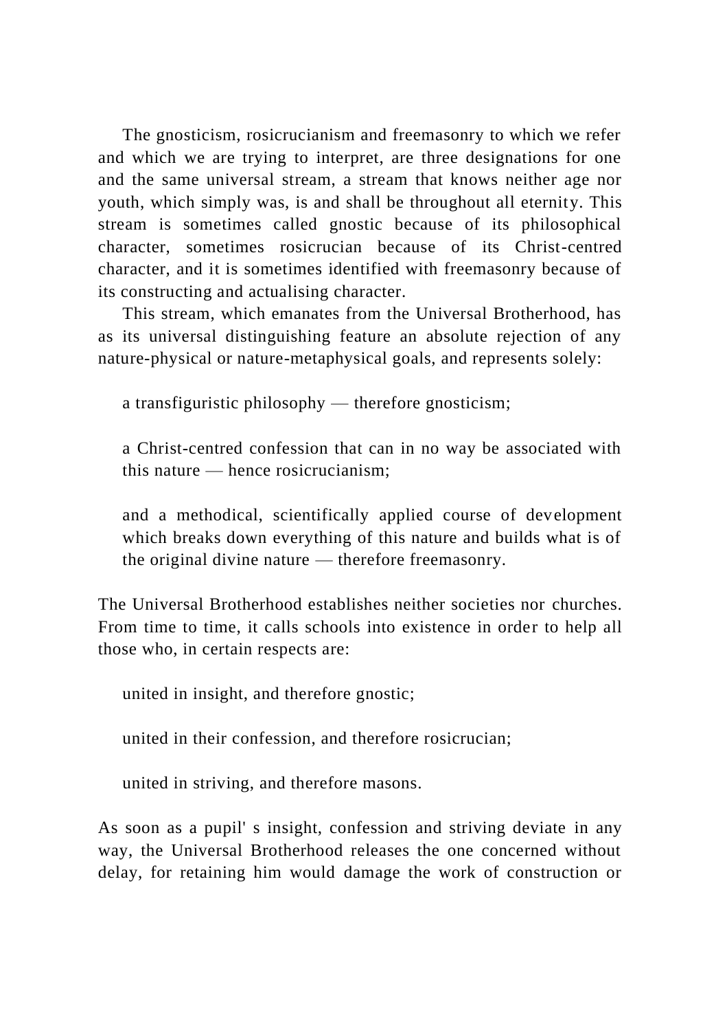The gnosticism, rosicrucianism and freemasonry to which we refer and which we are trying to interpret, are three designations for one and the same universal stream, a stream that knows neither age nor youth, which simply was, is and shall be throughout all eternity. This stream is sometimes called gnostic because of its philosophical character, sometimes rosicrucian because of its Christ-centred character, and it is sometimes identified with freemasonry because of its constructing and actualising character.

This stream, which emanates from the Universal Brotherhood, has as its universal distinguishing feature an absolute rejection of any nature-physical or nature-metaphysical goals, and represents solely:

> a transfiguristic philosophy — therefore gnosticism;
>
> a Christ-centred confession that can in no way be associated with this nature — hence rosicrucianism;
>
> and a methodical, scientifically applied course of development which breaks down everything of this nature and builds what is of the original divine nature — therefore freemasonry.

The Universal Brotherhood establishes neither societies nor churches. From time to time, it calls schools into existence in order to help all those who, in certain respects are:

> united in insight, and therefore gnostic;
>
> united in their confession, and therefore rosicrucian;
>
> united in striving, and therefore masons.

As soon as a pupil' s insight, confession and striving deviate in any way, the Universal Brotherhood releases the one concerned without delay, for retaining him would damage the work of construction or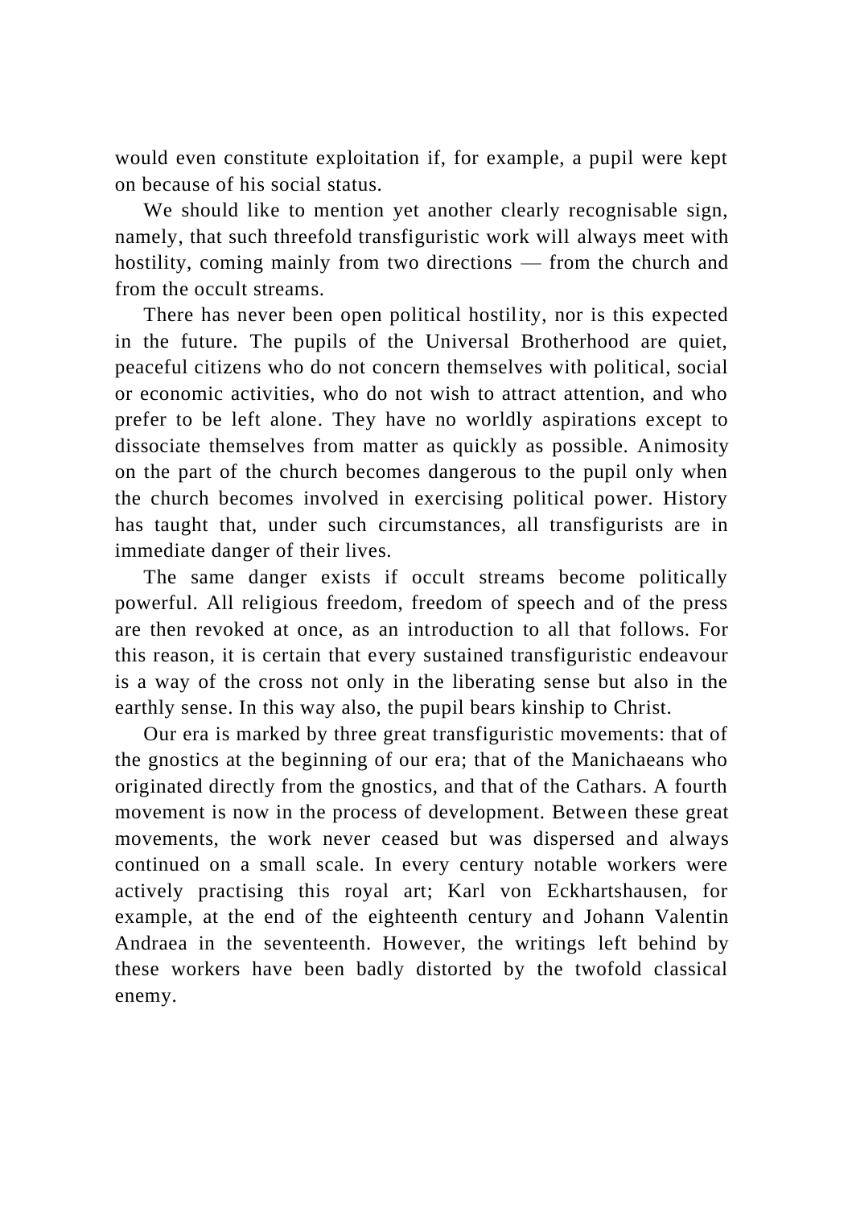would even constitute exploitation if, for example, a pupil were kept on because of his social status.

We should like to mention yet another clearly recognisable sign, namely, that such threefold transfiguristic work will always meet with hostility, coming mainly from two directions — from the church and from the occult streams.

There has never been open political hostility, nor is this expected in the future. The pupils of the Universal Brotherhood are quiet, peaceful citizens who do not concern themselves with political, social or economic activities, who do not wish to attract attention, and who prefer to be left alone. They have no worldly aspirations except to dissociate themselves from matter as quickly as possible. Animosity on the part of the church becomes dangerous to the pupil only when the church becomes involved in exercising political power. History has taught that, under such circumstances, all transfigurists are in immediate danger of their lives.

The same danger exists if occult streams become politically powerful. All religious freedom, freedom of speech and of the press are then revoked at once, as an introduction to all that follows. For this reason, it is certain that every sustained transfiguristic endeavour is a way of the cross not only in the liberating sense but also in the earthly sense. In this way also, the pupil bears kinship to Christ.

Our era is marked by three great transfiguristic movements: that of the gnostics at the beginning of our era; that of the Manichaeans who originated directly from the gnostics, and that of the Cathars. A fourth movement is now in the process of development. Between these great movements, the work never ceased but was dispersed and always continued on a small scale. In every century notable workers were actively practising this royal art; Karl von Eckhartshausen, for example, at the end of the eighteenth century and Johann Valentin Andraea in the seventeenth. However, the writings left behind by these workers have been badly distorted by the twofold classical enemy.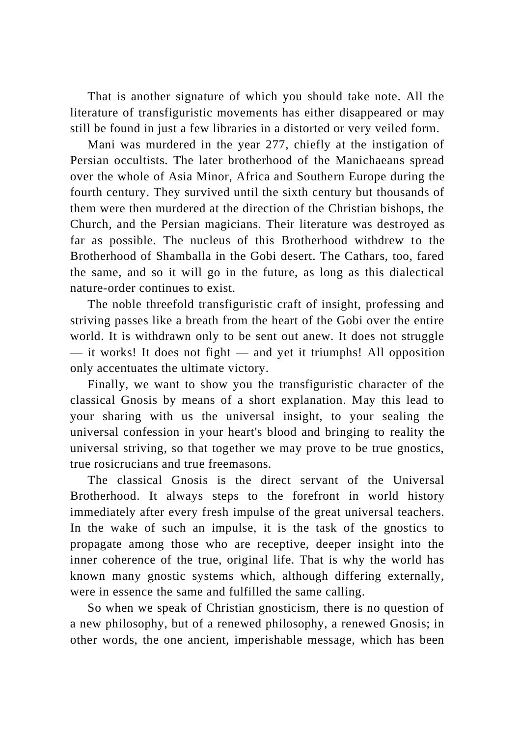That is another signature of which you should take note. All the literature of transfiguristic movements has either disappeared or may still be found in just a few libraries in a distorted or very veiled form.

Mani was murdered in the year 277, chiefly at the instigation of Persian occultists. The later brotherhood of the Manichaeans spread over the whole of Asia Minor, Africa and Southern Europe during the fourth century. They survived until the sixth century but thousands of them were then murdered at the direction of the Christian bishops, the Church, and the Persian magicians. Their literature was destroyed as far as possible. The nucleus of this Brotherhood withdrew to the Brotherhood of Shamballa in the Gobi desert. The Cathars, too, fared the same, and so it will go in the future, as long as this dialectical nature-order continues to exist.

The noble threefold transfiguristic craft of insight, professing and striving passes like a breath from the heart of the Gobi over the entire world. It is withdrawn only to be sent out anew. It does not struggle — it works! It does not fight — and yet it triumphs! All opposition only accentuates the ultimate victory.

Finally, we want to show you the transfiguristic character of the classical Gnosis by means of a short explanation. May this lead to your sharing with us the universal insight, to your sealing the universal confession in your heart's blood and bringing to reality the universal striving, so that together we may prove to be true gnostics, true rosicrucians and true freemasons.

The classical Gnosis is the direct servant of the Universal Brotherhood. It always steps to the forefront in world history immediately after every fresh impulse of the great universal teachers. In the wake of such an impulse, it is the task of the gnostics to propagate among those who are receptive, deeper insight into the inner coherence of the true, original life. That is why the world has known many gnostic systems which, although differing externally, were in essence the same and fulfilled the same calling.

So when we speak of Christian gnosticism, there is no question of a new philosophy, but of a renewed philosophy, a renewed Gnosis; in other words, the one ancient, imperishable message, which has been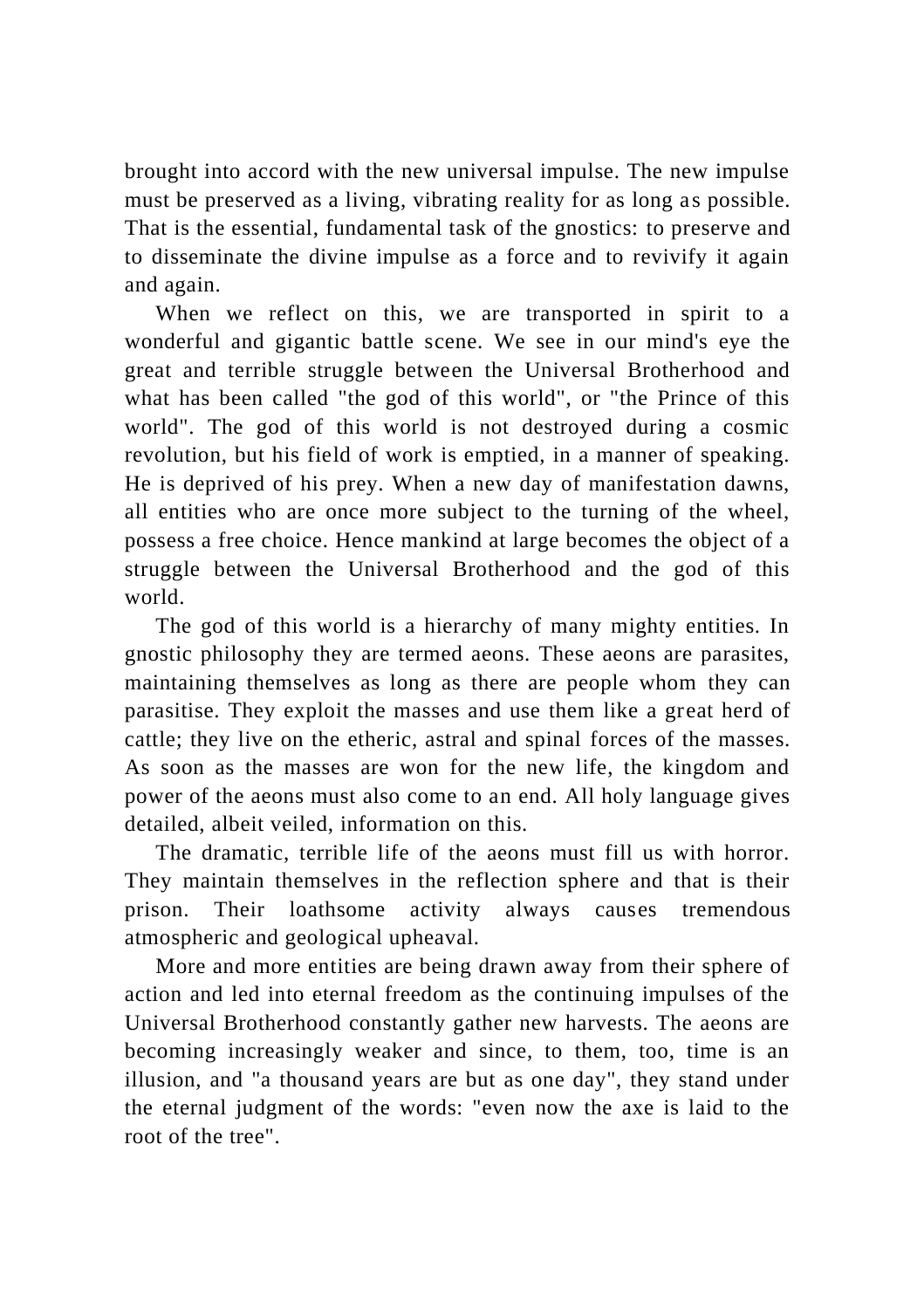brought into accord with the new universal impulse. The new impulse must be preserved as a living, vibrating reality for as long as possible. That is the essential, fundamental task of the gnostics: to preserve and to disseminate the divine impulse as a force and to revivify it again and again.

When we reflect on this, we are transported in spirit to a wonderful and gigantic battle scene. We see in our mind's eye the great and terrible struggle between the Universal Brotherhood and what has been called "the god of this world", or "the Prince of this world". The god of this world is not destroyed during a cosmic revolution, but his field of work is emptied, in a manner of speaking. He is deprived of his prey. When a new day of manifestation dawns, all entities who are once more subject to the turning of the wheel, possess a free choice. Hence mankind at large becomes the object of a struggle between the Universal Brotherhood and the god of this world.

The god of this world is a hierarchy of many mighty entities. In gnostic philosophy they are termed aeons. These aeons are parasites, maintaining themselves as long as there are people whom they can parasitise. They exploit the masses and use them like a great herd of cattle; they live on the etheric, astral and spinal forces of the masses. As soon as the masses are won for the new life, the kingdom and power of the aeons must also come to an end. All holy language gives detailed, albeit veiled, information on this.

The dramatic, terrible life of the aeons must fill us with horror. They maintain themselves in the reflection sphere and that is their prison. Their loathsome activity always causes tremendous atmospheric and geological upheaval.

More and more entities are being drawn away from their sphere of action and led into eternal freedom as the continuing impulses of the Universal Brotherhood constantly gather new harvests. The aeons are becoming increasingly weaker and since, to them, too, time is an illusion, and "a thousand years are but as one day", they stand under the eternal judgment of the words: "even now the axe is laid to the root of the tree".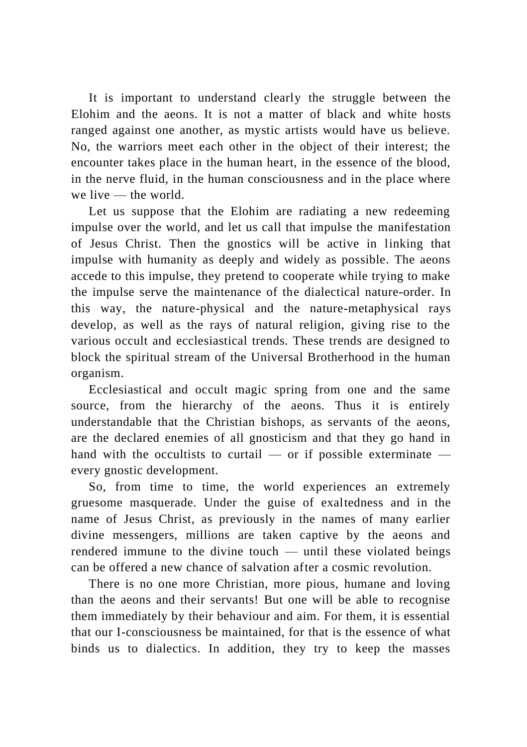It is important to understand clearly the struggle between the Elohim and the aeons. It is not a matter of black and white hosts ranged against one another, as mystic artists would have us believe. No, the warriors meet each other in the object of their interest; the encounter takes place in the human heart, in the essence of the blood, in the nerve fluid, in the human consciousness and in the place where we live — the world.

Let us suppose that the Elohim are radiating a new redeeming impulse over the world, and let us call that impulse the manifestation of Jesus Christ. Then the gnostics will be active in linking that impulse with humanity as deeply and widely as possible. The aeons accede to this impulse, they pretend to cooperate while trying to make the impulse serve the maintenance of the dialectical nature-order. In this way, the nature-physical and the nature-metaphysical rays develop, as well as the rays of natural religion, giving rise to the various occult and ecclesiastical trends. These trends are designed to block the spiritual stream of the Universal Brotherhood in the human organism.

Ecclesiastical and occult magic spring from one and the same source, from the hierarchy of the aeons. Thus it is entirely understandable that the Christian bishops, as servants of the aeons, are the declared enemies of all gnosticism and that they go hand in hand with the occultists to curtail — or if possible exterminate — every gnostic development.

So, from time to time, the world experiences an extremely gruesome masquerade. Under the guise of exaltedness and in the name of Jesus Christ, as previously in the names of many earlier divine messengers, millions are taken captive by the aeons and rendered immune to the divine touch — until these violated beings can be offered a new chance of salvation after a cosmic revolution.

There is no one more Christian, more pious, humane and loving than the aeons and their servants! But one will be able to recognise them immediately by their behaviour and aim. For them, it is essential that our I-consciousness be maintained, for that is the essence of what binds us to dialectics. In addition, they try to keep the masses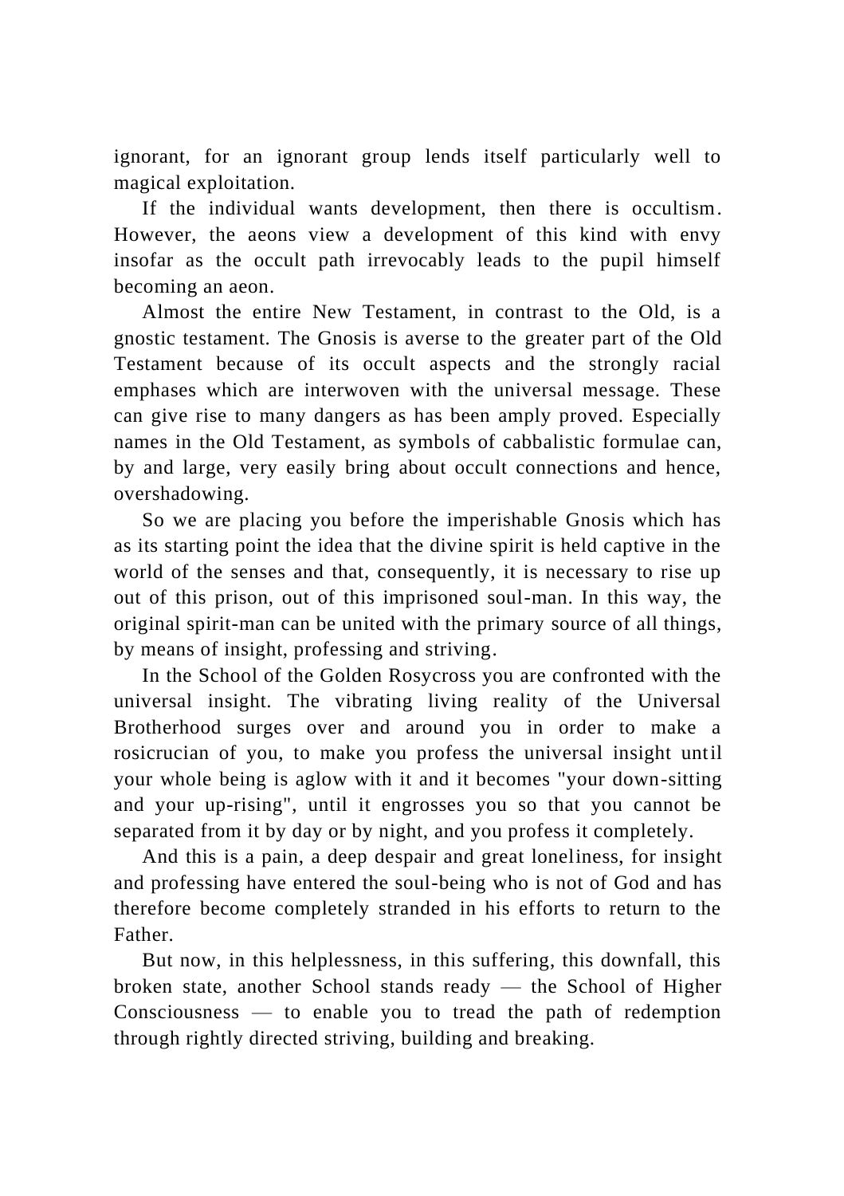ignorant, for an ignorant group lends itself particularly well to magical exploitation.

If the individual wants development, then there is occultism. However, the aeons view a development of this kind with envy insofar as the occult path irrevocably leads to the pupil himself becoming an aeon.

Almost the entire New Testament, in contrast to the Old, is a gnostic testament. The Gnosis is averse to the greater part of the Old Testament because of its occult aspects and the strongly racial emphases which are interwoven with the universal message. These can give rise to many dangers as has been amply proved. Especially names in the Old Testament, as symbols of cabbalistic formulae can, by and large, very easily bring about occult connections and hence, overshadowing.

So we are placing you before the imperishable Gnosis which has as its starting point the idea that the divine spirit is held captive in the world of the senses and that, consequently, it is necessary to rise up out of this prison, out of this imprisoned soul-man. In this way, the original spirit-man can be united with the primary source of all things, by means of insight, professing and striving.

In the School of the Golden Rosycross you are confronted with the universal insight. The vibrating living reality of the Universal Brotherhood surges over and around you in order to make a rosicrucian of you, to make you profess the universal insight until your whole being is aglow with it and it becomes "your down-sitting and your up-rising", until it engrosses you so that you cannot be separated from it by day or by night, and you profess it completely.

And this is a pain, a deep despair and great loneliness, for insight and professing have entered the soul-being who is not of God and has therefore become completely stranded in his efforts to return to the Father.

But now, in this helplessness, in this suffering, this downfall, this broken state, another School stands ready — the School of Higher Consciousness — to enable you to tread the path of redemption through rightly directed striving, building and breaking.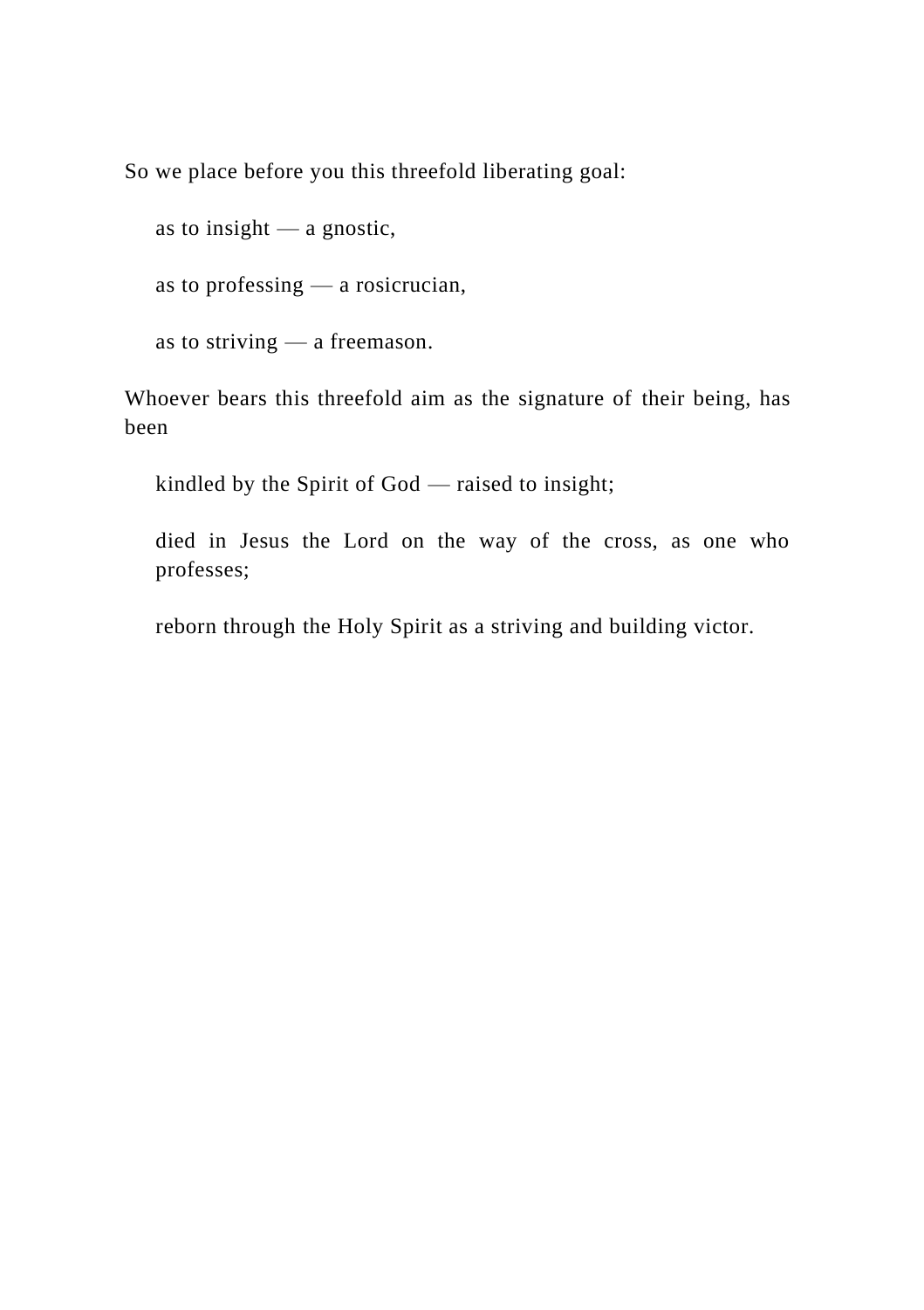So we place before you this threefold liberating goal:

> as to insight — a gnostic,
>
> as to professing — a rosicrucian,
>
> as to striving — a freemason.

Whoever bears this threefold aim as the signature of their being, has been

> kindled by the Spirit of God — raised to insight;
>
> died in Jesus the Lord on the way of the cross, as one who professes;
>
> reborn through the Holy Spirit as a striving and building victor.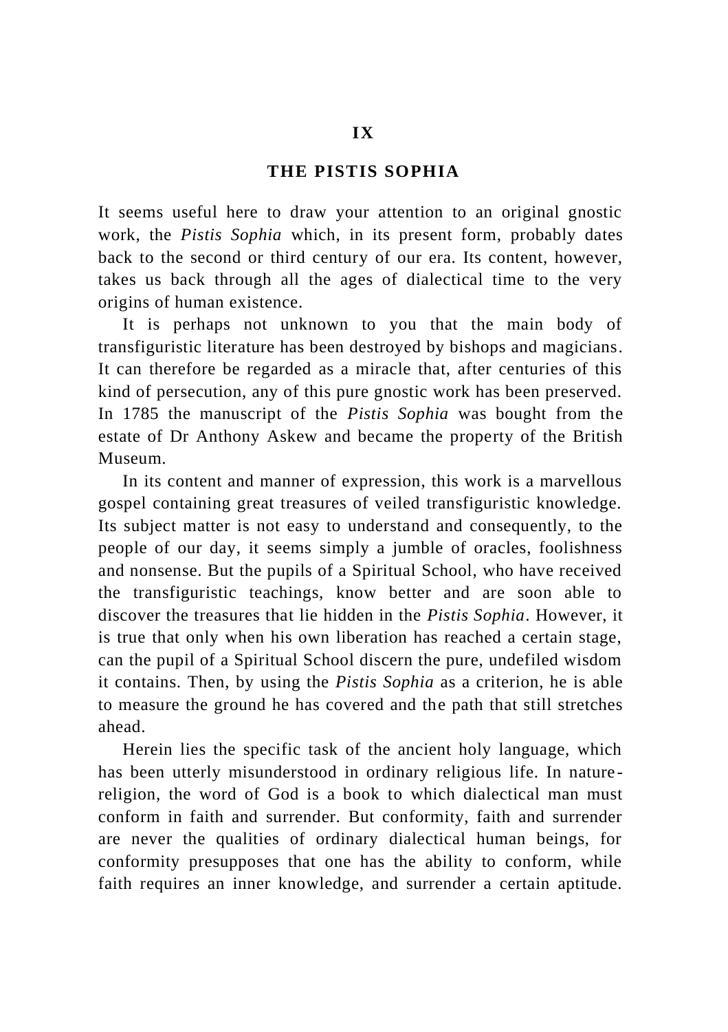# IX

## THE PISTIS SOPHIA

It seems useful here to draw your attention to an original gnostic work, the *Pistis Sophia* which, in its present form, probably dates back to the second or third century of our era. Its content, however, takes us back through all the ages of dialectical time to the very origins of human existence.

It is perhaps not unknown to you that the main body of transfiguristic literature has been destroyed by bishops and magicians. It can therefore be regarded as a miracle that, after centuries of this kind of persecution, any of this pure gnostic work has been preserved. In 1785 the manuscript of the *Pistis Sophia* was bought from the estate of Dr Anthony Askew and became the property of the British Museum.

In its content and manner of expression, this work is a marvellous gospel containing great treasures of veiled transfiguristic knowledge. Its subject matter is not easy to understand and consequently, to the people of our day, it seems simply a jumble of oracles, foolishness and nonsense. But the pupils of a Spiritual School, who have received the transfiguristic teachings, know better and are soon able to discover the treasures that lie hidden in the *Pistis Sophia*. However, it is true that only when his own liberation has reached a certain stage, can the pupil of a Spiritual School discern the pure, undefiled wisdom it contains. Then, by using the *Pistis Sophia* as a criterion, he is able to measure the ground he has covered and the path that still stretches ahead.

Herein lies the specific task of the ancient holy language, which has been utterly misunderstood in ordinary religious life. In nature-religion, the word of God is a book to which dialectical man must conform in faith and surrender. But conformity, faith and surrender are never the qualities of ordinary dialectical human beings, for conformity presupposes that one has the ability to conform, while faith requires an inner knowledge, and surrender a certain aptitude.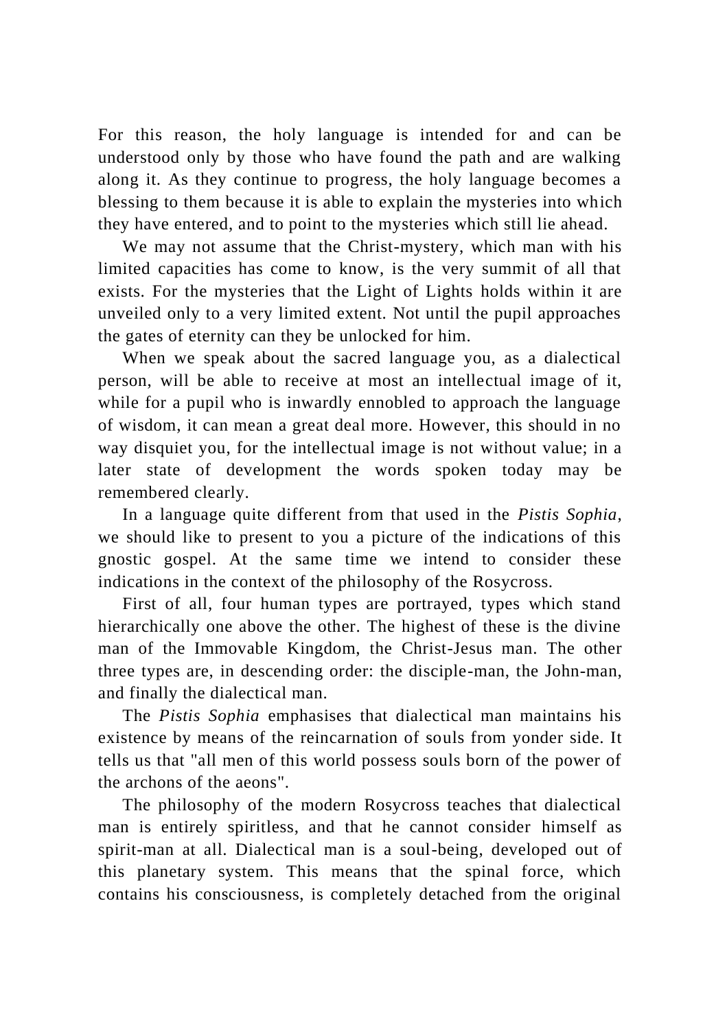For this reason, the holy language is intended for and can be understood only by those who have found the path and are walking along it. As they continue to progress, the holy language becomes a blessing to them because it is able to explain the mysteries into which they have entered, and to point to the mysteries which still lie ahead.

We may not assume that the Christ-mystery, which man with his limited capacities has come to know, is the very summit of all that exists. For the mysteries that the Light of Lights holds within it are unveiled only to a very limited extent. Not until the pupil approaches the gates of eternity can they be unlocked for him.

When we speak about the sacred language you, as a dialectical person, will be able to receive at most an intellectual image of it, while for a pupil who is inwardly ennobled to approach the language of wisdom, it can mean a great deal more. However, this should in no way disquiet you, for the intellectual image is not without value; in a later state of development the words spoken today may be remembered clearly.

In a language quite different from that used in the *Pistis Sophia*, we should like to present to you a picture of the indications of this gnostic gospel. At the same time we intend to consider these indications in the context of the philosophy of the Rosycross.

First of all, four human types are portrayed, types which stand hierarchically one above the other. The highest of these is the divine man of the Immovable Kingdom, the Christ-Jesus man. The other three types are, in descending order: the disciple-man, the John-man, and finally the dialectical man.

The *Pistis Sophia* emphasises that dialectical man maintains his existence by means of the reincarnation of souls from yonder side. It tells us that "all men of this world possess souls born of the power of the archons of the aeons".

The philosophy of the modern Rosycross teaches that dialectical man is entirely spiritless, and that he cannot consider himself as spirit-man at all. Dialectical man is a soul-being, developed out of this planetary system. This means that the spinal force, which contains his consciousness, is completely detached from the original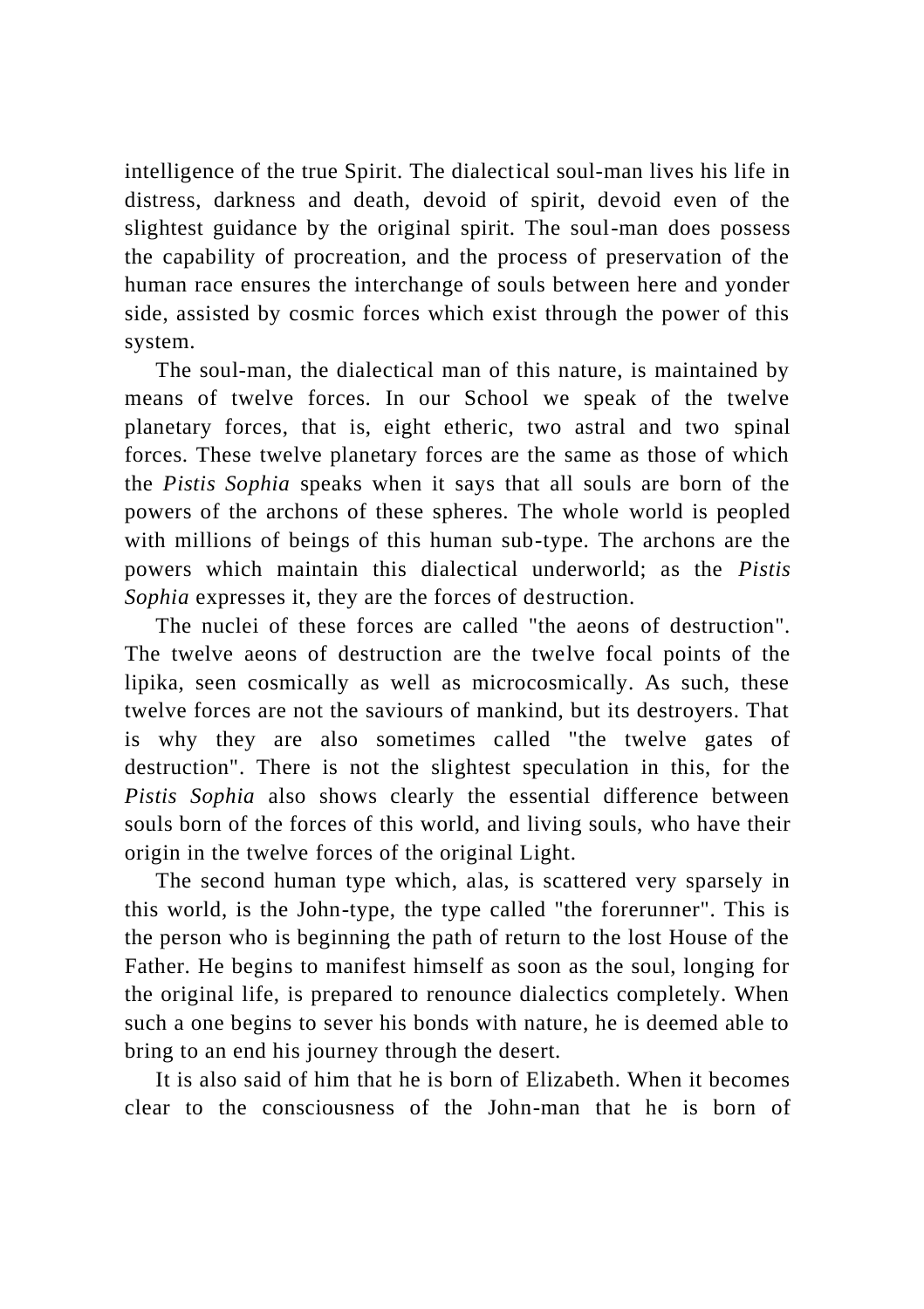intelligence of the true Spirit. The dialectical soul-man lives his life in distress, darkness and death, devoid of spirit, devoid even of the slightest guidance by the original spirit. The soul-man does possess the capability of procreation, and the process of preservation of the human race ensures the interchange of souls between here and yonder side, assisted by cosmic forces which exist through the power of this system.

The soul-man, the dialectical man of this nature, is maintained by means of twelve forces. In our School we speak of the twelve planetary forces, that is, eight etheric, two astral and two spinal forces. These twelve planetary forces are the same as those of which the *Pistis Sophia* speaks when it says that all souls are born of the powers of the archons of these spheres. The whole world is peopled with millions of beings of this human sub-type. The archons are the powers which maintain this dialectical underworld; as the *Pistis Sophia* expresses it, they are the forces of destruction.

The nuclei of these forces are called "the aeons of destruction". The twelve aeons of destruction are the twelve focal points of the lipika, seen cosmically as well as microcosmically. As such, these twelve forces are not the saviours of mankind, but its destroyers. That is why they are also sometimes called "the twelve gates of destruction". There is not the slightest speculation in this, for the *Pistis Sophia* also shows clearly the essential difference between souls born of the forces of this world, and living souls, who have their origin in the twelve forces of the original Light.

The second human type which, alas, is scattered very sparsely in this world, is the John-type, the type called "the forerunner". This is the person who is beginning the path of return to the lost House of the Father. He begins to manifest himself as soon as the soul, longing for the original life, is prepared to renounce dialectics completely. When such a one begins to sever his bonds with nature, he is deemed able to bring to an end his journey through the desert.

It is also said of him that he is born of Elizabeth. When it becomes clear to the consciousness of the John-man that he is born of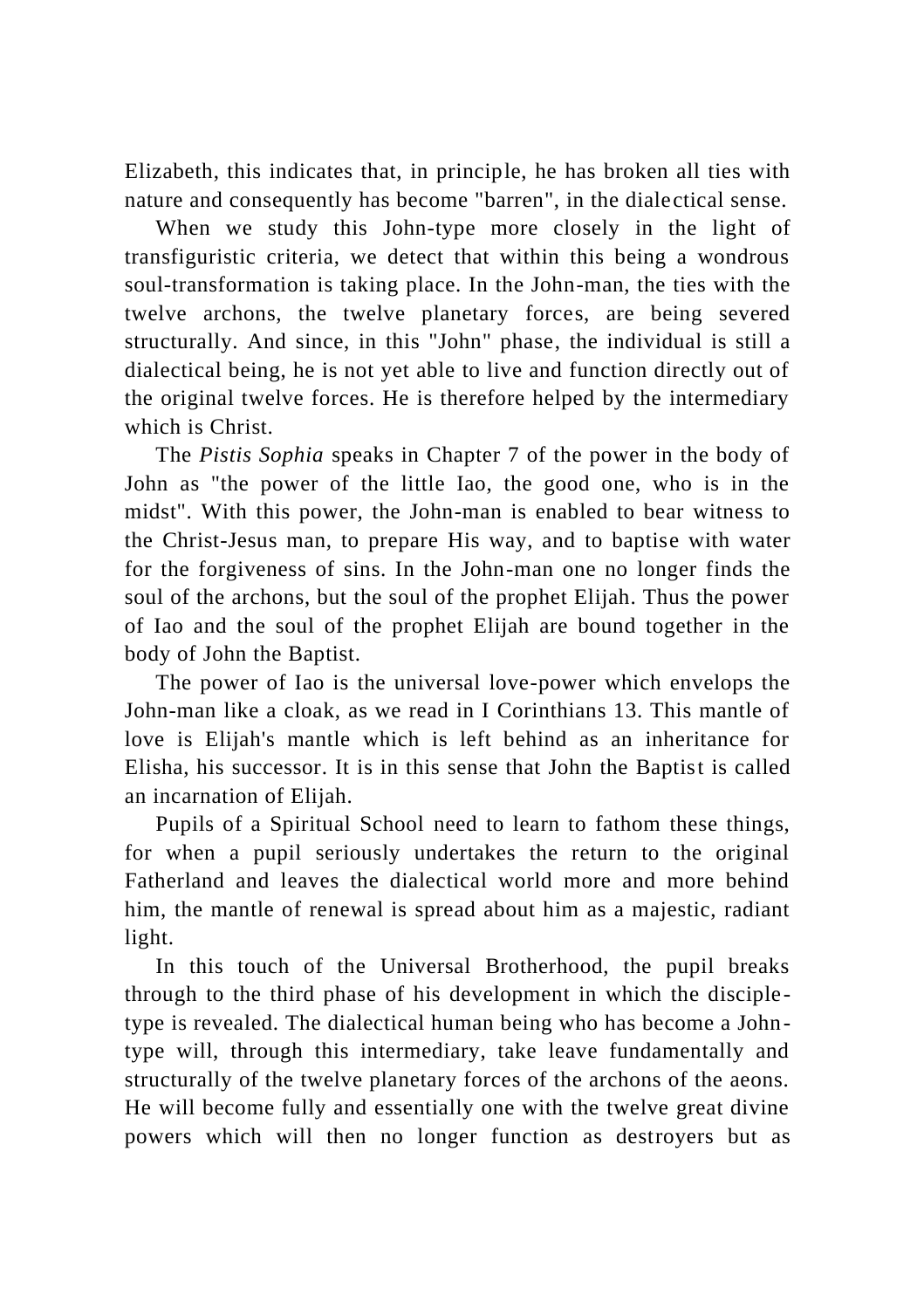Elizabeth, this indicates that, in principle, he has broken all ties with nature and consequently has become "barren", in the dialectical sense.

When we study this John-type more closely in the light of transfiguristic criteria, we detect that within this being a wondrous soul-transformation is taking place. In the John-man, the ties with the twelve archons, the twelve planetary forces, are being severed structurally. And since, in this "John" phase, the individual is still a dialectical being, he is not yet able to live and function directly out of the original twelve forces. He is therefore helped by the intermediary which is Christ.

The *Pistis Sophia* speaks in Chapter 7 of the power in the body of John as "the power of the little Iao, the good one, who is in the midst". With this power, the John-man is enabled to bear witness to the Christ-Jesus man, to prepare His way, and to baptise with water for the forgiveness of sins. In the John-man one no longer finds the soul of the archons, but the soul of the prophet Elijah. Thus the power of Iao and the soul of the prophet Elijah are bound together in the body of John the Baptist.

The power of Iao is the universal love-power which envelops the John-man like a cloak, as we read in I Corinthians 13. This mantle of love is Elijah's mantle which is left behind as an inheritance for Elisha, his successor. It is in this sense that John the Baptist is called an incarnation of Elijah.

Pupils of a Spiritual School need to learn to fathom these things, for when a pupil seriously undertakes the return to the original Fatherland and leaves the dialectical world more and more behind him, the mantle of renewal is spread about him as a majestic, radiant light.

In this touch of the Universal Brotherhood, the pupil breaks through to the third phase of his development in which the disciple-type is revealed. The dialectical human being who has become a John-type will, through this intermediary, take leave fundamentally and structurally of the twelve planetary forces of the archons of the aeons. He will become fully and essentially one with the twelve great divine powers which will then no longer function as destroyers but as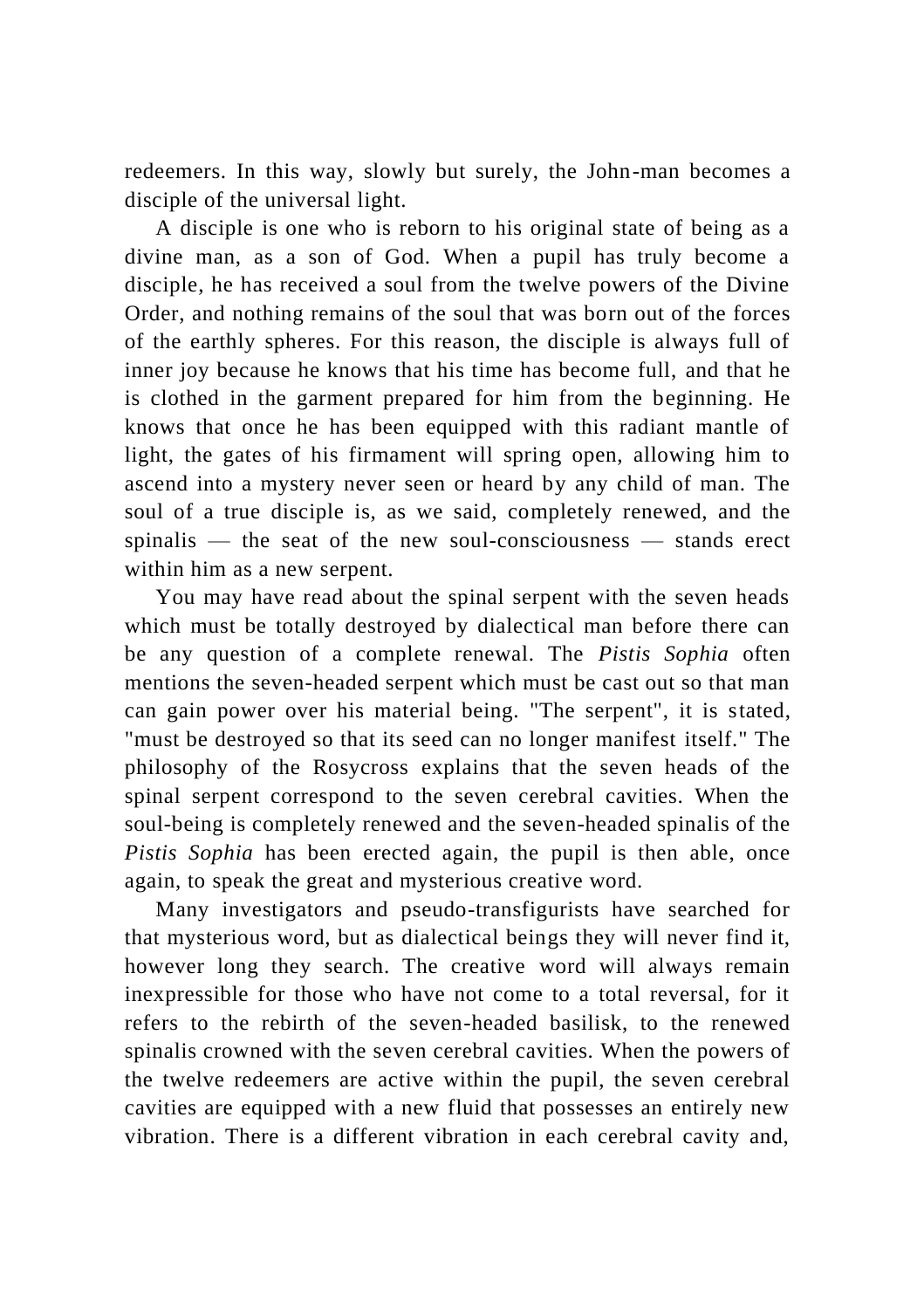redeemers. In this way, slowly but surely, the John-man becomes a disciple of the universal light.

A disciple is one who is reborn to his original state of being as a divine man, as a son of God. When a pupil has truly become a disciple, he has received a soul from the twelve powers of the Divine Order, and nothing remains of the soul that was born out of the forces of the earthly spheres. For this reason, the disciple is always full of inner joy because he knows that his time has become full, and that he is clothed in the garment prepared for him from the beginning. He knows that once he has been equipped with this radiant mantle of light, the gates of his firmament will spring open, allowing him to ascend into a mystery never seen or heard by any child of man. The soul of a true disciple is, as we said, completely renewed, and the spinalis — the seat of the new soul-consciousness — stands erect within him as a new serpent.

You may have read about the spinal serpent with the seven heads which must be totally destroyed by dialectical man before there can be any question of a complete renewal. The *Pistis Sophia* often mentions the seven-headed serpent which must be cast out so that man can gain power over his material being. "The serpent", it is stated, "must be destroyed so that its seed can no longer manifest itself." The philosophy of the Rosycross explains that the seven heads of the spinal serpent correspond to the seven cerebral cavities. When the soul-being is completely renewed and the seven-headed spinalis of the *Pistis Sophia* has been erected again, the pupil is then able, once again, to speak the great and mysterious creative word.

Many investigators and pseudo-transfigurists have searched for that mysterious word, but as dialectical beings they will never find it, however long they search. The creative word will always remain inexpressible for those who have not come to a total reversal, for it refers to the rebirth of the seven-headed basilisk, to the renewed spinalis crowned with the seven cerebral cavities. When the powers of the twelve redeemers are active within the pupil, the seven cerebral cavities are equipped with a new fluid that possesses an entirely new vibration. There is a different vibration in each cerebral cavity and,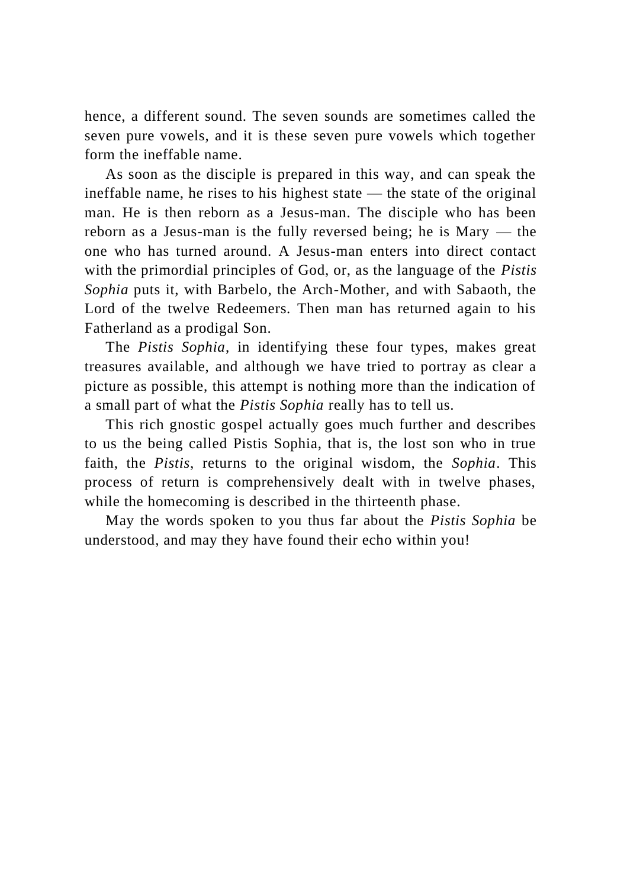hence, a different sound. The seven sounds are sometimes called the seven pure vowels, and it is these seven pure vowels which together form the ineffable name.

As soon as the disciple is prepared in this way, and can speak the ineffable name, he rises to his highest state — the state of the original man. He is then reborn as a Jesus-man. The disciple who has been reborn as a Jesus-man is the fully reversed being; he is Mary — the one who has turned around. A Jesus-man enters into direct contact with the primordial principles of God, or, as the language of the *Pistis Sophia* puts it, with Barbelo, the Arch-Mother, and with Sabaoth, the Lord of the twelve Redeemers. Then man has returned again to his Fatherland as a prodigal Son.

The *Pistis Sophia*, in identifying these four types, makes great treasures available, and although we have tried to portray as clear a picture as possible, this attempt is nothing more than the indication of a small part of what the *Pistis Sophia* really has to tell us.

This rich gnostic gospel actually goes much further and describes to us the being called Pistis Sophia, that is, the lost son who in true faith, the *Pistis*, returns to the original wisdom, the *Sophia*. This process of return is comprehensively dealt with in twelve phases, while the homecoming is described in the thirteenth phase.

May the words spoken to you thus far about the *Pistis Sophia* be understood, and may they have found their echo within you!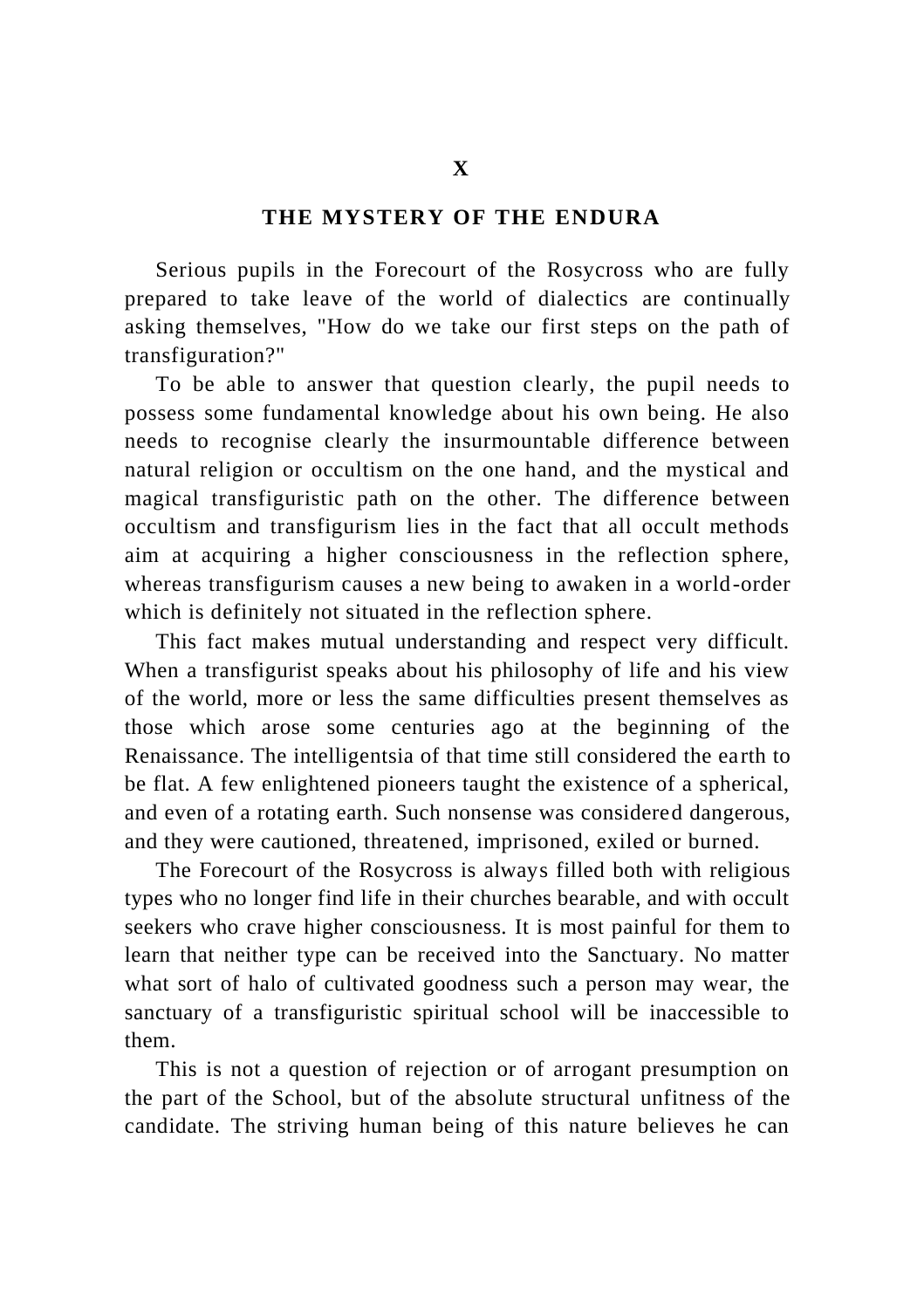# X

## THE MYSTERY OF THE ENDURA

Serious pupils in the Forecourt of the Rosycross who are fully prepared to take leave of the world of dialectics are continually asking themselves, "How do we take our first steps on the path of transfiguration?"

To be able to answer that question clearly, the pupil needs to possess some fundamental knowledge about his own being. He also needs to recognise clearly the insurmountable difference between natural religion or occultism on the one hand, and the mystical and magical transfiguristic path on the other. The difference between occultism and transfigurism lies in the fact that all occult methods aim at acquiring a higher consciousness in the reflection sphere, whereas transfigurism causes a new being to awaken in a world-order which is definitely not situated in the reflection sphere.

This fact makes mutual understanding and respect very difficult. When a transfigurist speaks about his philosophy of life and his view of the world, more or less the same difficulties present themselves as those which arose some centuries ago at the beginning of the Renaissance. The intelligentsia of that time still considered the earth to be flat. A few enlightened pioneers taught the existence of a spherical, and even of a rotating earth. Such nonsense was considered dangerous, and they were cautioned, threatened, imprisoned, exiled or burned.

The Forecourt of the Rosycross is always filled both with religious types who no longer find life in their churches bearable, and with occult seekers who crave higher consciousness. It is most painful for them to learn that neither type can be received into the Sanctuary. No matter what sort of halo of cultivated goodness such a person may wear, the sanctuary of a transfiguristic spiritual school will be inaccessible to them.

This is not a question of rejection or of arrogant presumption on the part of the School, but of the absolute structural unfitness of the candidate. The striving human being of this nature believes he can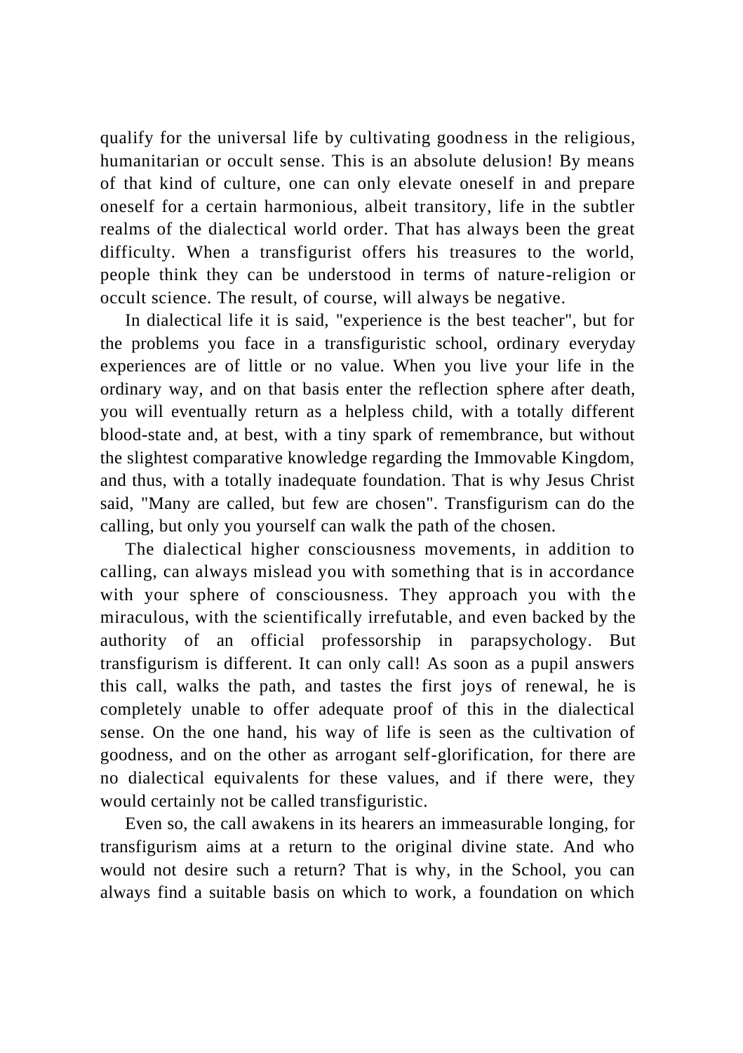qualify for the universal life by cultivating goodness in the religious, humanitarian or occult sense. This is an absolute delusion! By means of that kind of culture, one can only elevate oneself in and prepare oneself for a certain harmonious, albeit transitory, life in the subtler realms of the dialectical world order. That has always been the great difficulty. When a transfigurist offers his treasures to the world, people think they can be understood in terms of nature-religion or occult science. The result, of course, will always be negative.

In dialectical life it is said, "experience is the best teacher", but for the problems you face in a transfiguristic school, ordinary everyday experiences are of little or no value. When you live your life in the ordinary way, and on that basis enter the reflection sphere after death, you will eventually return as a helpless child, with a totally different blood-state and, at best, with a tiny spark of remembrance, but without the slightest comparative knowledge regarding the Immovable Kingdom, and thus, with a totally inadequate foundation. That is why Jesus Christ said, "Many are called, but few are chosen". Transfigurism can do the calling, but only you yourself can walk the path of the chosen.

The dialectical higher consciousness movements, in addition to calling, can always mislead you with something that is in accordance with your sphere of consciousness. They approach you with the miraculous, with the scientifically irrefutable, and even backed by the authority of an official professorship in parapsychology. But transfigurism is different. It can only call! As soon as a pupil answers this call, walks the path, and tastes the first joys of renewal, he is completely unable to offer adequate proof of this in the dialectical sense. On the one hand, his way of life is seen as the cultivation of goodness, and on the other as arrogant self-glorification, for there are no dialectical equivalents for these values, and if there were, they would certainly not be called transfiguristic.

Even so, the call awakens in its hearers an immeasurable longing, for transfigurism aims at a return to the original divine state. And who would not desire such a return? That is why, in the School, you can always find a suitable basis on which to work, a foundation on which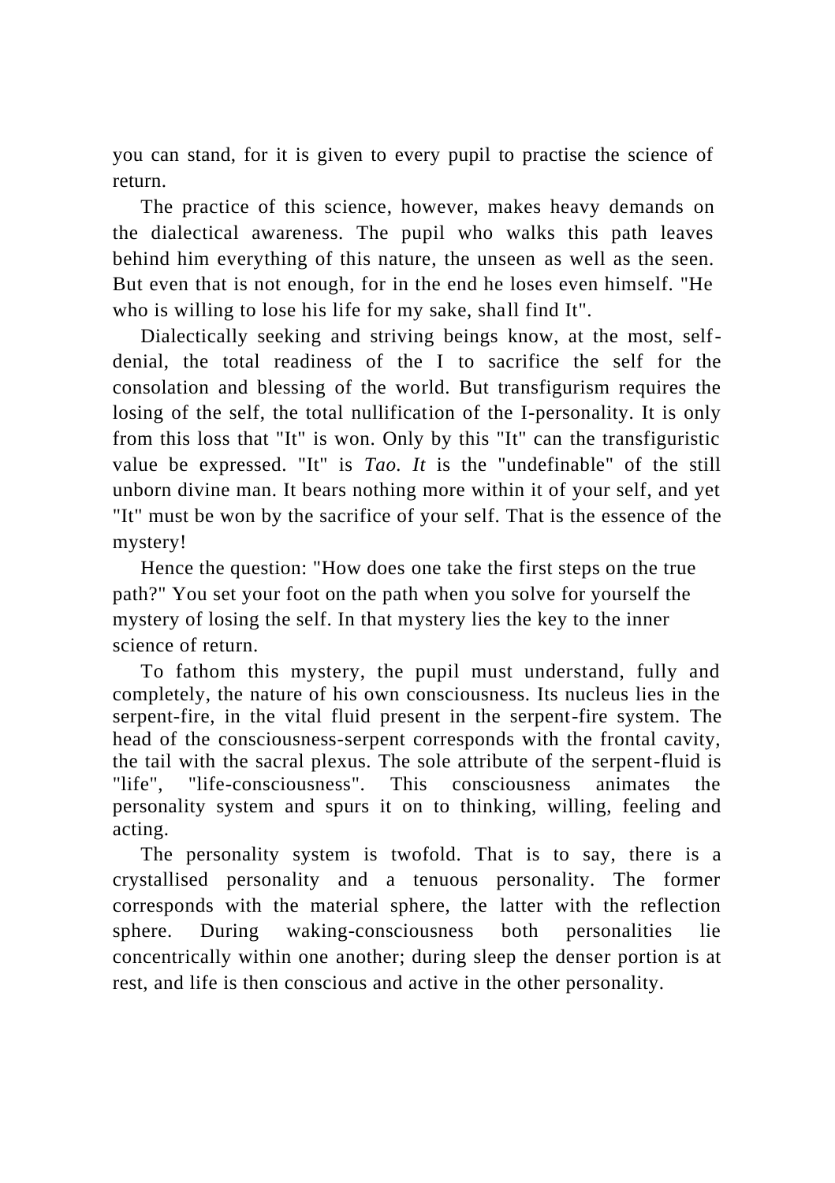you can stand, for it is given to every pupil to practise the science of return.

The practice of this science, however, makes heavy demands on the dialectical awareness. The pupil who walks this path leaves behind him everything of this nature, the unseen as well as the seen. But even that is not enough, for in the end he loses even himself. "He who is willing to lose his life for my sake, shall find It".

Dialectically seeking and striving beings know, at the most, self-denial, the total readiness of the I to sacrifice the self for the consolation and blessing of the world. But transfigurism requires the losing of the self, the total nullification of the I-personality. It is only from this loss that "It" is won. Only by this "It" can the transfiguristic value be expressed. "It" is *Tao. It* is the "undefinable" of the still unborn divine man. It bears nothing more within it of your self, and yet "It" must be won by the sacrifice of your self. That is the essence of the mystery!

Hence the question: "How does one take the first steps on the true path?" You set your foot on the path when you solve for yourself the mystery of losing the self. In that mystery lies the key to the inner science of return.

To fathom this mystery, the pupil must understand, fully and completely, the nature of his own consciousness. Its nucleus lies in the serpent-fire, in the vital fluid present in the serpent-fire system. The head of the consciousness-serpent corresponds with the frontal cavity, the tail with the sacral plexus. The sole attribute of the serpent-fluid is "life", "life-consciousness". This consciousness animates the personality system and spurs it on to thinking, willing, feeling and acting.

The personality system is twofold. That is to say, there is a crystallised personality and a tenuous personality. The former corresponds with the material sphere, the latter with the reflection sphere. During waking-consciousness both personalities lie concentrically within one another; during sleep the denser portion is at rest, and life is then conscious and active in the other personality.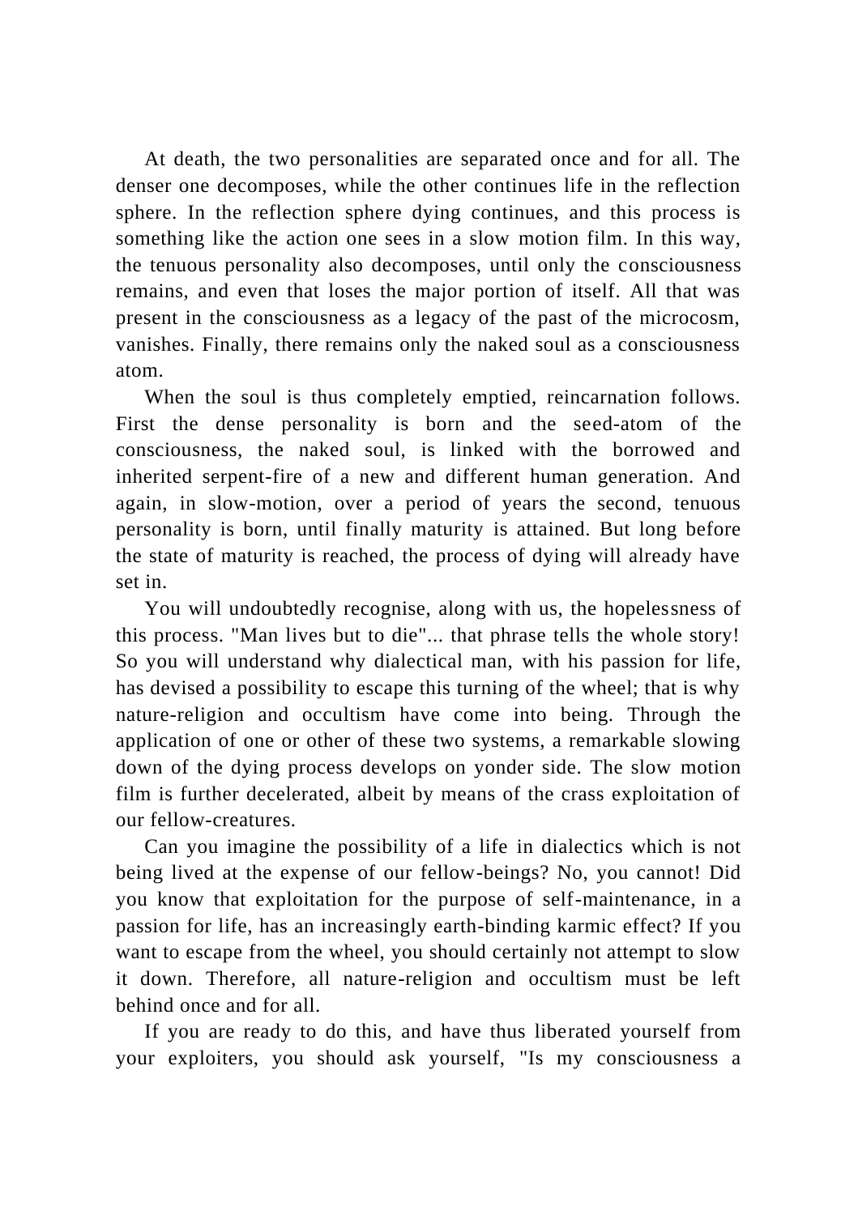At death, the two personalities are separated once and for all. The denser one decomposes, while the other continues life in the reflection sphere. In the reflection sphere dying continues, and this process is something like the action one sees in a slow motion film. In this way, the tenuous personality also decomposes, until only the consciousness remains, and even that loses the major portion of itself. All that was present in the consciousness as a legacy of the past of the microcosm, vanishes. Finally, there remains only the naked soul as a consciousness atom.

When the soul is thus completely emptied, reincarnation follows. First the dense personality is born and the seed-atom of the consciousness, the naked soul, is linked with the borrowed and inherited serpent-fire of a new and different human generation. And again, in slow-motion, over a period of years the second, tenuous personality is born, until finally maturity is attained. But long before the state of maturity is reached, the process of dying will already have set in.

You will undoubtedly recognise, along with us, the hopelessness of this process. "Man lives but to die"... that phrase tells the whole story! So you will understand why dialectical man, with his passion for life, has devised a possibility to escape this turning of the wheel; that is why nature-religion and occultism have come into being. Through the application of one or other of these two systems, a remarkable slowing down of the dying process develops on yonder side. The slow motion film is further decelerated, albeit by means of the crass exploitation of our fellow-creatures.

Can you imagine the possibility of a life in dialectics which is not being lived at the expense of our fellow-beings? No, you cannot! Did you know that exploitation for the purpose of self-maintenance, in a passion for life, has an increasingly earth-binding karmic effect? If you want to escape from the wheel, you should certainly not attempt to slow it down. Therefore, all nature-religion and occultism must be left behind once and for all.

If you are ready to do this, and have thus liberated yourself from your exploiters, you should ask yourself, "Is my consciousness a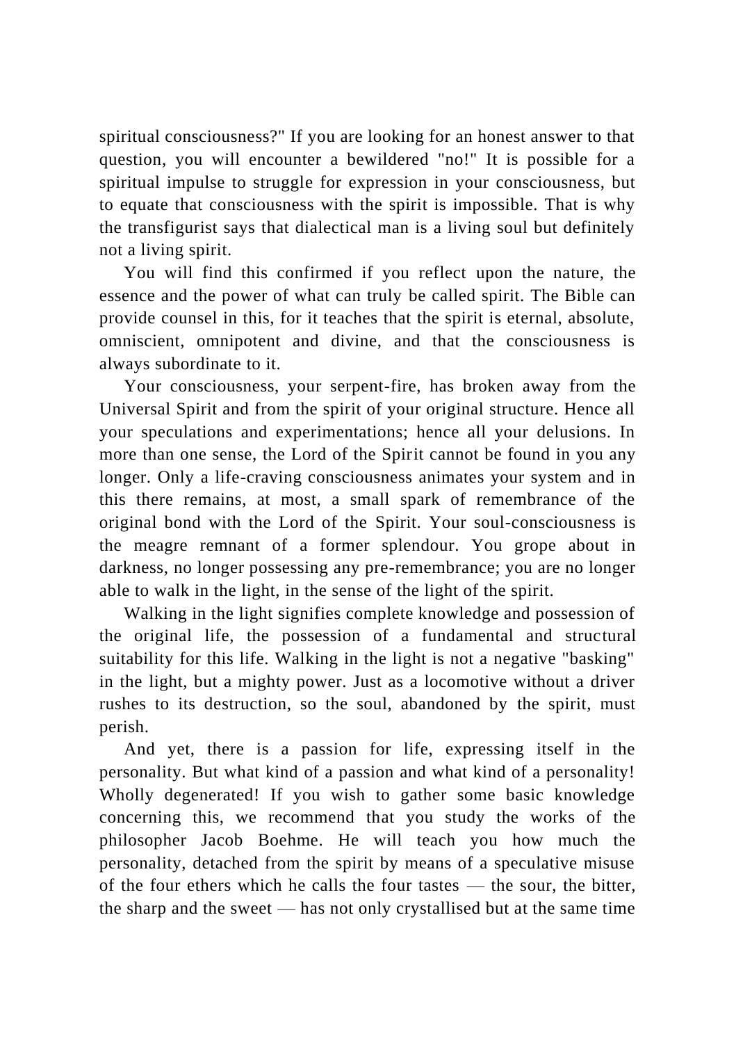spiritual consciousness?" If you are looking for an honest answer to that question, you will encounter a bewildered "no!" It is possible for a spiritual impulse to struggle for expression in your consciousness, but to equate that consciousness with the spirit is impossible. That is why the transfigurist says that dialectical man is a living soul but definitely not a living spirit.

You will find this confirmed if you reflect upon the nature, the essence and the power of what can truly be called spirit. The Bible can provide counsel in this, for it teaches that the spirit is eternal, absolute, omniscient, omnipotent and divine, and that the consciousness is always subordinate to it.

Your consciousness, your serpent-fire, has broken away from the Universal Spirit and from the spirit of your original structure. Hence all your speculations and experimentations; hence all your delusions. In more than one sense, the Lord of the Spirit cannot be found in you any longer. Only a life-craving consciousness animates your system and in this there remains, at most, a small spark of remembrance of the original bond with the Lord of the Spirit. Your soul-consciousness is the meagre remnant of a former splendour. You grope about in darkness, no longer possessing any pre-remembrance; you are no longer able to walk in the light, in the sense of the light of the spirit.

Walking in the light signifies complete knowledge and possession of the original life, the possession of a fundamental and structural suitability for this life. Walking in the light is not a negative "basking" in the light, but a mighty power. Just as a locomotive without a driver rushes to its destruction, so the soul, abandoned by the spirit, must perish.

And yet, there is a passion for life, expressing itself in the personality. But what kind of a passion and what kind of a personality! Wholly degenerated! If you wish to gather some basic knowledge concerning this, we recommend that you study the works of the philosopher Jacob Boehme. He will teach you how much the personality, detached from the spirit by means of a speculative misuse of the four ethers which he calls the four tastes — the sour, the bitter, the sharp and the sweet — has not only crystallised but at the same time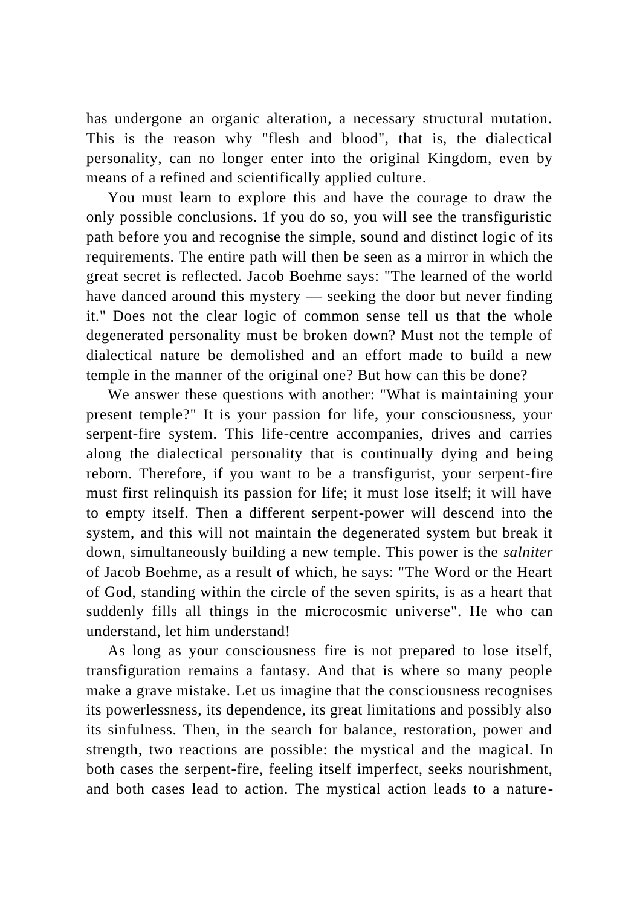has undergone an organic alteration, a necessary structural mutation. This is the reason why "flesh and blood", that is, the dialectical personality, can no longer enter into the original Kingdom, even by means of a refined and scientifically applied culture.

You must learn to explore this and have the courage to draw the only possible conclusions. 1f you do so, you will see the transfiguristic path before you and recognise the simple, sound and distinct logic of its requirements. The entire path will then be seen as a mirror in which the great secret is reflected. Jacob Boehme says: "The learned of the world have danced around this mystery — seeking the door but never finding it." Does not the clear logic of common sense tell us that the whole degenerated personality must be broken down? Must not the temple of dialectical nature be demolished and an effort made to build a new temple in the manner of the original one? But how can this be done?

We answer these questions with another: "What is maintaining your present temple?" It is your passion for life, your consciousness, your serpent-fire system. This life-centre accompanies, drives and carries along the dialectical personality that is continually dying and being reborn. Therefore, if you want to be a transfigurist, your serpent-fire must first relinquish its passion for life; it must lose itself; it will have to empty itself. Then a different serpent-power will descend into the system, and this will not maintain the degenerated system but break it down, simultaneously building a new temple. This power is the *salniter* of Jacob Boehme, as a result of which, he says: "The Word or the Heart of God, standing within the circle of the seven spirits, is as a heart that suddenly fills all things in the microcosmic universe". He who can understand, let him understand!

As long as your consciousness fire is not prepared to lose itself, transfiguration remains a fantasy. And that is where so many people make a grave mistake. Let us imagine that the consciousness recognises its powerlessness, its dependence, its great limitations and possibly also its sinfulness. Then, in the search for balance, restoration, power and strength, two reactions are possible: the mystical and the magical. In both cases the serpent-fire, feeling itself imperfect, seeks nourishment, and both cases lead to action. The mystical action leads to a nature-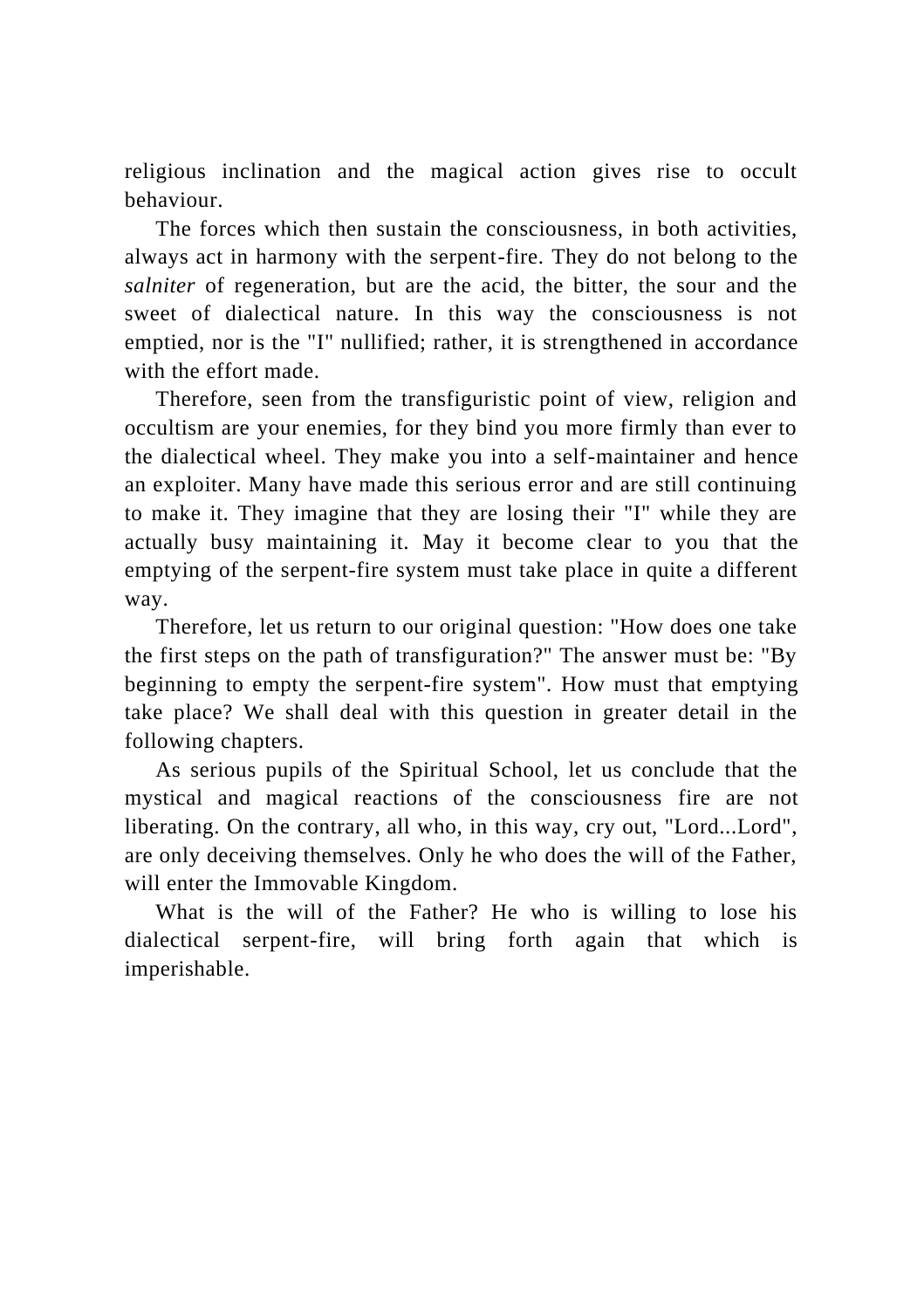religious inclination and the magical action gives rise to occult behaviour.

The forces which then sustain the consciousness, in both activities, always act in harmony with the serpent-fire. They do not belong to the *salniter* of regeneration, but are the acid, the bitter, the sour and the sweet of dialectical nature. In this way the consciousness is not emptied, nor is the "I" nullified; rather, it is strengthened in accordance with the effort made.

Therefore, seen from the transfiguristic point of view, religion and occultism are your enemies, for they bind you more firmly than ever to the dialectical wheel. They make you into a self-maintainer and hence an exploiter. Many have made this serious error and are still continuing to make it. They imagine that they are losing their "I" while they are actually busy maintaining it. May it become clear to you that the emptying of the serpent-fire system must take place in quite a different way.

Therefore, let us return to our original question: "How does one take the first steps on the path of transfiguration?" The answer must be: "By beginning to empty the serpent-fire system". How must that emptying take place? We shall deal with this question in greater detail in the following chapters.

As serious pupils of the Spiritual School, let us conclude that the mystical and magical reactions of the consciousness fire are not liberating. On the contrary, all who, in this way, cry out, "Lord...Lord", are only deceiving themselves. Only he who does the will of the Father, will enter the Immovable Kingdom.

What is the will of the Father? He who is willing to lose his dialectical serpent-fire, will bring forth again that which is imperishable.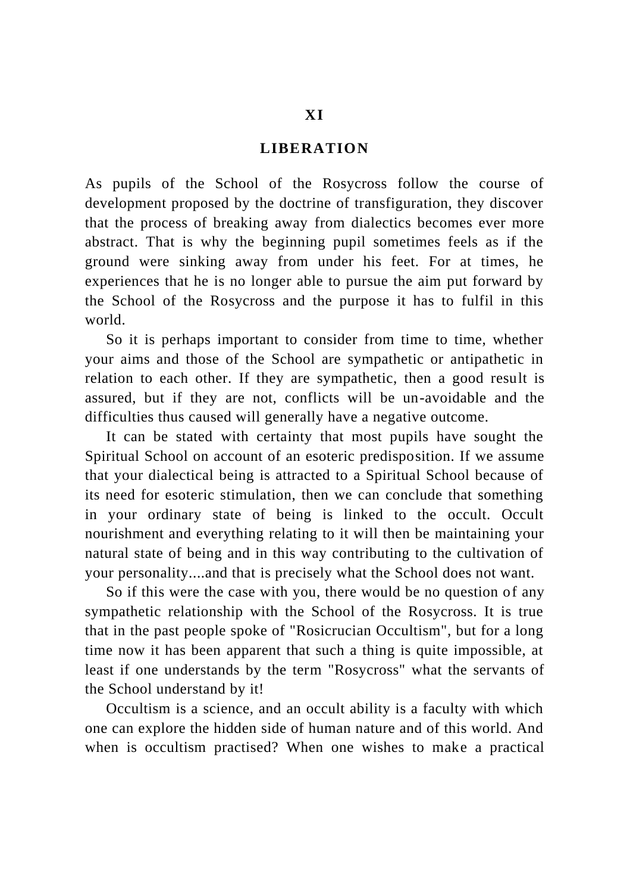# XI

## LIBERATION

As pupils of the School of the Rosycross follow the course of development proposed by the doctrine of transfiguration, they discover that the process of breaking away from dialectics becomes ever more abstract. That is why the beginning pupil sometimes feels as if the ground were sinking away from under his feet. For at times, he experiences that he is no longer able to pursue the aim put forward by the School of the Rosycross and the purpose it has to fulfil in this world.

So it is perhaps important to consider from time to time, whether your aims and those of the School are sympathetic or antipathetic in relation to each other. If they are sympathetic, then a good result is assured, but if they are not, conflicts will be un-avoidable and the difficulties thus caused will generally have a negative outcome.

It can be stated with certainty that most pupils have sought the Spiritual School on account of an esoteric predisposition. If we assume that your dialectical being is attracted to a Spiritual School because of its need for esoteric stimulation, then we can conclude that something in your ordinary state of being is linked to the occult. Occult nourishment and everything relating to it will then be maintaining your natural state of being and in this way contributing to the cultivation of your personality....and that is precisely what the School does not want.

So if this were the case with you, there would be no question of any sympathetic relationship with the School of the Rosycross. It is true that in the past people spoke of "Rosicrucian Occultism", but for a long time now it has been apparent that such a thing is quite impossible, at least if one understands by the term "Rosycross" what the servants of the School understand by it!

Occultism is a science, and an occult ability is a faculty with which one can explore the hidden side of human nature and of this world. And when is occultism practised? When one wishes to make a practical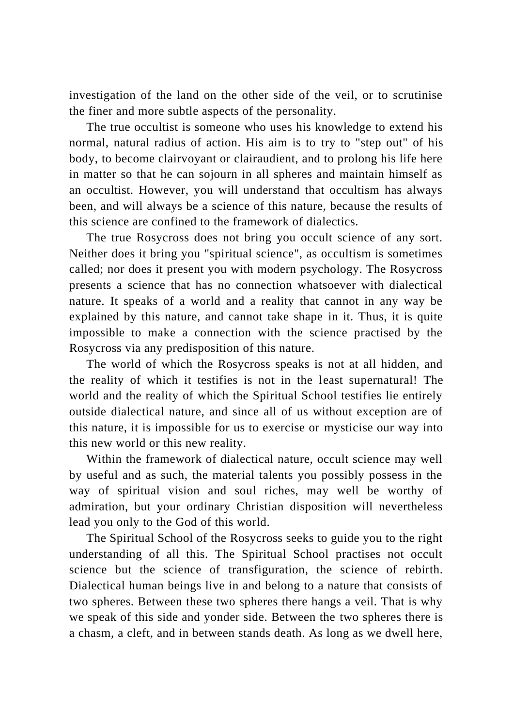investigation of the land on the other side of the veil, or to scrutinise the finer and more subtle aspects of the personality.

The true occultist is someone who uses his knowledge to extend his normal, natural radius of action. His aim is to try to "step out" of his body, to become clairvoyant or clairaudient, and to prolong his life here in matter so that he can sojourn in all spheres and maintain himself as an occultist. However, you will understand that occultism has always been, and will always be a science of this nature, because the results of this science are confined to the framework of dialectics.

The true Rosycross does not bring you occult science of any sort. Neither does it bring you "spiritual science", as occultism is sometimes called; nor does it present you with modern psychology. The Rosycross presents a science that has no connection whatsoever with dialectical nature. It speaks of a world and a reality that cannot in any way be explained by this nature, and cannot take shape in it. Thus, it is quite impossible to make a connection with the science practised by the Rosycross via any predisposition of this nature.

The world of which the Rosycross speaks is not at all hidden, and the reality of which it testifies is not in the least supernatural! The world and the reality of which the Spiritual School testifies lie entirely outside dialectical nature, and since all of us without exception are of this nature, it is impossible for us to exercise or mysticise our way into this new world or this new reality.

Within the framework of dialectical nature, occult science may well by useful and as such, the material talents you possibly possess in the way of spiritual vision and soul riches, may well be worthy of admiration, but your ordinary Christian disposition will nevertheless lead you only to the God of this world.

The Spiritual School of the Rosycross seeks to guide you to the right understanding of all this. The Spiritual School practises not occult science but the science of transfiguration, the science of rebirth. Dialectical human beings live in and belong to a nature that consists of two spheres. Between these two spheres there hangs a veil. That is why we speak of this side and yonder side. Between the two spheres there is a chasm, a cleft, and in between stands death. As long as we dwell here,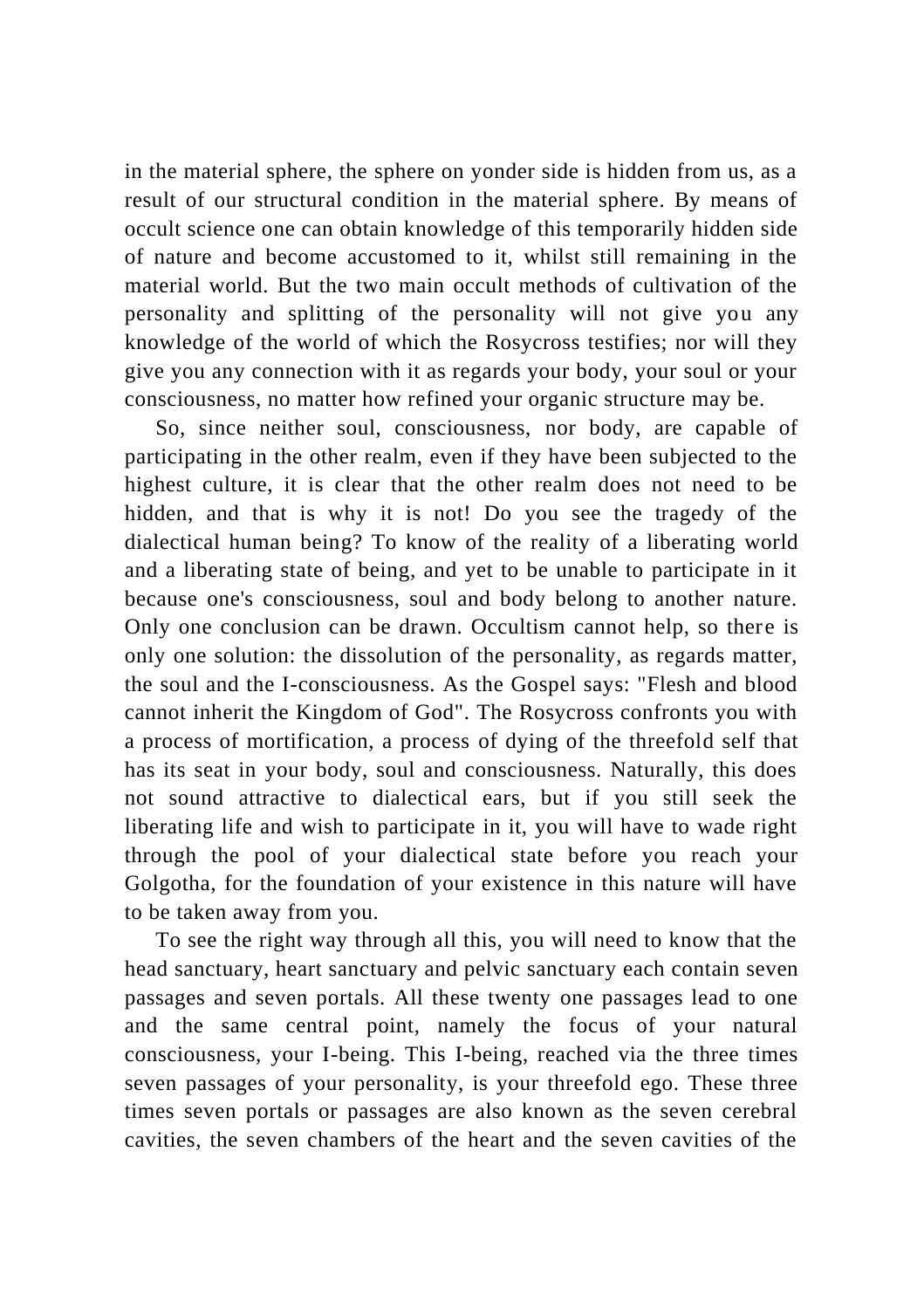in the material sphere, the sphere on yonder side is hidden from us, as a result of our structural condition in the material sphere. By means of occult science one can obtain knowledge of this temporarily hidden side of nature and become accustomed to it, whilst still remaining in the material world. But the two main occult methods of cultivation of the personality and splitting of the personality will not give you any knowledge of the world of which the Rosycross testifies; nor will they give you any connection with it as regards your body, your soul or your consciousness, no matter how refined your organic structure may be.

So, since neither soul, consciousness, nor body, are capable of participating in the other realm, even if they have been subjected to the highest culture, it is clear that the other realm does not need to be hidden, and that is why it is not! Do you see the tragedy of the dialectical human being? To know of the reality of a liberating world and a liberating state of being, and yet to be unable to participate in it because one's consciousness, soul and body belong to another nature. Only one conclusion can be drawn. Occultism cannot help, so there is only one solution: the dissolution of the personality, as regards matter, the soul and the I-consciousness. As the Gospel says: "Flesh and blood cannot inherit the Kingdom of God". The Rosycross confronts you with a process of mortification, a process of dying of the threefold self that has its seat in your body, soul and consciousness. Naturally, this does not sound attractive to dialectical ears, but if you still seek the liberating life and wish to participate in it, you will have to wade right through the pool of your dialectical state before you reach your Golgotha, for the foundation of your existence in this nature will have to be taken away from you.

To see the right way through all this, you will need to know that the head sanctuary, heart sanctuary and pelvic sanctuary each contain seven passages and seven portals. All these twenty one passages lead to one and the same central point, namely the focus of your natural consciousness, your I-being. This I-being, reached via the three times seven passages of your personality, is your threefold ego. These three times seven portals or passages are also known as the seven cerebral cavities, the seven chambers of the heart and the seven cavities of the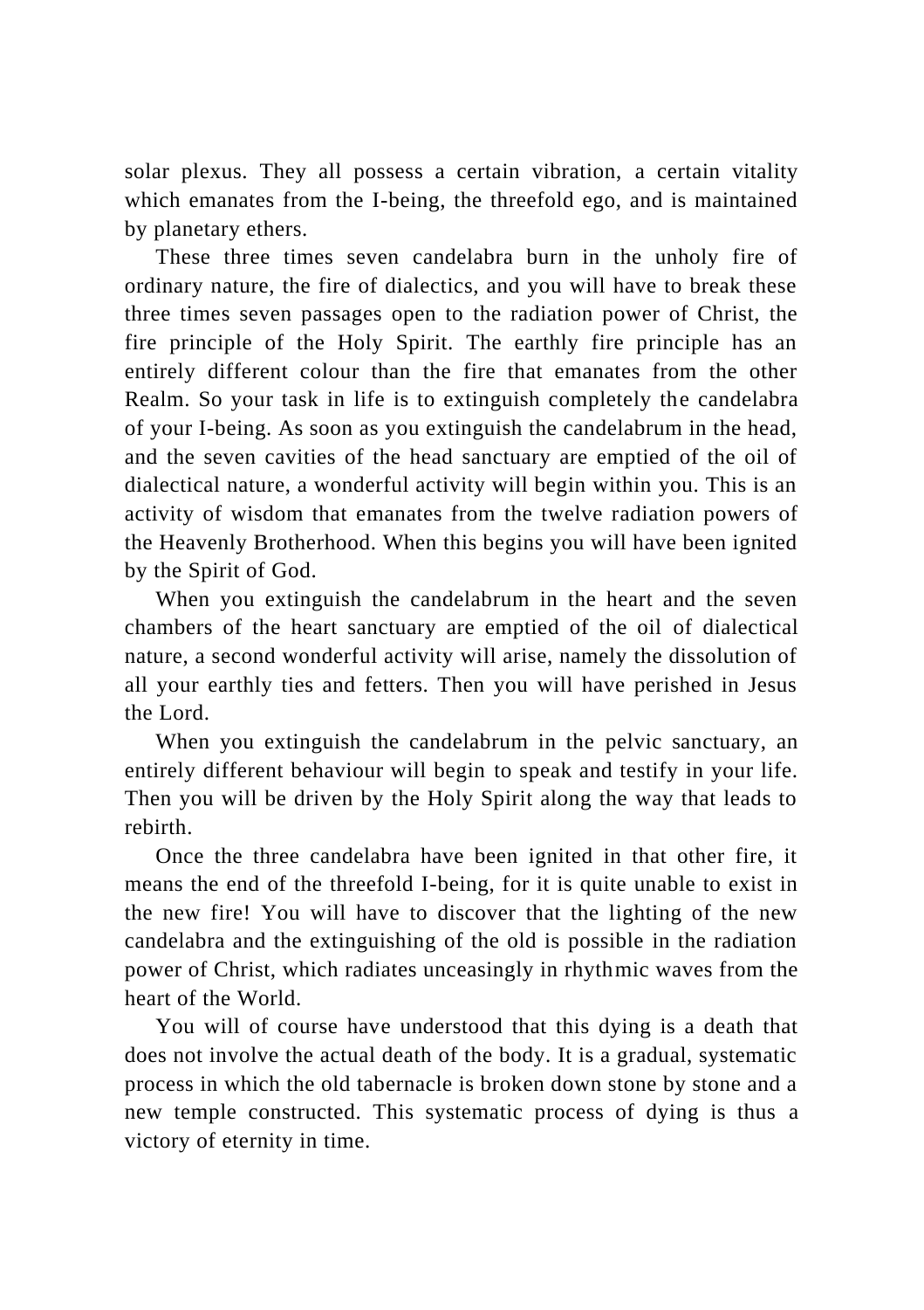solar plexus. They all possess a certain vibration, a certain vitality which emanates from the I-being, the threefold ego, and is maintained by planetary ethers.

These three times seven candelabra burn in the unholy fire of ordinary nature, the fire of dialectics, and you will have to break these three times seven passages open to the radiation power of Christ, the fire principle of the Holy Spirit. The earthly fire principle has an entirely different colour than the fire that emanates from the other Realm. So your task in life is to extinguish completely the candelabra of your I-being. As soon as you extinguish the candelabrum in the head, and the seven cavities of the head sanctuary are emptied of the oil of dialectical nature, a wonderful activity will begin within you. This is an activity of wisdom that emanates from the twelve radiation powers of the Heavenly Brotherhood. When this begins you will have been ignited by the Spirit of God.

When you extinguish the candelabrum in the heart and the seven chambers of the heart sanctuary are emptied of the oil of dialectical nature, a second wonderful activity will arise, namely the dissolution of all your earthly ties and fetters. Then you will have perished in Jesus the Lord.

When you extinguish the candelabrum in the pelvic sanctuary, an entirely different behaviour will begin to speak and testify in your life. Then you will be driven by the Holy Spirit along the way that leads to rebirth.

Once the three candelabra have been ignited in that other fire, it means the end of the threefold I-being, for it is quite unable to exist in the new fire! You will have to discover that the lighting of the new candelabra and the extinguishing of the old is possible in the radiation power of Christ, which radiates unceasingly in rhythmic waves from the heart of the World.

You will of course have understood that this dying is a death that does not involve the actual death of the body. It is a gradual, systematic process in which the old tabernacle is broken down stone by stone and a new temple constructed. This systematic process of dying is thus a victory of eternity in time.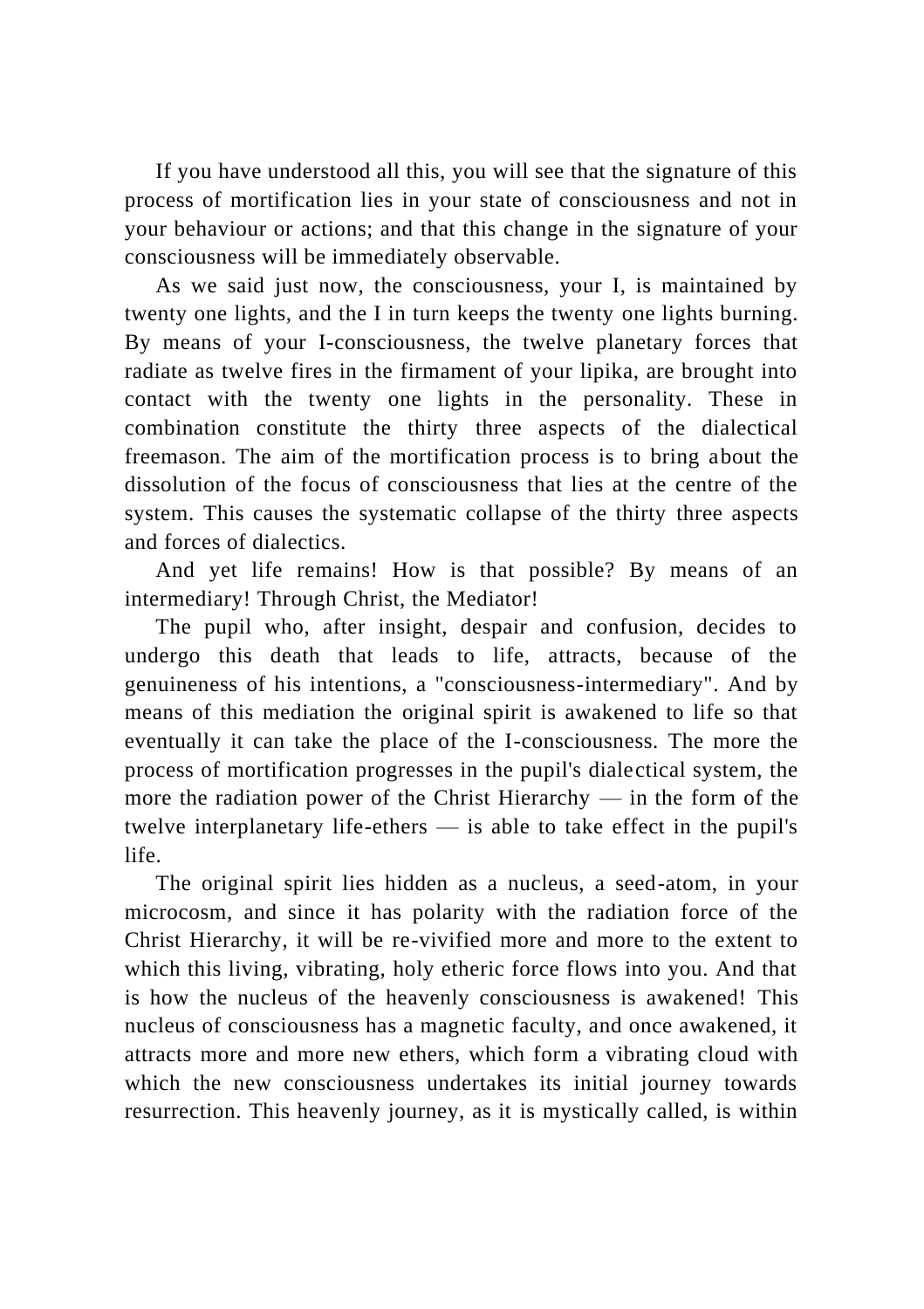If you have understood all this, you will see that the signature of this process of mortification lies in your state of consciousness and not in your behaviour or actions; and that this change in the signature of your consciousness will be immediately observable.

As we said just now, the consciousness, your I, is maintained by twenty one lights, and the I in turn keeps the twenty one lights burning. By means of your I-consciousness, the twelve planetary forces that radiate as twelve fires in the firmament of your lipika, are brought into contact with the twenty one lights in the personality. These in combination constitute the thirty three aspects of the dialectical freemason. The aim of the mortification process is to bring about the dissolution of the focus of consciousness that lies at the centre of the system. This causes the systematic collapse of the thirty three aspects and forces of dialectics.

And yet life remains! How is that possible? By means of an intermediary! Through Christ, the Mediator!

The pupil who, after insight, despair and confusion, decides to undergo this death that leads to life, attracts, because of the genuineness of his intentions, a "consciousness-intermediary". And by means of this mediation the original spirit is awakened to life so that eventually it can take the place of the I-consciousness. The more the process of mortification progresses in the pupil's dialectical system, the more the radiation power of the Christ Hierarchy — in the form of the twelve interplanetary life-ethers — is able to take effect in the pupil's life.

The original spirit lies hidden as a nucleus, a seed-atom, in your microcosm, and since it has polarity with the radiation force of the Christ Hierarchy, it will be re-vivified more and more to the extent to which this living, vibrating, holy etheric force flows into you. And that is how the nucleus of the heavenly consciousness is awakened! This nucleus of consciousness has a magnetic faculty, and once awakened, it attracts more and more new ethers, which form a vibrating cloud with which the new consciousness undertakes its initial journey towards resurrection. This heavenly journey, as it is mystically called, is within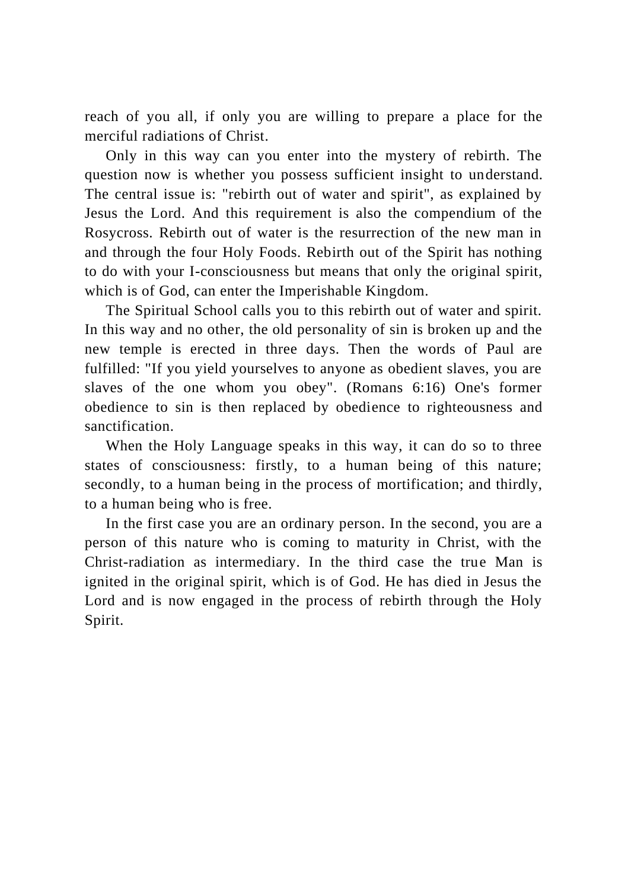reach of you all, if only you are willing to prepare a place for the merciful radiations of Christ.

Only in this way can you enter into the mystery of rebirth. The question now is whether you possess sufficient insight to understand. The central issue is: "rebirth out of water and spirit", as explained by Jesus the Lord. And this requirement is also the compendium of the Rosycross. Rebirth out of water is the resurrection of the new man in and through the four Holy Foods. Rebirth out of the Spirit has nothing to do with your I-consciousness but means that only the original spirit, which is of God, can enter the Imperishable Kingdom.

The Spiritual School calls you to this rebirth out of water and spirit. In this way and no other, the old personality of sin is broken up and the new temple is erected in three days. Then the words of Paul are fulfilled: "If you yield yourselves to anyone as obedient slaves, you are slaves of the one whom you obey". (Romans 6:16) One's former obedience to sin is then replaced by obedience to righteousness and sanctification.

When the Holy Language speaks in this way, it can do so to three states of consciousness: firstly, to a human being of this nature; secondly, to a human being in the process of mortification; and thirdly, to a human being who is free.

In the first case you are an ordinary person. In the second, you are a person of this nature who is coming to maturity in Christ, with the Christ-radiation as intermediary. In the third case the true Man is ignited in the original spirit, which is of God. He has died in Jesus the Lord and is now engaged in the process of rebirth through the Holy Spirit.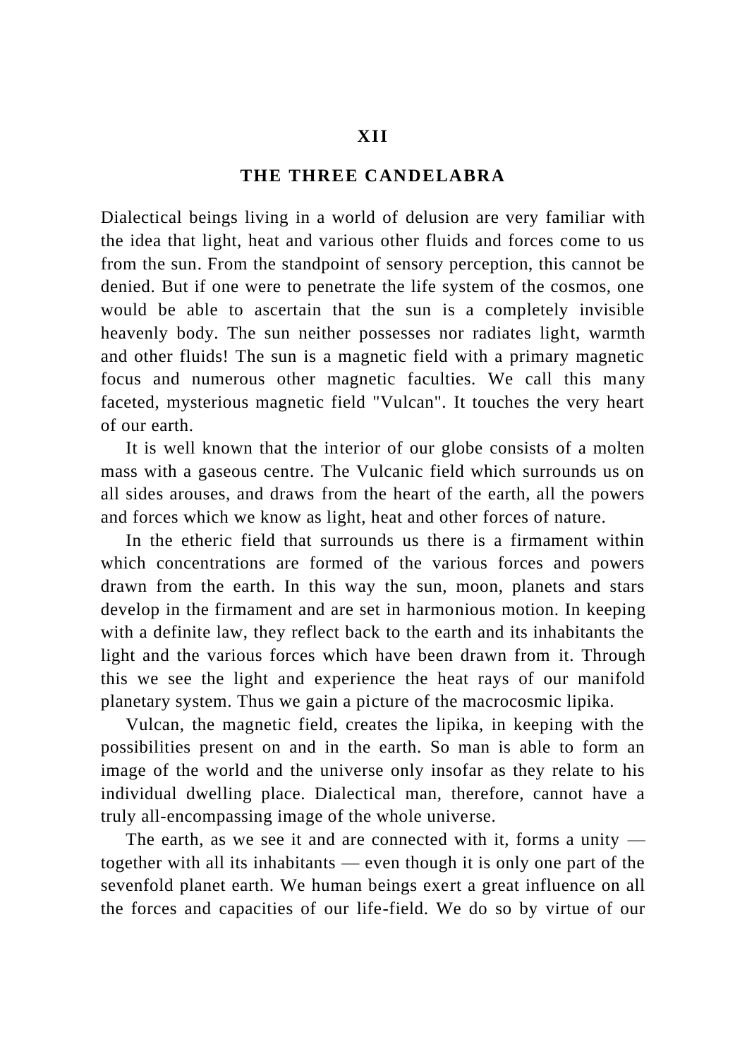# XII

## THE THREE CANDELABRA

Dialectical beings living in a world of delusion are very familiar with the idea that light, heat and various other fluids and forces come to us from the sun. From the standpoint of sensory perception, this cannot be denied. But if one were to penetrate the life system of the cosmos, one would be able to ascertain that the sun is a completely invisible heavenly body. The sun neither possesses nor radiates light, warmth and other fluids! The sun is a magnetic field with a primary magnetic focus and numerous other magnetic faculties. We call this many faceted, mysterious magnetic field "Vulcan". It touches the very heart of our earth.

It is well known that the interior of our globe consists of a molten mass with a gaseous centre. The Vulcanic field which surrounds us on all sides arouses, and draws from the heart of the earth, all the powers and forces which we know as light, heat and other forces of nature.

In the etheric field that surrounds us there is a firmament within which concentrations are formed of the various forces and powers drawn from the earth. In this way the sun, moon, planets and stars develop in the firmament and are set in harmonious motion. In keeping with a definite law, they reflect back to the earth and its inhabitants the light and the various forces which have been drawn from it. Through this we see the light and experience the heat rays of our manifold planetary system. Thus we gain a picture of the macrocosmic lipika.

Vulcan, the magnetic field, creates the lipika, in keeping with the possibilities present on and in the earth. So man is able to form an image of the world and the universe only insofar as they relate to his individual dwelling place. Dialectical man, therefore, cannot have a truly all-encompassing image of the whole universe.

The earth, as we see it and are connected with it, forms a unity — together with all its inhabitants — even though it is only one part of the sevenfold planet earth. We human beings exert a great influence on all the forces and capacities of our life-field. We do so by virtue of our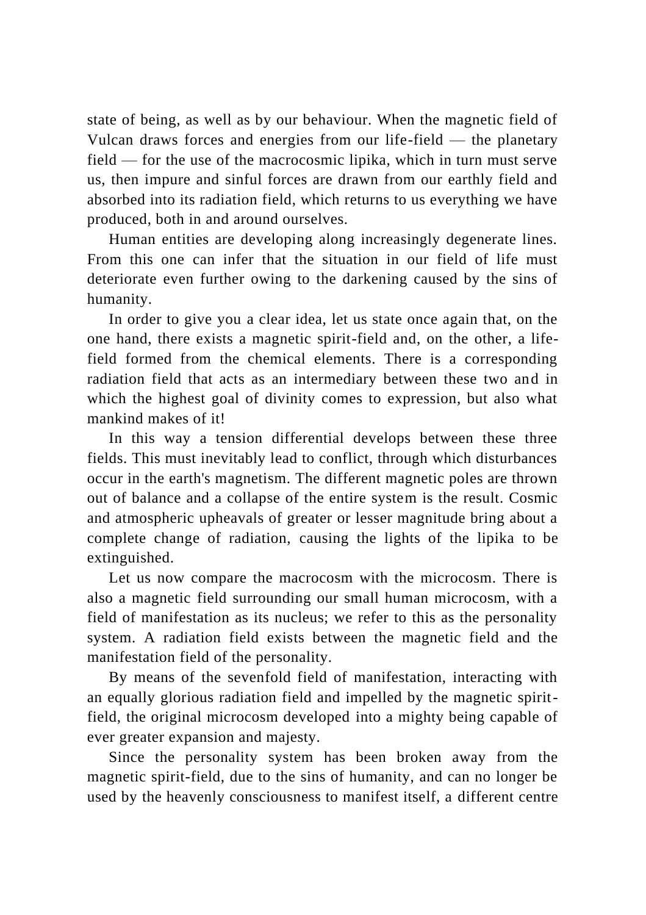state of being, as well as by our behaviour. When the magnetic field of Vulcan draws forces and energies from our life-field — the planetary field — for the use of the macrocosmic lipika, which in turn must serve us, then impure and sinful forces are drawn from our earthly field and absorbed into its radiation field, which returns to us everything we have produced, both in and around ourselves.

Human entities are developing along increasingly degenerate lines. From this one can infer that the situation in our field of life must deteriorate even further owing to the darkening caused by the sins of humanity.

In order to give you a clear idea, let us state once again that, on the one hand, there exists a magnetic spirit-field and, on the other, a life-field formed from the chemical elements. There is a corresponding radiation field that acts as an intermediary between these two and in which the highest goal of divinity comes to expression, but also what mankind makes of it!

In this way a tension differential develops between these three fields. This must inevitably lead to conflict, through which disturbances occur in the earth's magnetism. The different magnetic poles are thrown out of balance and a collapse of the entire system is the result. Cosmic and atmospheric upheavals of greater or lesser magnitude bring about a complete change of radiation, causing the lights of the lipika to be extinguished.

Let us now compare the macrocosm with the microcosm. There is also a magnetic field surrounding our small human microcosm, with a field of manifestation as its nucleus; we refer to this as the personality system. A radiation field exists between the magnetic field and the manifestation field of the personality.

By means of the sevenfold field of manifestation, interacting with an equally glorious radiation field and impelled by the magnetic spirit-field, the original microcosm developed into a mighty being capable of ever greater expansion and majesty.

Since the personality system has been broken away from the magnetic spirit-field, due to the sins of humanity, and can no longer be used by the heavenly consciousness to manifest itself, a different centre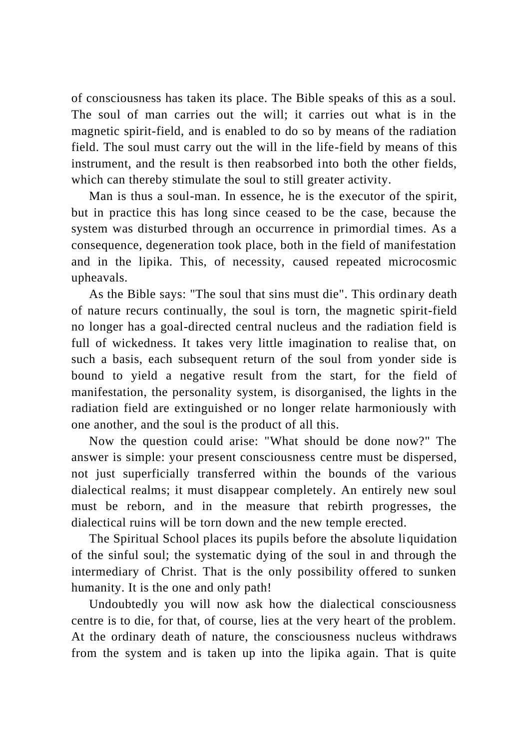of consciousness has taken its place. The Bible speaks of this as a soul. The soul of man carries out the will; it carries out what is in the magnetic spirit-field, and is enabled to do so by means of the radiation field. The soul must carry out the will in the life-field by means of this instrument, and the result is then reabsorbed into both the other fields, which can thereby stimulate the soul to still greater activity.

Man is thus a soul-man. In essence, he is the executor of the spirit, but in practice this has long since ceased to be the case, because the system was disturbed through an occurrence in primordial times. As a consequence, degeneration took place, both in the field of manifestation and in the lipika. This, of necessity, caused repeated microcosmic upheavals.

As the Bible says: "The soul that sins must die". This ordinary death of nature recurs continually, the soul is torn, the magnetic spirit-field no longer has a goal-directed central nucleus and the radiation field is full of wickedness. It takes very little imagination to realise that, on such a basis, each subsequent return of the soul from yonder side is bound to yield a negative result from the start, for the field of manifestation, the personality system, is disorganised, the lights in the radiation field are extinguished or no longer relate harmoniously with one another, and the soul is the product of all this.

Now the question could arise: "What should be done now?" The answer is simple: your present consciousness centre must be dispersed, not just superficially transferred within the bounds of the various dialectical realms; it must disappear completely. An entirely new soul must be reborn, and in the measure that rebirth progresses, the dialectical ruins will be torn down and the new temple erected.

The Spiritual School places its pupils before the absolute liquidation of the sinful soul; the systematic dying of the soul in and through the intermediary of Christ. That is the only possibility offered to sunken humanity. It is the one and only path!

Undoubtedly you will now ask how the dialectical consciousness centre is to die, for that, of course, lies at the very heart of the problem. At the ordinary death of nature, the consciousness nucleus withdraws from the system and is taken up into the lipika again. That is quite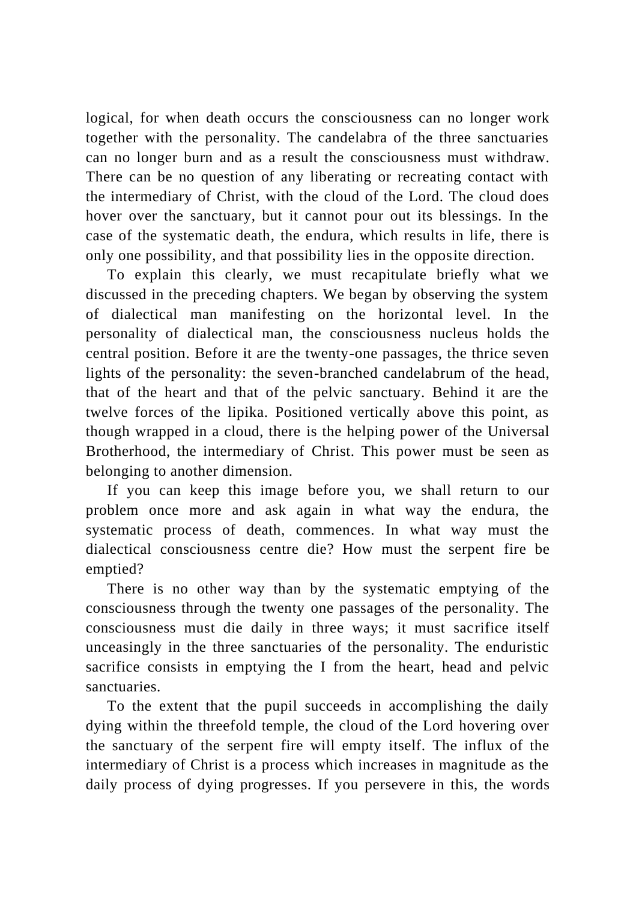logical, for when death occurs the consciousness can no longer work together with the personality. The candelabra of the three sanctuaries can no longer burn and as a result the consciousness must withdraw. There can be no question of any liberating or recreating contact with the intermediary of Christ, with the cloud of the Lord. The cloud does hover over the sanctuary, but it cannot pour out its blessings. In the case of the systematic death, the endura, which results in life, there is only one possibility, and that possibility lies in the opposite direction.

To explain this clearly, we must recapitulate briefly what we discussed in the preceding chapters. We began by observing the system of dialectical man manifesting on the horizontal level. In the personality of dialectical man, the consciousness nucleus holds the central position. Before it are the twenty-one passages, the thrice seven lights of the personality: the seven-branched candelabrum of the head, that of the heart and that of the pelvic sanctuary. Behind it are the twelve forces of the lipika. Positioned vertically above this point, as though wrapped in a cloud, there is the helping power of the Universal Brotherhood, the intermediary of Christ. This power must be seen as belonging to another dimension.

If you can keep this image before you, we shall return to our problem once more and ask again in what way the endura, the systematic process of death, commences. In what way must the dialectical consciousness centre die? How must the serpent fire be emptied?

There is no other way than by the systematic emptying of the consciousness through the twenty one passages of the personality. The consciousness must die daily in three ways; it must sacrifice itself unceasingly in the three sanctuaries of the personality. The enduristic sacrifice consists in emptying the I from the heart, head and pelvic sanctuaries.

To the extent that the pupil succeeds in accomplishing the daily dying within the threefold temple, the cloud of the Lord hovering over the sanctuary of the serpent fire will empty itself. The influx of the intermediary of Christ is a process which increases in magnitude as the daily process of dying progresses. If you persevere in this, the words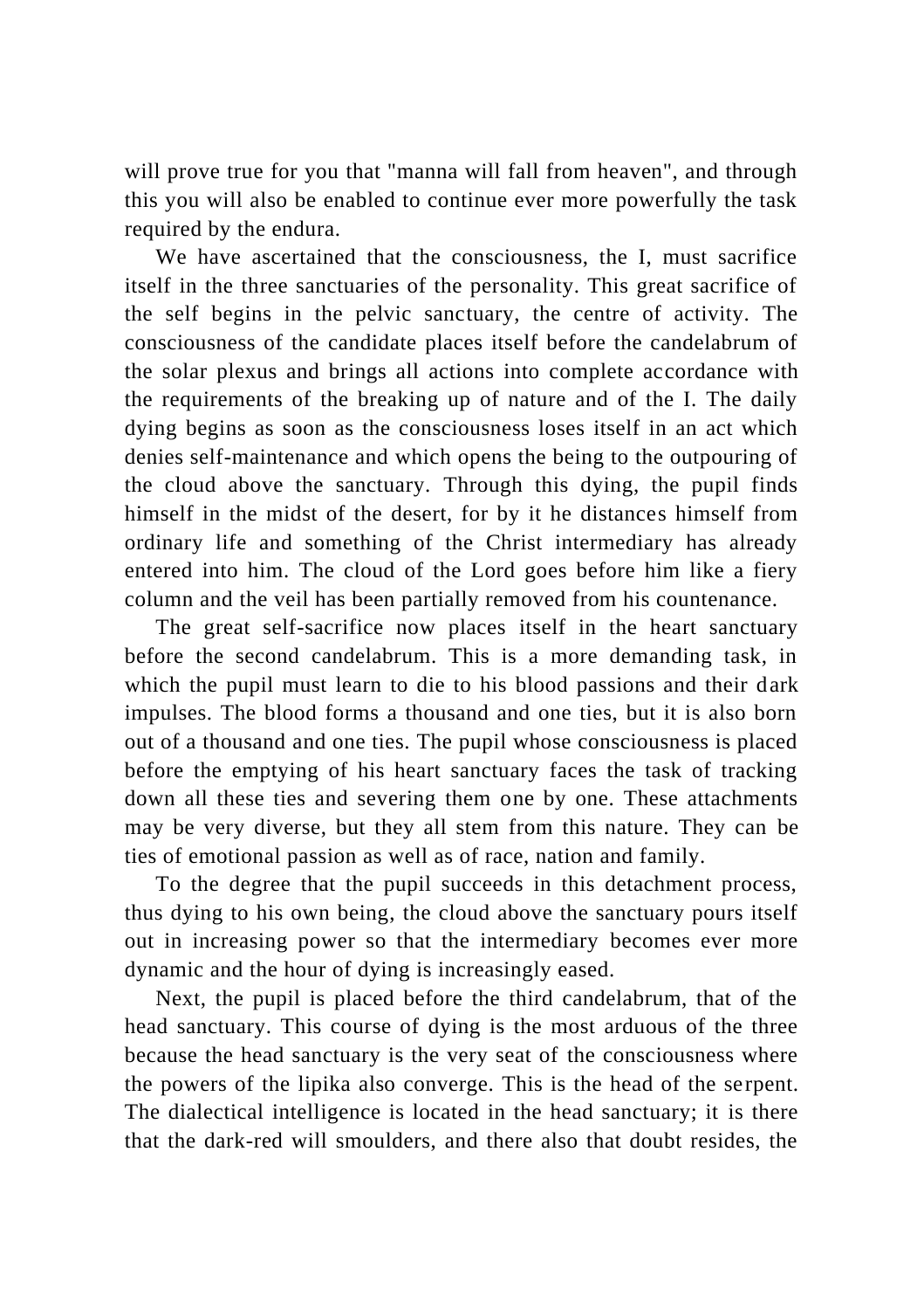will prove true for you that "manna will fall from heaven", and through this you will also be enabled to continue ever more powerfully the task required by the endura.

We have ascertained that the consciousness, the I, must sacrifice itself in the three sanctuaries of the personality. This great sacrifice of the self begins in the pelvic sanctuary, the centre of activity. The consciousness of the candidate places itself before the candelabrum of the solar plexus and brings all actions into complete accordance with the requirements of the breaking up of nature and of the I. The daily dying begins as soon as the consciousness loses itself in an act which denies self-maintenance and which opens the being to the outpouring of the cloud above the sanctuary. Through this dying, the pupil finds himself in the midst of the desert, for by it he distances himself from ordinary life and something of the Christ intermediary has already entered into him. The cloud of the Lord goes before him like a fiery column and the veil has been partially removed from his countenance.

The great self-sacrifice now places itself in the heart sanctuary before the second candelabrum. This is a more demanding task, in which the pupil must learn to die to his blood passions and their dark impulses. The blood forms a thousand and one ties, but it is also born out of a thousand and one ties. The pupil whose consciousness is placed before the emptying of his heart sanctuary faces the task of tracking down all these ties and severing them one by one. These attachments may be very diverse, but they all stem from this nature. They can be ties of emotional passion as well as of race, nation and family.

To the degree that the pupil succeeds in this detachment process, thus dying to his own being, the cloud above the sanctuary pours itself out in increasing power so that the intermediary becomes ever more dynamic and the hour of dying is increasingly eased.

Next, the pupil is placed before the third candelabrum, that of the head sanctuary. This course of dying is the most arduous of the three because the head sanctuary is the very seat of the consciousness where the powers of the lipika also converge. This is the head of the serpent. The dialectical intelligence is located in the head sanctuary; it is there that the dark-red will smoulders, and there also that doubt resides, the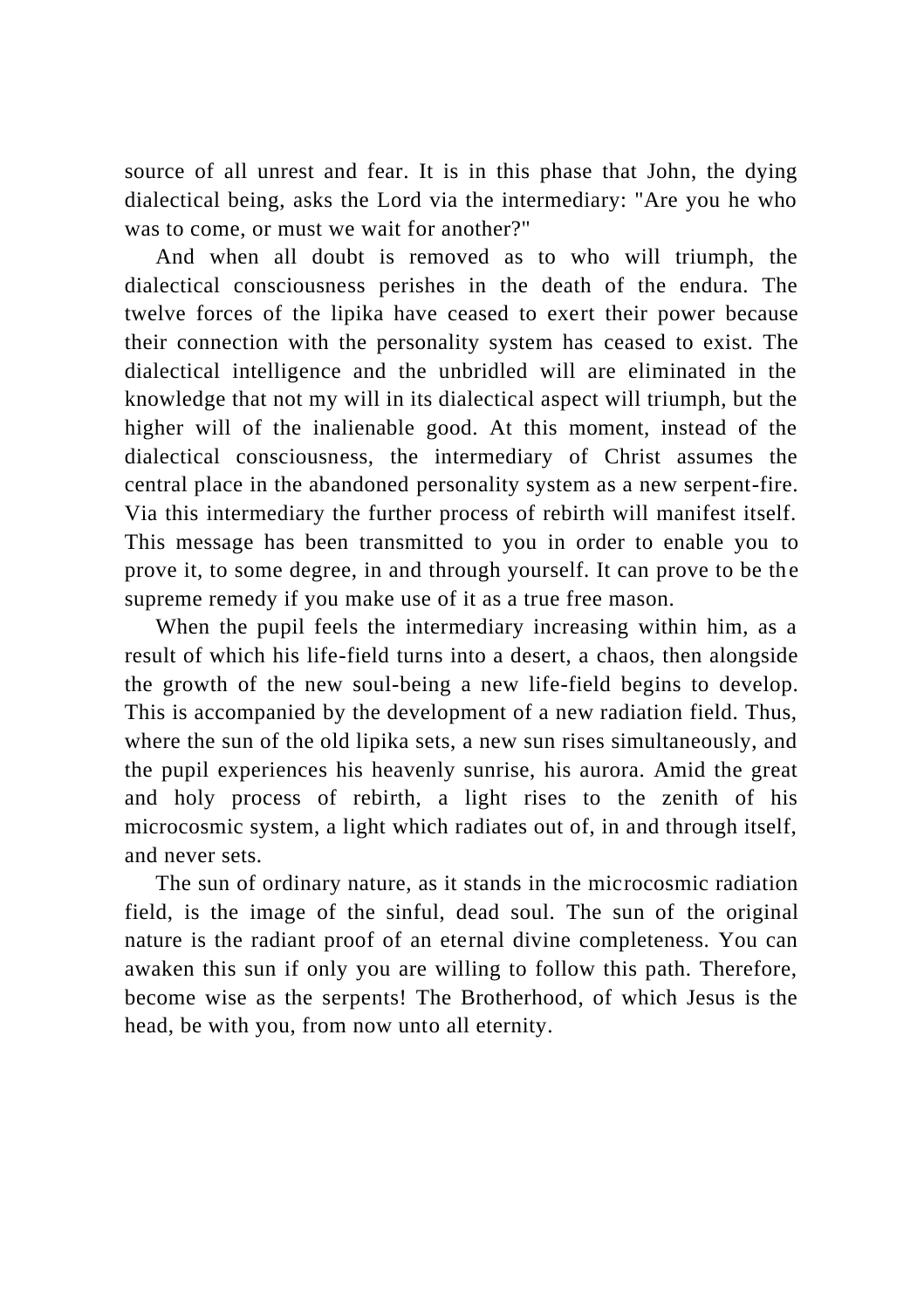source of all unrest and fear. It is in this phase that John, the dying dialectical being, asks the Lord via the intermediary: "Are you he who was to come, or must we wait for another?"

And when all doubt is removed as to who will triumph, the dialectical consciousness perishes in the death of the endura. The twelve forces of the lipika have ceased to exert their power because their connection with the personality system has ceased to exist. The dialectical intelligence and the unbridled will are eliminated in the knowledge that not my will in its dialectical aspect will triumph, but the higher will of the inalienable good. At this moment, instead of the dialectical consciousness, the intermediary of Christ assumes the central place in the abandoned personality system as a new serpent-fire. Via this intermediary the further process of rebirth will manifest itself. This message has been transmitted to you in order to enable you to prove it, to some degree, in and through yourself. It can prove to be the supreme remedy if you make use of it as a true free mason.

When the pupil feels the intermediary increasing within him, as a result of which his life-field turns into a desert, a chaos, then alongside the growth of the new soul-being a new life-field begins to develop. This is accompanied by the development of a new radiation field. Thus, where the sun of the old lipika sets, a new sun rises simultaneously, and the pupil experiences his heavenly sunrise, his aurora. Amid the great and holy process of rebirth, a light rises to the zenith of his microcosmic system, a light which radiates out of, in and through itself, and never sets.

The sun of ordinary nature, as it stands in the microcosmic radiation field, is the image of the sinful, dead soul. The sun of the original nature is the radiant proof of an eternal divine completeness. You can awaken this sun if only you are willing to follow this path. Therefore, become wise as the serpents! The Brotherhood, of which Jesus is the head, be with you, from now unto all eternity.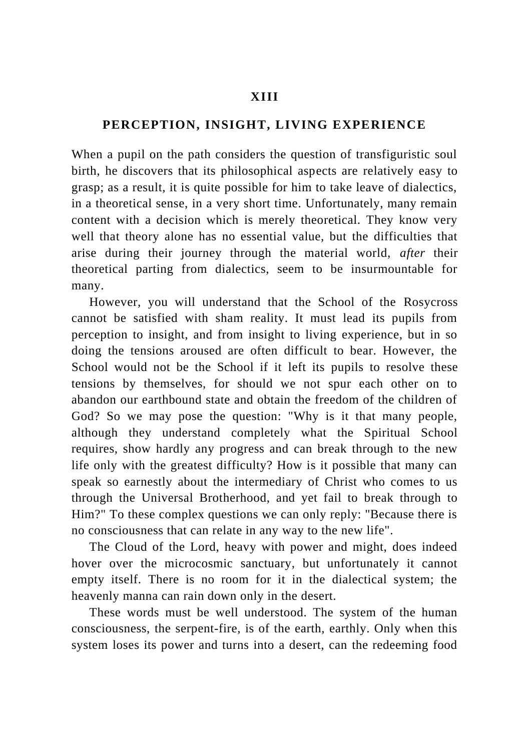## XIII

## PERCEPTION, INSIGHT, LIVING EXPERIENCE

When a pupil on the path considers the question of transfiguristic soul birth, he discovers that its philosophical aspects are relatively easy to grasp; as a result, it is quite possible for him to take leave of dialectics, in a theoretical sense, in a very short time. Unfortunately, many remain content with a decision which is merely theoretical. They know very well that theory alone has no essential value, but the difficulties that arise during their journey through the material world, *after* their theoretical parting from dialectics, seem to be insurmountable for many.

However, you will understand that the School of the Rosycross cannot be satisfied with sham reality. It must lead its pupils from perception to insight, and from insight to living experience, but in so doing the tensions aroused are often difficult to bear. However, the School would not be the School if it left its pupils to resolve these tensions by themselves, for should we not spur each other on to abandon our earthbound state and obtain the freedom of the children of God? So we may pose the question: "Why is it that many people, although they understand completely what the Spiritual School requires, show hardly any progress and can break through to the new life only with the greatest difficulty? How is it possible that many can speak so earnestly about the intermediary of Christ who comes to us through the Universal Brotherhood, and yet fail to break through to Him?" To these complex questions we can only reply: "Because there is no consciousness that can relate in any way to the new life".

The Cloud of the Lord, heavy with power and might, does indeed hover over the microcosmic sanctuary, but unfortunately it cannot empty itself. There is no room for it in the dialectical system; the heavenly manna can rain down only in the desert.

These words must be well understood. The system of the human consciousness, the serpent-fire, is of the earth, earthly. Only when this system loses its power and turns into a desert, can the redeeming food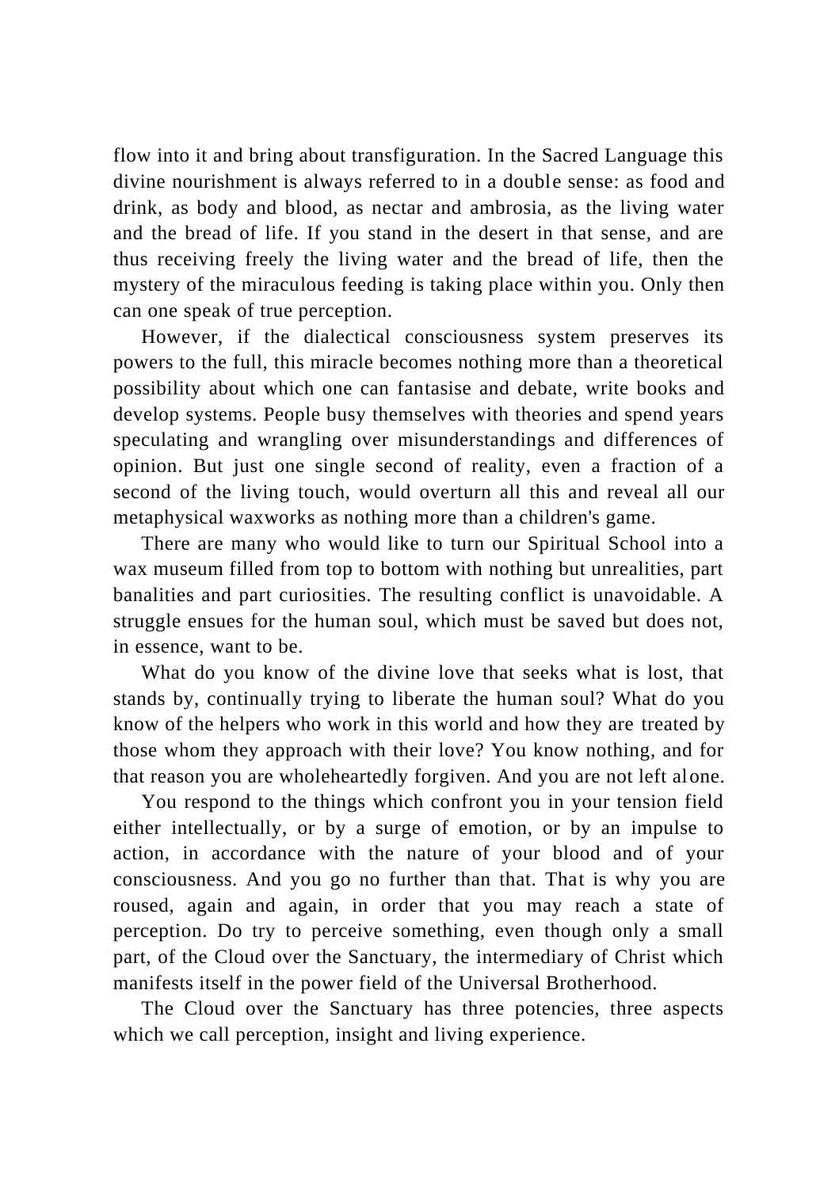flow into it and bring about transfiguration. In the Sacred Language this divine nourishment is always referred to in a double sense: as food and drink, as body and blood, as nectar and ambrosia, as the living water and the bread of life. If you stand in the desert in that sense, and are thus receiving freely the living water and the bread of life, then the mystery of the miraculous feeding is taking place within you. Only then can one speak of true perception.

However, if the dialectical consciousness system preserves its powers to the full, this miracle becomes nothing more than a theoretical possibility about which one can fantasise and debate, write books and develop systems. People busy themselves with theories and spend years speculating and wrangling over misunderstandings and differences of opinion. But just one single second of reality, even a fraction of a second of the living touch, would overturn all this and reveal all our metaphysical waxworks as nothing more than a children's game.

There are many who would like to turn our Spiritual School into a wax museum filled from top to bottom with nothing but unrealities, part banalities and part curiosities. The resulting conflict is unavoidable. A struggle ensues for the human soul, which must be saved but does not, in essence, want to be.

What do you know of the divine love that seeks what is lost, that stands by, continually trying to liberate the human soul? What do you know of the helpers who work in this world and how they are treated by those whom they approach with their love? You know nothing, and for that reason you are wholeheartedly forgiven. And you are not left alone.

You respond to the things which confront you in your tension field either intellectually, or by a surge of emotion, or by an impulse to action, in accordance with the nature of your blood and of your consciousness. And you go no further than that. That is why you are roused, again and again, in order that you may reach a state of perception. Do try to perceive something, even though only a small part, of the Cloud over the Sanctuary, the intermediary of Christ which manifests itself in the power field of the Universal Brotherhood.

The Cloud over the Sanctuary has three potencies, three aspects which we call perception, insight and living experience.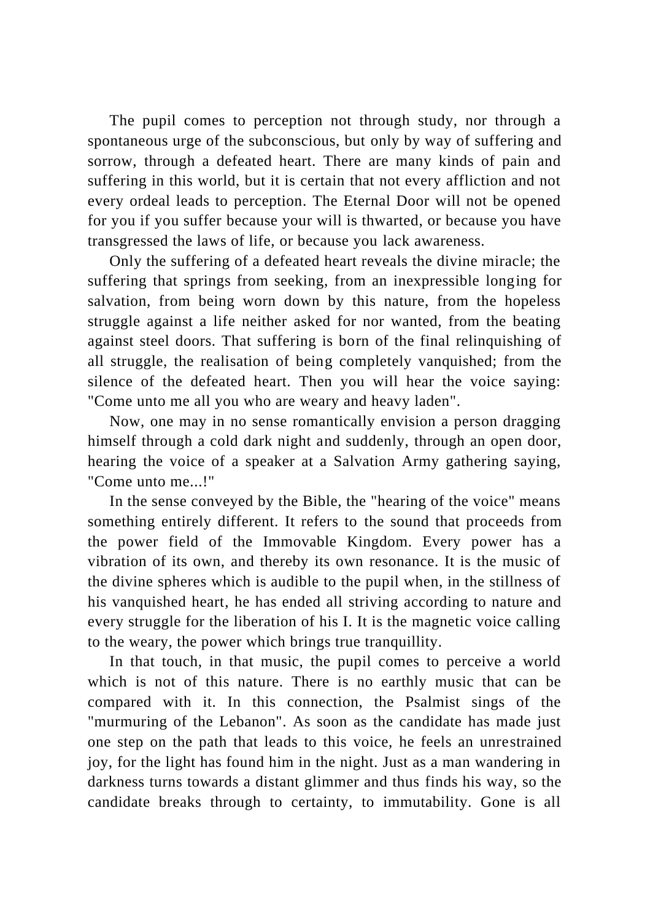The pupil comes to perception not through study, nor through a spontaneous urge of the subconscious, but only by way of suffering and sorrow, through a defeated heart. There are many kinds of pain and suffering in this world, but it is certain that not every affliction and not every ordeal leads to perception. The Eternal Door will not be opened for you if you suffer because your will is thwarted, or because you have transgressed the laws of life, or because you lack awareness.

Only the suffering of a defeated heart reveals the divine miracle; the suffering that springs from seeking, from an inexpressible longing for salvation, from being worn down by this nature, from the hopeless struggle against a life neither asked for nor wanted, from the beating against steel doors. That suffering is born of the final relinquishing of all struggle, the realisation of being completely vanquished; from the silence of the defeated heart. Then you will hear the voice saying: "Come unto me all you who are weary and heavy laden".

Now, one may in no sense romantically envision a person dragging himself through a cold dark night and suddenly, through an open door, hearing the voice of a speaker at a Salvation Army gathering saying, "Come unto me...!"

In the sense conveyed by the Bible, the "hearing of the voice" means something entirely different. It refers to the sound that proceeds from the power field of the Immovable Kingdom. Every power has a vibration of its own, and thereby its own resonance. It is the music of the divine spheres which is audible to the pupil when, in the stillness of his vanquished heart, he has ended all striving according to nature and every struggle for the liberation of his I. It is the magnetic voice calling to the weary, the power which brings true tranquillity.

In that touch, in that music, the pupil comes to perceive a world which is not of this nature. There is no earthly music that can be compared with it. In this connection, the Psalmist sings of the "murmuring of the Lebanon". As soon as the candidate has made just one step on the path that leads to this voice, he feels an unrestrained joy, for the light has found him in the night. Just as a man wandering in darkness turns towards a distant glimmer and thus finds his way, so the candidate breaks through to certainty, to immutability. Gone is all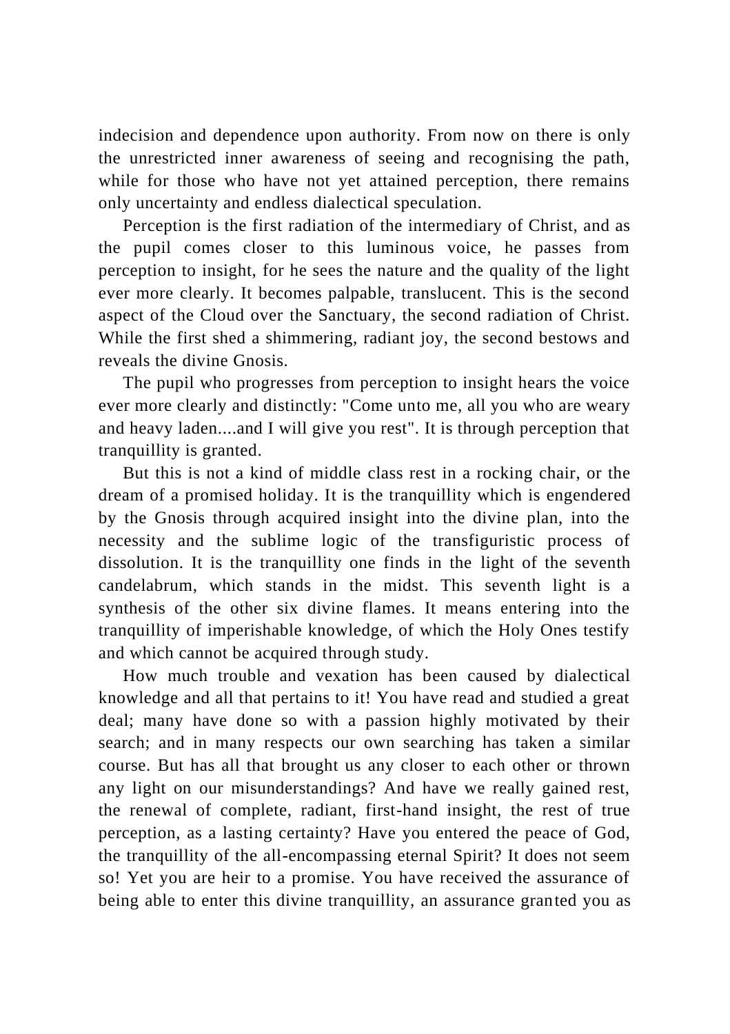indecision and dependence upon authority. From now on there is only the unrestricted inner awareness of seeing and recognising the path, while for those who have not yet attained perception, there remains only uncertainty and endless dialectical speculation.

Perception is the first radiation of the intermediary of Christ, and as the pupil comes closer to this luminous voice, he passes from perception to insight, for he sees the nature and the quality of the light ever more clearly. It becomes palpable, translucent. This is the second aspect of the Cloud over the Sanctuary, the second radiation of Christ. While the first shed a shimmering, radiant joy, the second bestows and reveals the divine Gnosis.

The pupil who progresses from perception to insight hears the voice ever more clearly and distinctly: "Come unto me, all you who are weary and heavy laden....and I will give you rest". It is through perception that tranquillity is granted.

But this is not a kind of middle class rest in a rocking chair, or the dream of a promised holiday. It is the tranquillity which is engendered by the Gnosis through acquired insight into the divine plan, into the necessity and the sublime logic of the transfiguristic process of dissolution. It is the tranquillity one finds in the light of the seventh candelabrum, which stands in the midst. This seventh light is a synthesis of the other six divine flames. It means entering into the tranquillity of imperishable knowledge, of which the Holy Ones testify and which cannot be acquired through study.

How much trouble and vexation has been caused by dialectical knowledge and all that pertains to it! You have read and studied a great deal; many have done so with a passion highly motivated by their search; and in many respects our own searching has taken a similar course. But has all that brought us any closer to each other or thrown any light on our misunderstandings? And have we really gained rest, the renewal of complete, radiant, first-hand insight, the rest of true perception, as a lasting certainty? Have you entered the peace of God, the tranquillity of the all-encompassing eternal Spirit? It does not seem so! Yet you are heir to a promise. You have received the assurance of being able to enter this divine tranquillity, an assurance granted you as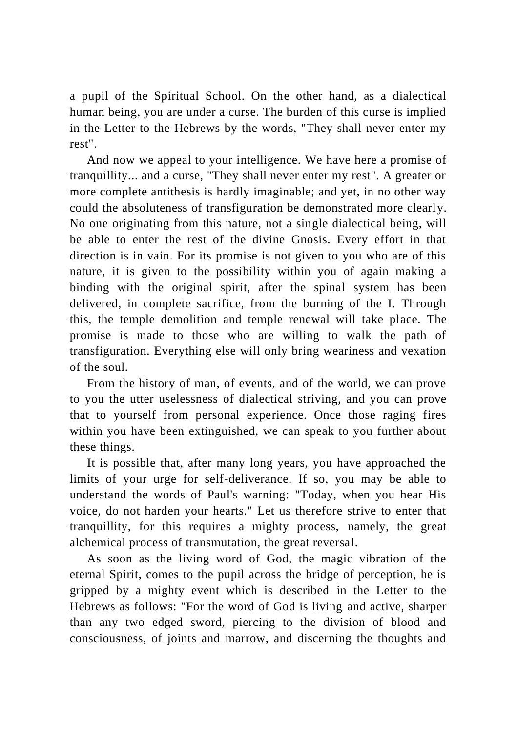a pupil of the Spiritual School. On the other hand, as a dialectical human being, you are under a curse. The burden of this curse is implied in the Letter to the Hebrews by the words, "They shall never enter my rest".

And now we appeal to your intelligence. We have here a promise of tranquillity... and a curse, "They shall never enter my rest". A greater or more complete antithesis is hardly imaginable; and yet, in no other way could the absoluteness of transfiguration be demonstrated more clearly. No one originating from this nature, not a single dialectical being, will be able to enter the rest of the divine Gnosis. Every effort in that direction is in vain. For its promise is not given to you who are of this nature, it is given to the possibility within you of again making a binding with the original spirit, after the spinal system has been delivered, in complete sacrifice, from the burning of the I. Through this, the temple demolition and temple renewal will take place. The promise is made to those who are willing to walk the path of transfiguration. Everything else will only bring weariness and vexation of the soul.

From the history of man, of events, and of the world, we can prove to you the utter uselessness of dialectical striving, and you can prove that to yourself from personal experience. Once those raging fires within you have been extinguished, we can speak to you further about these things.

It is possible that, after many long years, you have approached the limits of your urge for self-deliverance. If so, you may be able to understand the words of Paul's warning: "Today, when you hear His voice, do not harden your hearts." Let us therefore strive to enter that tranquillity, for this requires a mighty process, namely, the great alchemical process of transmutation, the great reversal.

As soon as the living word of God, the magic vibration of the eternal Spirit, comes to the pupil across the bridge of perception, he is gripped by a mighty event which is described in the Letter to the Hebrews as follows: "For the word of God is living and active, sharper than any two edged sword, piercing to the division of blood and consciousness, of joints and marrow, and discerning the thoughts and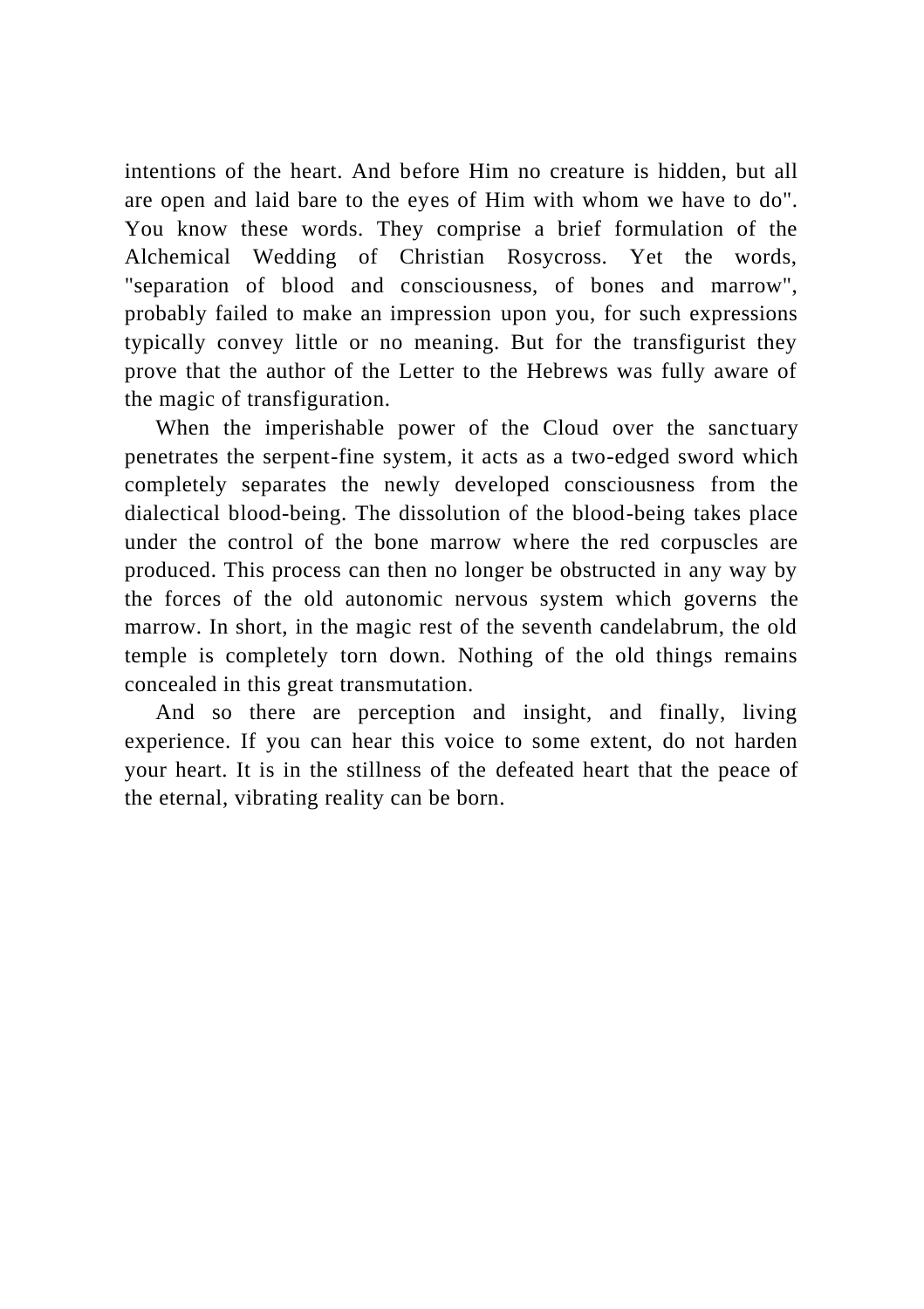intentions of the heart. And before Him no creature is hidden, but all are open and laid bare to the eyes of Him with whom we have to do". You know these words. They comprise a brief formulation of the Alchemical Wedding of Christian Rosycross. Yet the words, "separation of blood and consciousness, of bones and marrow", probably failed to make an impression upon you, for such expressions typically convey little or no meaning. But for the transfigurist they prove that the author of the Letter to the Hebrews was fully aware of the magic of transfiguration.

When the imperishable power of the Cloud over the sanctuary penetrates the serpent-fine system, it acts as a two-edged sword which completely separates the newly developed consciousness from the dialectical blood-being. The dissolution of the blood-being takes place under the control of the bone marrow where the red corpuscles are produced. This process can then no longer be obstructed in any way by the forces of the old autonomic nervous system which governs the marrow. In short, in the magic rest of the seventh candelabrum, the old temple is completely torn down. Nothing of the old things remains concealed in this great transmutation.

And so there are perception and insight, and finally, living experience. If you can hear this voice to some extent, do not harden your heart. It is in the stillness of the defeated heart that the peace of the eternal, vibrating reality can be born.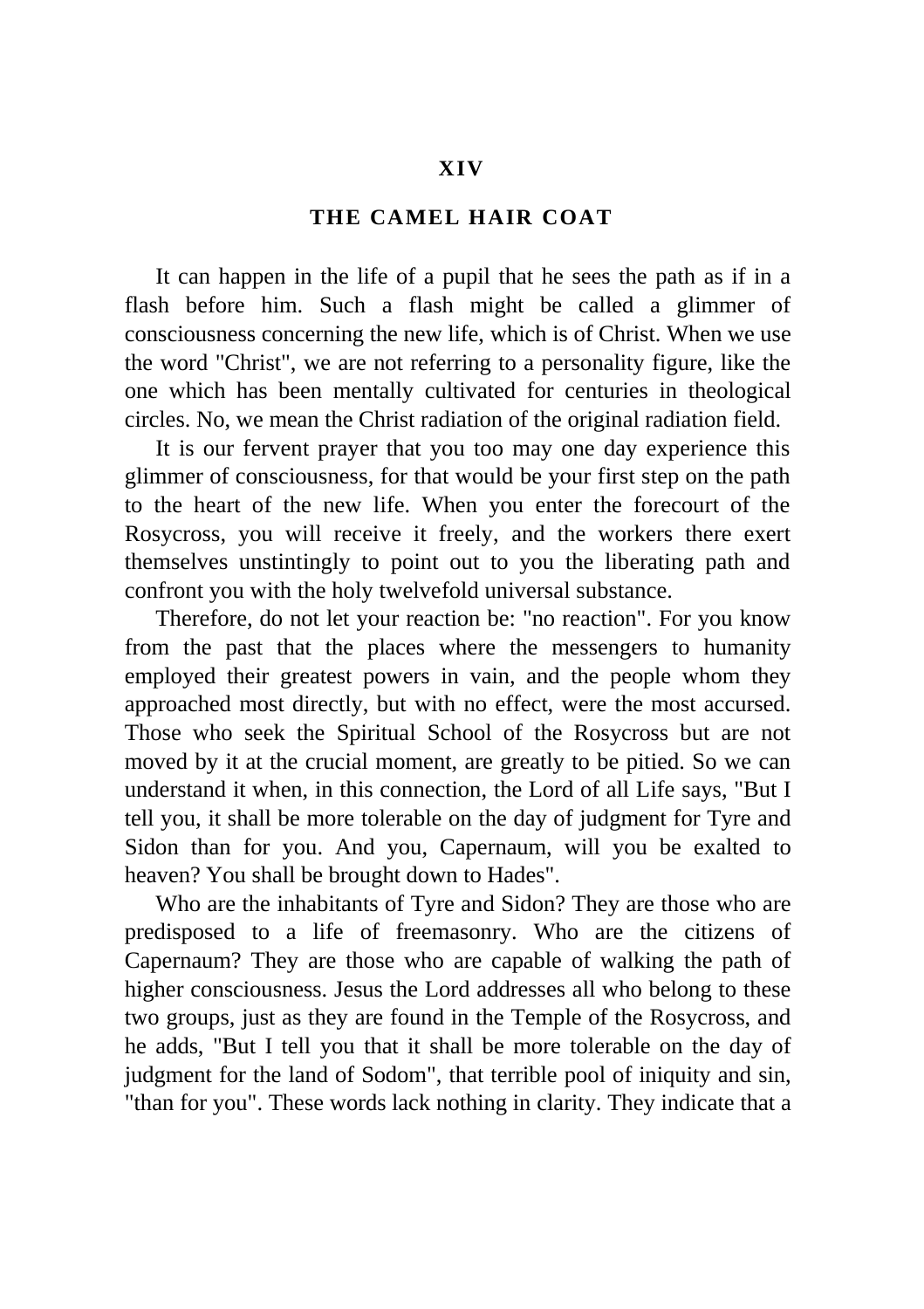## XIV

## THE CAMEL HAIR COAT

It can happen in the life of a pupil that he sees the path as if in a flash before him. Such a flash might be called a glimmer of consciousness concerning the new life, which is of Christ. When we use the word "Christ", we are not referring to a personality figure, like the one which has been mentally cultivated for centuries in theological circles. No, we mean the Christ radiation of the original radiation field.

It is our fervent prayer that you too may one day experience this glimmer of consciousness, for that would be your first step on the path to the heart of the new life. When you enter the forecourt of the Rosycross, you will receive it freely, and the workers there exert themselves unstintingly to point out to you the liberating path and confront you with the holy twelvefold universal substance.

Therefore, do not let your reaction be: "no reaction". For you know from the past that the places where the messengers to humanity employed their greatest powers in vain, and the people whom they approached most directly, but with no effect, were the most accursed. Those who seek the Spiritual School of the Rosycross but are not moved by it at the crucial moment, are greatly to be pitied. So we can understand it when, in this connection, the Lord of all Life says, "But I tell you, it shall be more tolerable on the day of judgment for Tyre and Sidon than for you. And you, Capernaum, will you be exalted to heaven? You shall be brought down to Hades".

Who are the inhabitants of Tyre and Sidon? They are those who are predisposed to a life of freemasonry. Who are the citizens of Capernaum? They are those who are capable of walking the path of higher consciousness. Jesus the Lord addresses all who belong to these two groups, just as they are found in the Temple of the Rosycross, and he adds, "But I tell you that it shall be more tolerable on the day of judgment for the land of Sodom", that terrible pool of iniquity and sin, "than for you". These words lack nothing in clarity. They indicate that a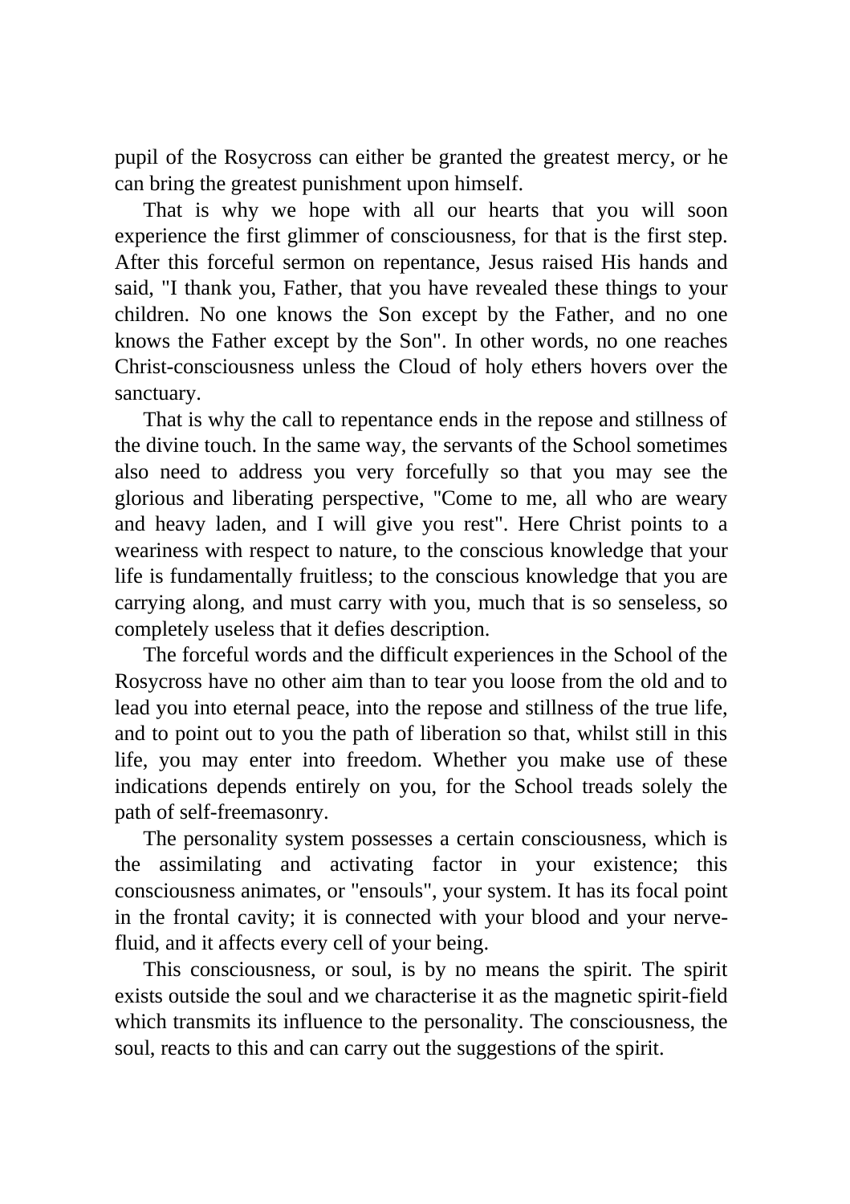pupil of the Rosycross can either be granted the greatest mercy, or he can bring the greatest punishment upon himself.

That is why we hope with all our hearts that you will soon experience the first glimmer of consciousness, for that is the first step. After this forceful sermon on repentance, Jesus raised His hands and said, "I thank you, Father, that you have revealed these things to your children. No one knows the Son except by the Father, and no one knows the Father except by the Son". In other words, no one reaches Christ-consciousness unless the Cloud of holy ethers hovers over the sanctuary.

That is why the call to repentance ends in the repose and stillness of the divine touch. In the same way, the servants of the School sometimes also need to address you very forcefully so that you may see the glorious and liberating perspective, "Come to me, all who are weary and heavy laden, and I will give you rest". Here Christ points to a weariness with respect to nature, to the conscious knowledge that your life is fundamentally fruitless; to the conscious knowledge that you are carrying along, and must carry with you, much that is so senseless, so completely useless that it defies description.

The forceful words and the difficult experiences in the School of the Rosycross have no other aim than to tear you loose from the old and to lead you into eternal peace, into the repose and stillness of the true life, and to point out to you the path of liberation so that, whilst still in this life, you may enter into freedom. Whether you make use of these indications depends entirely on you, for the School treads solely the path of self-freemasonry.

The personality system possesses a certain consciousness, which is the assimilating and activating factor in your existence; this consciousness animates, or "ensouls", your system. It has its focal point in the frontal cavity; it is connected with your blood and your nerve-fluid, and it affects every cell of your being.

This consciousness, or soul, is by no means the spirit. The spirit exists outside the soul and we characterise it as the magnetic spirit-field which transmits its influence to the personality. The consciousness, the soul, reacts to this and can carry out the suggestions of the spirit.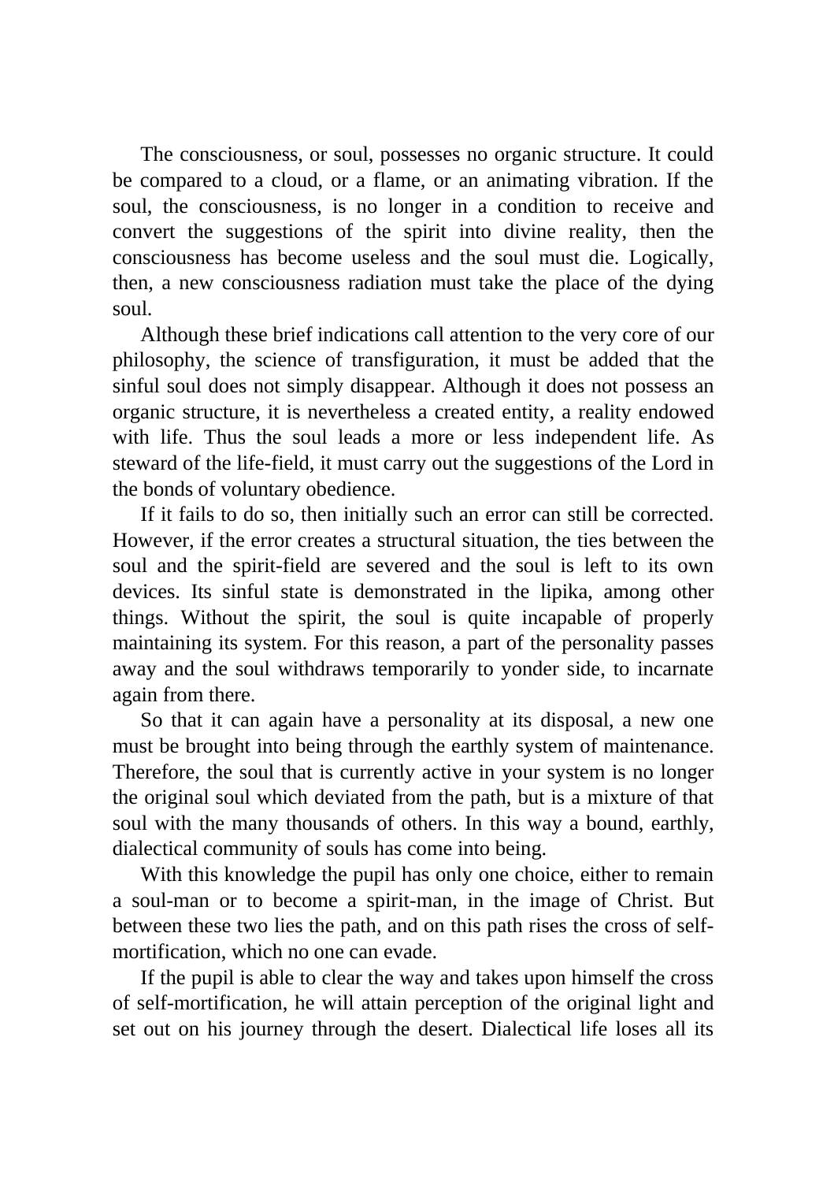The consciousness, or soul, possesses no organic structure. It could be compared to a cloud, or a flame, or an animating vibration. If the soul, the consciousness, is no longer in a condition to receive and convert the suggestions of the spirit into divine reality, then the consciousness has become useless and the soul must die. Logically, then, a new consciousness radiation must take the place of the dying soul.

Although these brief indications call attention to the very core of our philosophy, the science of transfiguration, it must be added that the sinful soul does not simply disappear. Although it does not possess an organic structure, it is nevertheless a created entity, a reality endowed with life. Thus the soul leads a more or less independent life. As steward of the life-field, it must carry out the suggestions of the Lord in the bonds of voluntary obedience.

If it fails to do so, then initially such an error can still be corrected. However, if the error creates a structural situation, the ties between the soul and the spirit-field are severed and the soul is left to its own devices. Its sinful state is demonstrated in the lipika, among other things. Without the spirit, the soul is quite incapable of properly maintaining its system. For this reason, a part of the personality passes away and the soul withdraws temporarily to yonder side, to incarnate again from there.

So that it can again have a personality at its disposal, a new one must be brought into being through the earthly system of maintenance. Therefore, the soul that is currently active in your system is no longer the original soul which deviated from the path, but is a mixture of that soul with the many thousands of others. In this way a bound, earthly, dialectical community of souls has come into being.

With this knowledge the pupil has only one choice, either to remain a soul-man or to become a spirit-man, in the image of Christ. But between these two lies the path, and on this path rises the cross of self-mortification, which no one can evade.

If the pupil is able to clear the way and takes upon himself the cross of self-mortification, he will attain perception of the original light and set out on his journey through the desert. Dialectical life loses all its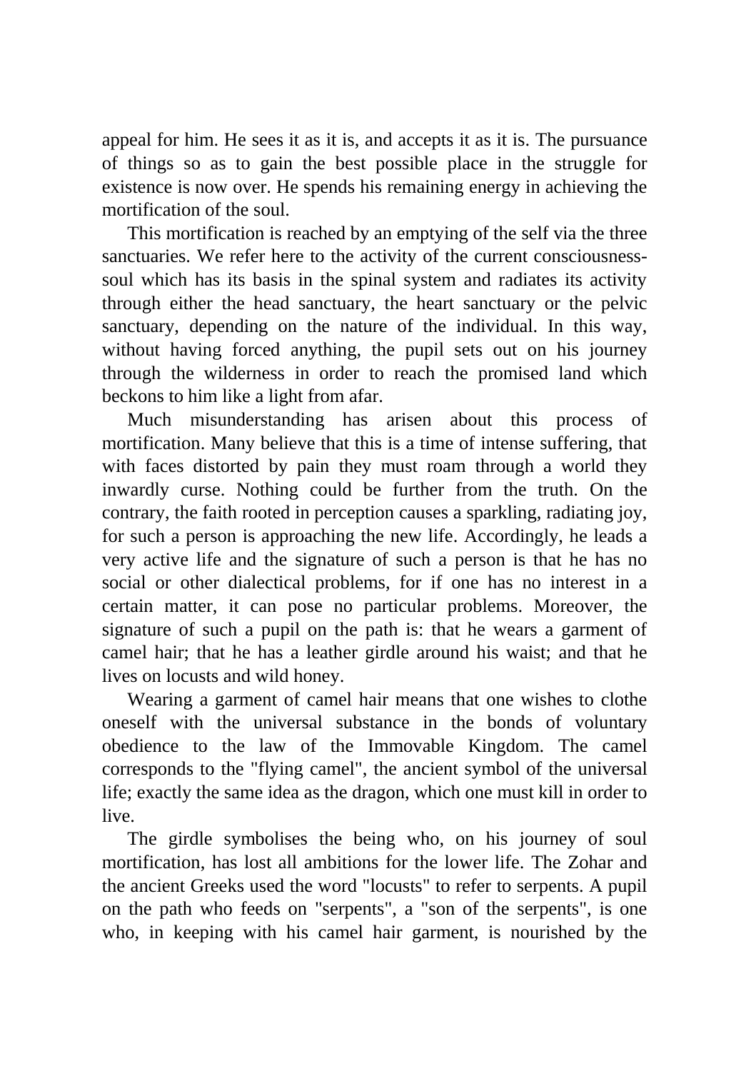appeal for him. He sees it as it is, and accepts it as it is. The pursuance of things so as to gain the best possible place in the struggle for existence is now over. He spends his remaining energy in achieving the mortification of the soul.

This mortification is reached by an emptying of the self via the three sanctuaries. We refer here to the activity of the current consciousness-soul which has its basis in the spinal system and radiates its activity through either the head sanctuary, the heart sanctuary or the pelvic sanctuary, depending on the nature of the individual. In this way, without having forced anything, the pupil sets out on his journey through the wilderness in order to reach the promised land which beckons to him like a light from afar.

Much misunderstanding has arisen about this process of mortification. Many believe that this is a time of intense suffering, that with faces distorted by pain they must roam through a world they inwardly curse. Nothing could be further from the truth. On the contrary, the faith rooted in perception causes a sparkling, radiating joy, for such a person is approaching the new life. Accordingly, he leads a very active life and the signature of such a person is that he has no social or other dialectical problems, for if one has no interest in a certain matter, it can pose no particular problems. Moreover, the signature of such a pupil on the path is: that he wears a garment of camel hair; that he has a leather girdle around his waist; and that he lives on locusts and wild honey.

Wearing a garment of camel hair means that one wishes to clothe oneself with the universal substance in the bonds of voluntary obedience to the law of the Immovable Kingdom. The camel corresponds to the "flying camel", the ancient symbol of the universal life; exactly the same idea as the dragon, which one must kill in order to live.

The girdle symbolises the being who, on his journey of soul mortification, has lost all ambitions for the lower life. The Zohar and the ancient Greeks used the word "locusts" to refer to serpents. A pupil on the path who feeds on "serpents", a "son of the serpents", is one who, in keeping with his camel hair garment, is nourished by the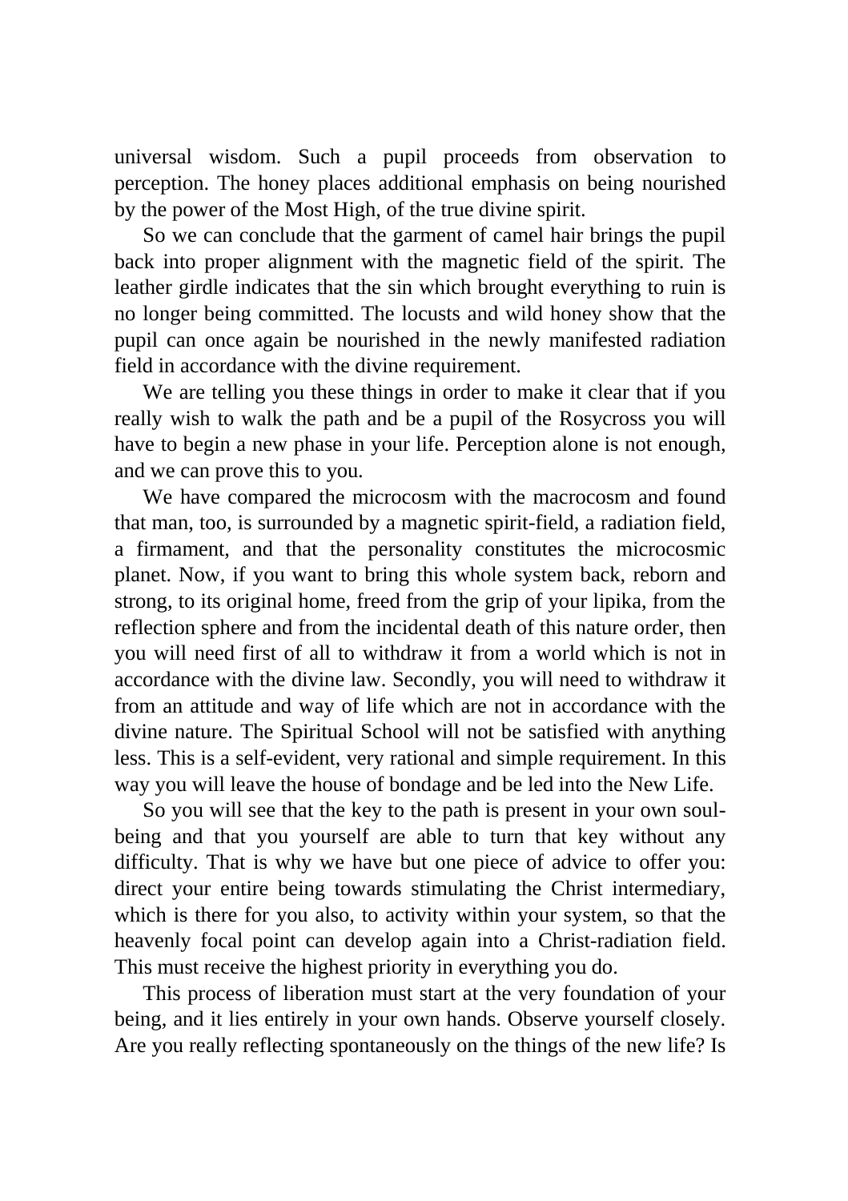universal wisdom. Such a pupil proceeds from observation to perception. The honey places additional emphasis on being nourished by the power of the Most High, of the true divine spirit.

So we can conclude that the garment of camel hair brings the pupil back into proper alignment with the magnetic field of the spirit. The leather girdle indicates that the sin which brought everything to ruin is no longer being committed. The locusts and wild honey show that the pupil can once again be nourished in the newly manifested radiation field in accordance with the divine requirement.

We are telling you these things in order to make it clear that if you really wish to walk the path and be a pupil of the Rosycross you will have to begin a new phase in your life. Perception alone is not enough, and we can prove this to you.

We have compared the microcosm with the macrocosm and found that man, too, is surrounded by a magnetic spirit-field, a radiation field, a firmament, and that the personality constitutes the microcosmic planet. Now, if you want to bring this whole system back, reborn and strong, to its original home, freed from the grip of your lipika, from the reflection sphere and from the incidental death of this nature order, then you will need first of all to withdraw it from a world which is not in accordance with the divine law. Secondly, you will need to withdraw it from an attitude and way of life which are not in accordance with the divine nature. The Spiritual School will not be satisfied with anything less. This is a self-evident, very rational and simple requirement. In this way you will leave the house of bondage and be led into the New Life.

So you will see that the key to the path is present in your own soul-being and that you yourself are able to turn that key without any difficulty. That is why we have but one piece of advice to offer you: direct your entire being towards stimulating the Christ intermediary, which is there for you also, to activity within your system, so that the heavenly focal point can develop again into a Christ-radiation field. This must receive the highest priority in everything you do.

This process of liberation must start at the very foundation of your being, and it lies entirely in your own hands. Observe yourself closely. Are you really reflecting spontaneously on the things of the new life? Is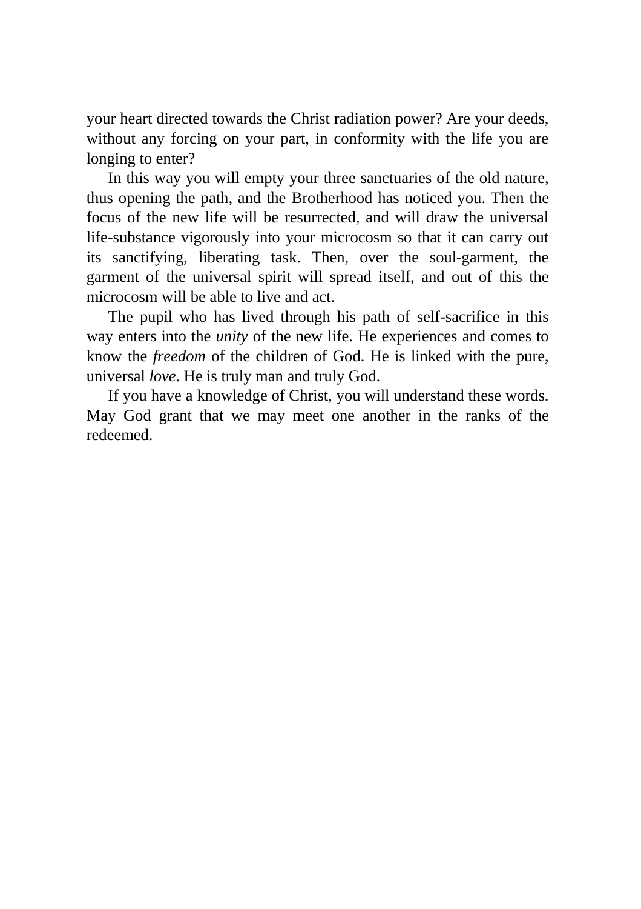your heart directed towards the Christ radiation power? Are your deeds, without any forcing on your part, in conformity with the life you are longing to enter?

In this way you will empty your three sanctuaries of the old nature, thus opening the path, and the Brotherhood has noticed you. Then the focus of the new life will be resurrected, and will draw the universal life-substance vigorously into your microcosm so that it can carry out its sanctifying, liberating task. Then, over the soul-garment, the garment of the universal spirit will spread itself, and out of this the microcosm will be able to live and act.

The pupil who has lived through his path of self-sacrifice in this way enters into the *unity* of the new life. He experiences and comes to know the *freedom* of the children of God. He is linked with the pure, universal *love*. He is truly man and truly God.

If you have a knowledge of Christ, you will understand these words. May God grant that we may meet one another in the ranks of the redeemed.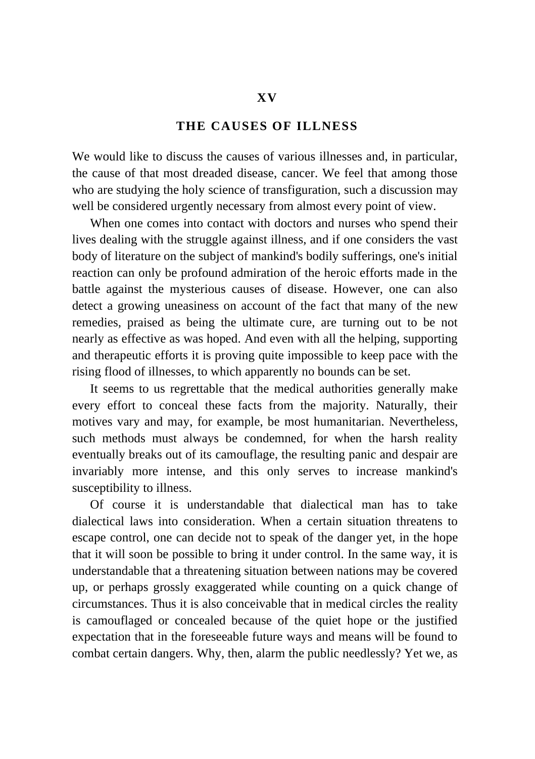# XV

## THE CAUSES OF ILLNESS

We would like to discuss the causes of various illnesses and, in particular, the cause of that most dreaded disease, cancer. We feel that among those who are studying the holy science of transfiguration, such a discussion may well be considered urgently necessary from almost every point of view.

When one comes into contact with doctors and nurses who spend their lives dealing with the struggle against illness, and if one considers the vast body of literature on the subject of mankind's bodily sufferings, one's initial reaction can only be profound admiration of the heroic efforts made in the battle against the mysterious causes of disease. However, one can also detect a growing uneasiness on account of the fact that many of the new remedies, praised as being the ultimate cure, are turning out to be not nearly as effective as was hoped. And even with all the helping, supporting and therapeutic efforts it is proving quite impossible to keep pace with the rising flood of illnesses, to which apparently no bounds can be set.

It seems to us regrettable that the medical authorities generally make every effort to conceal these facts from the majority. Naturally, their motives vary and may, for example, be most humanitarian. Nevertheless, such methods must always be condemned, for when the harsh reality eventually breaks out of its camouflage, the resulting panic and despair are invariably more intense, and this only serves to increase mankind's susceptibility to illness.

Of course it is understandable that dialectical man has to take dialectical laws into consideration. When a certain situation threatens to escape control, one can decide not to speak of the danger yet, in the hope that it will soon be possible to bring it under control. In the same way, it is understandable that a threatening situation between nations may be covered up, or perhaps grossly exaggerated while counting on a quick change of circumstances. Thus it is also conceivable that in medical circles the reality is camouflaged or concealed because of the quiet hope or the justified expectation that in the foreseeable future ways and means will be found to combat certain dangers. Why, then, alarm the public needlessly? Yet we, as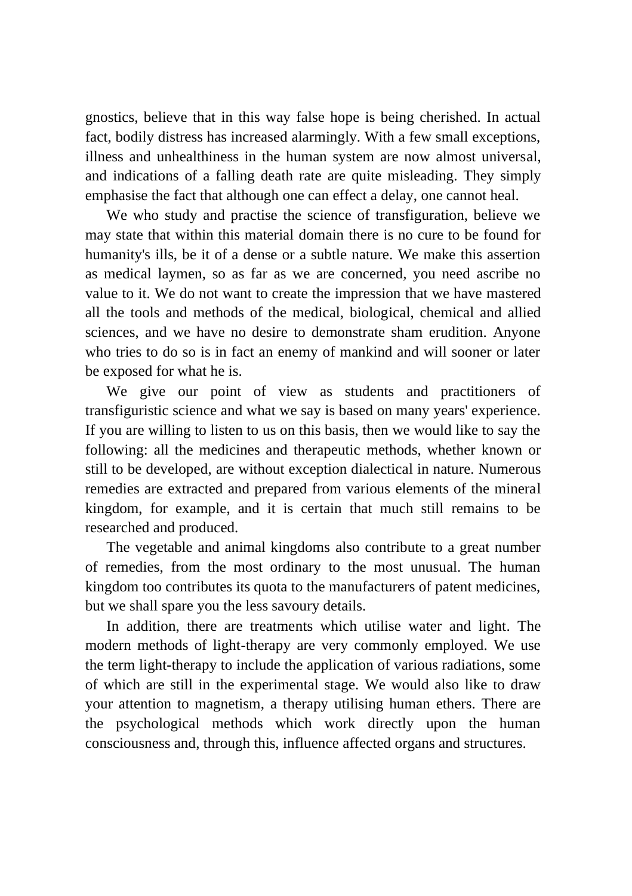gnostics, believe that in this way false hope is being cherished. In actual fact, bodily distress has increased alarmingly. With a few small exceptions, illness and unhealthiness in the human system are now almost universal, and indications of a falling death rate are quite misleading. They simply emphasise the fact that although one can effect a delay, one cannot heal.

We who study and practise the science of transfiguration, believe we may state that within this material domain there is no cure to be found for humanity's ills, be it of a dense or a subtle nature. We make this assertion as medical laymen, so as far as we are concerned, you need ascribe no value to it. We do not want to create the impression that we have mastered all the tools and methods of the medical, biological, chemical and allied sciences, and we have no desire to demonstrate sham erudition. Anyone who tries to do so is in fact an enemy of mankind and will sooner or later be exposed for what he is.

We give our point of view as students and practitioners of transfiguristic science and what we say is based on many years' experience. If you are willing to listen to us on this basis, then we would like to say the following: all the medicines and therapeutic methods, whether known or still to be developed, are without exception dialectical in nature. Numerous remedies are extracted and prepared from various elements of the mineral kingdom, for example, and it is certain that much still remains to be researched and produced.

The vegetable and animal kingdoms also contribute to a great number of remedies, from the most ordinary to the most unusual. The human kingdom too contributes its quota to the manufacturers of patent medicines, but we shall spare you the less savoury details.

In addition, there are treatments which utilise water and light. The modern methods of light-therapy are very commonly employed. We use the term light-therapy to include the application of various radiations, some of which are still in the experimental stage. We would also like to draw your attention to magnetism, a therapy utilising human ethers. There are the psychological methods which work directly upon the human consciousness and, through this, influence affected organs and structures.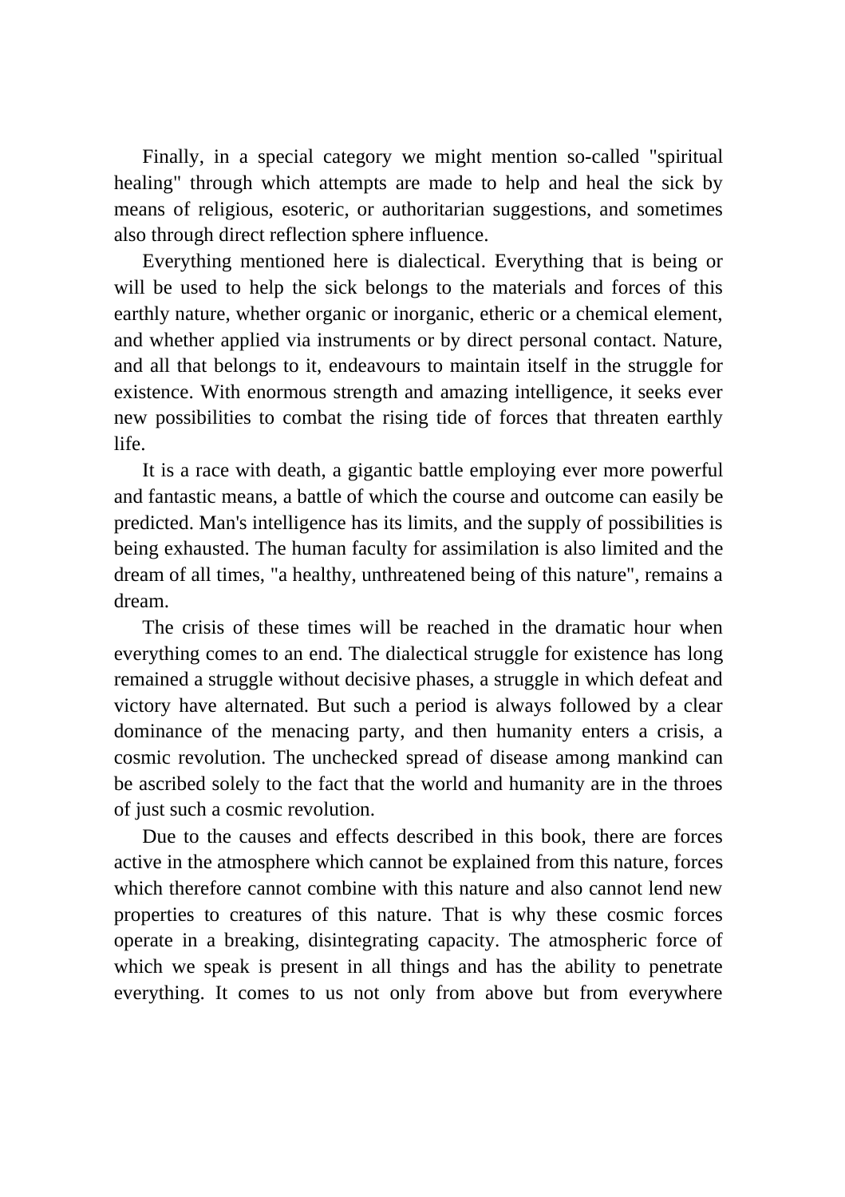Finally, in a special category we might mention so-called "spiritual healing" through which attempts are made to help and heal the sick by means of religious, esoteric, or authoritarian suggestions, and sometimes also through direct reflection sphere influence.

Everything mentioned here is dialectical. Everything that is being or will be used to help the sick belongs to the materials and forces of this earthly nature, whether organic or inorganic, etheric or a chemical element, and whether applied via instruments or by direct personal contact. Nature, and all that belongs to it, endeavours to maintain itself in the struggle for existence. With enormous strength and amazing intelligence, it seeks ever new possibilities to combat the rising tide of forces that threaten earthly life.

It is a race with death, a gigantic battle employing ever more powerful and fantastic means, a battle of which the course and outcome can easily be predicted. Man's intelligence has its limits, and the supply of possibilities is being exhausted. The human faculty for assimilation is also limited and the dream of all times, "a healthy, unthreatened being of this nature", remains a dream.

The crisis of these times will be reached in the dramatic hour when everything comes to an end. The dialectical struggle for existence has long remained a struggle without decisive phases, a struggle in which defeat and victory have alternated. But such a period is always followed by a clear dominance of the menacing party, and then humanity enters a crisis, a cosmic revolution. The unchecked spread of disease among mankind can be ascribed solely to the fact that the world and humanity are in the throes of just such a cosmic revolution.

Due to the causes and effects described in this book, there are forces active in the atmosphere which cannot be explained from this nature, forces which therefore cannot combine with this nature and also cannot lend new properties to creatures of this nature. That is why these cosmic forces operate in a breaking, disintegrating capacity. The atmospheric force of which we speak is present in all things and has the ability to penetrate everything. It comes to us not only from above but from everywhere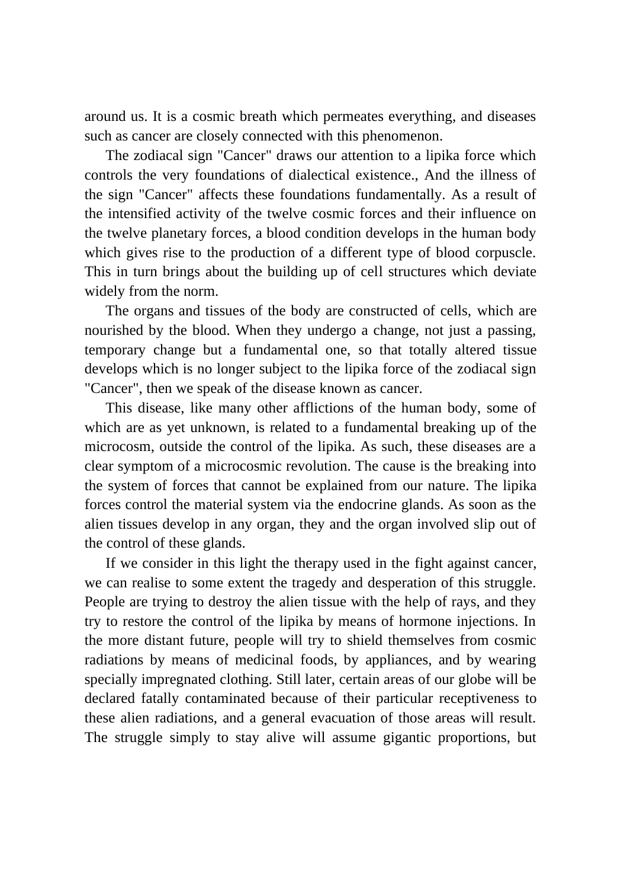around us. It is a cosmic breath which permeates everything, and diseases such as cancer are closely connected with this phenomenon.

The zodiacal sign "Cancer" draws our attention to a lipika force which controls the very foundations of dialectical existence., And the illness of the sign "Cancer" affects these foundations fundamentally. As a result of the intensified activity of the twelve cosmic forces and their influence on the twelve planetary forces, a blood condition develops in the human body which gives rise to the production of a different type of blood corpuscle. This in turn brings about the building up of cell structures which deviate widely from the norm.

The organs and tissues of the body are constructed of cells, which are nourished by the blood. When they undergo a change, not just a passing, temporary change but a fundamental one, so that totally altered tissue develops which is no longer subject to the lipika force of the zodiacal sign "Cancer", then we speak of the disease known as cancer.

This disease, like many other afflictions of the human body, some of which are as yet unknown, is related to a fundamental breaking up of the microcosm, outside the control of the lipika. As such, these diseases are a clear symptom of a microcosmic revolution. The cause is the breaking into the system of forces that cannot be explained from our nature. The lipika forces control the material system via the endocrine glands. As soon as the alien tissues develop in any organ, they and the organ involved slip out of the control of these glands.

If we consider in this light the therapy used in the fight against cancer, we can realise to some extent the tragedy and desperation of this struggle. People are trying to destroy the alien tissue with the help of rays, and they try to restore the control of the lipika by means of hormone injections. In the more distant future, people will try to shield themselves from cosmic radiations by means of medicinal foods, by appliances, and by wearing specially impregnated clothing. Still later, certain areas of our globe will be declared fatally contaminated because of their particular receptiveness to these alien radiations, and a general evacuation of those areas will result. The struggle simply to stay alive will assume gigantic proportions, but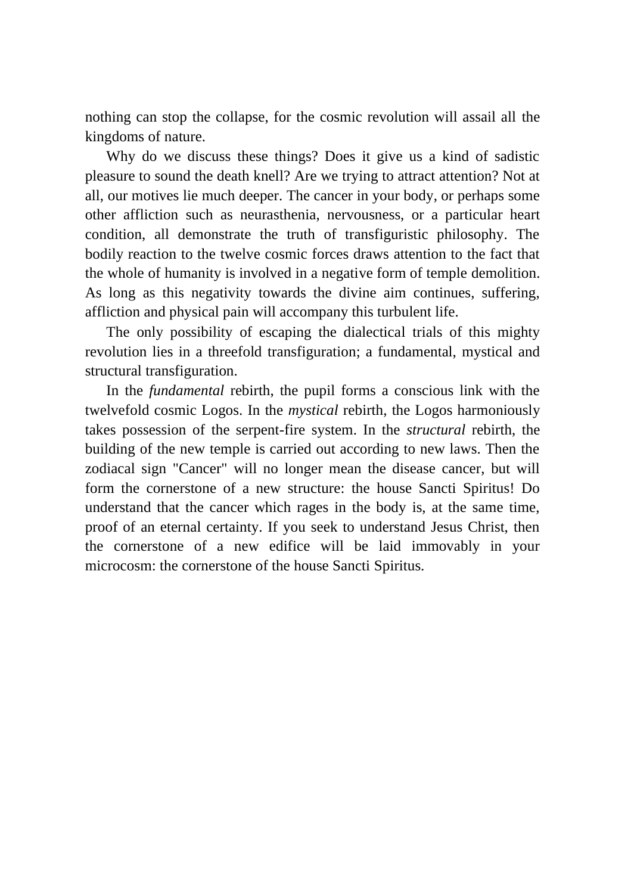nothing can stop the collapse, for the cosmic revolution will assail all the kingdoms of nature.

Why do we discuss these things? Does it give us a kind of sadistic pleasure to sound the death knell? Are we trying to attract attention? Not at all, our motives lie much deeper. The cancer in your body, or perhaps some other affliction such as neurasthenia, nervousness, or a particular heart condition, all demonstrate the truth of transfiguristic philosophy. The bodily reaction to the twelve cosmic forces draws attention to the fact that the whole of humanity is involved in a negative form of temple demolition. As long as this negativity towards the divine aim continues, suffering, affliction and physical pain will accompany this turbulent life.

The only possibility of escaping the dialectical trials of this mighty revolution lies in a threefold transfiguration; a fundamental, mystical and structural transfiguration.

In the *fundamental* rebirth, the pupil forms a conscious link with the twelvefold cosmic Logos. In the *mystical* rebirth, the Logos harmoniously takes possession of the serpent-fire system. In the *structural* rebirth, the building of the new temple is carried out according to new laws. Then the zodiacal sign "Cancer" will no longer mean the disease cancer, but will form the cornerstone of a new structure: the house Sancti Spiritus! Do understand that the cancer which rages in the body is, at the same time, proof of an eternal certainty. If you seek to understand Jesus Christ, then the cornerstone of a new edifice will be laid immovably in your microcosm: the cornerstone of the house Sancti Spiritus.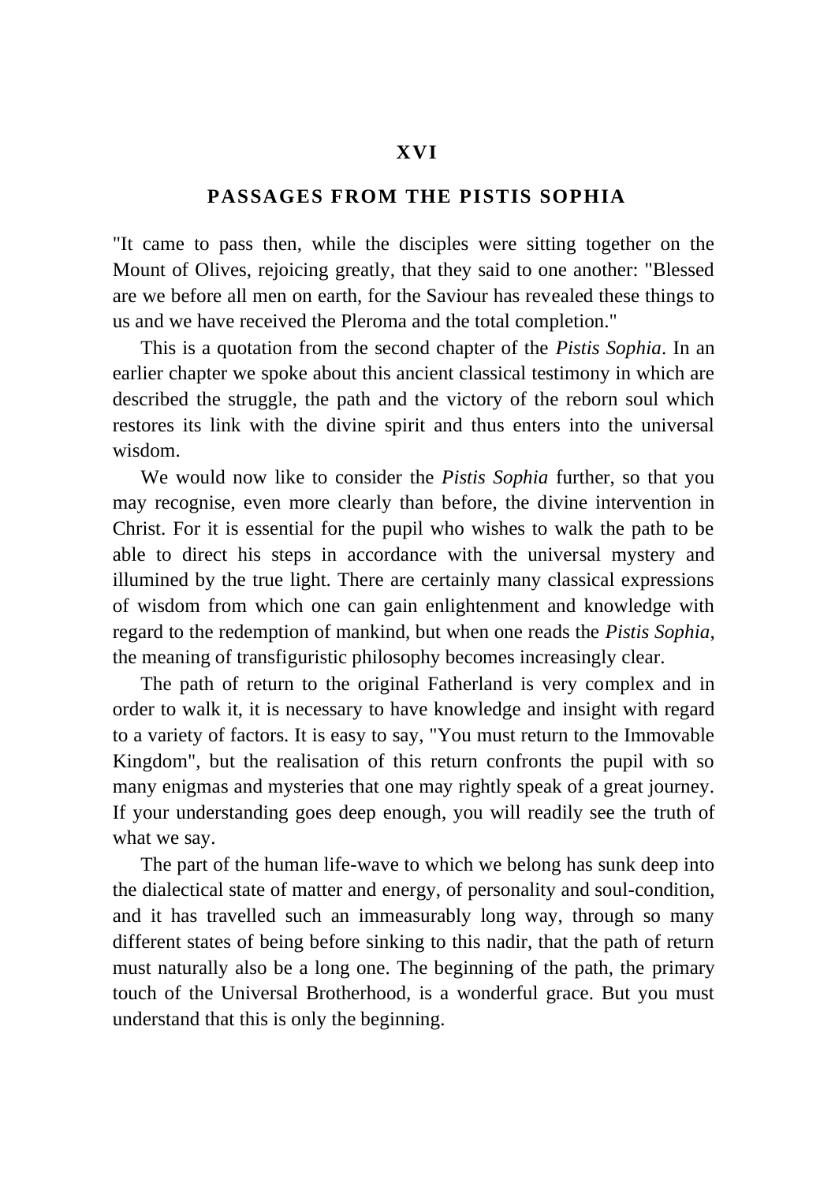## XVI

## PASSAGES FROM THE PISTIS SOPHIA

"It came to pass then, while the disciples were sitting together on the Mount of Olives, rejoicing greatly, that they said to one another: "Blessed are we before all men on earth, for the Saviour has revealed these things to us and we have received the Pleroma and the total completion."

This is a quotation from the second chapter of the *Pistis Sophia*. In an earlier chapter we spoke about this ancient classical testimony in which are described the struggle, the path and the victory of the reborn soul which restores its link with the divine spirit and thus enters into the universal wisdom.

We would now like to consider the *Pistis Sophia* further, so that you may recognise, even more clearly than before, the divine intervention in Christ. For it is essential for the pupil who wishes to walk the path to be able to direct his steps in accordance with the universal mystery and illumined by the true light. There are certainly many classical expressions of wisdom from which one can gain enlightenment and knowledge with regard to the redemption of mankind, but when one reads the *Pistis Sophia*, the meaning of transfiguristic philosophy becomes increasingly clear.

The path of return to the original Fatherland is very complex and in order to walk it, it is necessary to have knowledge and insight with regard to a variety of factors. It is easy to say, "You must return to the Immovable Kingdom", but the realisation of this return confronts the pupil with so many enigmas and mysteries that one may rightly speak of a great journey. If your understanding goes deep enough, you will readily see the truth of what we say.

The part of the human life-wave to which we belong has sunk deep into the dialectical state of matter and energy, of personality and soul-condition, and it has travelled such an immeasurably long way, through so many different states of being before sinking to this nadir, that the path of return must naturally also be a long one. The beginning of the path, the primary touch of the Universal Brotherhood, is a wonderful grace. But you must understand that this is only the beginning.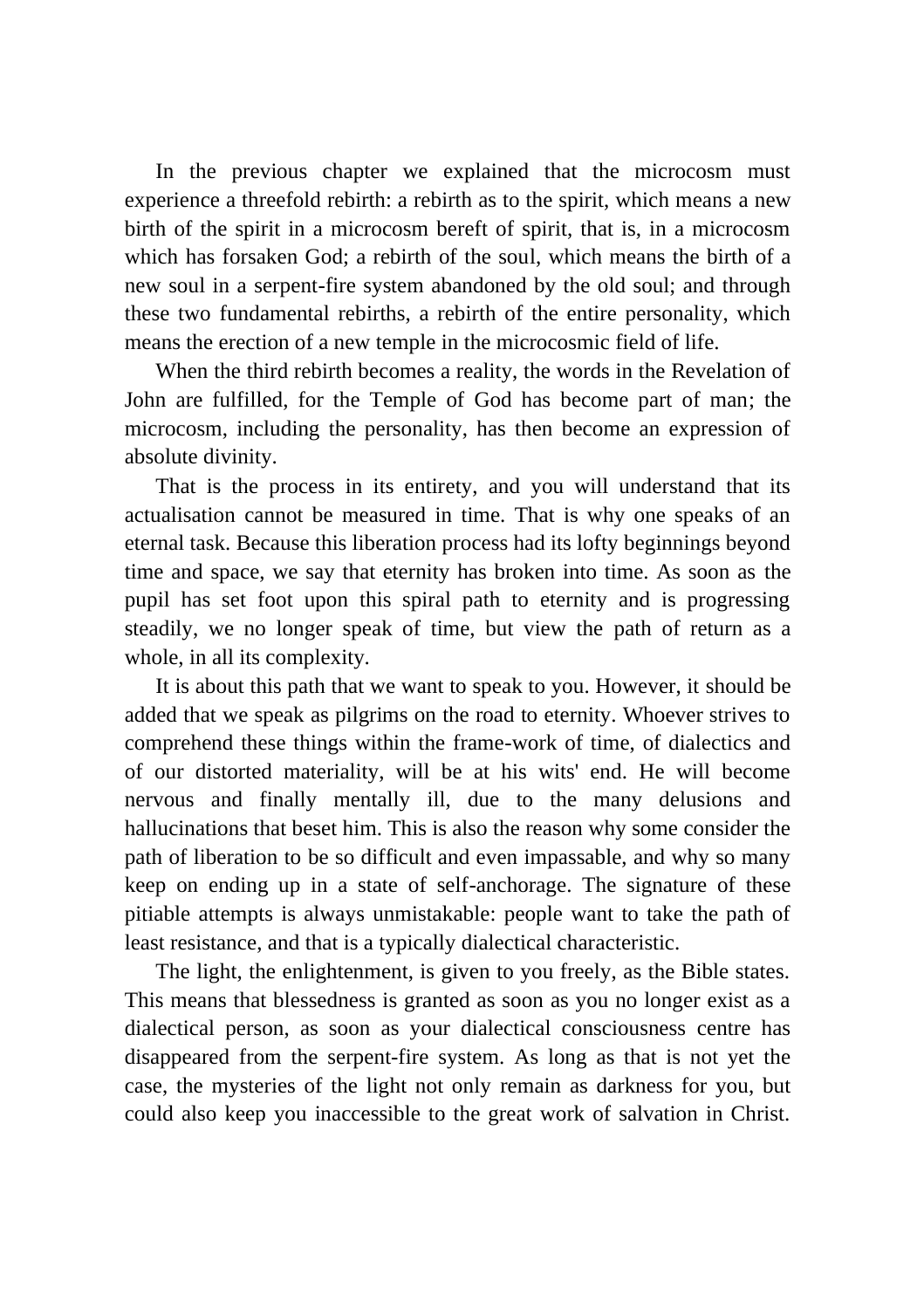In the previous chapter we explained that the microcosm must experience a threefold rebirth: a rebirth as to the spirit, which means a new birth of the spirit in a microcosm bereft of spirit, that is, in a microcosm which has forsaken God; a rebirth of the soul, which means the birth of a new soul in a serpent-fire system abandoned by the old soul; and through these two fundamental rebirths, a rebirth of the entire personality, which means the erection of a new temple in the microcosmic field of life.

When the third rebirth becomes a reality, the words in the Revelation of John are fulfilled, for the Temple of God has become part of man; the microcosm, including the personality, has then become an expression of absolute divinity.

That is the process in its entirety, and you will understand that its actualisation cannot be measured in time. That is why one speaks of an eternal task. Because this liberation process had its lofty beginnings beyond time and space, we say that eternity has broken into time. As soon as the pupil has set foot upon this spiral path to eternity and is progressing steadily, we no longer speak of time, but view the path of return as a whole, in all its complexity.

It is about this path that we want to speak to you. However, it should be added that we speak as pilgrims on the road to eternity. Whoever strives to comprehend these things within the frame-work of time, of dialectics and of our distorted materiality, will be at his wits' end. He will become nervous and finally mentally ill, due to the many delusions and hallucinations that beset him. This is also the reason why some consider the path of liberation to be so difficult and even impassable, and why so many keep on ending up in a state of self-anchorage. The signature of these pitiable attempts is always unmistakable: people want to take the path of least resistance, and that is a typically dialectical characteristic.

The light, the enlightenment, is given to you freely, as the Bible states. This means that blessedness is granted as soon as you no longer exist as a dialectical person, as soon as your dialectical consciousness centre has disappeared from the serpent-fire system. As long as that is not yet the case, the mysteries of the light not only remain as darkness for you, but could also keep you inaccessible to the great work of salvation in Christ.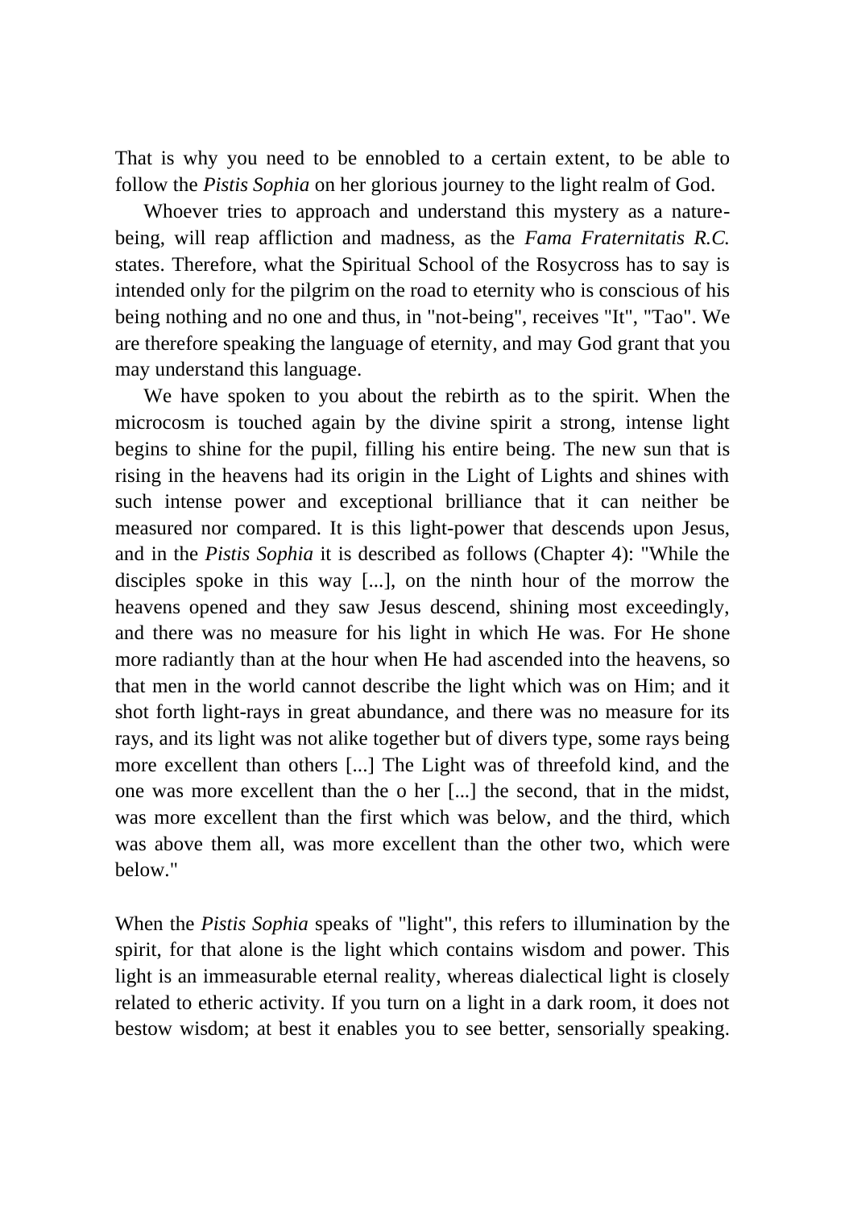That is why you need to be ennobled to a certain extent, to be able to follow the *Pistis Sophia* on her glorious journey to the light realm of God.

Whoever tries to approach and understand this mystery as a nature-being, will reap affliction and madness, as the *Fama Fraternitatis R.C.* states. Therefore, what the Spiritual School of the Rosycross has to say is intended only for the pilgrim on the road to eternity who is conscious of his being nothing and no one and thus, in "not-being", receives "It", "Tao". We are therefore speaking the language of eternity, and may God grant that you may understand this language.

We have spoken to you about the rebirth as to the spirit. When the microcosm is touched again by the divine spirit a strong, intense light begins to shine for the pupil, filling his entire being. The new sun that is rising in the heavens had its origin in the Light of Lights and shines with such intense power and exceptional brilliance that it can neither be measured nor compared. It is this light-power that descends upon Jesus, and in the *Pistis Sophia* it is described as follows (Chapter 4): "While the disciples spoke in this way [...], on the ninth hour of the morrow the heavens opened and they saw Jesus descend, shining most exceedingly, and there was no measure for his light in which He was. For He shone more radiantly than at the hour when He had ascended into the heavens, so that men in the world cannot describe the light which was on Him; and it shot forth light-rays in great abundance, and there was no measure for its rays, and its light was not alike together but of divers type, some rays being more excellent than others [...] The Light was of threefold kind, and the one was more excellent than the o her [...] the second, that in the midst, was more excellent than the first which was below, and the third, which was above them all, was more excellent than the other two, which were below."

When the *Pistis Sophia* speaks of "light", this refers to illumination by the spirit, for that alone is the light which contains wisdom and power. This light is an immeasurable eternal reality, whereas dialectical light is closely related to etheric activity. If you turn on a light in a dark room, it does not bestow wisdom; at best it enables you to see better, sensorially speaking.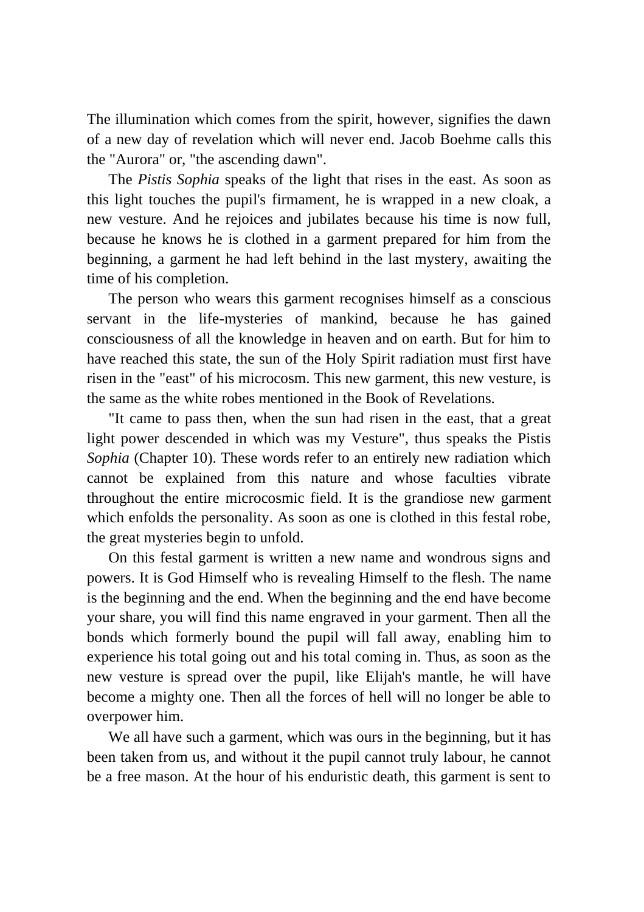The illumination which comes from the spirit, however, signifies the dawn of a new day of revelation which will never end. Jacob Boehme calls this the "Aurora" or, "the ascending dawn".

The *Pistis Sophia* speaks of the light that rises in the east. As soon as this light touches the pupil's firmament, he is wrapped in a new cloak, a new vesture. And he rejoices and jubilates because his time is now full, because he knows he is clothed in a garment prepared for him from the beginning, a garment he had left behind in the last mystery, awaiting the time of his completion.

The person who wears this garment recognises himself as a conscious servant in the life-mysteries of mankind, because he has gained consciousness of all the knowledge in heaven and on earth. But for him to have reached this state, the sun of the Holy Spirit radiation must first have risen in the "east" of his microcosm. This new garment, this new vesture, is the same as the white robes mentioned in the Book of Revelations.

"It came to pass then, when the sun had risen in the east, that a great light power descended in which was my Vesture", thus speaks the Pistis *Sophia* (Chapter 10). These words refer to an entirely new radiation which cannot be explained from this nature and whose faculties vibrate throughout the entire microcosmic field. It is the grandiose new garment which enfolds the personality. As soon as one is clothed in this festal robe, the great mysteries begin to unfold.

On this festal garment is written a new name and wondrous signs and powers. It is God Himself who is revealing Himself to the flesh. The name is the beginning and the end. When the beginning and the end have become your share, you will find this name engraved in your garment. Then all the bonds which formerly bound the pupil will fall away, enabling him to experience his total going out and his total coming in. Thus, as soon as the new vesture is spread over the pupil, like Elijah's mantle, he will have become a mighty one. Then all the forces of hell will no longer be able to overpower him.

We all have such a garment, which was ours in the beginning, but it has been taken from us, and without it the pupil cannot truly labour, he cannot be a free mason. At the hour of his enduristic death, this garment is sent to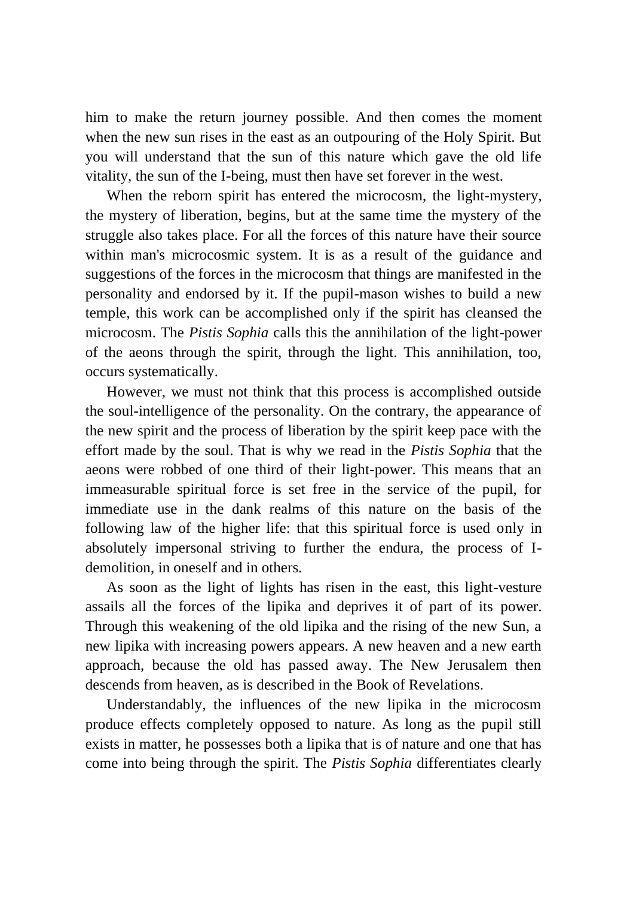him to make the return journey possible. And then comes the moment when the new sun rises in the east as an outpouring of the Holy Spirit. But you will understand that the sun of this nature which gave the old life vitality, the sun of the I-being, must then have set forever in the west.

When the reborn spirit has entered the microcosm, the light-mystery, the mystery of liberation, begins, but at the same time the mystery of the struggle also takes place. For all the forces of this nature have their source within man's microcosmic system. It is as a result of the guidance and suggestions of the forces in the microcosm that things are manifested in the personality and endorsed by it. If the pupil-mason wishes to build a new temple, this work can be accomplished only if the spirit has cleansed the microcosm. The *Pistis Sophia* calls this the annihilation of the light-power of the aeons through the spirit, through the light. This annihilation, too, occurs systematically.

However, we must not think that this process is accomplished outside the soul-intelligence of the personality. On the contrary, the appearance of the new spirit and the process of liberation by the spirit keep pace with the effort made by the soul. That is why we read in the *Pistis Sophia* that the aeons were robbed of one third of their light-power. This means that an immeasurable spiritual force is set free in the service of the pupil, for immediate use in the dank realms of this nature on the basis of the following law of the higher life: that this spiritual force is used only in absolutely impersonal striving to further the endura, the process of I-demolition, in oneself and in others.

As soon as the light of lights has risen in the east, this light-vesture assails all the forces of the lipika and deprives it of part of its power. Through this weakening of the old lipika and the rising of the new Sun, a new lipika with increasing powers appears. A new heaven and a new earth approach, because the old has passed away. The New Jerusalem then descends from heaven, as is described in the Book of Revelations.

Understandably, the influences of the new lipika in the microcosm produce effects completely opposed to nature. As long as the pupil still exists in matter, he possesses both a lipika that is of nature and one that has come into being through the spirit. The *Pistis Sophia* differentiates clearly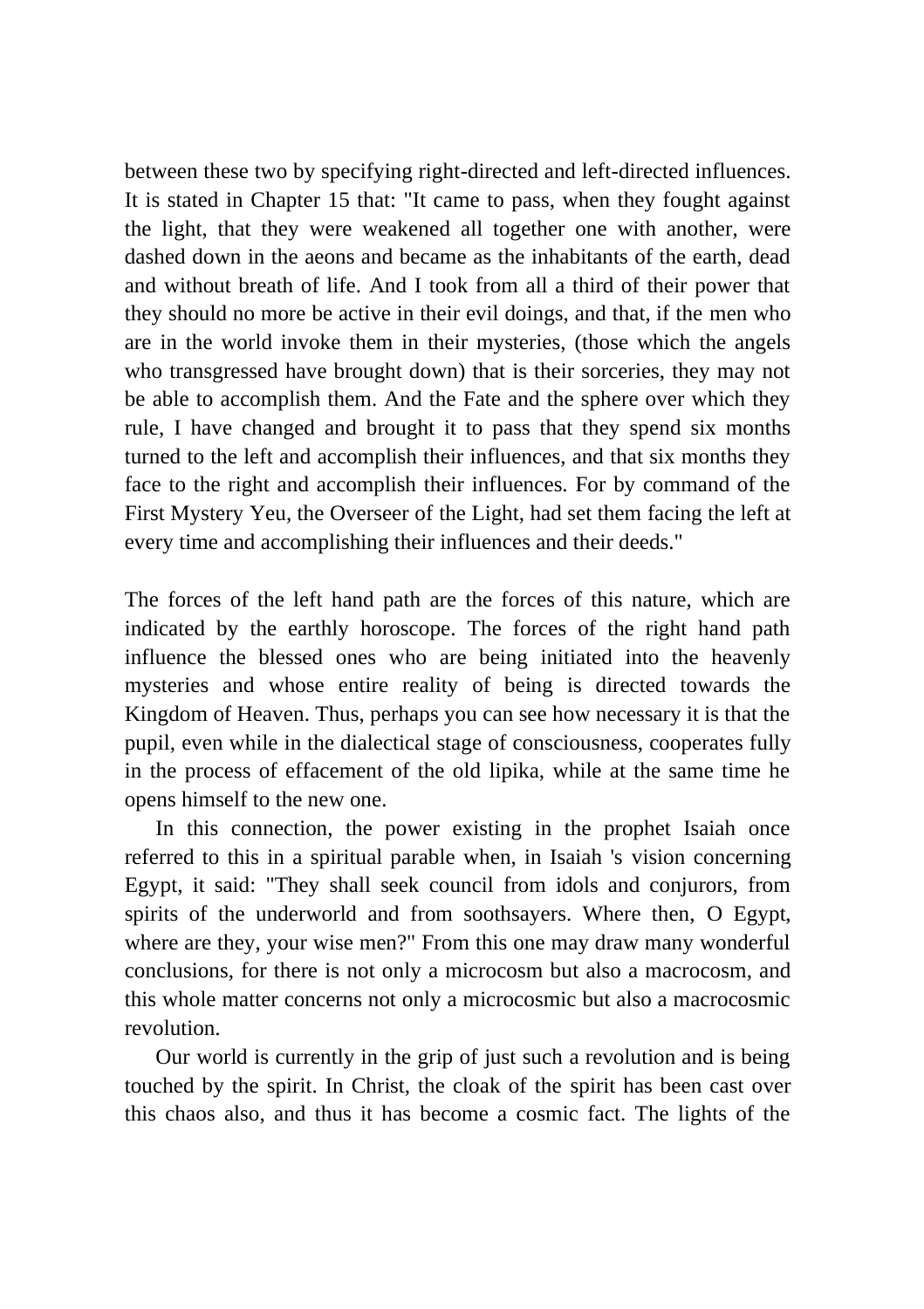between these two by specifying right-directed and left-directed influences. It is stated in Chapter 15 that: "It came to pass, when they fought against the light, that they were weakened all together one with another, were dashed down in the aeons and became as the inhabitants of the earth, dead and without breath of life. And I took from all a third of their power that they should no more be active in their evil doings, and that, if the men who are in the world invoke them in their mysteries, (those which the angels who transgressed have brought down) that is their sorceries, they may not be able to accomplish them. And the Fate and the sphere over which they rule, I have changed and brought it to pass that they spend six months turned to the left and accomplish their influences, and that six months they face to the right and accomplish their influences. For by command of the First Mystery Yeu, the Overseer of the Light, had set them facing the left at every time and accomplishing their influences and their deeds."

The forces of the left hand path are the forces of this nature, which are indicated by the earthly horoscope. The forces of the right hand path influence the blessed ones who are being initiated into the heavenly mysteries and whose entire reality of being is directed towards the Kingdom of Heaven. Thus, perhaps you can see how necessary it is that the pupil, even while in the dialectical stage of consciousness, cooperates fully in the process of effacement of the old lipika, while at the same time he opens himself to the new one.

In this connection, the power existing in the prophet Isaiah once referred to this in a spiritual parable when, in Isaiah 's vision concerning Egypt, it said: "They shall seek council from idols and conjurors, from spirits of the underworld and from soothsayers. Where then, O Egypt, where are they, your wise men?" From this one may draw many wonderful conclusions, for there is not only a microcosm but also a macrocosm, and this whole matter concerns not only a microcosmic but also a macrocosmic revolution.

Our world is currently in the grip of just such a revolution and is being touched by the spirit. In Christ, the cloak of the spirit has been cast over this chaos also, and thus it has become a cosmic fact. The lights of the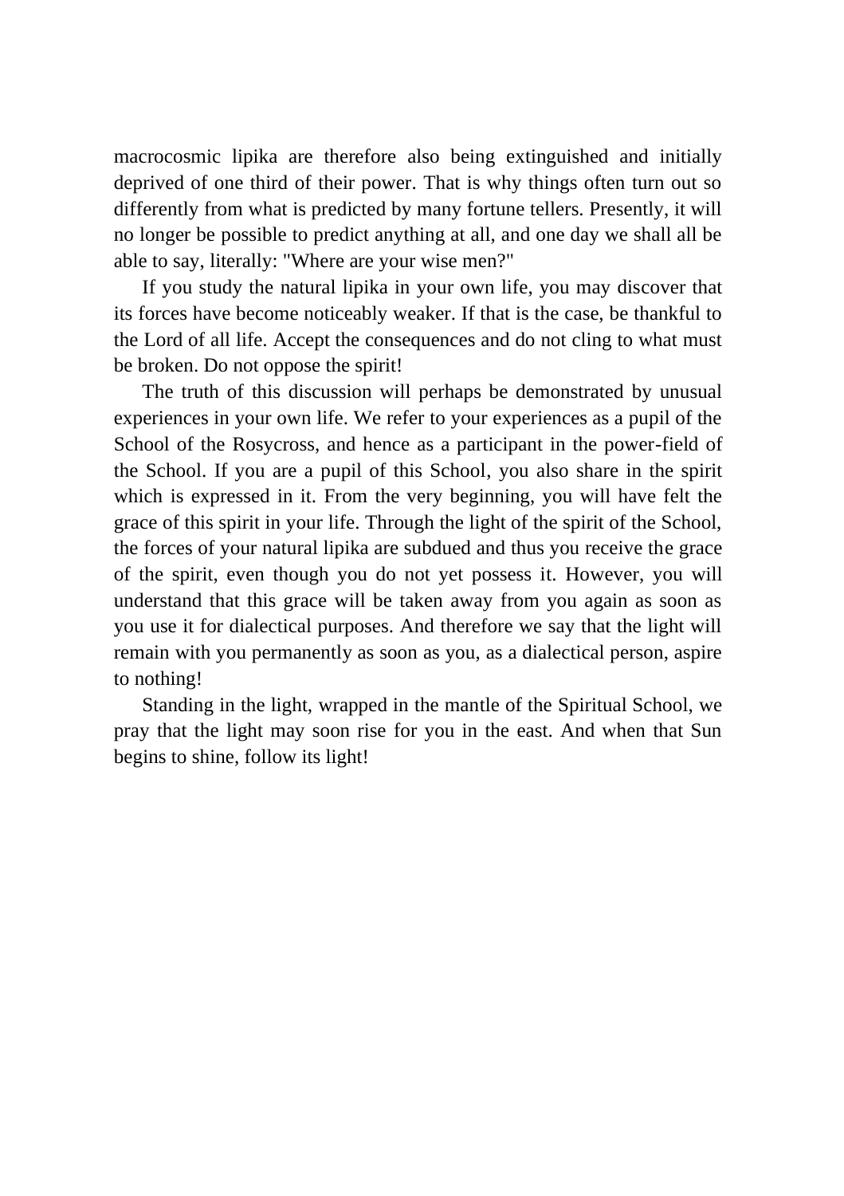macrocosmic lipika are therefore also being extinguished and initially deprived of one third of their power. That is why things often turn out so differently from what is predicted by many fortune tellers. Presently, it will no longer be possible to predict anything at all, and one day we shall all be able to say, literally: "Where are your wise men?"

If you study the natural lipika in your own life, you may discover that its forces have become noticeably weaker. If that is the case, be thankful to the Lord of all life. Accept the consequences and do not cling to what must be broken. Do not oppose the spirit!

The truth of this discussion will perhaps be demonstrated by unusual experiences in your own life. We refer to your experiences as a pupil of the School of the Rosycross, and hence as a participant in the power-field of the School. If you are a pupil of this School, you also share in the spirit which is expressed in it. From the very beginning, you will have felt the grace of this spirit in your life. Through the light of the spirit of the School, the forces of your natural lipika are subdued and thus you receive the grace of the spirit, even though you do not yet possess it. However, you will understand that this grace will be taken away from you again as soon as you use it for dialectical purposes. And therefore we say that the light will remain with you permanently as soon as you, as a dialectical person, aspire to nothing!

Standing in the light, wrapped in the mantle of the Spiritual School, we pray that the light may soon rise for you in the east. And when that Sun begins to shine, follow its light!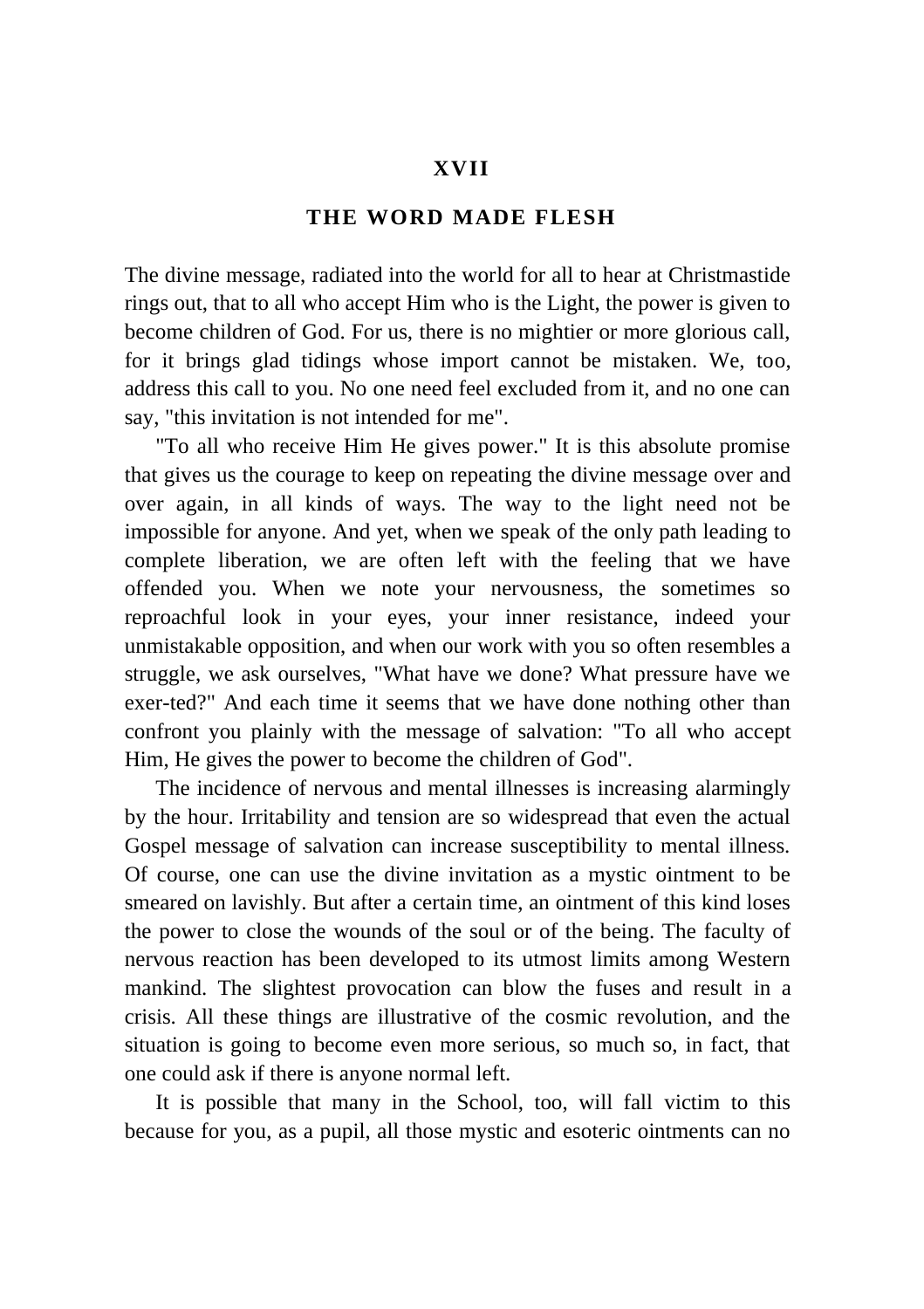## XVII

## THE WORD MADE FLESH

The divine message, radiated into the world for all to hear at Christmastide rings out, that to all who accept Him who is the Light, the power is given to become children of God. For us, there is no mightier or more glorious call, for it brings glad tidings whose import cannot be mistaken. We, too, address this call to you. No one need feel excluded from it, and no one can say, "this invitation is not intended for me".

"To all who receive Him He gives power." It is this absolute promise that gives us the courage to keep on repeating the divine message over and over again, in all kinds of ways. The way to the light need not be impossible for anyone. And yet, when we speak of the only path leading to complete liberation, we are often left with the feeling that we have offended you. When we note your nervousness, the sometimes so reproachful look in your eyes, your inner resistance, indeed your unmistakable opposition, and when our work with you so often resembles a struggle, we ask ourselves, "What have we done? What pressure have we exer-ted?" And each time it seems that we have done nothing other than confront you plainly with the message of salvation: "To all who accept Him, He gives the power to become the children of God".

The incidence of nervous and mental illnesses is increasing alarmingly by the hour. Irritability and tension are so widespread that even the actual Gospel message of salvation can increase susceptibility to mental illness. Of course, one can use the divine invitation as a mystic ointment to be smeared on lavishly. But after a certain time, an ointment of this kind loses the power to close the wounds of the soul or of the being. The faculty of nervous reaction has been developed to its utmost limits among Western mankind. The slightest provocation can blow the fuses and result in a crisis. All these things are illustrative of the cosmic revolution, and the situation is going to become even more serious, so much so, in fact, that one could ask if there is anyone normal left.

It is possible that many in the School, too, will fall victim to this because for you, as a pupil, all those mystic and esoteric ointments can no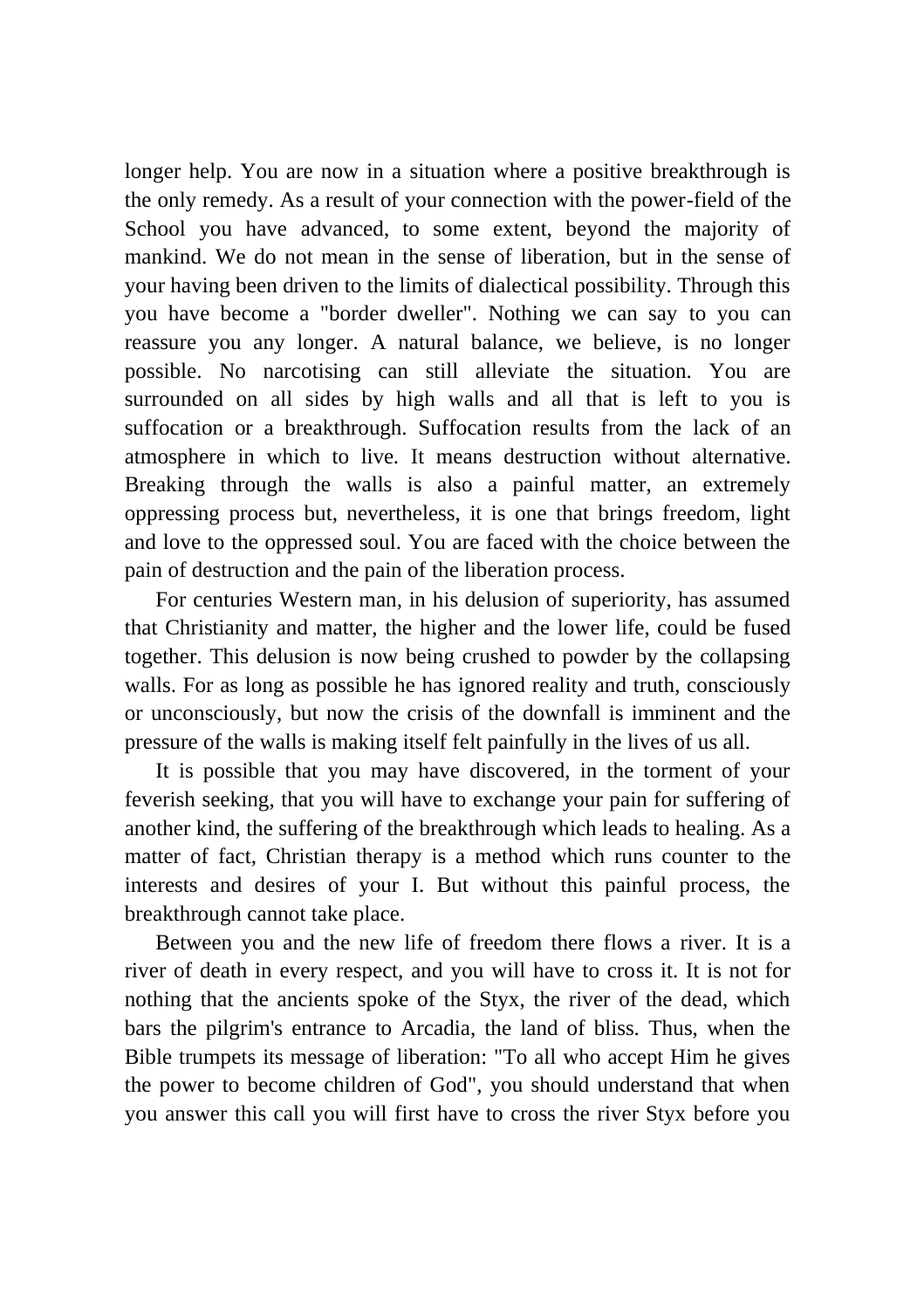longer help. You are now in a situation where a positive breakthrough is the only remedy. As a result of your connection with the power-field of the School you have advanced, to some extent, beyond the majority of mankind. We do not mean in the sense of liberation, but in the sense of your having been driven to the limits of dialectical possibility. Through this you have become a "border dweller". Nothing we can say to you can reassure you any longer. A natural balance, we believe, is no longer possible. No narcotising can still alleviate the situation. You are surrounded on all sides by high walls and all that is left to you is suffocation or a breakthrough. Suffocation results from the lack of an atmosphere in which to live. It means destruction without alternative. Breaking through the walls is also a painful matter, an extremely oppressing process but, nevertheless, it is one that brings freedom, light and love to the oppressed soul. You are faced with the choice between the pain of destruction and the pain of the liberation process.

For centuries Western man, in his delusion of superiority, has assumed that Christianity and matter, the higher and the lower life, could be fused together. This delusion is now being crushed to powder by the collapsing walls. For as long as possible he has ignored reality and truth, consciously or unconsciously, but now the crisis of the downfall is imminent and the pressure of the walls is making itself felt painfully in the lives of us all.

It is possible that you may have discovered, in the torment of your feverish seeking, that you will have to exchange your pain for suffering of another kind, the suffering of the breakthrough which leads to healing. As a matter of fact, Christian therapy is a method which runs counter to the interests and desires of your I. But without this painful process, the breakthrough cannot take place.

Between you and the new life of freedom there flows a river. It is a river of death in every respect, and you will have to cross it. It is not for nothing that the ancients spoke of the Styx, the river of the dead, which bars the pilgrim's entrance to Arcadia, the land of bliss. Thus, when the Bible trumpets its message of liberation: "To all who accept Him he gives the power to become children of God", you should understand that when you answer this call you will first have to cross the river Styx before you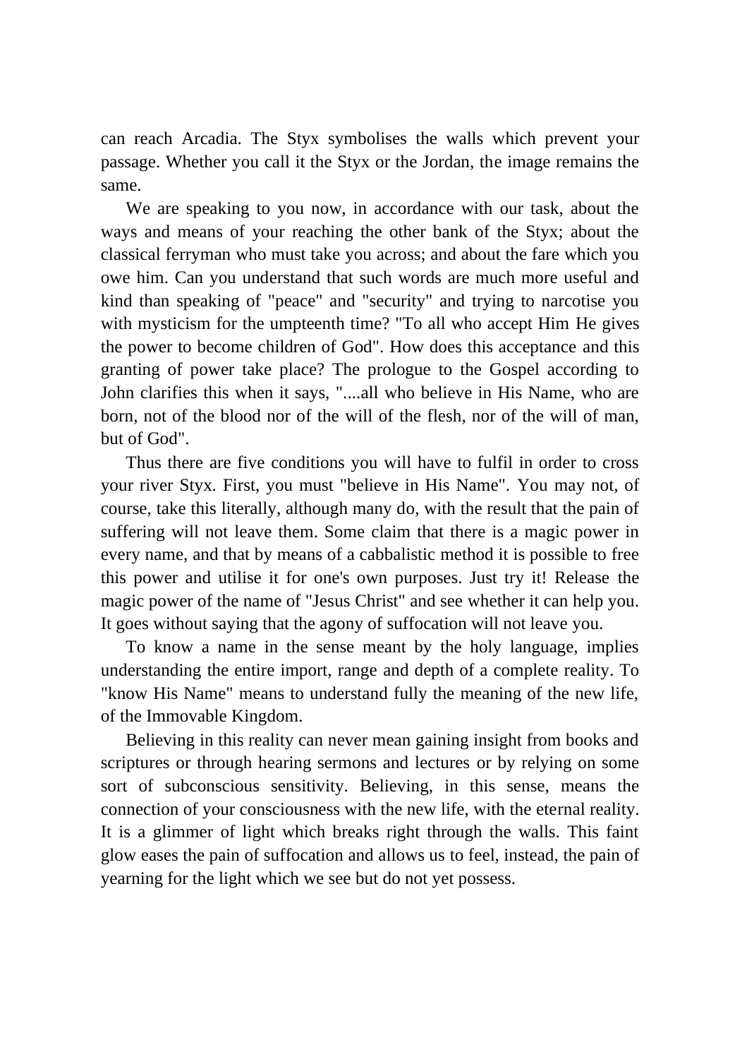can reach Arcadia. The Styx symbolises the walls which prevent your passage. Whether you call it the Styx or the Jordan, the image remains the same.

We are speaking to you now, in accordance with our task, about the ways and means of your reaching the other bank of the Styx; about the classical ferryman who must take you across; and about the fare which you owe him. Can you understand that such words are much more useful and kind than speaking of "peace" and "security" and trying to narcotise you with mysticism for the umpteenth time? "To all who accept Him He gives the power to become children of God". How does this acceptance and this granting of power take place? The prologue to the Gospel according to John clarifies this when it says, "....all who believe in His Name, who are born, not of the blood nor of the will of the flesh, nor of the will of man, but of God".

Thus there are five conditions you will have to fulfil in order to cross your river Styx. First, you must "believe in His Name". You may not, of course, take this literally, although many do, with the result that the pain of suffering will not leave them. Some claim that there is a magic power in every name, and that by means of a cabbalistic method it is possible to free this power and utilise it for one's own purposes. Just try it! Release the magic power of the name of "Jesus Christ" and see whether it can help you. It goes without saying that the agony of suffocation will not leave you.

To know a name in the sense meant by the holy language, implies understanding the entire import, range and depth of a complete reality. To "know His Name" means to understand fully the meaning of the new life, of the Immovable Kingdom.

Believing in this reality can never mean gaining insight from books and scriptures or through hearing sermons and lectures or by relying on some sort of subconscious sensitivity. Believing, in this sense, means the connection of your consciousness with the new life, with the eternal reality. It is a glimmer of light which breaks right through the walls. This faint glow eases the pain of suffocation and allows us to feel, instead, the pain of yearning for the light which we see but do not yet possess.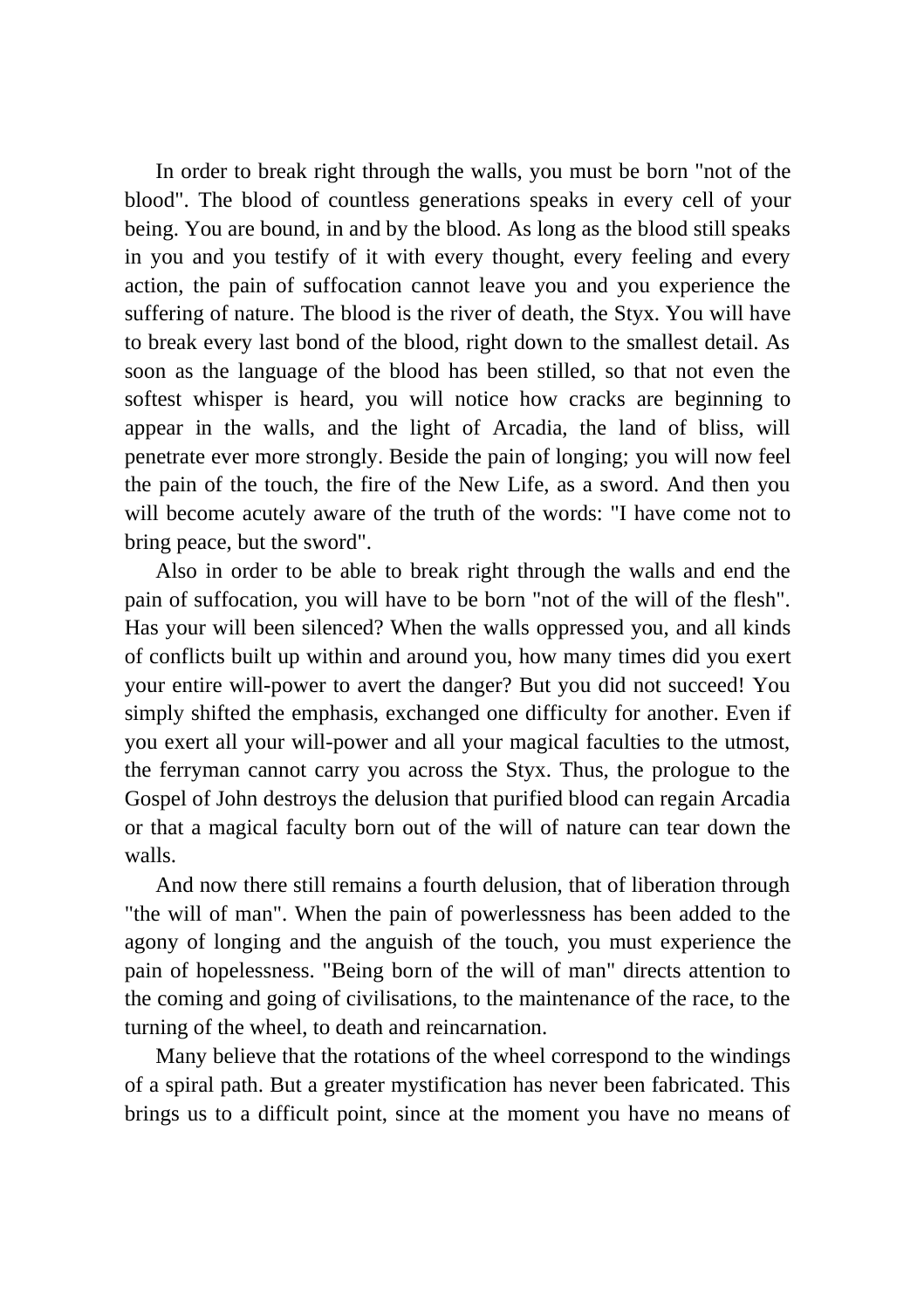In order to break right through the walls, you must be born "not of the blood". The blood of countless generations speaks in every cell of your being. You are bound, in and by the blood. As long as the blood still speaks in you and you testify of it with every thought, every feeling and every action, the pain of suffocation cannot leave you and you experience the suffering of nature. The blood is the river of death, the Styx. You will have to break every last bond of the blood, right down to the smallest detail. As soon as the language of the blood has been stilled, so that not even the softest whisper is heard, you will notice how cracks are beginning to appear in the walls, and the light of Arcadia, the land of bliss, will penetrate ever more strongly. Beside the pain of longing; you will now feel the pain of the touch, the fire of the New Life, as a sword. And then you will become acutely aware of the truth of the words: "I have come not to bring peace, but the sword".

Also in order to be able to break right through the walls and end the pain of suffocation, you will have to be born "not of the will of the flesh". Has your will been silenced? When the walls oppressed you, and all kinds of conflicts built up within and around you, how many times did you exert your entire will-power to avert the danger? But you did not succeed! You simply shifted the emphasis, exchanged one difficulty for another. Even if you exert all your will-power and all your magical faculties to the utmost, the ferryman cannot carry you across the Styx. Thus, the prologue to the Gospel of John destroys the delusion that purified blood can regain Arcadia or that a magical faculty born out of the will of nature can tear down the walls.

And now there still remains a fourth delusion, that of liberation through "the will of man". When the pain of powerlessness has been added to the agony of longing and the anguish of the touch, you must experience the pain of hopelessness. "Being born of the will of man" directs attention to the coming and going of civilisations, to the maintenance of the race, to the turning of the wheel, to death and reincarnation.

Many believe that the rotations of the wheel correspond to the windings of a spiral path. But a greater mystification has never been fabricated. This brings us to a difficult point, since at the moment you have no means of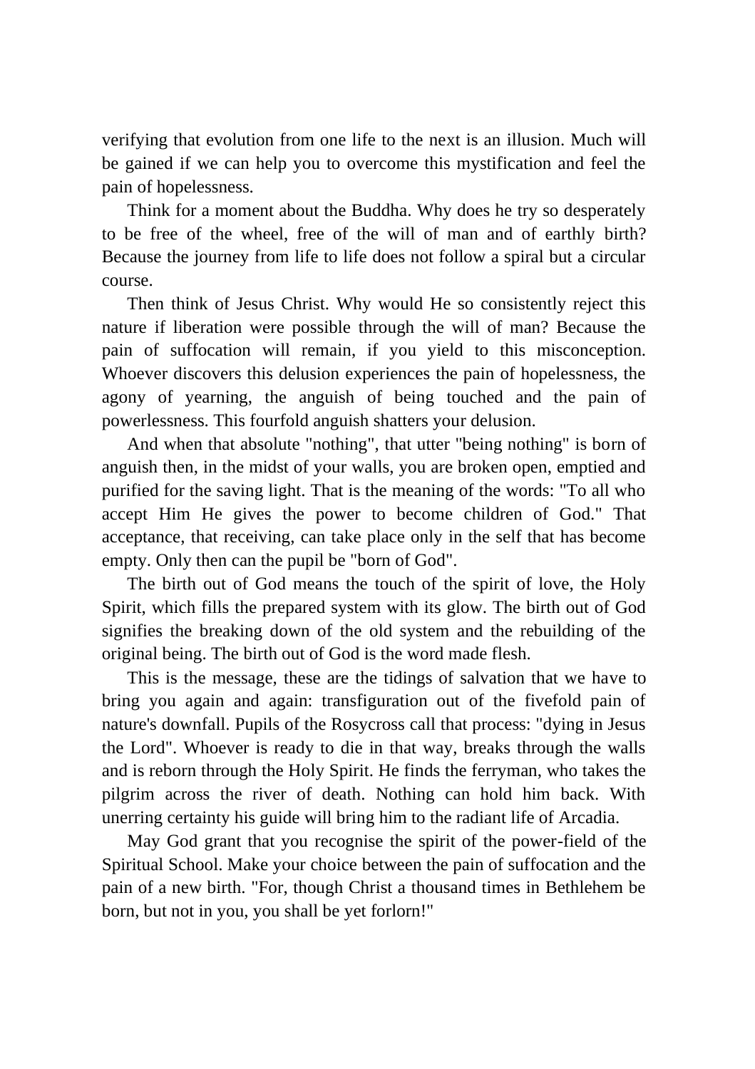verifying that evolution from one life to the next is an illusion. Much will be gained if we can help you to overcome this mystification and feel the pain of hopelessness.

Think for a moment about the Buddha. Why does he try so desperately to be free of the wheel, free of the will of man and of earthly birth? Because the journey from life to life does not follow a spiral but a circular course.

Then think of Jesus Christ. Why would He so consistently reject this nature if liberation were possible through the will of man? Because the pain of suffocation will remain, if you yield to this misconception. Whoever discovers this delusion experiences the pain of hopelessness, the agony of yearning, the anguish of being touched and the pain of powerlessness. This fourfold anguish shatters your delusion.

And when that absolute "nothing", that utter "being nothing" is born of anguish then, in the midst of your walls, you are broken open, emptied and purified for the saving light. That is the meaning of the words: "To all who accept Him He gives the power to become children of God." That acceptance, that receiving, can take place only in the self that has become empty. Only then can the pupil be "born of God".

The birth out of God means the touch of the spirit of love, the Holy Spirit, which fills the prepared system with its glow. The birth out of God signifies the breaking down of the old system and the rebuilding of the original being. The birth out of God is the word made flesh.

This is the message, these are the tidings of salvation that we have to bring you again and again: transfiguration out of the fivefold pain of nature's downfall. Pupils of the Rosycross call that process: "dying in Jesus the Lord". Whoever is ready to die in that way, breaks through the walls and is reborn through the Holy Spirit. He finds the ferryman, who takes the pilgrim across the river of death. Nothing can hold him back. With unerring certainty his guide will bring him to the radiant life of Arcadia.

May God grant that you recognise the spirit of the power-field of the Spiritual School. Make your choice between the pain of suffocation and the pain of a new birth. "For, though Christ a thousand times in Bethlehem be born, but not in you, you shall be yet forlorn!"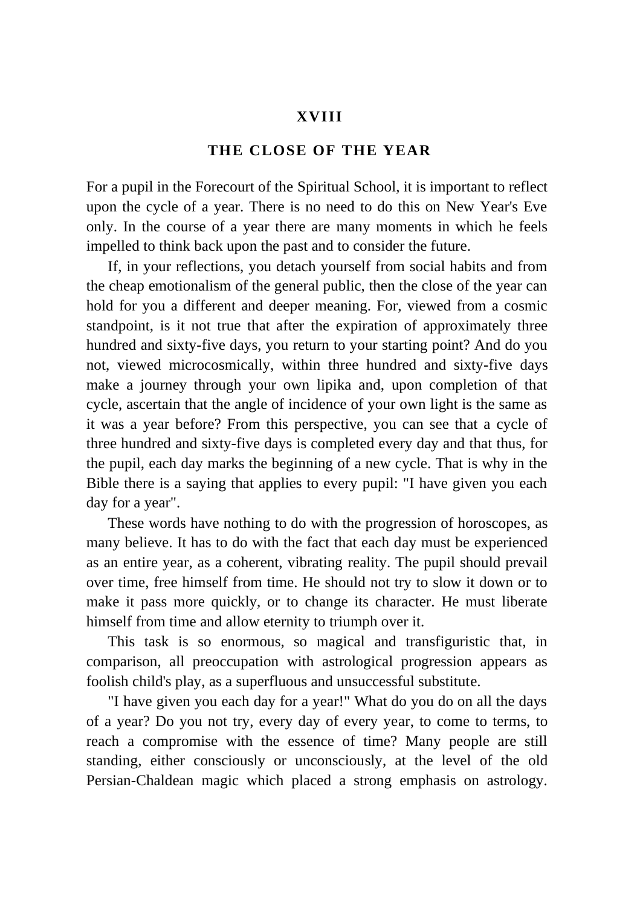# XVIII

## THE CLOSE OF THE YEAR

For a pupil in the Forecourt of the Spiritual School, it is important to reflect upon the cycle of a year. There is no need to do this on New Year's Eve only. In the course of a year there are many moments in which he feels impelled to think back upon the past and to consider the future.

If, in your reflections, you detach yourself from social habits and from the cheap emotionalism of the general public, then the close of the year can hold for you a different and deeper meaning. For, viewed from a cosmic standpoint, is it not true that after the expiration of approximately three hundred and sixty-five days, you return to your starting point? And do you not, viewed microcosmically, within three hundred and sixty-five days make a journey through your own lipika and, upon completion of that cycle, ascertain that the angle of incidence of your own light is the same as it was a year before? From this perspective, you can see that a cycle of three hundred and sixty-five days is completed every day and that thus, for the pupil, each day marks the beginning of a new cycle. That is why in the Bible there is a saying that applies to every pupil: "I have given you each day for a year".

These words have nothing to do with the progression of horoscopes, as many believe. It has to do with the fact that each day must be experienced as an entire year, as a coherent, vibrating reality. The pupil should prevail over time, free himself from time. He should not try to slow it down or to make it pass more quickly, or to change its character. He must liberate himself from time and allow eternity to triumph over it.

This task is so enormous, so magical and transfiguristic that, in comparison, all preoccupation with astrological progression appears as foolish child's play, as a superfluous and unsuccessful substitute.

"I have given you each day for a year!" What do you do on all the days of a year? Do you not try, every day of every year, to come to terms, to reach a compromise with the essence of time? Many people are still standing, either consciously or unconsciously, at the level of the old Persian-Chaldean magic which placed a strong emphasis on astrology.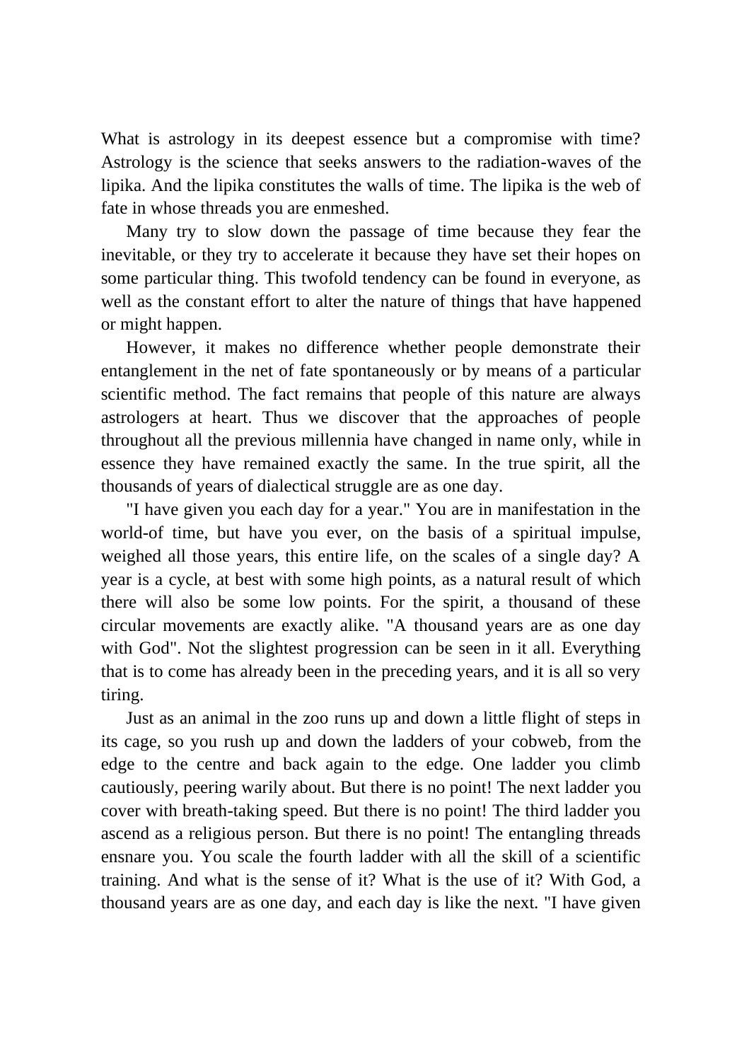What is astrology in its deepest essence but a compromise with time? Astrology is the science that seeks answers to the radiation-waves of the lipika. And the lipika constitutes the walls of time. The lipika is the web of fate in whose threads you are enmeshed.

Many try to slow down the passage of time because they fear the inevitable, or they try to accelerate it because they have set their hopes on some particular thing. This twofold tendency can be found in everyone, as well as the constant effort to alter the nature of things that have happened or might happen.

However, it makes no difference whether people demonstrate their entanglement in the net of fate spontaneously or by means of a particular scientific method. The fact remains that people of this nature are always astrologers at heart. Thus we discover that the approaches of people throughout all the previous millennia have changed in name only, while in essence they have remained exactly the same. In the true spirit, all the thousands of years of dialectical struggle are as one day.

"I have given you each day for a year." You are in manifestation in the world-of time, but have you ever, on the basis of a spiritual impulse, weighed all those years, this entire life, on the scales of a single day? A year is a cycle, at best with some high points, as a natural result of which there will also be some low points. For the spirit, a thousand of these circular movements are exactly alike. "A thousand years are as one day with God". Not the slightest progression can be seen in it all. Everything that is to come has already been in the preceding years, and it is all so very tiring.

Just as an animal in the zoo runs up and down a little flight of steps in its cage, so you rush up and down the ladders of your cobweb, from the edge to the centre and back again to the edge. One ladder you climb cautiously, peering warily about. But there is no point! The next ladder you cover with breath-taking speed. But there is no point! The third ladder you ascend as a religious person. But there is no point! The entangling threads ensnare you. You scale the fourth ladder with all the skill of a scientific training. And what is the sense of it? What is the use of it? With God, a thousand years are as one day, and each day is like the next. "I have given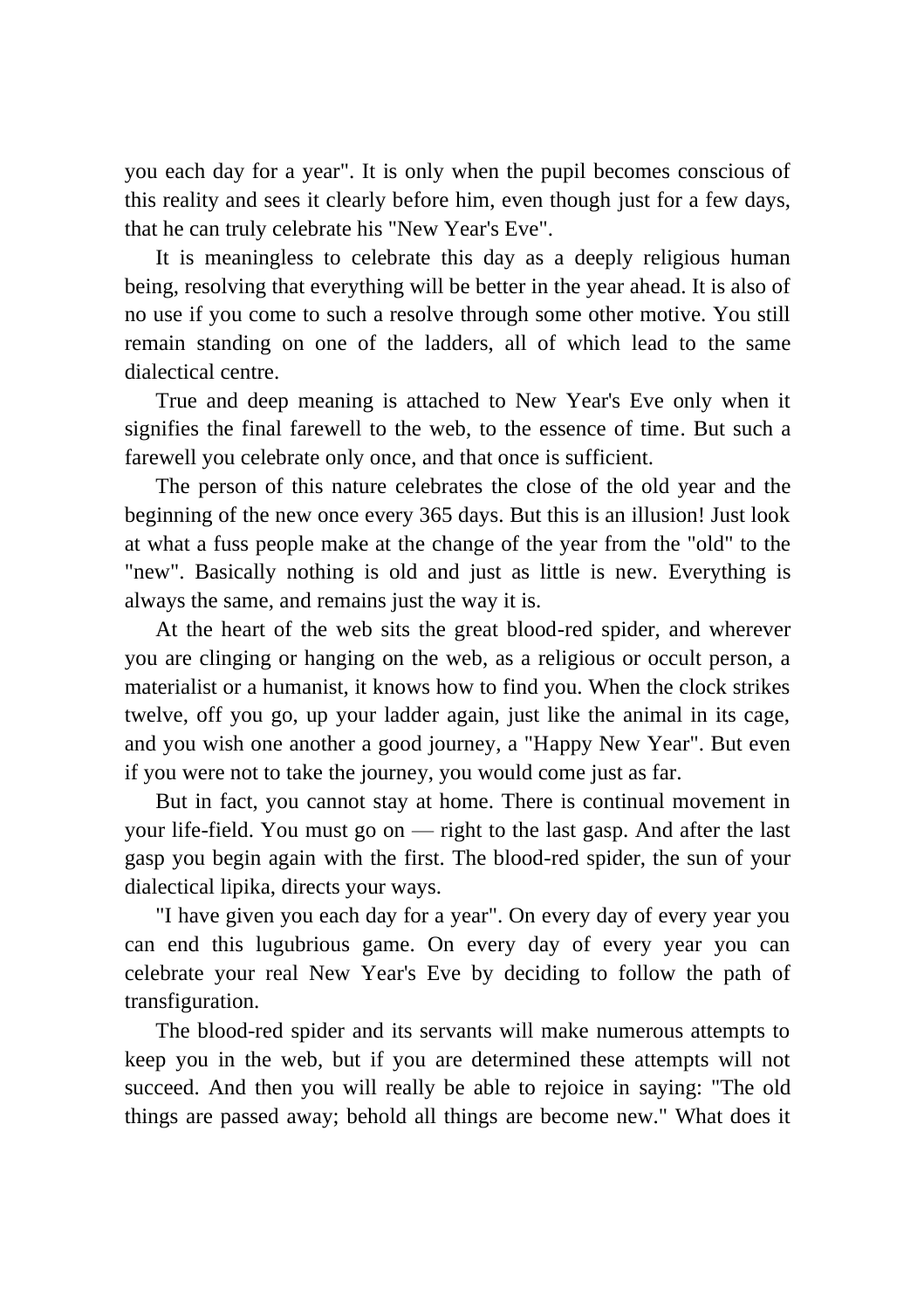you each day for a year". It is only when the pupil becomes conscious of this reality and sees it clearly before him, even though just for a few days, that he can truly celebrate his "New Year's Eve".

It is meaningless to celebrate this day as a deeply religious human being, resolving that everything will be better in the year ahead. It is also of no use if you come to such a resolve through some other motive. You still remain standing on one of the ladders, all of which lead to the same dialectical centre.

True and deep meaning is attached to New Year's Eve only when it signifies the final farewell to the web, to the essence of time. But such a farewell you celebrate only once, and that once is sufficient.

The person of this nature celebrates the close of the old year and the beginning of the new once every 365 days. But this is an illusion! Just look at what a fuss people make at the change of the year from the "old" to the "new". Basically nothing is old and just as little is new. Everything is always the same, and remains just the way it is.

At the heart of the web sits the great blood-red spider, and wherever you are clinging or hanging on the web, as a religious or occult person, a materialist or a humanist, it knows how to find you. When the clock strikes twelve, off you go, up your ladder again, just like the animal in its cage, and you wish one another a good journey, a "Happy New Year". But even if you were not to take the journey, you would come just as far.

But in fact, you cannot stay at home. There is continual movement in your life-field. You must go on — right to the last gasp. And after the last gasp you begin again with the first. The blood-red spider, the sun of your dialectical lipika, directs your ways.

"I have given you each day for a year". On every day of every year you can end this lugubrious game. On every day of every year you can celebrate your real New Year's Eve by deciding to follow the path of transfiguration.

The blood-red spider and its servants will make numerous attempts to keep you in the web, but if you are determined these attempts will not succeed. And then you will really be able to rejoice in saying: "The old things are passed away; behold all things are become new." What does it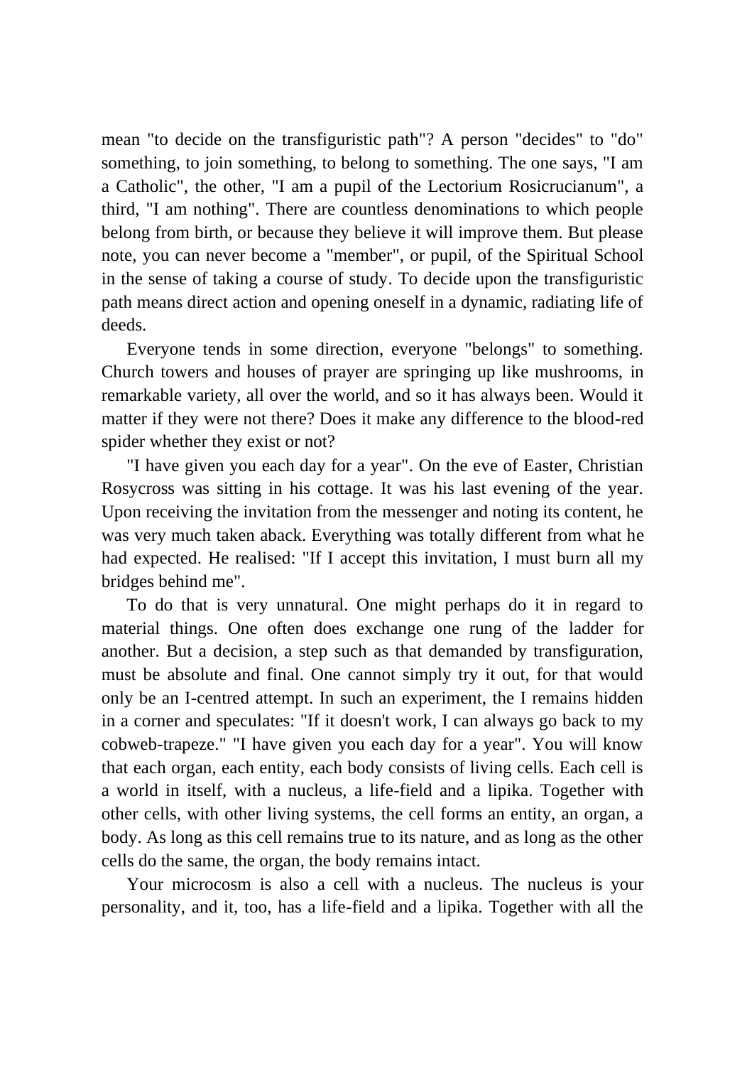mean "to decide on the transfiguristic path"? A person "decides" to "do" something, to join something, to belong to something. The one says, "I am a Catholic", the other, "I am a pupil of the Lectorium Rosicrucianum", a third, "I am nothing". There are countless denominations to which people belong from birth, or because they believe it will improve them. But please note, you can never become a "member", or pupil, of the Spiritual School in the sense of taking a course of study. To decide upon the transfiguristic path means direct action and opening oneself in a dynamic, radiating life of deeds.

Everyone tends in some direction, everyone "belongs" to something. Church towers and houses of prayer are springing up like mushrooms, in remarkable variety, all over the world, and so it has always been. Would it matter if they were not there? Does it make any difference to the blood-red spider whether they exist or not?

"I have given you each day for a year". On the eve of Easter, Christian Rosycross was sitting in his cottage. It was his last evening of the year. Upon receiving the invitation from the messenger and noting its content, he was very much taken aback. Everything was totally different from what he had expected. He realised: "If I accept this invitation, I must burn all my bridges behind me".

To do that is very unnatural. One might perhaps do it in regard to material things. One often does exchange one rung of the ladder for another. But a decision, a step such as that demanded by transfiguration, must be absolute and final. One cannot simply try it out, for that would only be an I-centred attempt. In such an experiment, the I remains hidden in a corner and speculates: "If it doesn't work, I can always go back to my cobweb-trapeze." "I have given you each day for a year". You will know that each organ, each entity, each body consists of living cells. Each cell is a world in itself, with a nucleus, a life-field and a lipika. Together with other cells, with other living systems, the cell forms an entity, an organ, a body. As long as this cell remains true to its nature, and as long as the other cells do the same, the organ, the body remains intact.

Your microcosm is also a cell with a nucleus. The nucleus is your personality, and it, too, has a life-field and a lipika. Together with all the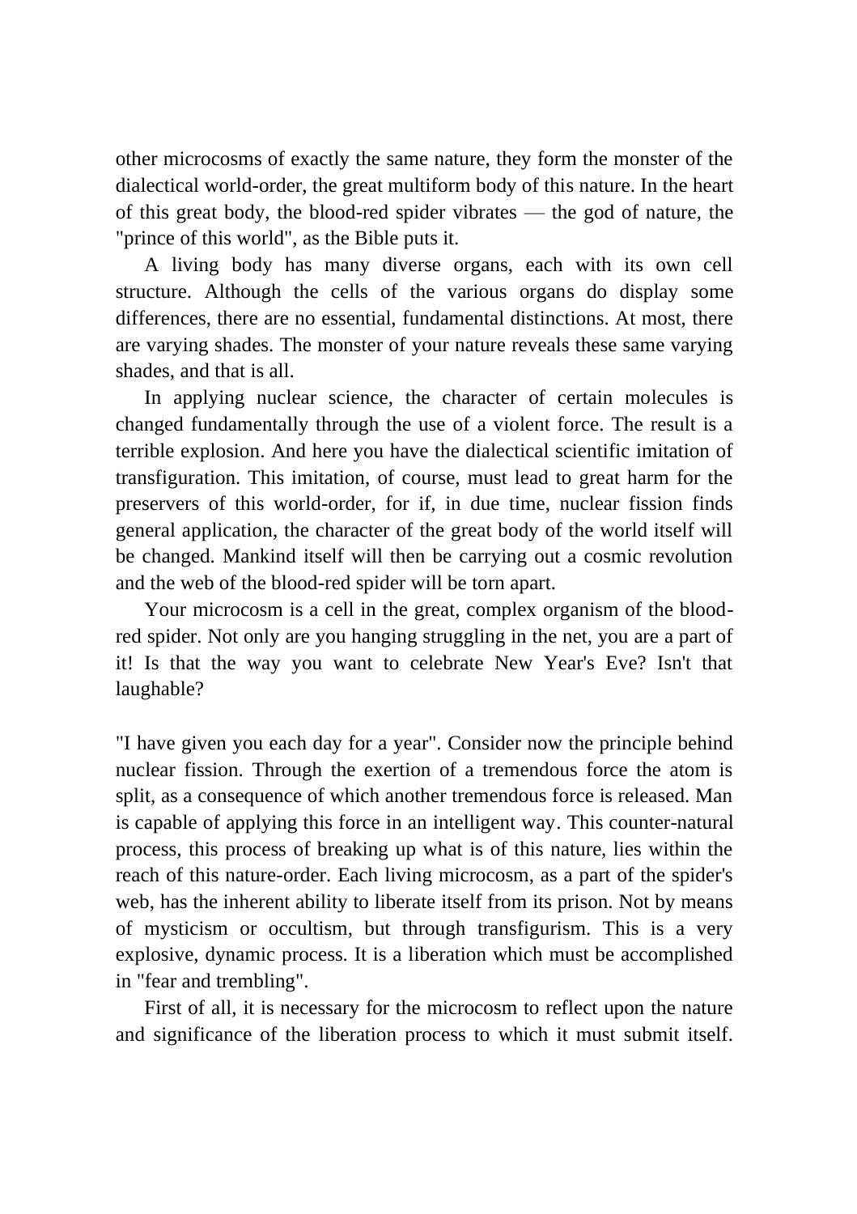other microcosms of exactly the same nature, they form the monster of the dialectical world-order, the great multiform body of this nature. In the heart of this great body, the blood-red spider vibrates — the god of nature, the "prince of this world", as the Bible puts it.

A living body has many diverse organs, each with its own cell structure. Although the cells of the various organs do display some differences, there are no essential, fundamental distinctions. At most, there are varying shades. The monster of your nature reveals these same varying shades, and that is all.

In applying nuclear science, the character of certain molecules is changed fundamentally through the use of a violent force. The result is a terrible explosion. And here you have the dialectical scientific imitation of transfiguration. This imitation, of course, must lead to great harm for the preservers of this world-order, for if, in due time, nuclear fission finds general application, the character of the great body of the world itself will be changed. Mankind itself will then be carrying out a cosmic revolution and the web of the blood-red spider will be torn apart.

Your microcosm is a cell in the great, complex organism of the blood-red spider. Not only are you hanging struggling in the net, you are a part of it! Is that the way you want to celebrate New Year's Eve? Isn't that laughable?

"I have given you each day for a year". Consider now the principle behind nuclear fission. Through the exertion of a tremendous force the atom is split, as a consequence of which another tremendous force is released. Man is capable of applying this force in an intelligent way. This counter-natural process, this process of breaking up what is of this nature, lies within the reach of this nature-order. Each living microcosm, as a part of the spider's web, has the inherent ability to liberate itself from its prison. Not by means of mysticism or occultism, but through transfigurism. This is a very explosive, dynamic process. It is a liberation which must be accomplished in "fear and trembling".

First of all, it is necessary for the microcosm to reflect upon the nature and significance of the liberation process to which it must submit itself.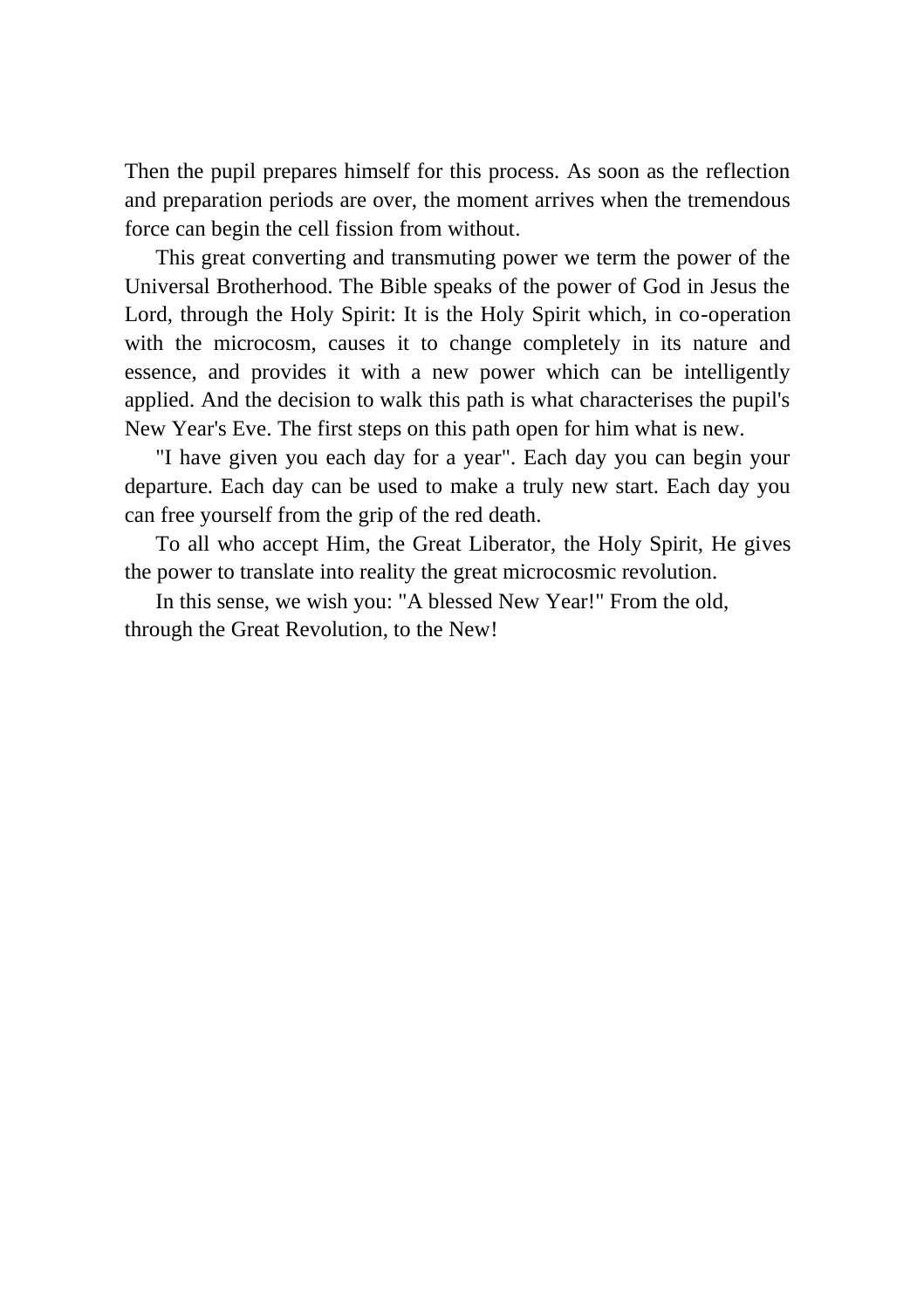Then the pupil prepares himself for this process. As soon as the reflection and preparation periods are over, the moment arrives when the tremendous force can begin the cell fission from without.

This great converting and transmuting power we term the power of the Universal Brotherhood. The Bible speaks of the power of God in Jesus the Lord, through the Holy Spirit: It is the Holy Spirit which, in co-operation with the microcosm, causes it to change completely in its nature and essence, and provides it with a new power which can be intelligently applied. And the decision to walk this path is what characterises the pupil's New Year's Eve. The first steps on this path open for him what is new.

"I have given you each day for a year". Each day you can begin your departure. Each day can be used to make a truly new start. Each day you can free yourself from the grip of the red death.

To all who accept Him, the Great Liberator, the Holy Spirit, He gives the power to translate into reality the great microcosmic revolution.

In this sense, we wish you: "A blessed New Year!" From the old, through the Great Revolution, to the New!